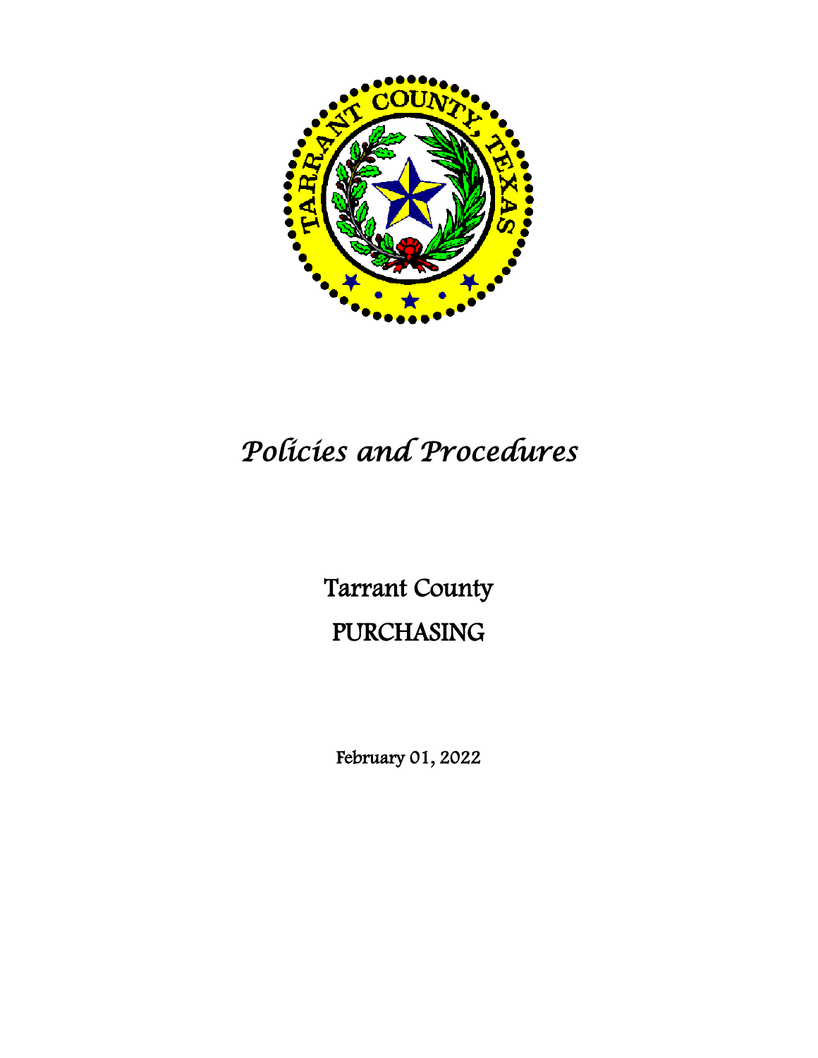*Policies and Procedures*

Tarrant County

PURCHASING

February 01, 2022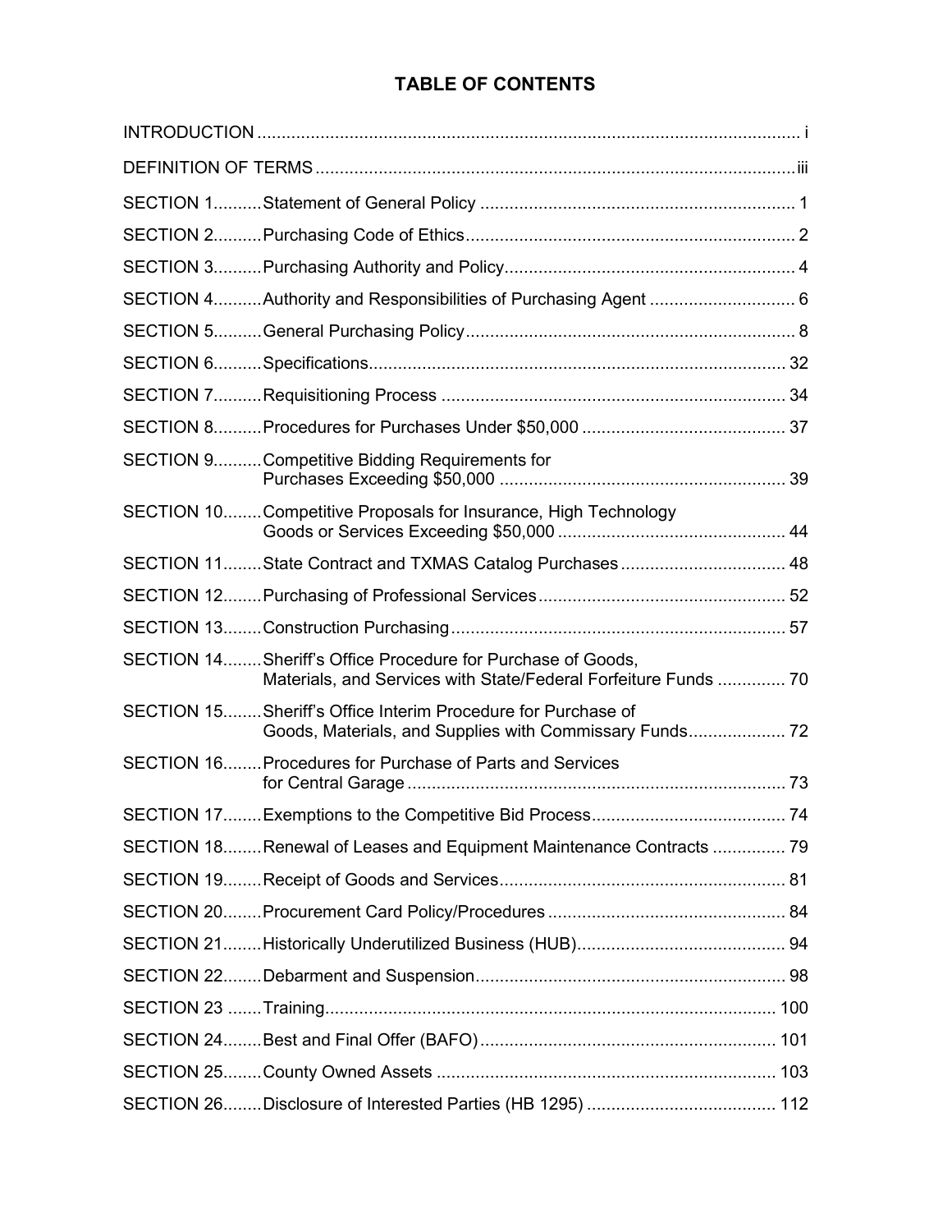# TABLE OF CONTENTS

| | | |
|---|---|---|
| INTRODUCTION | | i |
| DEFINITION OF TERMS | | iii |
| SECTION 1 | Statement of General Policy | 1 |
| SECTION 2 | Purchasing Code of Ethics | 2 |
| SECTION 3 | Purchasing Authority and Policy | 4 |
| SECTION 4 | Authority and Responsibilities of Purchasing Agent | 6 |
| SECTION 5 | General Purchasing Policy | 8 |
| SECTION 6 | Specifications | 32 |
| SECTION 7 | Requisitioning Process | 34 |
| SECTION 8 | Procedures for Purchases Under $50,000 | 37 |
| SECTION 9 | Competitive Bidding Requirements for Purchases Exceeding $50,000 | 39 |
| SECTION 10 | Competitive Proposals for Insurance, High Technology Goods or Services Exceeding $50,000 | 44 |
| SECTION 11 | State Contract and TXMAS Catalog Purchases | 48 |
| SECTION 12 | Purchasing of Professional Services | 52 |
| SECTION 13 | Construction Purchasing | 57 |
| SECTION 14 | Sheriff's Office Procedure for Purchase of Goods, Materials, and Services with State/Federal Forfeiture Funds | 70 |
| SECTION 15 | Sheriff's Office Interim Procedure for Purchase of Goods, Materials, and Supplies with Commissary Funds | 72 |
| SECTION 16 | Procedures for Purchase of Parts and Services for Central Garage | 73 |
| SECTION 17 | Exemptions to the Competitive Bid Process | 74 |
| SECTION 18 | Renewal of Leases and Equipment Maintenance Contracts | 79 |
| SECTION 19 | Receipt of Goods and Services | 81 |
| SECTION 20 | Procurement Card Policy/Procedures | 84 |
| SECTION 21 | Historically Underutilized Business (HUB) | 94 |
| SECTION 22 | Debarment and Suspension | 98 |
| SECTION 23 | Training | 100 |
| SECTION 24 | Best and Final Offer (BAFO) | 101 |
| SECTION 25 | County Owned Assets | 103 |
| SECTION 26 | Disclosure of Interested Parties (HB 1295) | 112 |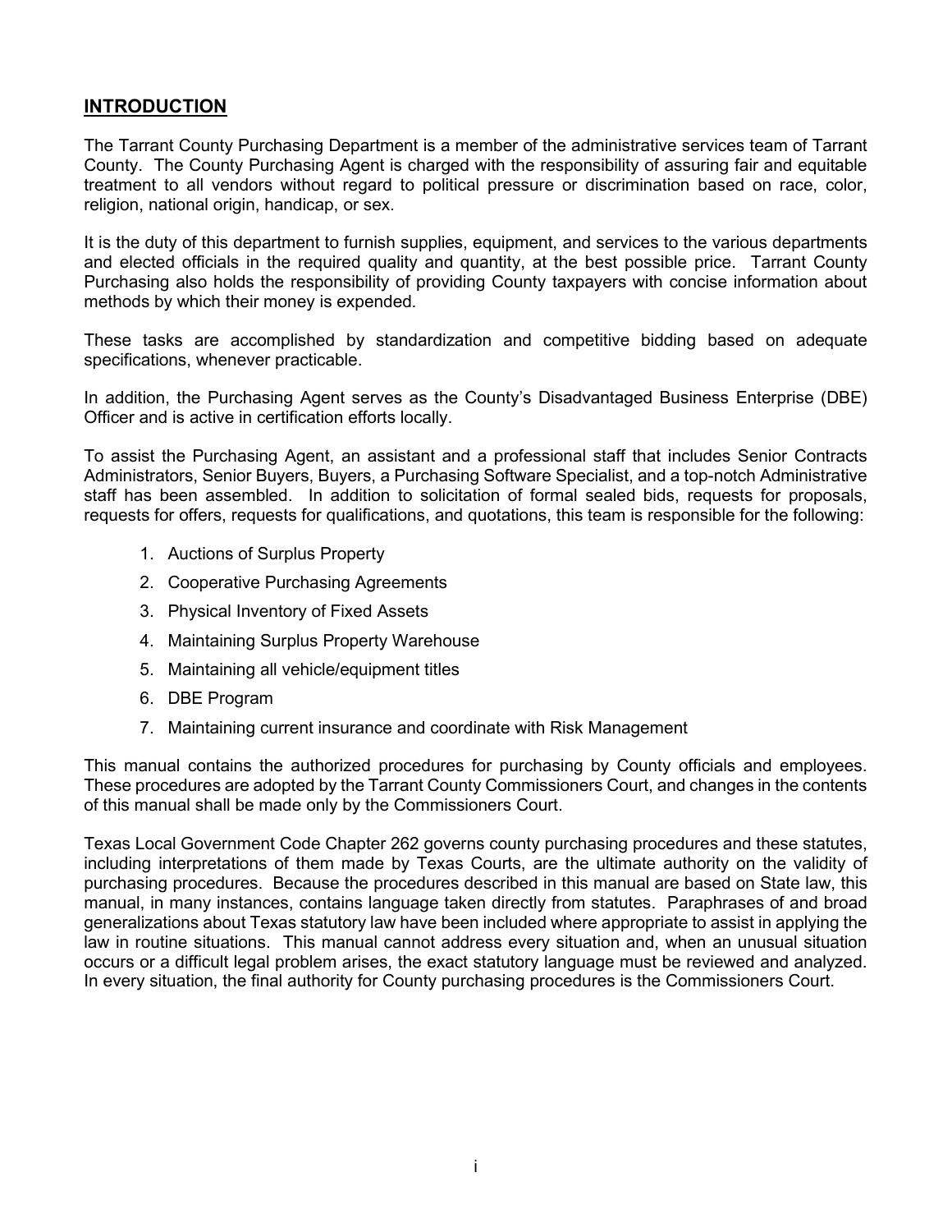## INTRODUCTION

The Tarrant County Purchasing Department is a member of the administrative services team of Tarrant County. The County Purchasing Agent is charged with the responsibility of assuring fair and equitable treatment to all vendors without regard to political pressure or discrimination based on race, color, religion, national origin, handicap, or sex.

It is the duty of this department to furnish supplies, equipment, and services to the various departments and elected officials in the required quality and quantity, at the best possible price. Tarrant County Purchasing also holds the responsibility of providing County taxpayers with concise information about methods by which their money is expended.

These tasks are accomplished by standardization and competitive bidding based on adequate specifications, whenever practicable.

In addition, the Purchasing Agent serves as the County's Disadvantaged Business Enterprise (DBE) Officer and is active in certification efforts locally.

To assist the Purchasing Agent, an assistant and a professional staff that includes Senior Contracts Administrators, Senior Buyers, Buyers, a Purchasing Software Specialist, and a top-notch Administrative staff has been assembled. In addition to solicitation of formal sealed bids, requests for proposals, requests for offers, requests for qualifications, and quotations, this team is responsible for the following:

1. Auctions of Surplus Property
2. Cooperative Purchasing Agreements
3. Physical Inventory of Fixed Assets
4. Maintaining Surplus Property Warehouse
5. Maintaining all vehicle/equipment titles
6. DBE Program
7. Maintaining current insurance and coordinate with Risk Management

This manual contains the authorized procedures for purchasing by County officials and employees. These procedures are adopted by the Tarrant County Commissioners Court, and changes in the contents of this manual shall be made only by the Commissioners Court.

Texas Local Government Code Chapter 262 governs county purchasing procedures and these statutes, including interpretations of them made by Texas Courts, are the ultimate authority on the validity of purchasing procedures. Because the procedures described in this manual are based on State law, this manual, in many instances, contains language taken directly from statutes. Paraphrases of and broad generalizations about Texas statutory law have been included where appropriate to assist in applying the law in routine situations. This manual cannot address every situation and, when an unusual situation occurs or a difficult legal problem arises, the exact statutory language must be reviewed and analyzed. In every situation, the final authority for County purchasing procedures is the Commissioners Court.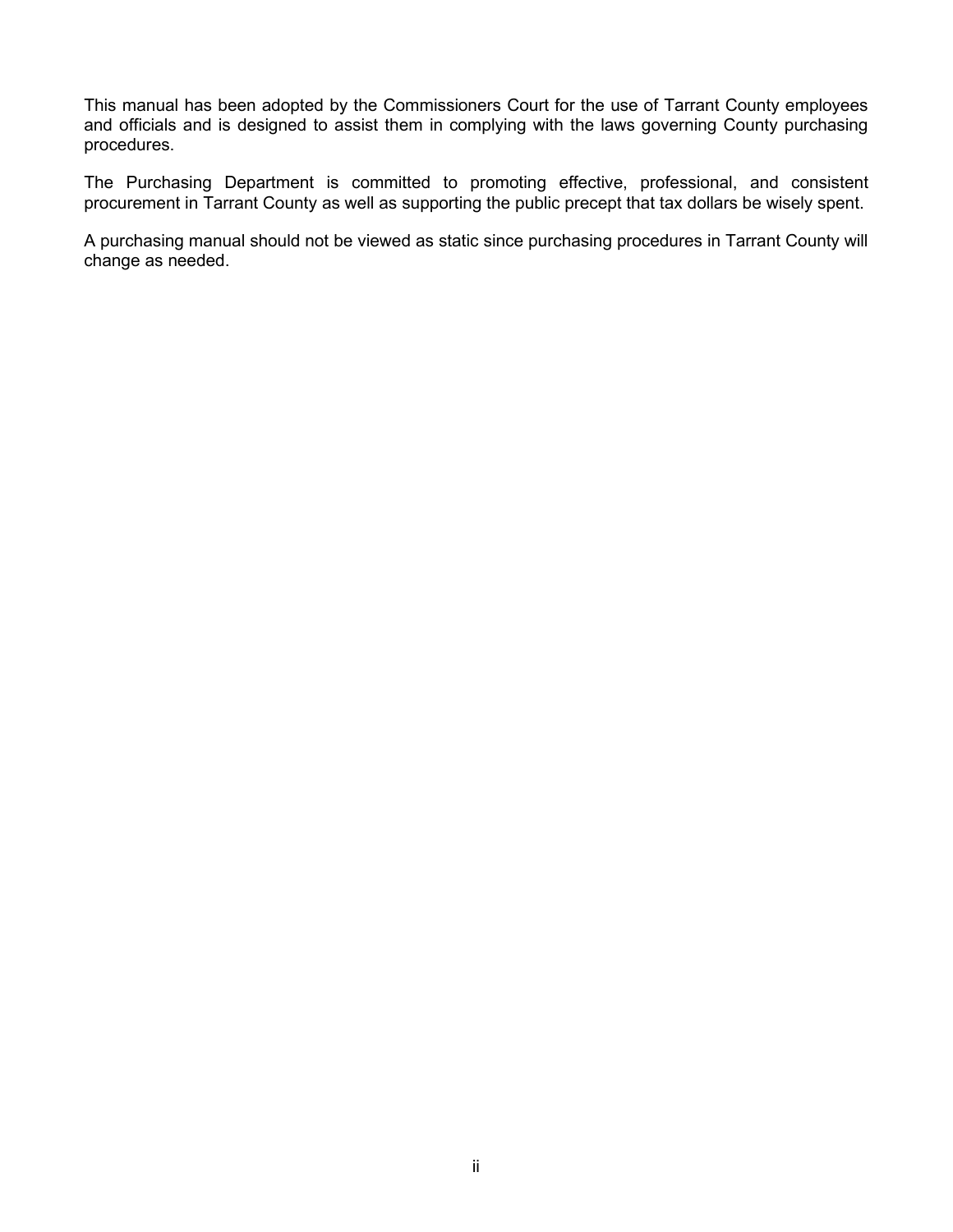This manual has been adopted by the Commissioners Court for the use of Tarrant County employees and officials and is designed to assist them in complying with the laws governing County purchasing procedures.

The Purchasing Department is committed to promoting effective, professional, and consistent procurement in Tarrant County as well as supporting the public precept that tax dollars be wisely spent.

A purchasing manual should not be viewed as static since purchasing procedures in Tarrant County will change as needed.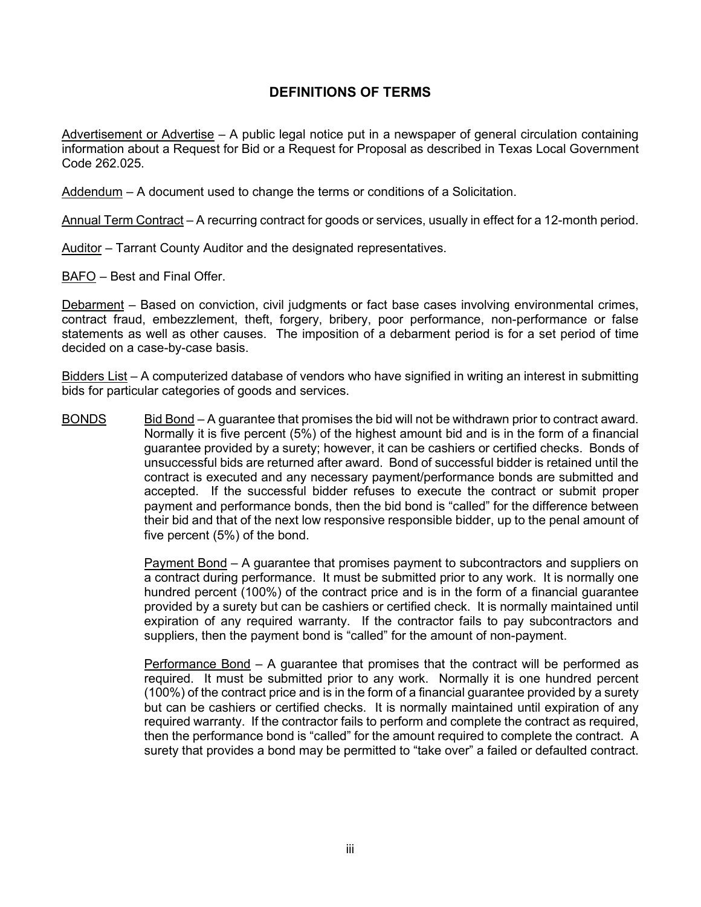## DEFINITIONS OF TERMS

Advertisement or Advertise – A public legal notice put in a newspaper of general circulation containing information about a Request for Bid or a Request for Proposal as described in Texas Local Government Code 262.025.

Addendum – A document used to change the terms or conditions of a Solicitation.

Annual Term Contract – A recurring contract for goods or services, usually in effect for a 12-month period.

Auditor – Tarrant County Auditor and the designated representatives.

BAFO – Best and Final Offer.

Debarment – Based on conviction, civil judgments or fact base cases involving environmental crimes, contract fraud, embezzlement, theft, forgery, bribery, poor performance, non-performance or false statements as well as other causes. The imposition of a debarment period is for a set period of time decided on a case-by-case basis.

Bidders List – A computerized database of vendors who have signified in writing an interest in submitting bids for particular categories of goods and services.

BONDS

Bid Bond – A guarantee that promises the bid will not be withdrawn prior to contract award. Normally it is five percent (5%) of the highest amount bid and is in the form of a financial guarantee provided by a surety; however, it can be cashiers or certified checks. Bonds of unsuccessful bids are returned after award. Bond of successful bidder is retained until the contract is executed and any necessary payment/performance bonds are submitted and accepted. If the successful bidder refuses to execute the contract or submit proper payment and performance bonds, then the bid bond is "called" for the difference between their bid and that of the next low responsive responsible bidder, up to the penal amount of five percent (5%) of the bond.

Payment Bond – A guarantee that promises payment to subcontractors and suppliers on a contract during performance. It must be submitted prior to any work. It is normally one hundred percent (100%) of the contract price and is in the form of a financial guarantee provided by a surety but can be cashiers or certified check. It is normally maintained until expiration of any required warranty. If the contractor fails to pay subcontractors and suppliers, then the payment bond is "called" for the amount of non-payment.

Performance Bond – A guarantee that promises that the contract will be performed as required. It must be submitted prior to any work. Normally it is one hundred percent (100%) of the contract price and is in the form of a financial guarantee provided by a surety but can be cashiers or certified checks. It is normally maintained until expiration of any required warranty. If the contractor fails to perform and complete the contract as required, then the performance bond is "called" for the amount required to complete the contract. A surety that provides a bond may be permitted to "take over" a failed or defaulted contract.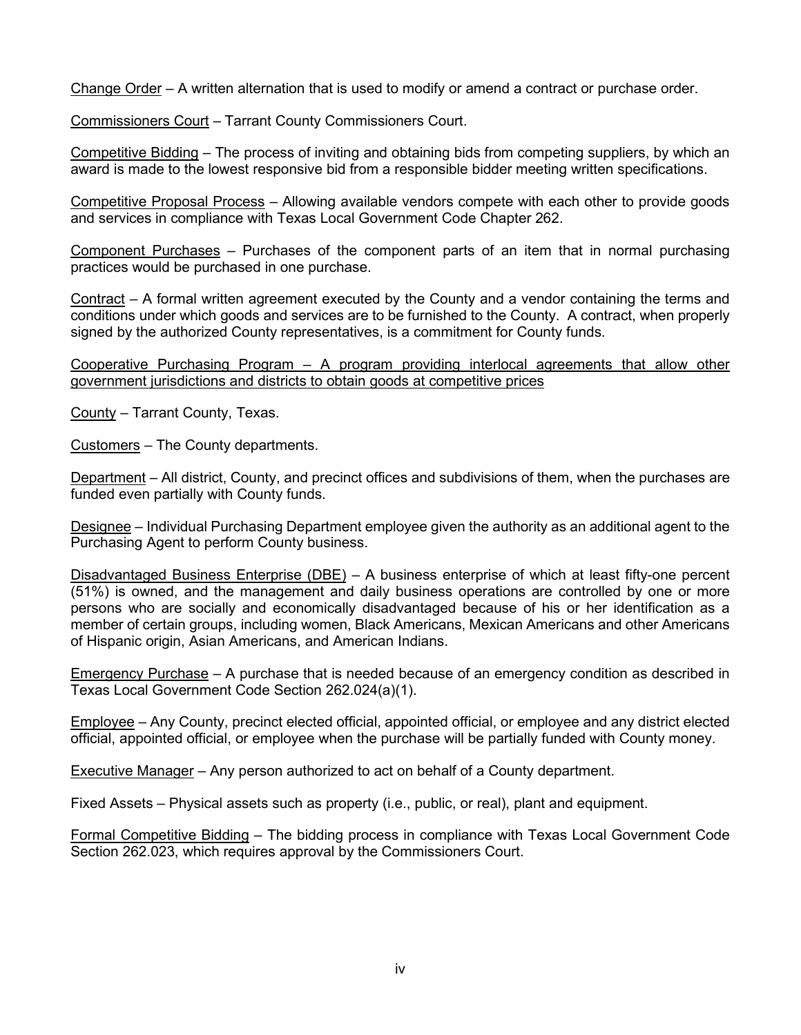Change Order – A written alternation that is used to modify or amend a contract or purchase order.

Commissioners Court – Tarrant County Commissioners Court.

Competitive Bidding – The process of inviting and obtaining bids from competing suppliers, by which an award is made to the lowest responsive bid from a responsible bidder meeting written specifications.

Competitive Proposal Process – Allowing available vendors compete with each other to provide goods and services in compliance with Texas Local Government Code Chapter 262.

Component Purchases – Purchases of the component parts of an item that in normal purchasing practices would be purchased in one purchase.

Contract – A formal written agreement executed by the County and a vendor containing the terms and conditions under which goods and services are to be furnished to the County. A contract, when properly signed by the authorized County representatives, is a commitment for County funds.

Cooperative Purchasing Program – A program providing interlocal agreements that allow other government jurisdictions and districts to obtain goods at competitive prices

County – Tarrant County, Texas.

Customers – The County departments.

Department – All district, County, and precinct offices and subdivisions of them, when the purchases are funded even partially with County funds.

Designee – Individual Purchasing Department employee given the authority as an additional agent to the Purchasing Agent to perform County business.

Disadvantaged Business Enterprise (DBE) – A business enterprise of which at least fifty-one percent (51%) is owned, and the management and daily business operations are controlled by one or more persons who are socially and economically disadvantaged because of his or her identification as a member of certain groups, including women, Black Americans, Mexican Americans and other Americans of Hispanic origin, Asian Americans, and American Indians.

Emergency Purchase – A purchase that is needed because of an emergency condition as described in Texas Local Government Code Section 262.024(a)(1).

Employee – Any County, precinct elected official, appointed official, or employee and any district elected official, appointed official, or employee when the purchase will be partially funded with County money.

Executive Manager – Any person authorized to act on behalf of a County department.

Fixed Assets – Physical assets such as property (i.e., public, or real), plant and equipment.

Formal Competitive Bidding – The bidding process in compliance with Texas Local Government Code Section 262.023, which requires approval by the Commissioners Court.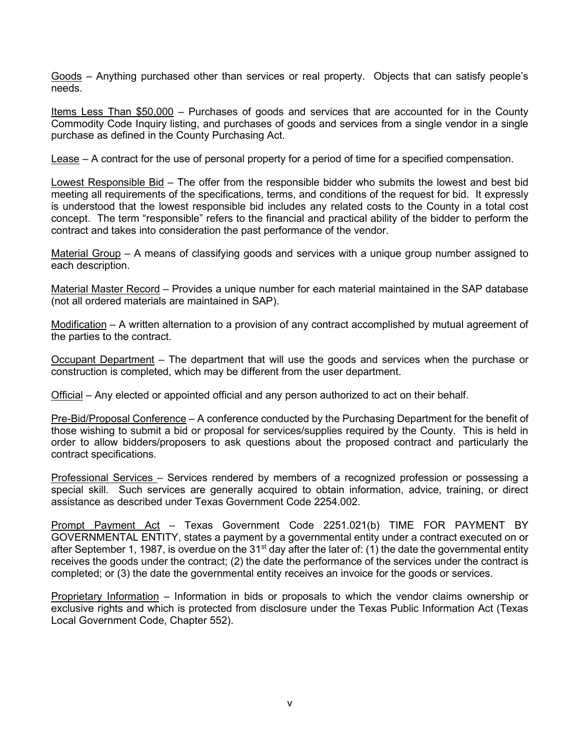<u>Goods</u> – Anything purchased other than services or real property. Objects that can satisfy people's needs.

<u>Items Less Than $50,000</u> – Purchases of goods and services that are accounted for in the County Commodity Code Inquiry listing, and purchases of goods and services from a single vendor in a single purchase as defined in the County Purchasing Act.

<u>Lease</u> – A contract for the use of personal property for a period of time for a specified compensation.

<u>Lowest Responsible Bid</u> – The offer from the responsible bidder who submits the lowest and best bid meeting all requirements of the specifications, terms, and conditions of the request for bid. It expressly is understood that the lowest responsible bid includes any related costs to the County in a total cost concept. The term "responsible" refers to the financial and practical ability of the bidder to perform the contract and takes into consideration the past performance of the vendor.

<u>Material Group</u> – A means of classifying goods and services with a unique group number assigned to each description.

<u>Material Master Record</u> – Provides a unique number for each material maintained in the SAP database (not all ordered materials are maintained in SAP).

<u>Modification</u> – A written alternation to a provision of any contract accomplished by mutual agreement of the parties to the contract.

<u>Occupant Department</u> – The department that will use the goods and services when the purchase or construction is completed, which may be different from the user department.

<u>Official</u> – Any elected or appointed official and any person authorized to act on their behalf.

<u>Pre-Bid/Proposal Conference</u> – A conference conducted by the Purchasing Department for the benefit of those wishing to submit a bid or proposal for services/supplies required by the County. This is held in order to allow bidders/proposers to ask questions about the proposed contract and particularly the contract specifications.

<u>Professional Services</u> – Services rendered by members of a recognized profession or possessing a special skill. Such services are generally acquired to obtain information, advice, training, or direct assistance as described under Texas Government Code 2254.002.

<u>Prompt Payment Act</u> – Texas Government Code 2251.021(b) TIME FOR PAYMENT BY GOVERNMENTAL ENTITY, states a payment by a governmental entity under a contract executed on or after September 1, 1987, is overdue on the 31st day after the later of: (1) the date the governmental entity receives the goods under the contract; (2) the date the performance of the services under the contract is completed; or (3) the date the governmental entity receives an invoice for the goods or services.

<u>Proprietary Information</u> – Information in bids or proposals to which the vendor claims ownership or exclusive rights and which is protected from disclosure under the Texas Public Information Act (Texas Local Government Code, Chapter 552).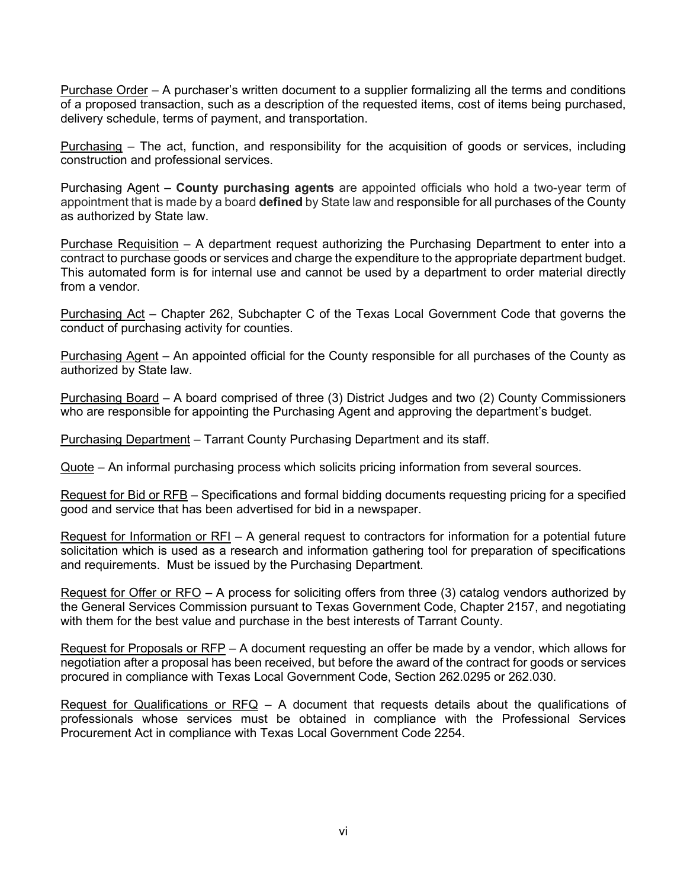<u>Purchase Order</u> – A purchaser's written document to a supplier formalizing all the terms and conditions of a proposed transaction, such as a description of the requested items, cost of items being purchased, delivery schedule, terms of payment, and transportation.

<u>Purchasing</u> – The act, function, and responsibility for the acquisition of goods or services, including construction and professional services.

Purchasing Agent – **County purchasing agents** are appointed officials who hold a two-year term of appointment that is made by a board **defined** by State law and responsible for all purchases of the County as authorized by State law.

<u>Purchase Requisition</u> – A department request authorizing the Purchasing Department to enter into a contract to purchase goods or services and charge the expenditure to the appropriate department budget. This automated form is for internal use and cannot be used by a department to order material directly from a vendor.

<u>Purchasing Act</u> – Chapter 262, Subchapter C of the Texas Local Government Code that governs the conduct of purchasing activity for counties.

<u>Purchasing Agent</u> – An appointed official for the County responsible for all purchases of the County as authorized by State law.

<u>Purchasing Board</u> – A board comprised of three (3) District Judges and two (2) County Commissioners who are responsible for appointing the Purchasing Agent and approving the department's budget.

<u>Purchasing Department</u> – Tarrant County Purchasing Department and its staff.

<u>Quote</u> – An informal purchasing process which solicits pricing information from several sources.

<u>Request for Bid or RFB</u> – Specifications and formal bidding documents requesting pricing for a specified good and service that has been advertised for bid in a newspaper.

<u>Request for Information or RFI</u> – A general request to contractors for information for a potential future solicitation which is used as a research and information gathering tool for preparation of specifications and requirements. Must be issued by the Purchasing Department.

<u>Request for Offer or RFO</u> – A process for soliciting offers from three (3) catalog vendors authorized by the General Services Commission pursuant to Texas Government Code, Chapter 2157, and negotiating with them for the best value and purchase in the best interests of Tarrant County.

<u>Request for Proposals or RFP</u> – A document requesting an offer be made by a vendor, which allows for negotiation after a proposal has been received, but before the award of the contract for goods or services procured in compliance with Texas Local Government Code, Section 262.0295 or 262.030.

<u>Request for Qualifications or RFQ</u> – A document that requests details about the qualifications of professionals whose services must be obtained in compliance with the Professional Services Procurement Act in compliance with Texas Local Government Code 2254.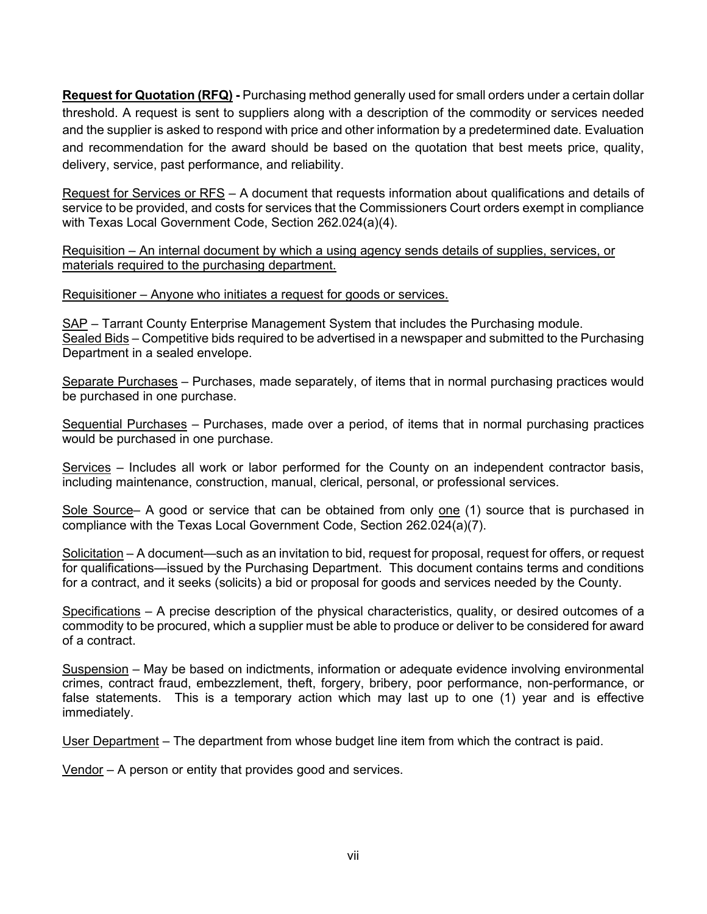**Request for Quotation (RFQ) -** Purchasing method generally used for small orders under a certain dollar threshold. A request is sent to suppliers along with a description of the commodity or services needed and the supplier is asked to respond with price and other information by a predetermined date. Evaluation and recommendation for the award should be based on the quotation that best meets price, quality, delivery, service, past performance, and reliability.

Request for Services or RFS – A document that requests information about qualifications and details of service to be provided, and costs for services that the Commissioners Court orders exempt in compliance with Texas Local Government Code, Section 262.024(a)(4).

Requisition – An internal document by which a using agency sends details of supplies, services, or materials required to the purchasing department.

Requisitioner – Anyone who initiates a request for goods or services.

SAP – Tarrant County Enterprise Management System that includes the Purchasing module.
Sealed Bids – Competitive bids required to be advertised in a newspaper and submitted to the Purchasing Department in a sealed envelope.

Separate Purchases – Purchases, made separately, of items that in normal purchasing practices would be purchased in one purchase.

Sequential Purchases – Purchases, made over a period, of items that in normal purchasing practices would be purchased in one purchase.

Services – Includes all work or labor performed for the County on an independent contractor basis, including maintenance, construction, manual, clerical, personal, or professional services.

Sole Source– A good or service that can be obtained from only one (1) source that is purchased in compliance with the Texas Local Government Code, Section 262.024(a)(7).

Solicitation – A document—such as an invitation to bid, request for proposal, request for offers, or request for qualifications—issued by the Purchasing Department. This document contains terms and conditions for a contract, and it seeks (solicits) a bid or proposal for goods and services needed by the County.

Specifications – A precise description of the physical characteristics, quality, or desired outcomes of a commodity to be procured, which a supplier must be able to produce or deliver to be considered for award of a contract.

Suspension – May be based on indictments, information or adequate evidence involving environmental crimes, contract fraud, embezzlement, theft, forgery, bribery, poor performance, non-performance, or false statements. This is a temporary action which may last up to one (1) year and is effective immediately.

User Department – The department from whose budget line item from which the contract is paid.

Vendor – A person or entity that provides good and services.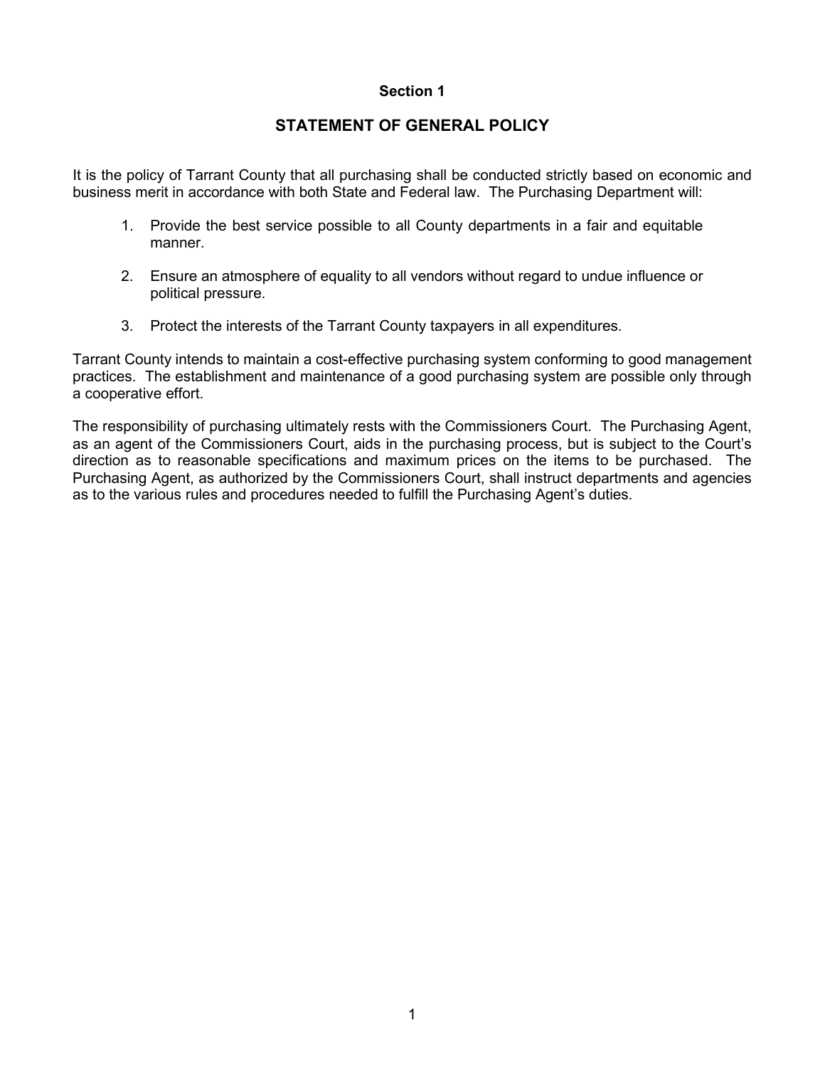## Section 1

## STATEMENT OF GENERAL POLICY

It is the policy of Tarrant County that all purchasing shall be conducted strictly based on economic and business merit in accordance with both State and Federal law. The Purchasing Department will:

1. Provide the best service possible to all County departments in a fair and equitable manner.

2. Ensure an atmosphere of equality to all vendors without regard to undue influence or political pressure.

3. Protect the interests of the Tarrant County taxpayers in all expenditures.

Tarrant County intends to maintain a cost-effective purchasing system conforming to good management practices. The establishment and maintenance of a good purchasing system are possible only through a cooperative effort.

The responsibility of purchasing ultimately rests with the Commissioners Court. The Purchasing Agent, as an agent of the Commissioners Court, aids in the purchasing process, but is subject to the Court's direction as to reasonable specifications and maximum prices on the items to be purchased. The Purchasing Agent, as authorized by the Commissioners Court, shall instruct departments and agencies as to the various rules and procedures needed to fulfill the Purchasing Agent's duties.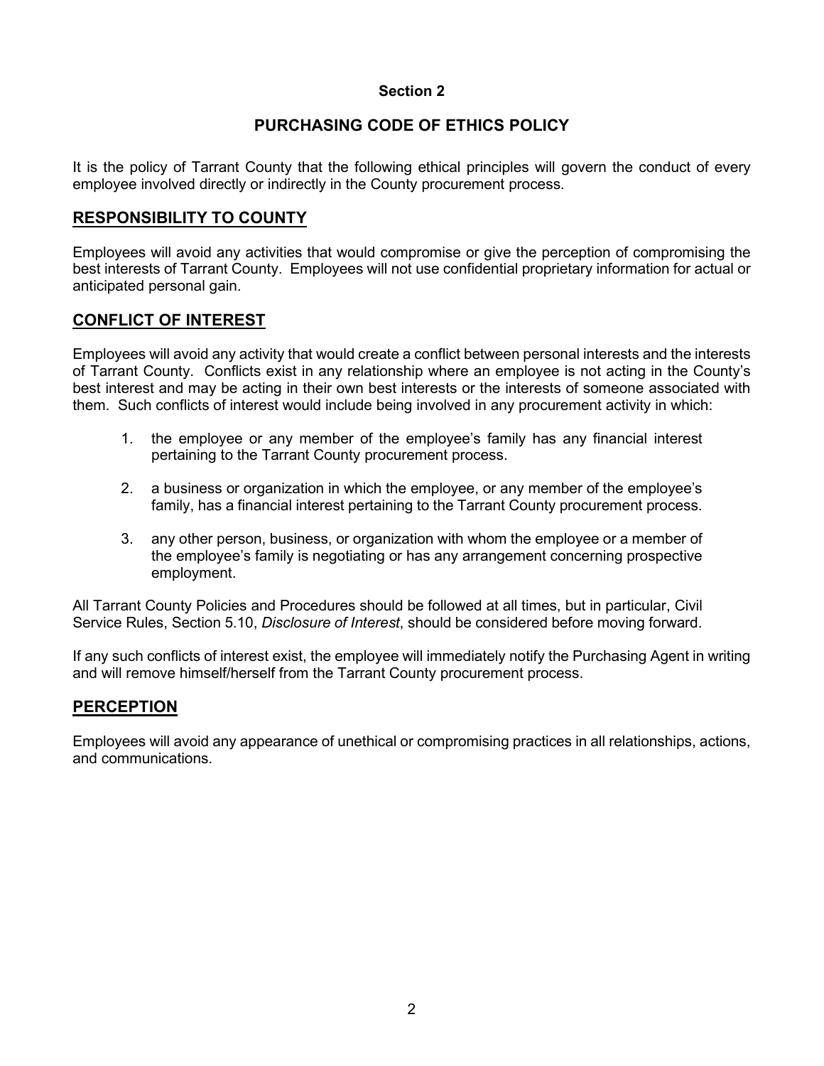**Section 2**

# PURCHASING CODE OF ETHICS POLICY

It is the policy of Tarrant County that the following ethical principles will govern the conduct of every employee involved directly or indirectly in the County procurement process.

## RESPONSIBILITY TO COUNTY

Employees will avoid any activities that would compromise or give the perception of compromising the best interests of Tarrant County. Employees will not use confidential proprietary information for actual or anticipated personal gain.

## CONFLICT OF INTEREST

Employees will avoid any activity that would create a conflict between personal interests and the interests of Tarrant County. Conflicts exist in any relationship where an employee is not acting in the County's best interest and may be acting in their own best interests or the interests of someone associated with them. Such conflicts of interest would include being involved in any procurement activity in which:

1. the employee or any member of the employee's family has any financial interest pertaining to the Tarrant County procurement process.
2. a business or organization in which the employee, or any member of the employee's family, has a financial interest pertaining to the Tarrant County procurement process.
3. any other person, business, or organization with whom the employee or a member of the employee's family is negotiating or has any arrangement concerning prospective employment.

All Tarrant County Policies and Procedures should be followed at all times, but in particular, Civil Service Rules, Section 5.10, *Disclosure of Interest*, should be considered before moving forward.

If any such conflicts of interest exist, the employee will immediately notify the Purchasing Agent in writing and will remove himself/herself from the Tarrant County procurement process.

## PERCEPTION

Employees will avoid any appearance of unethical or compromising practices in all relationships, actions, and communications.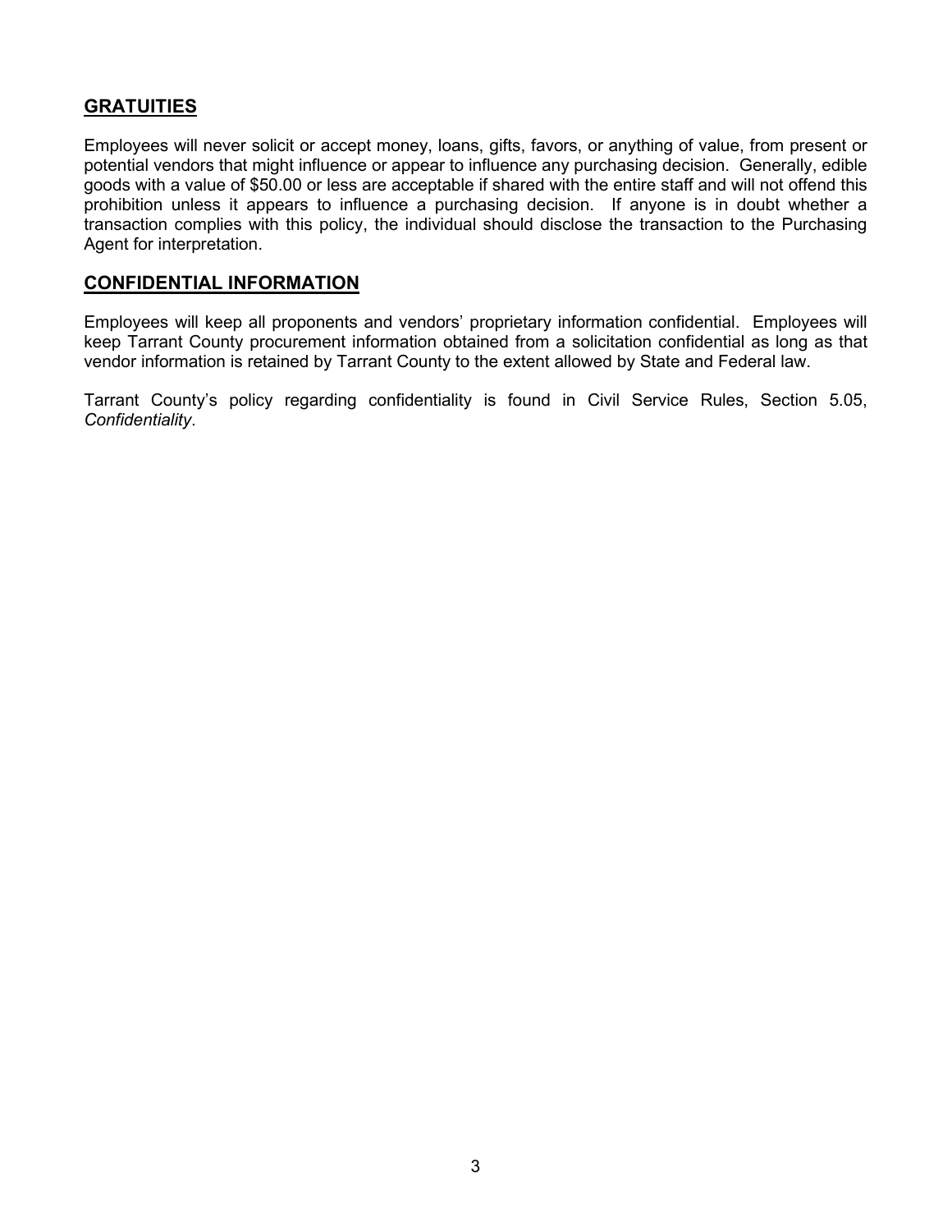## GRATUITIES

Employees will never solicit or accept money, loans, gifts, favors, or anything of value, from present or potential vendors that might influence or appear to influence any purchasing decision. Generally, edible goods with a value of $50.00 or less are acceptable if shared with the entire staff and will not offend this prohibition unless it appears to influence a purchasing decision. If anyone is in doubt whether a transaction complies with this policy, the individual should disclose the transaction to the Purchasing Agent for interpretation.

## CONFIDENTIAL INFORMATION

Employees will keep all proponents and vendors' proprietary information confidential. Employees will keep Tarrant County procurement information obtained from a solicitation confidential as long as that vendor information is retained by Tarrant County to the extent allowed by State and Federal law.

Tarrant County's policy regarding confidentiality is found in Civil Service Rules, Section 5.05, *Confidentiality*.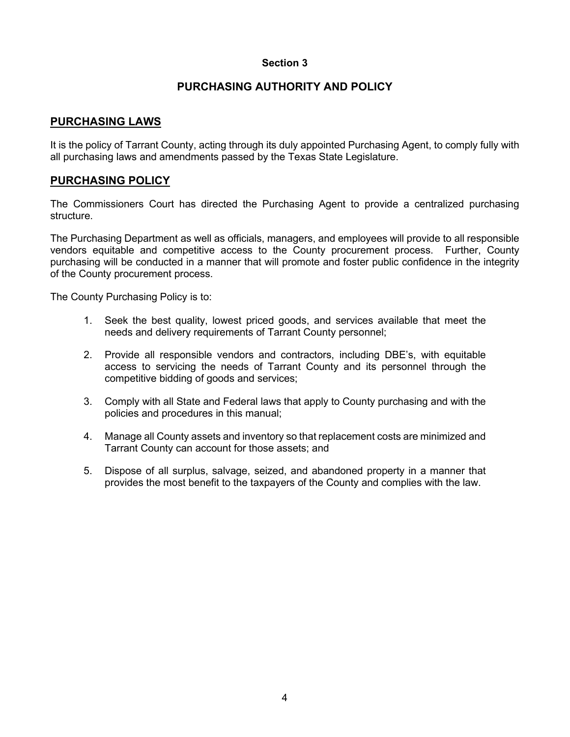## Section 3

# PURCHASING AUTHORITY AND POLICY

## PURCHASING LAWS

It is the policy of Tarrant County, acting through its duly appointed Purchasing Agent, to comply fully with all purchasing laws and amendments passed by the Texas State Legislature.

## PURCHASING POLICY

The Commissioners Court has directed the Purchasing Agent to provide a centralized purchasing structure.

The Purchasing Department as well as officials, managers, and employees will provide to all responsible vendors equitable and competitive access to the County procurement process. Further, County purchasing will be conducted in a manner that will promote and foster public confidence in the integrity of the County procurement process.

The County Purchasing Policy is to:

1. Seek the best quality, lowest priced goods, and services available that meet the needs and delivery requirements of Tarrant County personnel;
2. Provide all responsible vendors and contractors, including DBE's, with equitable access to servicing the needs of Tarrant County and its personnel through the competitive bidding of goods and services;
3. Comply with all State and Federal laws that apply to County purchasing and with the policies and procedures in this manual;
4. Manage all County assets and inventory so that replacement costs are minimized and Tarrant County can account for those assets; and
5. Dispose of all surplus, salvage, seized, and abandoned property in a manner that provides the most benefit to the taxpayers of the County and complies with the law.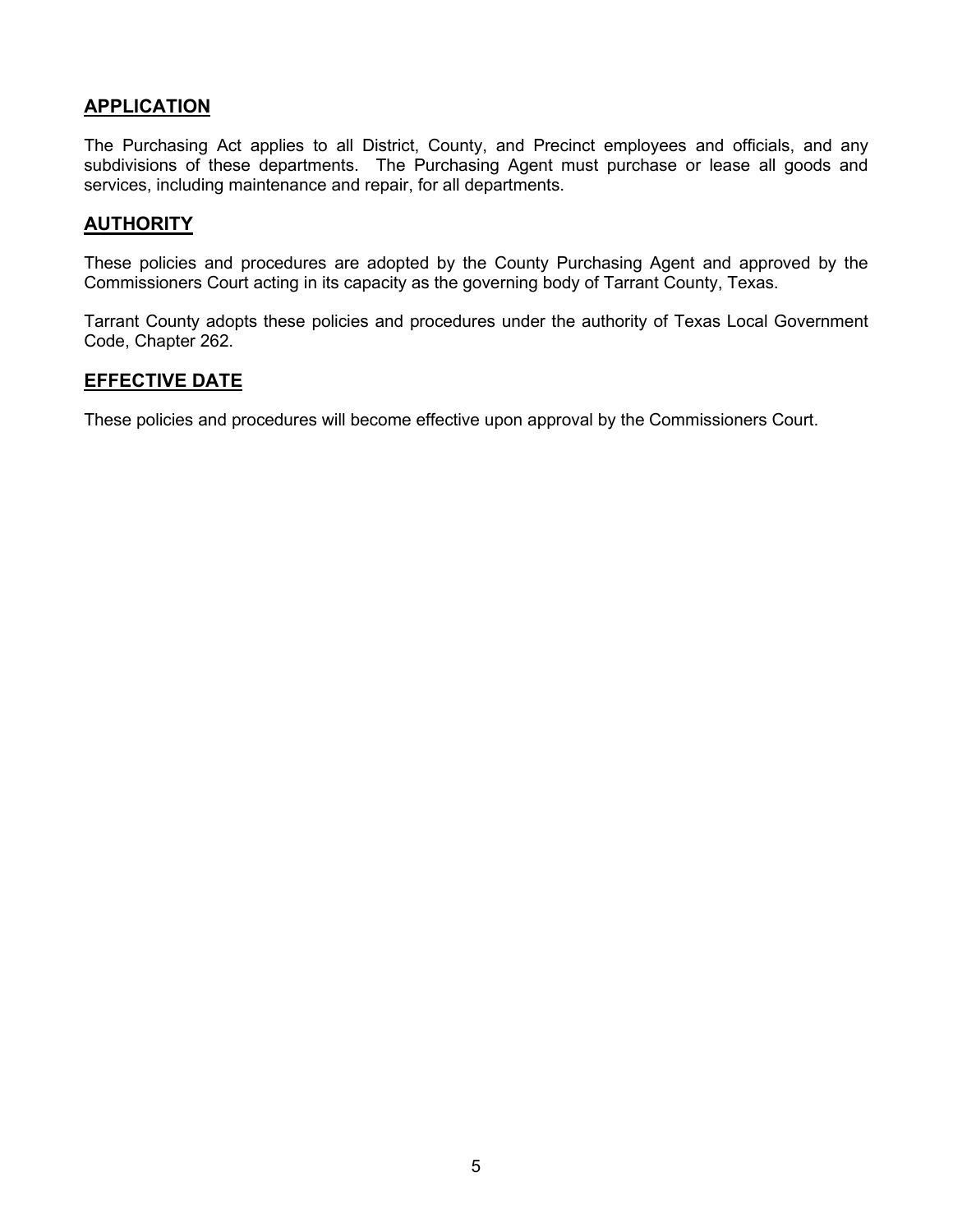## APPLICATION

The Purchasing Act applies to all District, County, and Precinct employees and officials, and any subdivisions of these departments. The Purchasing Agent must purchase or lease all goods and services, including maintenance and repair, for all departments.

## AUTHORITY

These policies and procedures are adopted by the County Purchasing Agent and approved by the Commissioners Court acting in its capacity as the governing body of Tarrant County, Texas.

Tarrant County adopts these policies and procedures under the authority of Texas Local Government Code, Chapter 262.

## EFFECTIVE DATE

These policies and procedures will become effective upon approval by the Commissioners Court.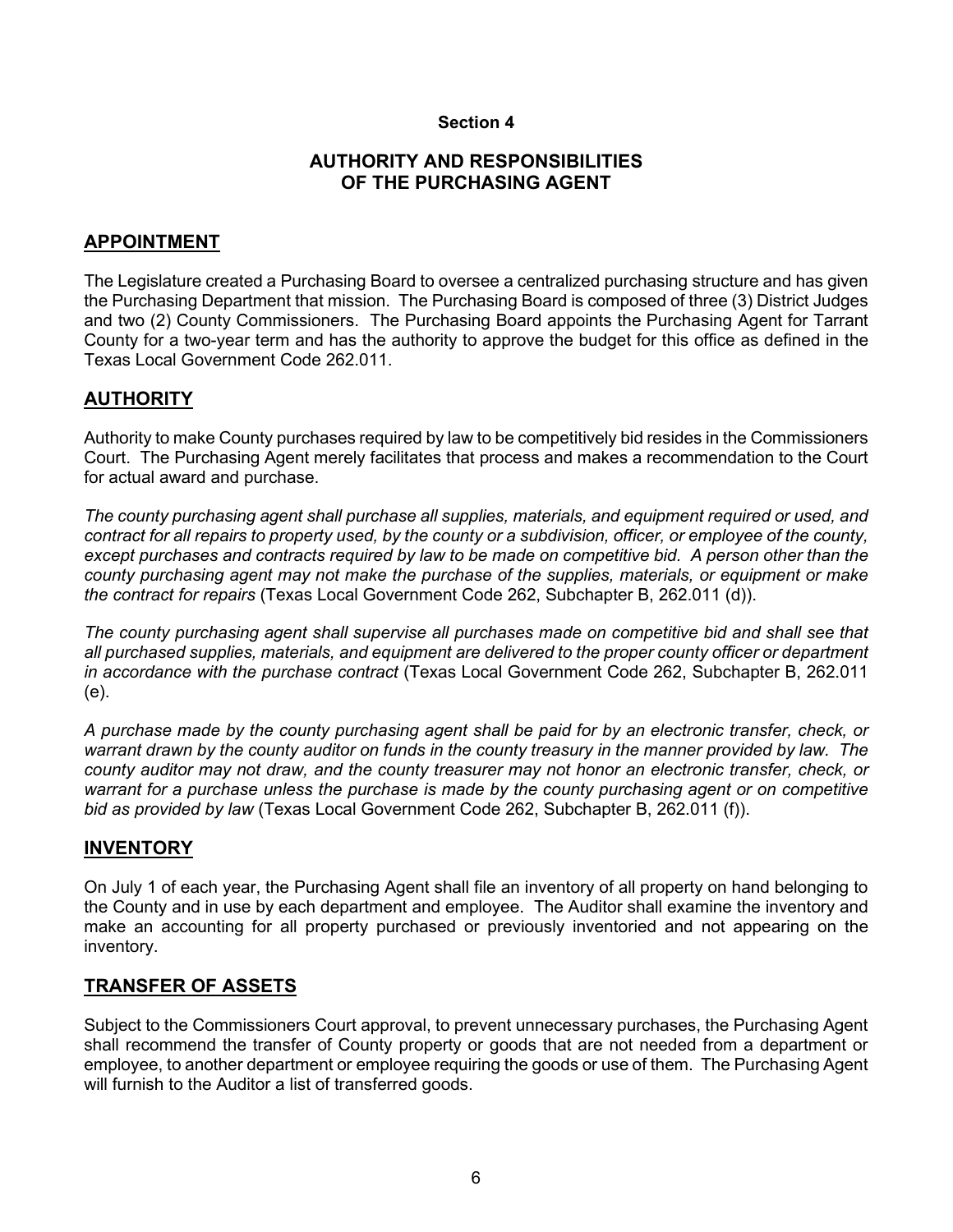## Section 4

## AUTHORITY AND RESPONSIBILITIES OF THE PURCHASING AGENT

### APPOINTMENT

The Legislature created a Purchasing Board to oversee a centralized purchasing structure and has given the Purchasing Department that mission. The Purchasing Board is composed of three (3) District Judges and two (2) County Commissioners. The Purchasing Board appoints the Purchasing Agent for Tarrant County for a two-year term and has the authority to approve the budget for this office as defined in the Texas Local Government Code 262.011.

### AUTHORITY

Authority to make County purchases required by law to be competitively bid resides in the Commissioners Court. The Purchasing Agent merely facilitates that process and makes a recommendation to the Court for actual award and purchase.

*The county purchasing agent shall purchase all supplies, materials, and equipment required or used, and contract for all repairs to property used, by the county or a subdivision, officer, or employee of the county, except purchases and contracts required by law to be made on competitive bid. A person other than the county purchasing agent may not make the purchase of the supplies, materials, or equipment or make the contract for repairs* (Texas Local Government Code 262, Subchapter B, 262.011 (d)).

*The county purchasing agent shall supervise all purchases made on competitive bid and shall see that all purchased supplies, materials, and equipment are delivered to the proper county officer or department in accordance with the purchase contract* (Texas Local Government Code 262, Subchapter B, 262.011 (e).

*A purchase made by the county purchasing agent shall be paid for by an electronic transfer, check, or warrant drawn by the county auditor on funds in the county treasury in the manner provided by law. The county auditor may not draw, and the county treasurer may not honor an electronic transfer, check, or warrant for a purchase unless the purchase is made by the county purchasing agent or on competitive bid as provided by law* (Texas Local Government Code 262, Subchapter B, 262.011 (f)).

### INVENTORY

On July 1 of each year, the Purchasing Agent shall file an inventory of all property on hand belonging to the County and in use by each department and employee. The Auditor shall examine the inventory and make an accounting for all property purchased or previously inventoried and not appearing on the inventory.

### TRANSFER OF ASSETS

Subject to the Commissioners Court approval, to prevent unnecessary purchases, the Purchasing Agent shall recommend the transfer of County property or goods that are not needed from a department or employee, to another department or employee requiring the goods or use of them. The Purchasing Agent will furnish to the Auditor a list of transferred goods.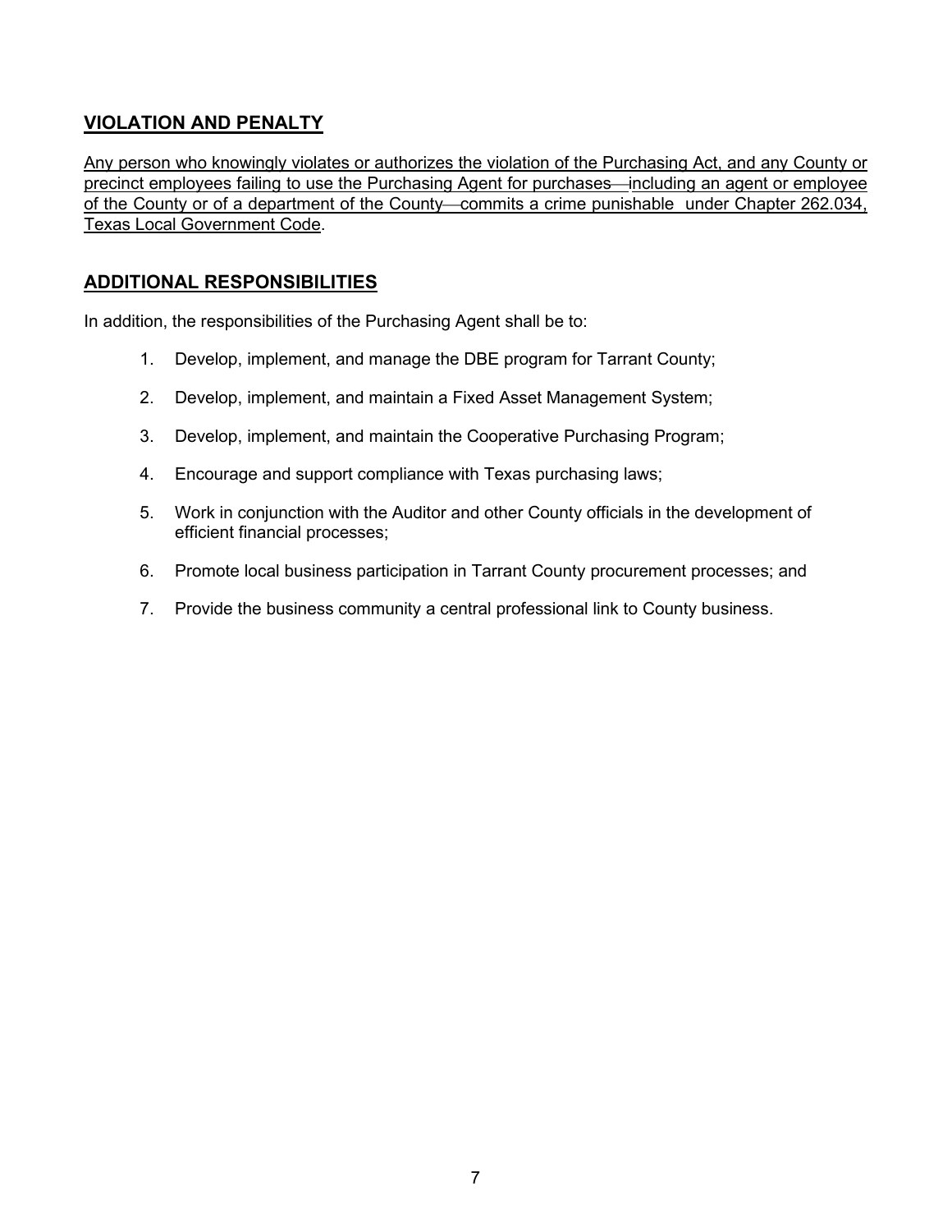## VIOLATION AND PENALTY

Any person who knowingly violates or authorizes the violation of the Purchasing Act, and any County or precinct employees failing to use the Purchasing Agent for purchases—including an agent or employee of the County or of a department of the County—commits a crime punishable under Chapter 262.034, Texas Local Government Code.

## ADDITIONAL RESPONSIBILITIES

In addition, the responsibilities of the Purchasing Agent shall be to:

1. Develop, implement, and manage the DBE program for Tarrant County;
2. Develop, implement, and maintain a Fixed Asset Management System;
3. Develop, implement, and maintain the Cooperative Purchasing Program;
4. Encourage and support compliance with Texas purchasing laws;
5. Work in conjunction with the Auditor and other County officials in the development of efficient financial processes;
6. Promote local business participation in Tarrant County procurement processes; and
7. Provide the business community a central professional link to County business.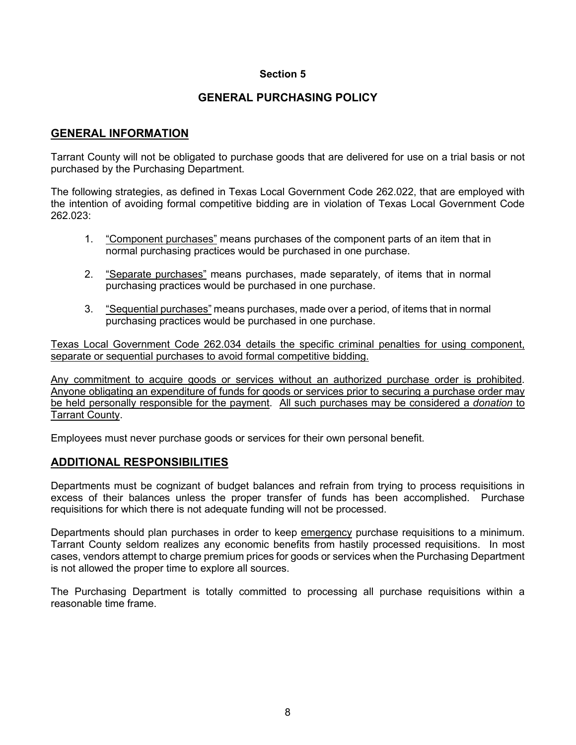**Section 5**

# GENERAL PURCHASING POLICY

## GENERAL INFORMATION

Tarrant County will not be obligated to purchase goods that are delivered for use on a trial basis or not purchased by the Purchasing Department.

The following strategies, as defined in Texas Local Government Code 262.022, that are employed with the intention of avoiding formal competitive bidding are in violation of Texas Local Government Code 262.023:

1. "Component purchases" means purchases of the component parts of an item that in normal purchasing practices would be purchased in one purchase.

2. "Separate purchases" means purchases, made separately, of items that in normal purchasing practices would be purchased in one purchase.

3. "Sequential purchases" means purchases, made over a period, of items that in normal purchasing practices would be purchased in one purchase.

Texas Local Government Code 262.034 details the specific criminal penalties for using component, separate or sequential purchases to avoid formal competitive bidding.

Any commitment to acquire goods or services without an authorized purchase order is prohibited. Anyone obligating an expenditure of funds for goods or services prior to securing a purchase order may be held personally responsible for the payment. All such purchases may be considered a *donation* to Tarrant County.

Employees must never purchase goods or services for their own personal benefit.

## ADDITIONAL RESPONSIBILITIES

Departments must be cognizant of budget balances and refrain from trying to process requisitions in excess of their balances unless the proper transfer of funds has been accomplished. Purchase requisitions for which there is not adequate funding will not be processed.

Departments should plan purchases in order to keep emergency purchase requisitions to a minimum. Tarrant County seldom realizes any economic benefits from hastily processed requisitions. In most cases, vendors attempt to charge premium prices for goods or services when the Purchasing Department is not allowed the proper time to explore all sources.

The Purchasing Department is totally committed to processing all purchase requisitions within a reasonable time frame.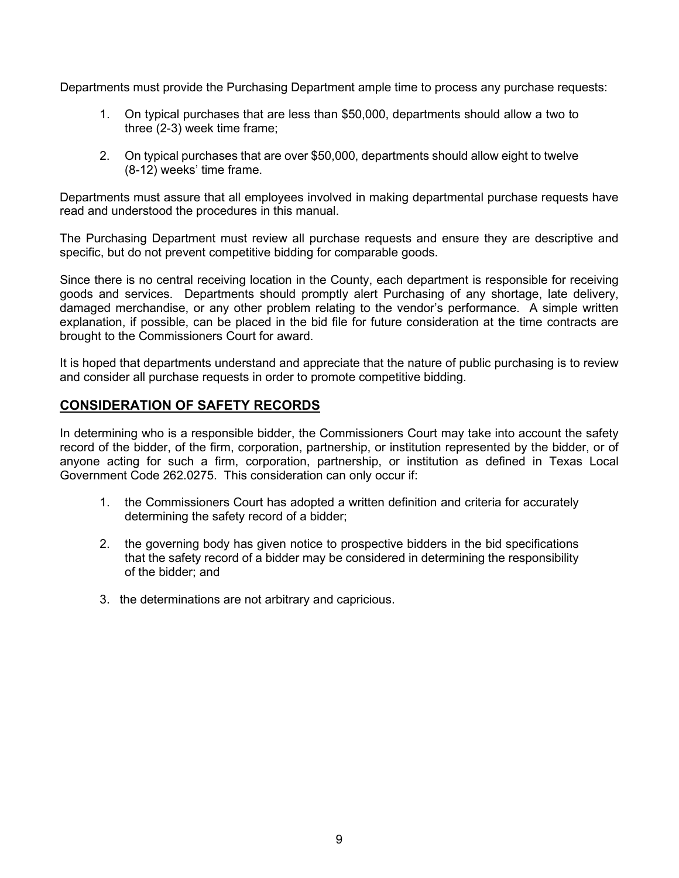Departments must provide the Purchasing Department ample time to process any purchase requests:

1. On typical purchases that are less than $50,000, departments should allow a two to three (2-3) week time frame;

2. On typical purchases that are over $50,000, departments should allow eight to twelve (8-12) weeks' time frame.

Departments must assure that all employees involved in making departmental purchase requests have read and understood the procedures in this manual.

The Purchasing Department must review all purchase requests and ensure they are descriptive and specific, but do not prevent competitive bidding for comparable goods.

Since there is no central receiving location in the County, each department is responsible for receiving goods and services. Departments should promptly alert Purchasing of any shortage, late delivery, damaged merchandise, or any other problem relating to the vendor's performance. A simple written explanation, if possible, can be placed in the bid file for future consideration at the time contracts are brought to the Commissioners Court for award.

It is hoped that departments understand and appreciate that the nature of public purchasing is to review and consider all purchase requests in order to promote competitive bidding.

## **CONSIDERATION OF SAFETY RECORDS**

In determining who is a responsible bidder, the Commissioners Court may take into account the safety record of the bidder, of the firm, corporation, partnership, or institution represented by the bidder, or of anyone acting for such a firm, corporation, partnership, or institution as defined in Texas Local Government Code 262.0275. This consideration can only occur if:

1. the Commissioners Court has adopted a written definition and criteria for accurately determining the safety record of a bidder;

2. the governing body has given notice to prospective bidders in the bid specifications that the safety record of a bidder may be considered in determining the responsibility of the bidder; and

3. the determinations are not arbitrary and capricious.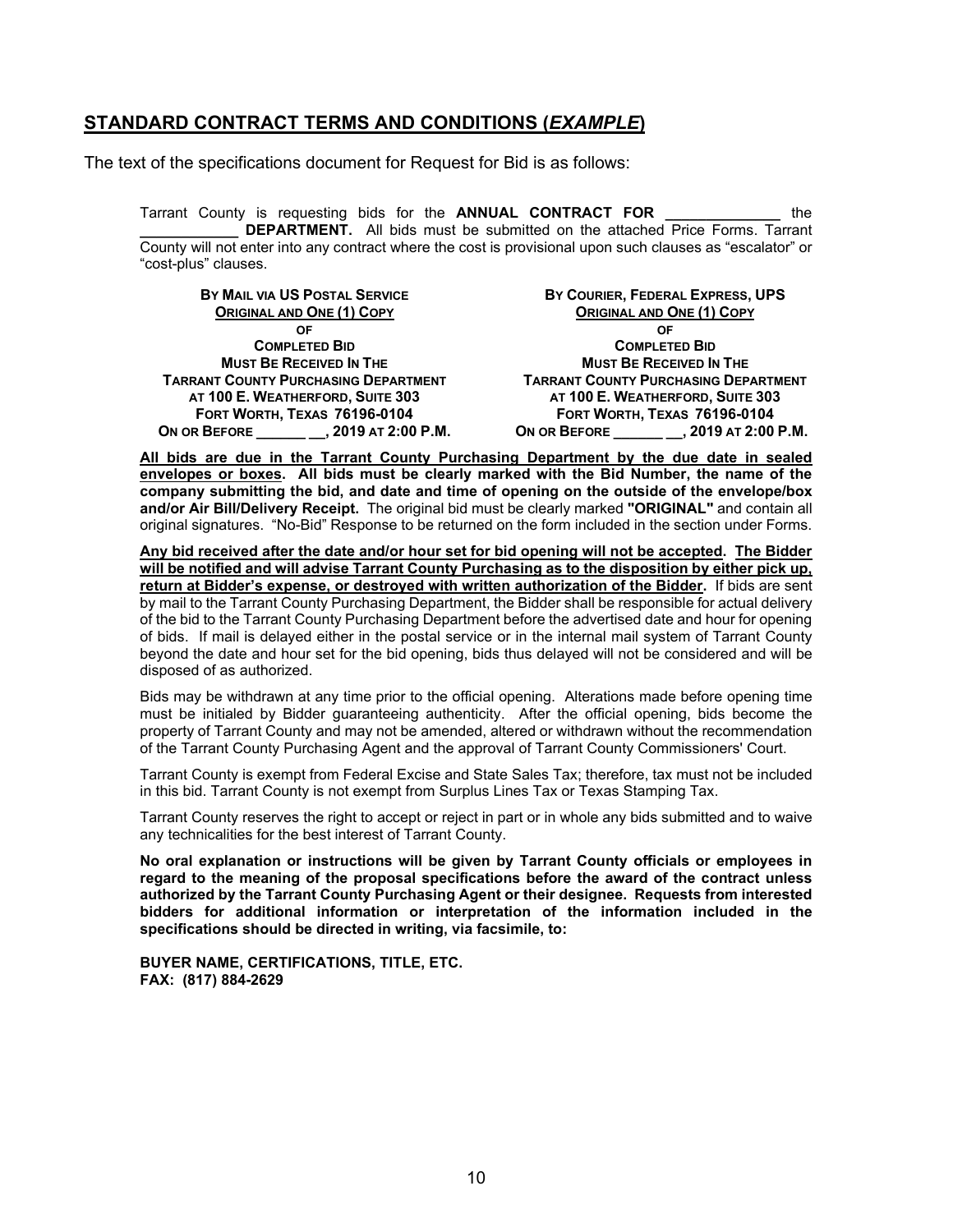## STANDARD CONTRACT TERMS AND CONDITIONS (*EXAMPLE*)

The text of the specifications document for Request for Bid is as follows:

Tarrant County is requesting bids for the **ANNUAL CONTRACT FOR ______________** the **____________ DEPARTMENT.** All bids must be submitted on the attached Price Forms. Tarrant County will not enter into any contract where the cost is provisional upon such clauses as "escalator" or "cost-plus" clauses.

| BY MAIL VIA US POSTAL SERVICE | BY COURIER, FEDERAL EXPRESS, UPS |
|---|---|
| ORIGINAL AND ONE (1) COPY | ORIGINAL AND ONE (1) COPY |
| OF | OF |
| COMPLETED BID | COMPLETED BID |
| MUST BE RECEIVED IN THE | MUST BE RECEIVED IN THE |
| TARRANT COUNTY PURCHASING DEPARTMENT | TARRANT COUNTY PURCHASING DEPARTMENT |
| AT 100 E. WEATHERFORD, SUITE 303 | AT 100 E. WEATHERFORD, SUITE 303 |
| FORT WORTH, TEXAS 76196-0104 | FORT WORTH, TEXAS 76196-0104 |
| ON OR BEFORE ______ __, 2019 AT 2:00 P.M. | ON OR BEFORE ______ __, 2019 AT 2:00 P.M. |

**All bids are due in the Tarrant County Purchasing Department by the due date in sealed envelopes or boxes. All bids must be clearly marked with the Bid Number, the name of the company submitting the bid, and date and time of opening on the outside of the envelope/box and/or Air Bill/Delivery Receipt.** The original bid must be clearly marked **"ORIGINAL"** and contain all original signatures. "No-Bid" Response to be returned on the form included in the section under Forms.

**Any bid received after the date and/or hour set for bid opening will not be accepted. The Bidder will be notified and will advise Tarrant County Purchasing as to the disposition by either pick up, return at Bidder's expense, or destroyed with written authorization of the Bidder.** If bids are sent by mail to the Tarrant County Purchasing Department, the Bidder shall be responsible for actual delivery of the bid to the Tarrant County Purchasing Department before the advertised date and hour for opening of bids. If mail is delayed either in the postal service or in the internal mail system of Tarrant County beyond the date and hour set for the bid opening, bids thus delayed will not be considered and will be disposed of as authorized.

Bids may be withdrawn at any time prior to the official opening. Alterations made before opening time must be initialed by Bidder guaranteeing authenticity. After the official opening, bids become the property of Tarrant County and may not be amended, altered or withdrawn without the recommendation of the Tarrant County Purchasing Agent and the approval of Tarrant County Commissioners' Court.

Tarrant County is exempt from Federal Excise and State Sales Tax; therefore, tax must not be included in this bid. Tarrant County is not exempt from Surplus Lines Tax or Texas Stamping Tax.

Tarrant County reserves the right to accept or reject in part or in whole any bids submitted and to waive any technicalities for the best interest of Tarrant County.

**No oral explanation or instructions will be given by Tarrant County officials or employees in regard to the meaning of the proposal specifications before the award of the contract unless authorized by the Tarrant County Purchasing Agent or their designee. Requests from interested bidders for additional information or interpretation of the information included in the specifications should be directed in writing, via facsimile, to:**

**BUYER NAME, CERTIFICATIONS, TITLE, ETC.**
**FAX: (817) 884-2629**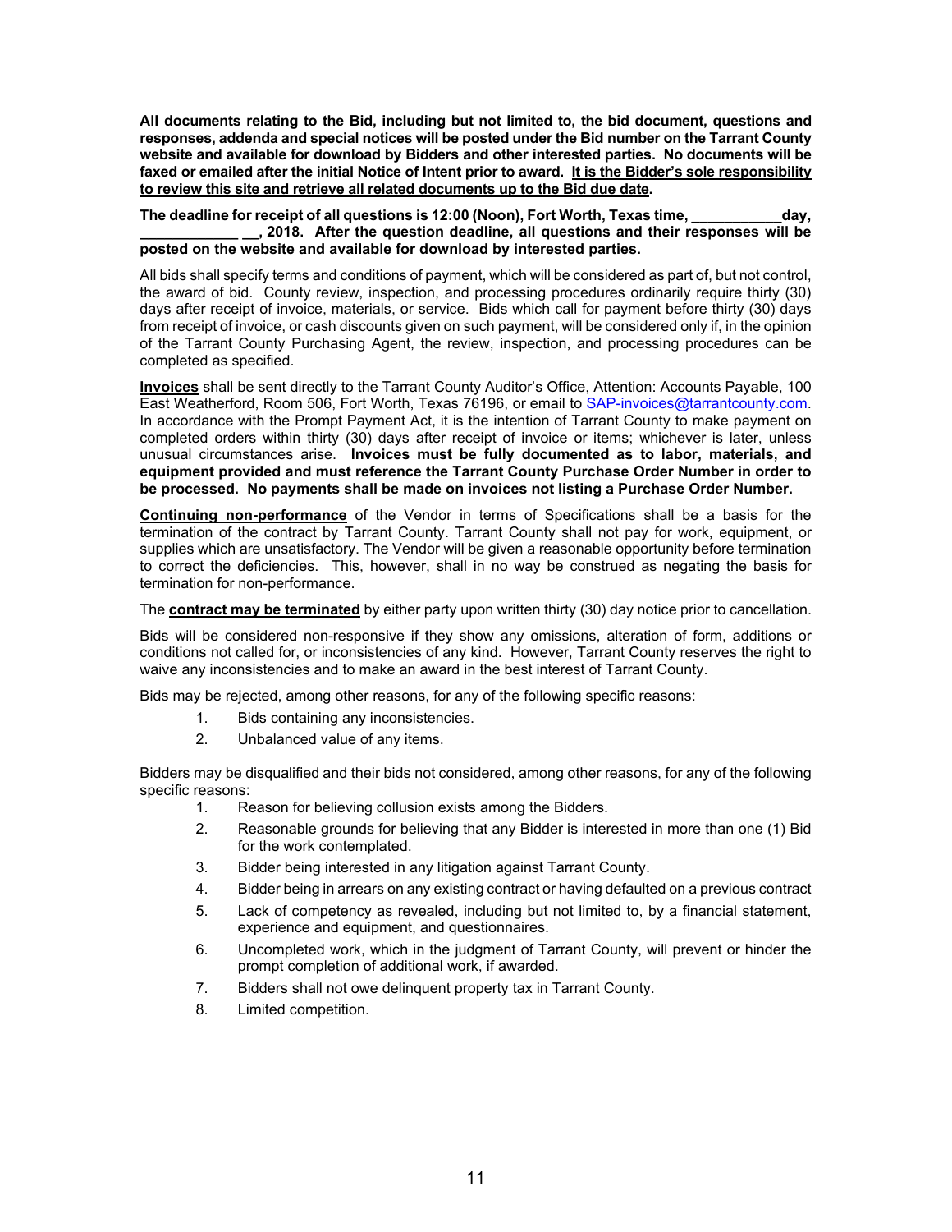**All documents relating to the Bid, including but not limited to, the bid document, questions and responses, addenda and special notices will be posted under the Bid number on the Tarrant County website and available for download by Bidders and other interested parties. No documents will be faxed or emailed after the initial Notice of Intent prior to award. It is the Bidder's sole responsibility to review this site and retrieve all related documents up to the Bid due date.**

**The deadline for receipt of all questions is 12:00 (Noon), Fort Worth, Texas time, ___________day, ____________ __, 2018. After the question deadline, all questions and their responses will be posted on the website and available for download by interested parties.**

All bids shall specify terms and conditions of payment, which will be considered as part of, but not control, the award of bid. County review, inspection, and processing procedures ordinarily require thirty (30) days after receipt of invoice, materials, or service. Bids which call for payment before thirty (30) days from receipt of invoice, or cash discounts given on such payment, will be considered only if, in the opinion of the Tarrant County Purchasing Agent, the review, inspection, and processing procedures can be completed as specified.

**Invoices** shall be sent directly to the Tarrant County Auditor's Office, Attention: Accounts Payable, 100 East Weatherford, Room 506, Fort Worth, Texas 76196, or email to SAP-invoices@tarrantcounty.com. In accordance with the Prompt Payment Act, it is the intention of Tarrant County to make payment on completed orders within thirty (30) days after receipt of invoice or items; whichever is later, unless unusual circumstances arise. **Invoices must be fully documented as to labor, materials, and equipment provided and must reference the Tarrant County Purchase Order Number in order to be processed. No payments shall be made on invoices not listing a Purchase Order Number.**

**Continuing non-performance** of the Vendor in terms of Specifications shall be a basis for the termination of the contract by Tarrant County. Tarrant County shall not pay for work, equipment, or supplies which are unsatisfactory. The Vendor will be given a reasonable opportunity before termination to correct the deficiencies. This, however, shall in no way be construed as negating the basis for termination for non-performance.

The **contract may be terminated** by either party upon written thirty (30) day notice prior to cancellation.

Bids will be considered non-responsive if they show any omissions, alteration of form, additions or conditions not called for, or inconsistencies of any kind. However, Tarrant County reserves the right to waive any inconsistencies and to make an award in the best interest of Tarrant County.

Bids may be rejected, among other reasons, for any of the following specific reasons:

1. Bids containing any inconsistencies.
2. Unbalanced value of any items.

Bidders may be disqualified and their bids not considered, among other reasons, for any of the following specific reasons:

1. Reason for believing collusion exists among the Bidders.
2. Reasonable grounds for believing that any Bidder is interested in more than one (1) Bid for the work contemplated.
3. Bidder being interested in any litigation against Tarrant County.
4. Bidder being in arrears on any existing contract or having defaulted on a previous contract
5. Lack of competency as revealed, including but not limited to, by a financial statement, experience and equipment, and questionnaires.
6. Uncompleted work, which in the judgment of Tarrant County, will prevent or hinder the prompt completion of additional work, if awarded.
7. Bidders shall not owe delinquent property tax in Tarrant County.
8. Limited competition.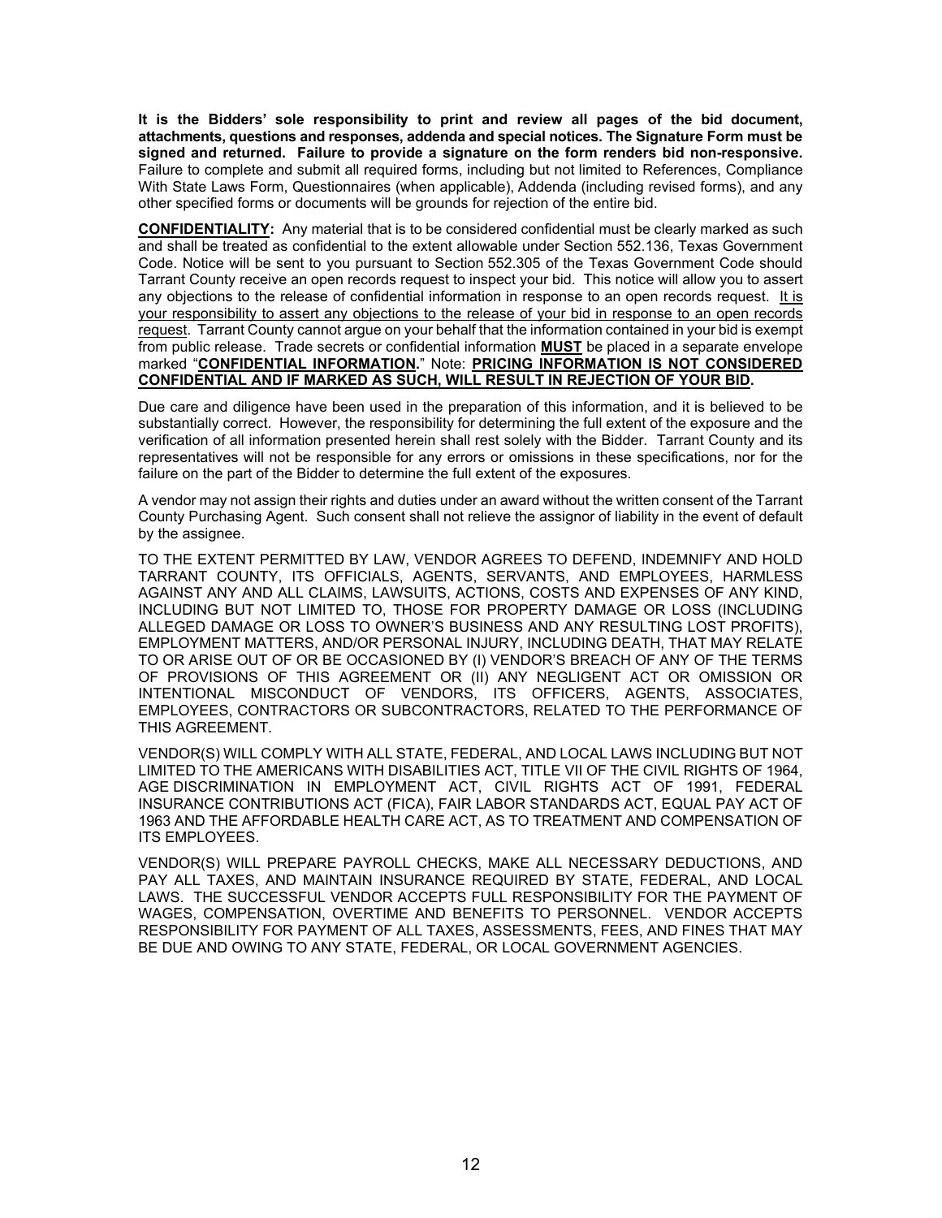**It is the Bidders' sole responsibility to print and review all pages of the bid document, attachments, questions and responses, addenda and special notices. The Signature Form must be signed and returned. Failure to provide a signature on the form renders bid non-responsive.** Failure to complete and submit all required forms, including but not limited to References, Compliance With State Laws Form, Questionnaires (when applicable), Addenda (including revised forms), and any other specified forms or documents will be grounds for rejection of the entire bid.

**CONFIDENTIALITY:** Any material that is to be considered confidential must be clearly marked as such and shall be treated as confidential to the extent allowable under Section 552.136, Texas Government Code. Notice will be sent to you pursuant to Section 552.305 of the Texas Government Code should Tarrant County receive an open records request to inspect your bid. This notice will allow you to assert any objections to the release of confidential information in response to an open records request. It is your responsibility to assert any objections to the release of your bid in response to an open records request. Tarrant County cannot argue on your behalf that the information contained in your bid is exempt from public release. Trade secrets or confidential information **MUST** be placed in a separate envelope marked "**CONFIDENTIAL INFORMATION.**" Note: **PRICING INFORMATION IS NOT CONSIDERED CONFIDENTIAL AND IF MARKED AS SUCH, WILL RESULT IN REJECTION OF YOUR BID.**

Due care and diligence have been used in the preparation of this information, and it is believed to be substantially correct. However, the responsibility for determining the full extent of the exposure and the verification of all information presented herein shall rest solely with the Bidder. Tarrant County and its representatives will not be responsible for any errors or omissions in these specifications, nor for the failure on the part of the Bidder to determine the full extent of the exposures.

A vendor may not assign their rights and duties under an award without the written consent of the Tarrant County Purchasing Agent. Such consent shall not relieve the assignor of liability in the event of default by the assignee.

TO THE EXTENT PERMITTED BY LAW, VENDOR AGREES TO DEFEND, INDEMNIFY AND HOLD TARRANT COUNTY, ITS OFFICIALS, AGENTS, SERVANTS, AND EMPLOYEES, HARMLESS AGAINST ANY AND ALL CLAIMS, LAWSUITS, ACTIONS, COSTS AND EXPENSES OF ANY KIND, INCLUDING BUT NOT LIMITED TO, THOSE FOR PROPERTY DAMAGE OR LOSS (INCLUDING ALLEGED DAMAGE OR LOSS TO OWNER'S BUSINESS AND ANY RESULTING LOST PROFITS), EMPLOYMENT MATTERS, AND/OR PERSONAL INJURY, INCLUDING DEATH, THAT MAY RELATE TO OR ARISE OUT OF OR BE OCCASIONED BY (I) VENDOR'S BREACH OF ANY OF THE TERMS OF PROVISIONS OF THIS AGREEMENT OR (II) ANY NEGLIGENT ACT OR OMISSION OR INTENTIONAL MISCONDUCT OF VENDORS, ITS OFFICERS, AGENTS, ASSOCIATES, EMPLOYEES, CONTRACTORS OR SUBCONTRACTORS, RELATED TO THE PERFORMANCE OF THIS AGREEMENT.

VENDOR(S) WILL COMPLY WITH ALL STATE, FEDERAL, AND LOCAL LAWS INCLUDING BUT NOT LIMITED TO THE AMERICANS WITH DISABILITIES ACT, TITLE VII OF THE CIVIL RIGHTS OF 1964, AGE DISCRIMINATION IN EMPLOYMENT ACT, CIVIL RIGHTS ACT OF 1991, FEDERAL INSURANCE CONTRIBUTIONS ACT (FICA), FAIR LABOR STANDARDS ACT, EQUAL PAY ACT OF 1963 AND THE AFFORDABLE HEALTH CARE ACT, AS TO TREATMENT AND COMPENSATION OF ITS EMPLOYEES.

VENDOR(S) WILL PREPARE PAYROLL CHECKS, MAKE ALL NECESSARY DEDUCTIONS, AND PAY ALL TAXES, AND MAINTAIN INSURANCE REQUIRED BY STATE, FEDERAL, AND LOCAL LAWS. THE SUCCESSFUL VENDOR ACCEPTS FULL RESPONSIBILITY FOR THE PAYMENT OF WAGES, COMPENSATION, OVERTIME AND BENEFITS TO PERSONNEL. VENDOR ACCEPTS RESPONSIBILITY FOR PAYMENT OF ALL TAXES, ASSESSMENTS, FEES, AND FINES THAT MAY BE DUE AND OWING TO ANY STATE, FEDERAL, OR LOCAL GOVERNMENT AGENCIES.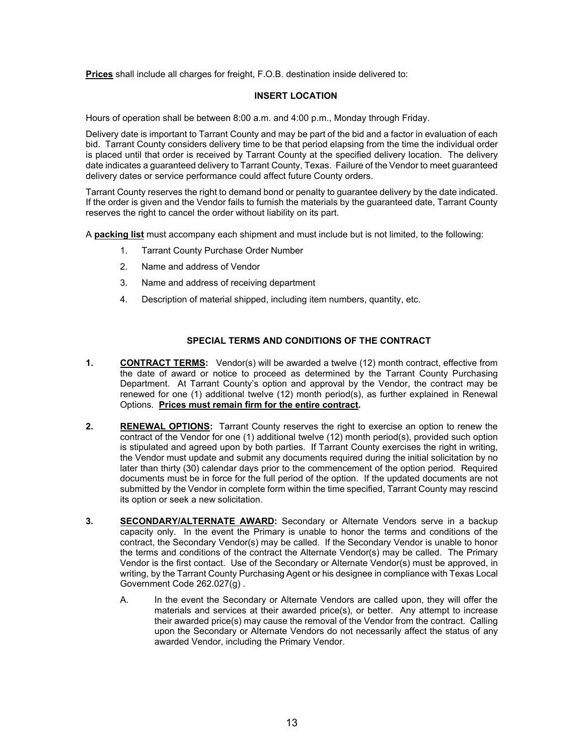**Prices** shall include all charges for freight, F.O.B. destination inside delivered to:

**INSERT LOCATION**

Hours of operation shall be between 8:00 a.m. and 4:00 p.m., Monday through Friday.

Delivery date is important to Tarrant County and may be part of the bid and a factor in evaluation of each bid. Tarrant County considers delivery time to be that period elapsing from the time the individual order is placed until that order is received by Tarrant County at the specified delivery location. The delivery date indicates a guaranteed delivery to Tarrant County, Texas. Failure of the Vendor to meet guaranteed delivery dates or service performance could affect future County orders.

Tarrant County reserves the right to demand bond or penalty to guarantee delivery by the date indicated. If the order is given and the Vendor fails to furnish the materials by the guaranteed date, Tarrant County reserves the right to cancel the order without liability on its part.

A **packing list** must accompany each shipment and must include but is not limited, to the following:

1. Tarrant County Purchase Order Number
2. Name and address of Vendor
3. Name and address of receiving department
4. Description of material shipped, including item numbers, quantity, etc.

## SPECIAL TERMS AND CONDITIONS OF THE CONTRACT

**1. CONTRACT TERMS:** Vendor(s) will be awarded a twelve (12) month contract, effective from the date of award or notice to proceed as determined by the Tarrant County Purchasing Department. At Tarrant County's option and approval by the Vendor, the contract may be renewed for one (1) additional twelve (12) month period(s), as further explained in Renewal Options. **Prices must remain firm for the entire contract.**

**2. RENEWAL OPTIONS:** Tarrant County reserves the right to exercise an option to renew the contract of the Vendor for one (1) additional twelve (12) month period(s), provided such option is stipulated and agreed upon by both parties. If Tarrant County exercises the right in writing, the Vendor must update and submit any documents required during the initial solicitation by no later than thirty (30) calendar days prior to the commencement of the option period. Required documents must be in force for the full period of the option. If the updated documents are not submitted by the Vendor in complete form within the time specified, Tarrant County may rescind its option or seek a new solicitation.

**3. SECONDARY/ALTERNATE AWARD:** Secondary or Alternate Vendors serve in a backup capacity only. In the event the Primary is unable to honor the terms and conditions of the contract, the Secondary Vendor(s) may be called. If the Secondary Vendor is unable to honor the terms and conditions of the contract the Alternate Vendor(s) may be called. The Primary Vendor is the first contact. Use of the Secondary or Alternate Vendor(s) must be approved, in writing, by the Tarrant County Purchasing Agent or his designee in compliance with Texas Local Government Code 262.027(g) .

A. In the event the Secondary or Alternate Vendors are called upon, they will offer the materials and services at their awarded price(s), or better. Any attempt to increase their awarded price(s) may cause the removal of the Vendor from the contract. Calling upon the Secondary or Alternate Vendors do not necessarily affect the status of any awarded Vendor, including the Primary Vendor.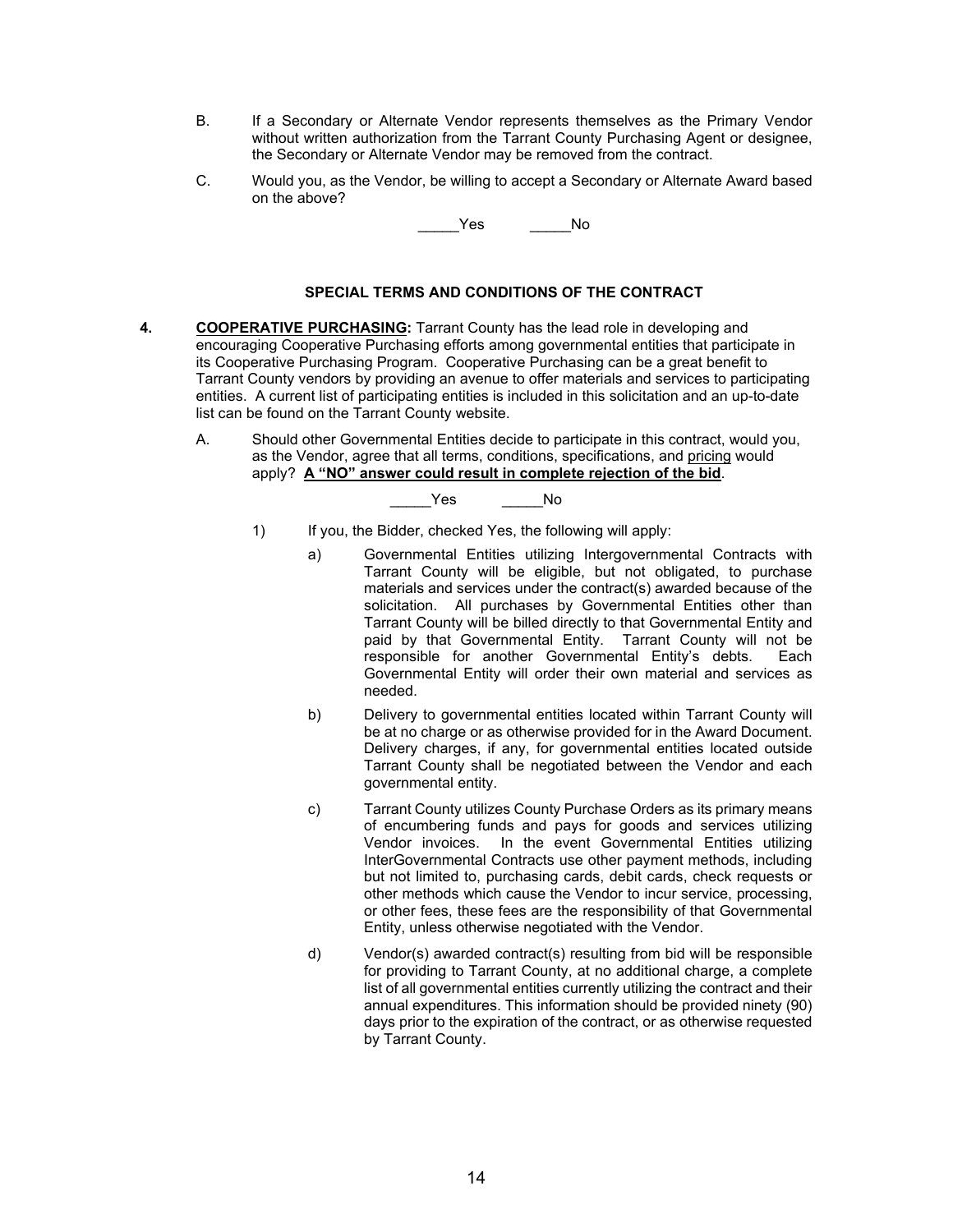B. If a Secondary or Alternate Vendor represents themselves as the Primary Vendor without written authorization from the Tarrant County Purchasing Agent or designee, the Secondary or Alternate Vendor may be removed from the contract.

C. Would you, as the Vendor, be willing to accept a Secondary or Alternate Award based on the above?

_____Yes _____No

## SPECIAL TERMS AND CONDITIONS OF THE CONTRACT

**4. COOPERATIVE PURCHASING:** Tarrant County has the lead role in developing and encouraging Cooperative Purchasing efforts among governmental entities that participate in its Cooperative Purchasing Program. Cooperative Purchasing can be a great benefit to Tarrant County vendors by providing an avenue to offer materials and services to participating entities. A current list of participating entities is included in this solicitation and an up-to-date list can be found on the Tarrant County website.

A. Should other Governmental Entities decide to participate in this contract, would you, as the Vendor, agree that all terms, conditions, specifications, and pricing would apply? **A "NO" answer could result in complete rejection of the bid**.

_____Yes _____No

1) If you, the Bidder, checked Yes, the following will apply:

a) Governmental Entities utilizing Intergovernmental Contracts with Tarrant County will be eligible, but not obligated, to purchase materials and services under the contract(s) awarded because of the solicitation. All purchases by Governmental Entities other than Tarrant County will be billed directly to that Governmental Entity and paid by that Governmental Entity. Tarrant County will not be responsible for another Governmental Entity's debts. Each Governmental Entity will order their own material and services as needed.

b) Delivery to governmental entities located within Tarrant County will be at no charge or as otherwise provided for in the Award Document. Delivery charges, if any, for governmental entities located outside Tarrant County shall be negotiated between the Vendor and each governmental entity.

c) Tarrant County utilizes County Purchase Orders as its primary means of encumbering funds and pays for goods and services utilizing Vendor invoices. In the event Governmental Entities utilizing InterGovernmental Contracts use other payment methods, including but not limited to, purchasing cards, debit cards, check requests or other methods which cause the Vendor to incur service, processing, or other fees, these fees are the responsibility of that Governmental Entity, unless otherwise negotiated with the Vendor.

d) Vendor(s) awarded contract(s) resulting from bid will be responsible for providing to Tarrant County, at no additional charge, a complete list of all governmental entities currently utilizing the contract and their annual expenditures. This information should be provided ninety (90) days prior to the expiration of the contract, or as otherwise requested by Tarrant County.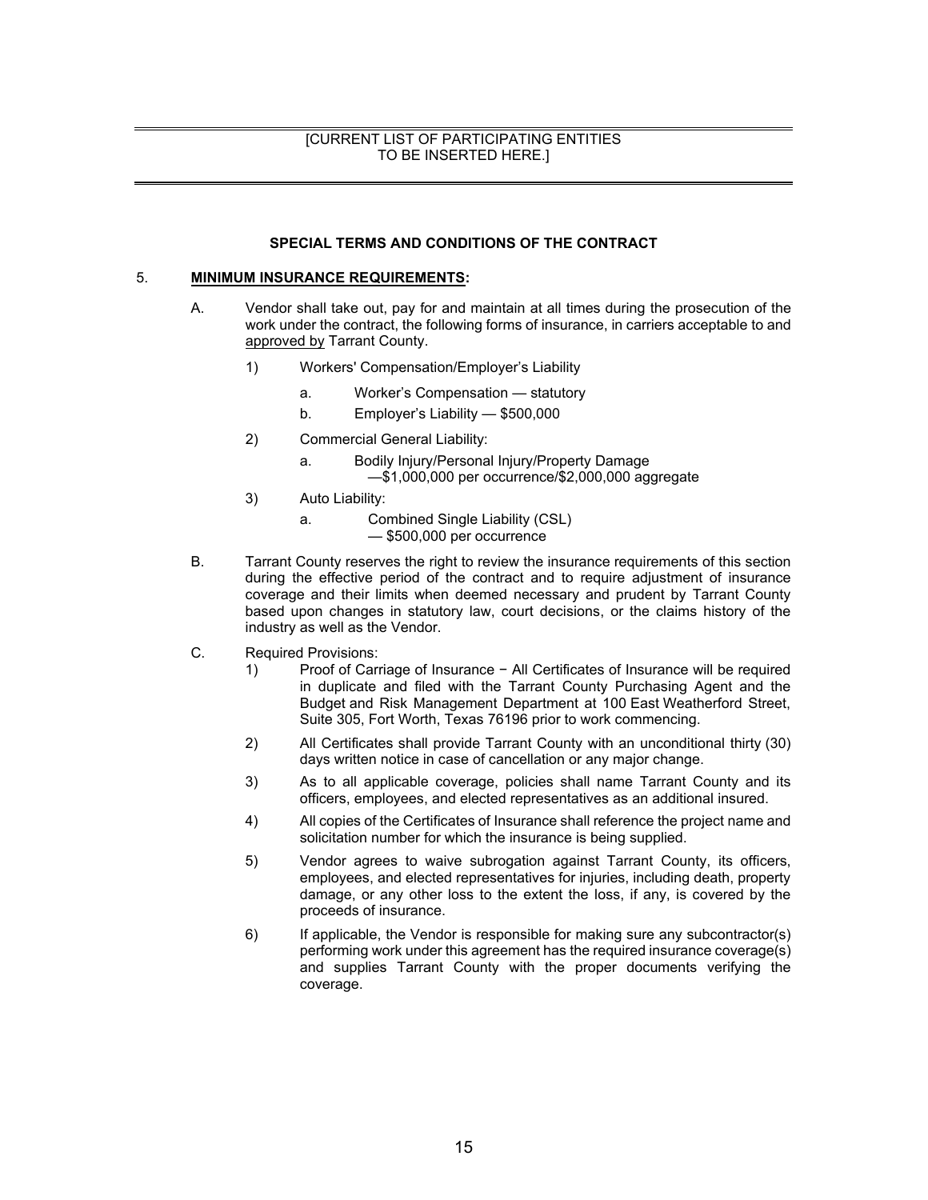---

[CURRENT LIST OF PARTICIPATING ENTITIES
TO BE INSERTED HERE.]

---

**SPECIAL TERMS AND CONDITIONS OF THE CONTRACT**

5. **MINIMUM INSURANCE REQUIREMENTS:**

   A. Vendor shall take out, pay for and maintain at all times during the prosecution of the work under the contract, the following forms of insurance, in carriers acceptable to and approved by Tarrant County.

      1) Workers' Compensation/Employer's Liability

         a. Worker's Compensation — statutory

         b. Employer's Liability — $500,000

      2) Commercial General Liability:

         a. Bodily Injury/Personal Injury/Property Damage
            —$1,000,000 per occurrence/$2,000,000 aggregate

      3) Auto Liability:

         a. Combined Single Liability (CSL)
            — $500,000 per occurrence

   B. Tarrant County reserves the right to review the insurance requirements of this section during the effective period of the contract and to require adjustment of insurance coverage and their limits when deemed necessary and prudent by Tarrant County based upon changes in statutory law, court decisions, or the claims history of the industry as well as the Vendor.

   C. Required Provisions:

      1) Proof of Carriage of Insurance − All Certificates of Insurance will be required in duplicate and filed with the Tarrant County Purchasing Agent and the Budget and Risk Management Department at 100 East Weatherford Street, Suite 305, Fort Worth, Texas 76196 prior to work commencing.

      2) All Certificates shall provide Tarrant County with an unconditional thirty (30) days written notice in case of cancellation or any major change.

      3) As to all applicable coverage, policies shall name Tarrant County and its officers, employees, and elected representatives as an additional insured.

      4) All copies of the Certificates of Insurance shall reference the project name and solicitation number for which the insurance is being supplied.

      5) Vendor agrees to waive subrogation against Tarrant County, its officers, employees, and elected representatives for injuries, including death, property damage, or any other loss to the extent the loss, if any, is covered by the proceeds of insurance.

      6) If applicable, the Vendor is responsible for making sure any subcontractor(s) performing work under this agreement has the required insurance coverage(s) and supplies Tarrant County with the proper documents verifying the coverage.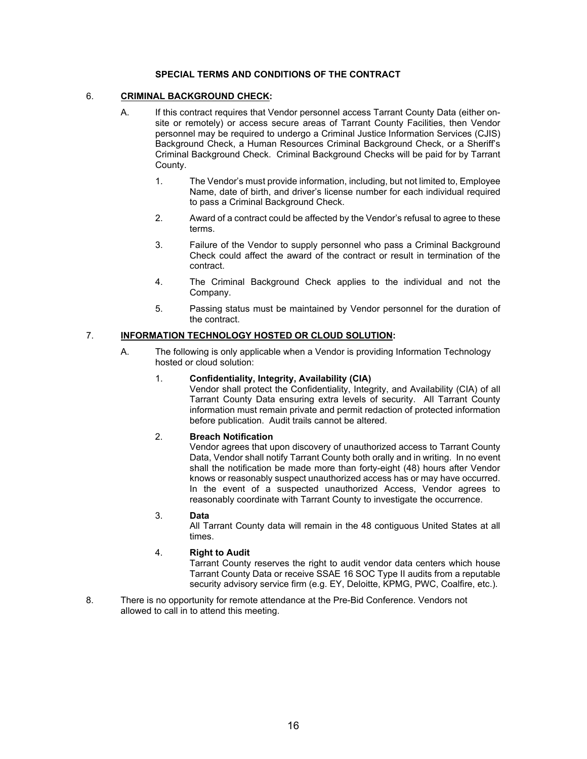## SPECIAL TERMS AND CONDITIONS OF THE CONTRACT

6. **<u>CRIMINAL BACKGROUND CHECK</u>:**

   A. If this contract requires that Vendor personnel access Tarrant County Data (either on-site or remotely) or access secure areas of Tarrant County Facilities, then Vendor personnel may be required to undergo a Criminal Justice Information Services (CJIS) Background Check, a Human Resources Criminal Background Check, or a Sheriff's Criminal Background Check. Criminal Background Checks will be paid for by Tarrant County.

      1. The Vendor's must provide information, including, but not limited to, Employee Name, date of birth, and driver's license number for each individual required to pass a Criminal Background Check.

      2. Award of a contract could be affected by the Vendor's refusal to agree to these terms.

      3. Failure of the Vendor to supply personnel who pass a Criminal Background Check could affect the award of the contract or result in termination of the contract.

      4. The Criminal Background Check applies to the individual and not the Company.

      5. Passing status must be maintained by Vendor personnel for the duration of the contract.

7. **<u>INFORMATION TECHNOLOGY HOSTED OR CLOUD SOLUTION</u>:**

   A. The following is only applicable when a Vendor is providing Information Technology hosted or cloud solution:

      1. **Confidentiality, Integrity, Availability (CIA)**
         Vendor shall protect the Confidentiality, Integrity, and Availability (CIA) of all Tarrant County Data ensuring extra levels of security. All Tarrant County information must remain private and permit redaction of protected information before publication. Audit trails cannot be altered.

      2. **Breach Notification**
         Vendor agrees that upon discovery of unauthorized access to Tarrant County Data, Vendor shall notify Tarrant County both orally and in writing. In no event shall the notification be made more than forty-eight (48) hours after Vendor knows or reasonably suspect unauthorized access has or may have occurred. In the event of a suspected unauthorized Access, Vendor agrees to reasonably coordinate with Tarrant County to investigate the occurrence.

      3. **Data**
         All Tarrant County data will remain in the 48 contiguous United States at all times.

      4. **Right to Audit**
         Tarrant County reserves the right to audit vendor data centers which house Tarrant County Data or receive SSAE 16 SOC Type II audits from a reputable security advisory service firm (e.g. EY, Deloitte, KPMG, PWC, Coalfire, etc.).

8. There is no opportunity for remote attendance at the Pre-Bid Conference. Vendors not allowed to call in to attend this meeting.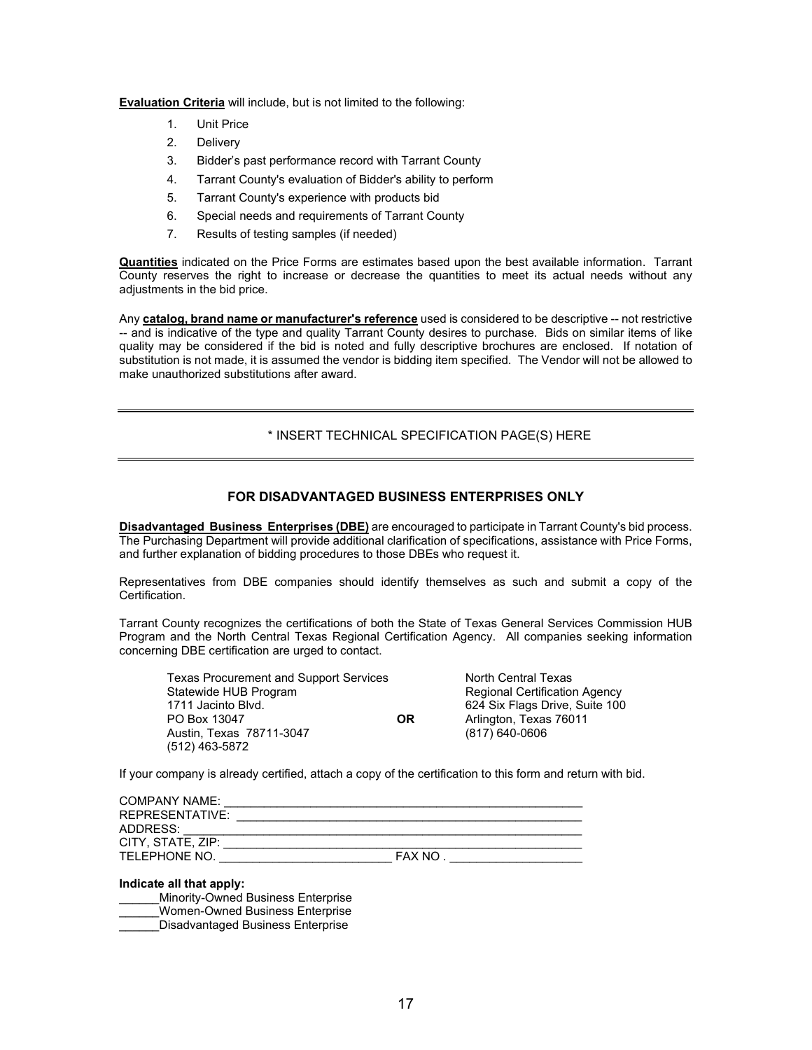**Evaluation Criteria** will include, but is not limited to the following:

1. Unit Price
2. Delivery
3. Bidder's past performance record with Tarrant County
4. Tarrant County's evaluation of Bidder's ability to perform
5. Tarrant County's experience with products bid
6. Special needs and requirements of Tarrant County
7. Results of testing samples (if needed)

**Quantities** indicated on the Price Forms are estimates based upon the best available information. Tarrant County reserves the right to increase or decrease the quantities to meet its actual needs without any adjustments in the bid price.

Any **catalog, brand name or manufacturer's reference** used is considered to be descriptive -- not restrictive -- and is indicative of the type and quality Tarrant County desires to purchase. Bids on similar items of like quality may be considered if the bid is noted and fully descriptive brochures are enclosed. If notation of substitution is not made, it is assumed the vendor is bidding item specified. The Vendor will not be allowed to make unauthorized substitutions after award.

---

\* INSERT TECHNICAL SPECIFICATION PAGE(S) HERE

---

## FOR DISADVANTAGED BUSINESS ENTERPRISES ONLY

**Disadvantaged Business Enterprises (DBE)** are encouraged to participate in Tarrant County's bid process. The Purchasing Department will provide additional clarification of specifications, assistance with Price Forms, and further explanation of bidding procedures to those DBEs who request it.

Representatives from DBE companies should identify themselves as such and submit a copy of the Certification.

Tarrant County recognizes the certifications of both the State of Texas General Services Commission HUB Program and the North Central Texas Regional Certification Agency. All companies seeking information concerning DBE certification are urged to contact.

| | | |
|---|---|---|
| Texas Procurement and Support Services<br>Statewide HUB Program<br>1711 Jacinto Blvd.<br>PO Box 13047<br>Austin, Texas 78711-3047<br>(512) 463-5872 | **OR** | North Central Texas<br>Regional Certification Agency<br>624 Six Flags Drive, Suite 100<br>Arlington, Texas 76011<br>(817) 640-0606 |

If your company is already certified, attach a copy of the certification to this form and return with bid.

COMPANY NAME: \_\_\_\_\_\_\_\_\_\_\_\_\_\_\_\_\_\_\_\_\_\_\_\_\_\_\_\_\_\_\_\_\_\_\_\_\_\_\_\_\_\_\_\_\_\_\_\_

REPRESENTATIVE: \_\_\_\_\_\_\_\_\_\_\_\_\_\_\_\_\_\_\_\_\_\_\_\_\_\_\_\_\_\_\_\_\_\_\_\_\_\_\_\_\_\_\_\_\_\_

ADDRESS: \_\_\_\_\_\_\_\_\_\_\_\_\_\_\_\_\_\_\_\_\_\_\_\_\_\_\_\_\_\_\_\_\_\_\_\_\_\_\_\_\_\_\_\_\_\_\_\_\_\_\_\_

CITY, STATE, ZIP: \_\_\_\_\_\_\_\_\_\_\_\_\_\_\_\_\_\_\_\_\_\_\_\_\_\_\_\_\_\_\_\_\_\_\_\_\_\_\_\_\_\_\_\_\_\_

TELEPHONE NO. \_\_\_\_\_\_\_\_\_\_\_\_\_\_\_\_\_\_\_\_\_\_\_ FAX NO . \_\_\_\_\_\_\_\_\_\_\_\_\_\_\_\_\_\_

**Indicate all that apply:**

\_\_\_\_\_\_Minority-Owned Business Enterprise

\_\_\_\_\_\_Women-Owned Business Enterprise

\_\_\_\_\_\_Disadvantaged Business Enterprise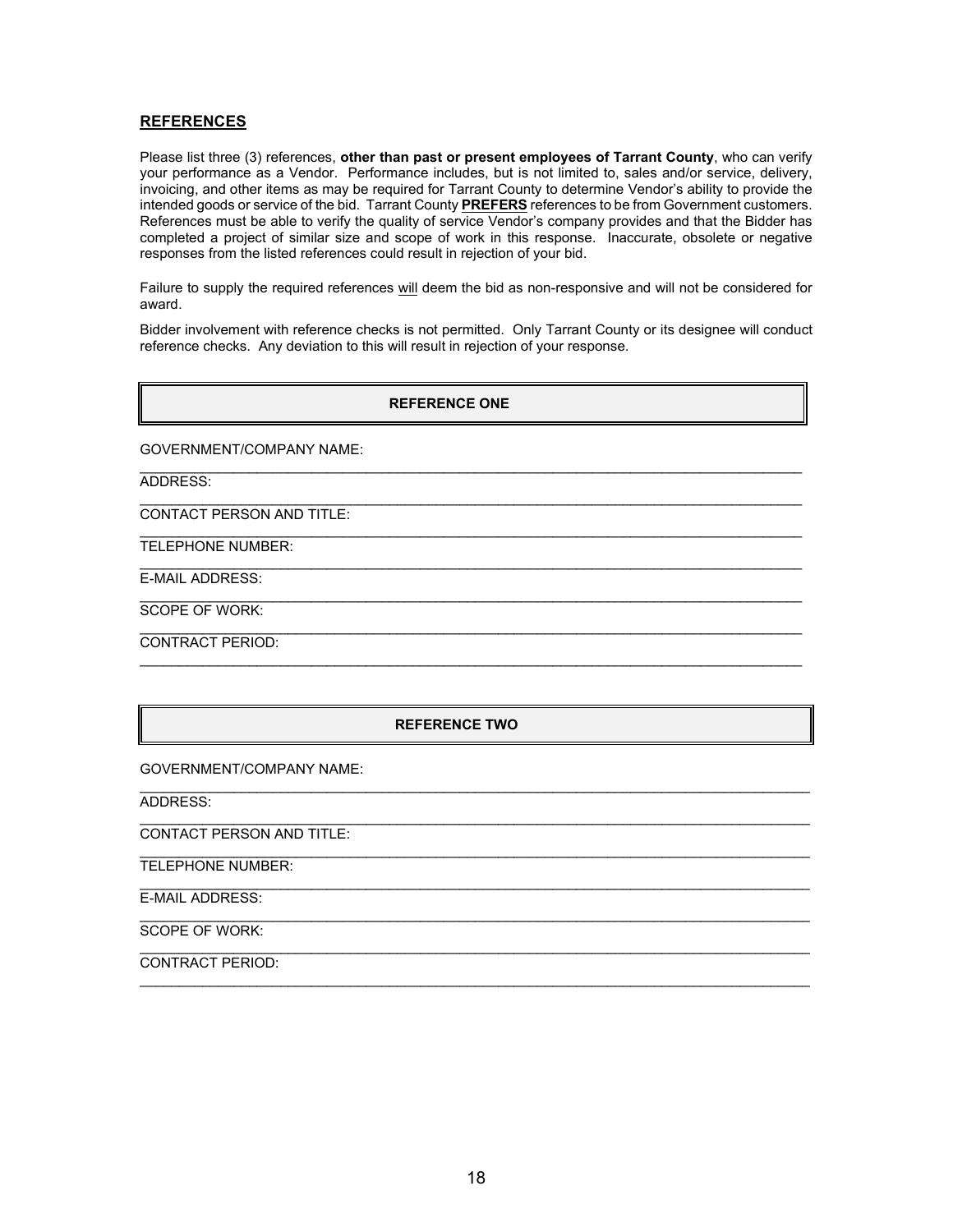## REFERENCES

Please list three (3) references, **other than past or present employees of Tarrant County**, who can verify your performance as a Vendor. Performance includes, but is not limited to, sales and/or service, delivery, invoicing, and other items as may be required for Tarrant County to determine Vendor's ability to provide the intended goods or service of the bid. Tarrant County **PREFERS** references to be from Government customers. References must be able to verify the quality of service Vendor's company provides and that the Bidder has completed a project of similar size and scope of work in this response. Inaccurate, obsolete or negative responses from the listed references could result in rejection of your bid.

Failure to supply the required references will deem the bid as non-responsive and will not be considered for award.

Bidder involvement with reference checks is not permitted. Only Tarrant County or its designee will conduct reference checks. Any deviation to this will result in rejection of your response.

| **REFERENCE ONE** |
|---|

GOVERNMENT/COMPANY NAME:
______________________________________________________________________________

ADDRESS:
______________________________________________________________________________

CONTACT PERSON AND TITLE:
______________________________________________________________________________

TELEPHONE NUMBER:
______________________________________________________________________________

E-MAIL ADDRESS:
______________________________________________________________________________

SCOPE OF WORK:
______________________________________________________________________________

CONTRACT PERIOD:
______________________________________________________________________________

| **REFERENCE TWO** |
|---|

GOVERNMENT/COMPANY NAME:
______________________________________________________________________________

ADDRESS:
______________________________________________________________________________

CONTACT PERSON AND TITLE:
______________________________________________________________________________

TELEPHONE NUMBER:
______________________________________________________________________________

E-MAIL ADDRESS:
______________________________________________________________________________

SCOPE OF WORK:
______________________________________________________________________________

CONTRACT PERIOD:
______________________________________________________________________________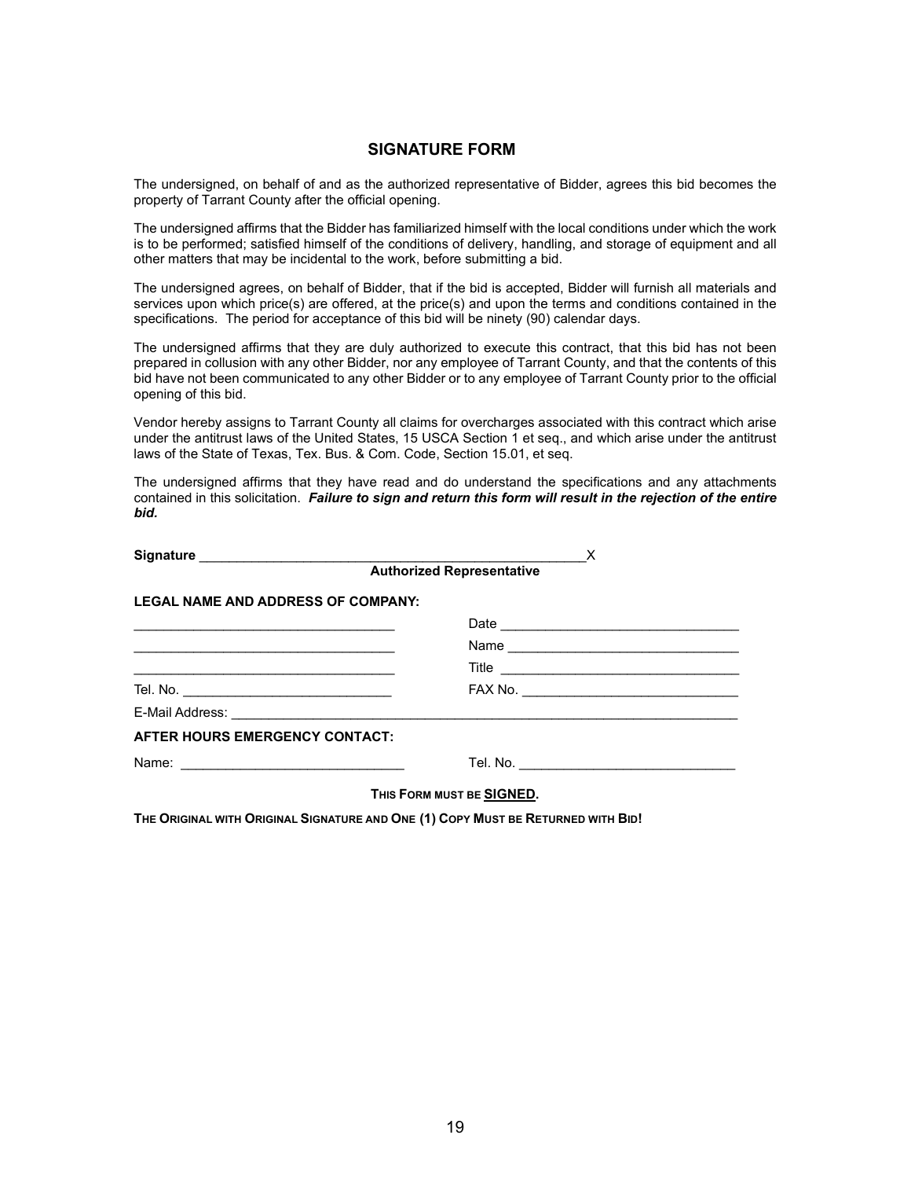## SIGNATURE FORM

The undersigned, on behalf of and as the authorized representative of Bidder, agrees this bid becomes the property of Tarrant County after the official opening.

The undersigned affirms that the Bidder has familiarized himself with the local conditions under which the work is to be performed; satisfied himself of the conditions of delivery, handling, and storage of equipment and all other matters that may be incidental to the work, before submitting a bid.

The undersigned agrees, on behalf of Bidder, that if the bid is accepted, Bidder will furnish all materials and services upon which price(s) are offered, at the price(s) and upon the terms and conditions contained in the specifications. The period for acceptance of this bid will be ninety (90) calendar days.

The undersigned affirms that they are duly authorized to execute this contract, that this bid has not been prepared in collusion with any other Bidder, nor any employee of Tarrant County, and that the contents of this bid have not been communicated to any other Bidder or to any employee of Tarrant County prior to the official opening of this bid.

Vendor hereby assigns to Tarrant County all claims for overcharges associated with this contract which arise under the antitrust laws of the United States, 15 USCA Section 1 et seq., and which arise under the antitrust laws of the State of Texas, Tex. Bus. & Com. Code, Section 15.01, et seq.

The undersigned affirms that they have read and do understand the specifications and any attachments contained in this solicitation. ***Failure to sign and return this form will result in the rejection of the entire bid.***

**Signature** ____________________________________________________X
**Authorized Representative**

**LEGAL NAME AND ADDRESS OF COMPANY:**

___________________________________ Date _______________________________

___________________________________ Name _______________________________

___________________________________ Title ________________________________

Tel. No. ____________________________ FAX No. ____________________________

E-Mail Address: ______________________________________________________________

**AFTER HOURS EMERGENCY CONTACT:**

Name: ______________________________ Tel. No. ____________________________

**THIS FORM MUST BE SIGNED.**

**THE ORIGINAL WITH ORIGINAL SIGNATURE AND ONE (1) COPY MUST BE RETURNED WITH BID!**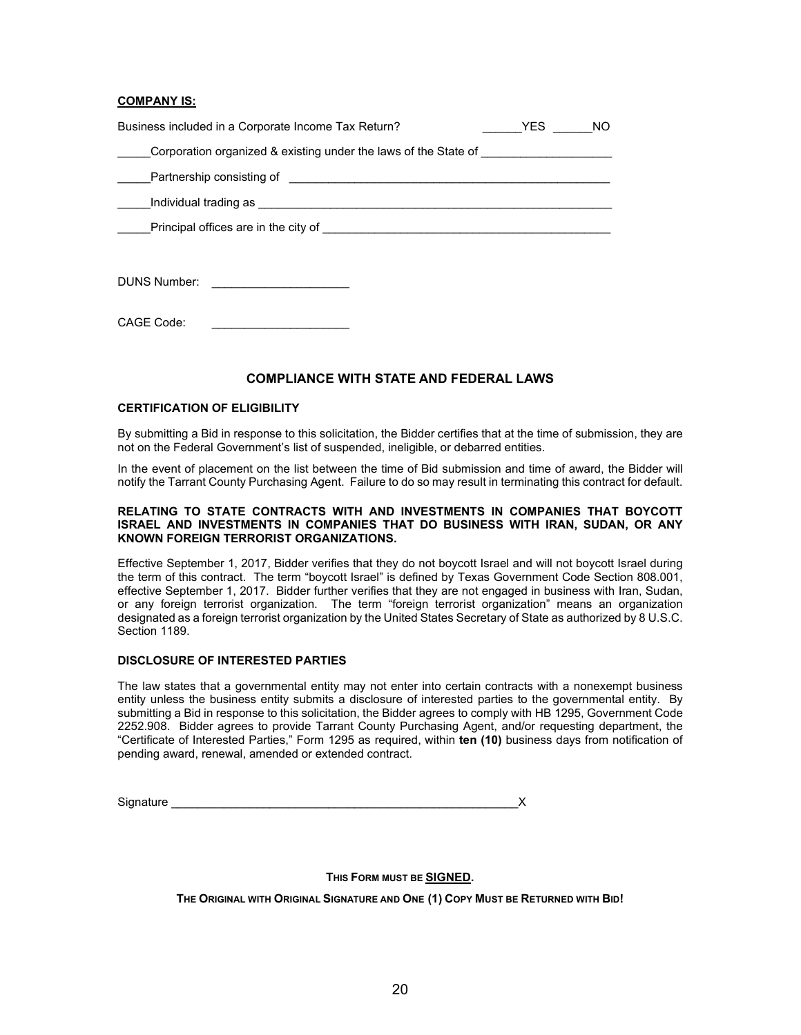**COMPANY IS:**

Business included in a Corporate Income Tax Return? ______YES ______NO

_____Corporation organized & existing under the laws of the State of ___________________

_____Partnership consisting of _________________________________________________

_____Individual trading as _____________________________________________________

_____Principal offices are in the city of __________________________________________

DUNS Number: _____________________

CAGE Code: _____________________

## COMPLIANCE WITH STATE AND FEDERAL LAWS

### CERTIFICATION OF ELIGIBILITY

By submitting a Bid in response to this solicitation, the Bidder certifies that at the time of submission, they are not on the Federal Government's list of suspended, ineligible, or debarred entities.

In the event of placement on the list between the time of Bid submission and time of award, the Bidder will notify the Tarrant County Purchasing Agent. Failure to do so may result in terminating this contract for default.

### RELATING TO STATE CONTRACTS WITH AND INVESTMENTS IN COMPANIES THAT BOYCOTT ISRAEL AND INVESTMENTS IN COMPANIES THAT DO BUSINESS WITH IRAN, SUDAN, OR ANY KNOWN FOREIGN TERRORIST ORGANIZATIONS.

Effective September 1, 2017, Bidder verifies that they do not boycott Israel and will not boycott Israel during the term of this contract. The term "boycott Israel" is defined by Texas Government Code Section 808.001, effective September 1, 2017. Bidder further verifies that they are not engaged in business with Iran, Sudan, or any foreign terrorist organization. The term "foreign terrorist organization" means an organization designated as a foreign terrorist organization by the United States Secretary of State as authorized by 8 U.S.C. Section 1189.

### DISCLOSURE OF INTERESTED PARTIES

The law states that a governmental entity may not enter into certain contracts with a nonexempt business entity unless the business entity submits a disclosure of interested parties to the governmental entity. By submitting a Bid in response to this solicitation, the Bidder agrees to comply with HB 1295, Government Code 2252.908. Bidder agrees to provide Tarrant County Purchasing Agent, and/or requesting department, the "Certificate of Interested Parties," Form 1295 as required, within **ten (10)** business days from notification of pending award, renewal, amended or extended contract.

Signature ____________________________________________________X

**THIS FORM MUST BE SIGNED.**

**THE ORIGINAL WITH ORIGINAL SIGNATURE AND ONE (1) COPY MUST BE RETURNED WITH BID!**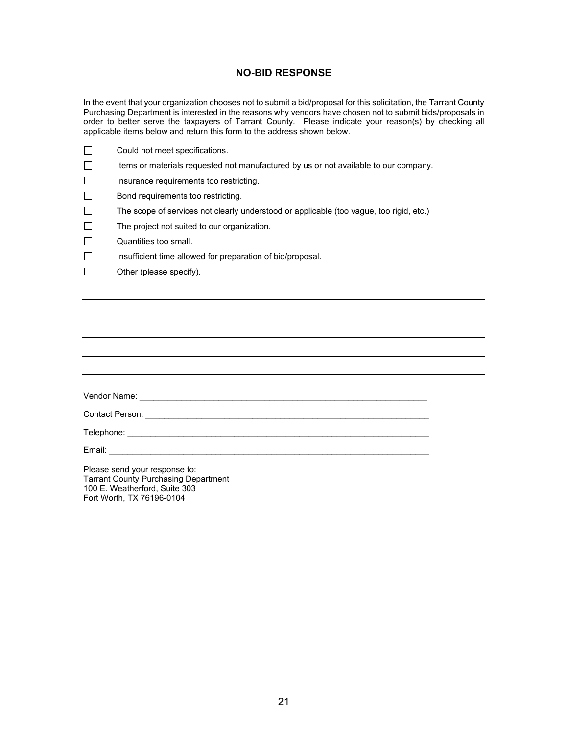# NO-BID RESPONSE

In the event that your organization chooses not to submit a bid/proposal for this solicitation, the Tarrant County Purchasing Department is interested in the reasons why vendors have chosen not to submit bids/proposals in order to better serve the taxpayers of Tarrant County. Please indicate your reason(s) by checking all applicable items below and return this form to the address shown below.

- ☐ Could not meet specifications.
- ☐ Items or materials requested not manufactured by us or not available to our company.
- ☐ Insurance requirements too restricting.
- ☐ Bond requirements too restricting.
- ☐ The scope of services not clearly understood or applicable (too vague, too rigid, etc.)
- ☐ The project not suited to our organization.
- ☐ Quantities too small.
- ☐ Insufficient time allowed for preparation of bid/proposal.
- ☐ Other (please specify).

_______________________________________________________________________________

_______________________________________________________________________________

_______________________________________________________________________________

_______________________________________________________________________________

_______________________________________________________________________________

Vendor Name: ______________________________________________________________

Contact Person: _____________________________________________________________

Telephone: _________________________________________________________________

Email: _____________________________________________________________________

Please send your response to:
Tarrant County Purchasing Department
100 E. Weatherford, Suite 303
Fort Worth, TX 76196-0104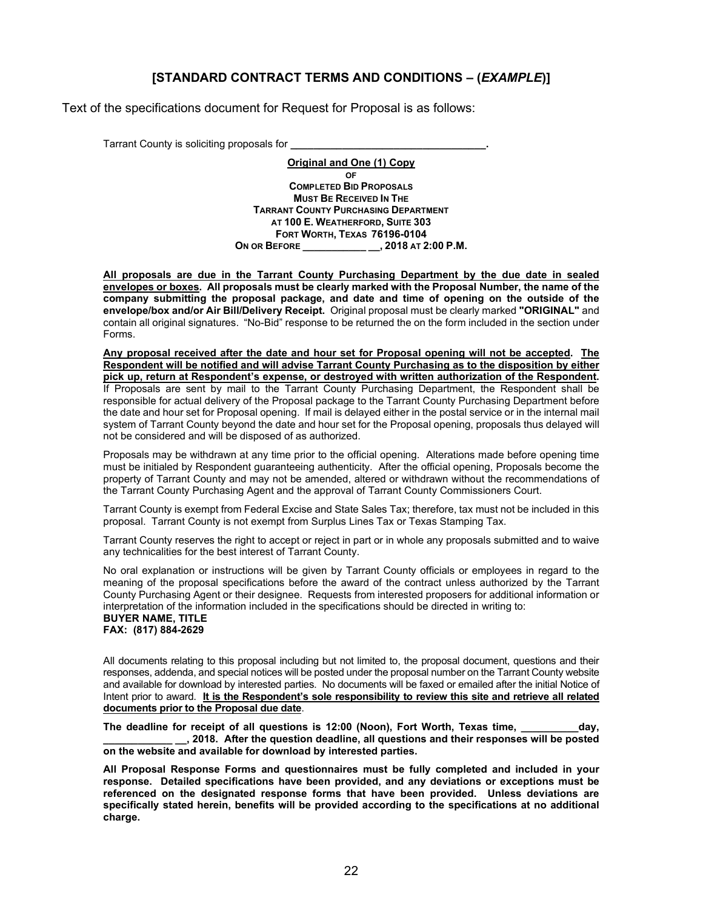## [STANDARD CONTRACT TERMS AND CONDITIONS – (*EXAMPLE*)]

Text of the specifications document for Request for Proposal is as follows:

Tarrant County is soliciting proposals for **_________________________________.**

**Original and One (1) Copy**
**OF**
**COMPLETED BID PROPOSALS**
**MUST BE RECEIVED IN THE**
**TARRANT COUNTY PURCHASING DEPARTMENT**
**AT 100 E. WEATHERFORD, SUITE 303**
**FORT WORTH, TEXAS 76196-0104**
**ON OR BEFORE ___________ __, 2018 AT 2:00 P.M.**

**All proposals are due in the Tarrant County Purchasing Department by the due date in sealed envelopes or boxes. All proposals must be clearly marked with the Proposal Number, the name of the company submitting the proposal package, and date and time of opening on the outside of the envelope/box and/or Air Bill/Delivery Receipt.** Original proposal must be clearly marked **"ORIGINAL"** and contain all original signatures. "No-Bid" response to be returned the on the form included in the section under Forms.

**Any proposal received after the date and hour set for Proposal opening will not be accepted. The Respondent will be notified and will advise Tarrant County Purchasing as to the disposition by either pick up, return at Respondent's expense, or destroyed with written authorization of the Respondent.** If Proposals are sent by mail to the Tarrant County Purchasing Department, the Respondent shall be responsible for actual delivery of the Proposal package to the Tarrant County Purchasing Department before the date and hour set for Proposal opening. If mail is delayed either in the postal service or in the internal mail system of Tarrant County beyond the date and hour set for the Proposal opening, proposals thus delayed will not be considered and will be disposed of as authorized.

Proposals may be withdrawn at any time prior to the official opening. Alterations made before opening time must be initialed by Respondent guaranteeing authenticity. After the official opening, Proposals become the property of Tarrant County and may not be amended, altered or withdrawn without the recommendations of the Tarrant County Purchasing Agent and the approval of Tarrant County Commissioners Court.

Tarrant County is exempt from Federal Excise and State Sales Tax; therefore, tax must not be included in this proposal. Tarrant County is not exempt from Surplus Lines Tax or Texas Stamping Tax.

Tarrant County reserves the right to accept or reject in part or in whole any proposals submitted and to waive any technicalities for the best interest of Tarrant County.

No oral explanation or instructions will be given by Tarrant County officials or employees in regard to the meaning of the proposal specifications before the award of the contract unless authorized by the Tarrant County Purchasing Agent or their designee. Requests from interested proposers for additional information or interpretation of the information included in the specifications should be directed in writing to:
**BUYER NAME, TITLE**
**FAX: (817) 884-2629**

All documents relating to this proposal including but not limited to, the proposal document, questions and their responses, addenda, and special notices will be posted under the proposal number on the Tarrant County website and available for download by interested parties. No documents will be faxed or emailed after the initial Notice of Intent prior to award. **It is the Respondent's sole responsibility to review this site and retrieve all related documents prior to the Proposal due date**.

**The deadline for receipt of all questions is 12:00 (Noon), Fort Worth, Texas time, __________day, ____________ __, 2018. After the question deadline, all questions and their responses will be posted on the website and available for download by interested parties.**

**All Proposal Response Forms and questionnaires must be fully completed and included in your response. Detailed specifications have been provided, and any deviations or exceptions must be referenced on the designated response forms that have been provided. Unless deviations are specifically stated herein, benefits will be provided according to the specifications at no additional charge.**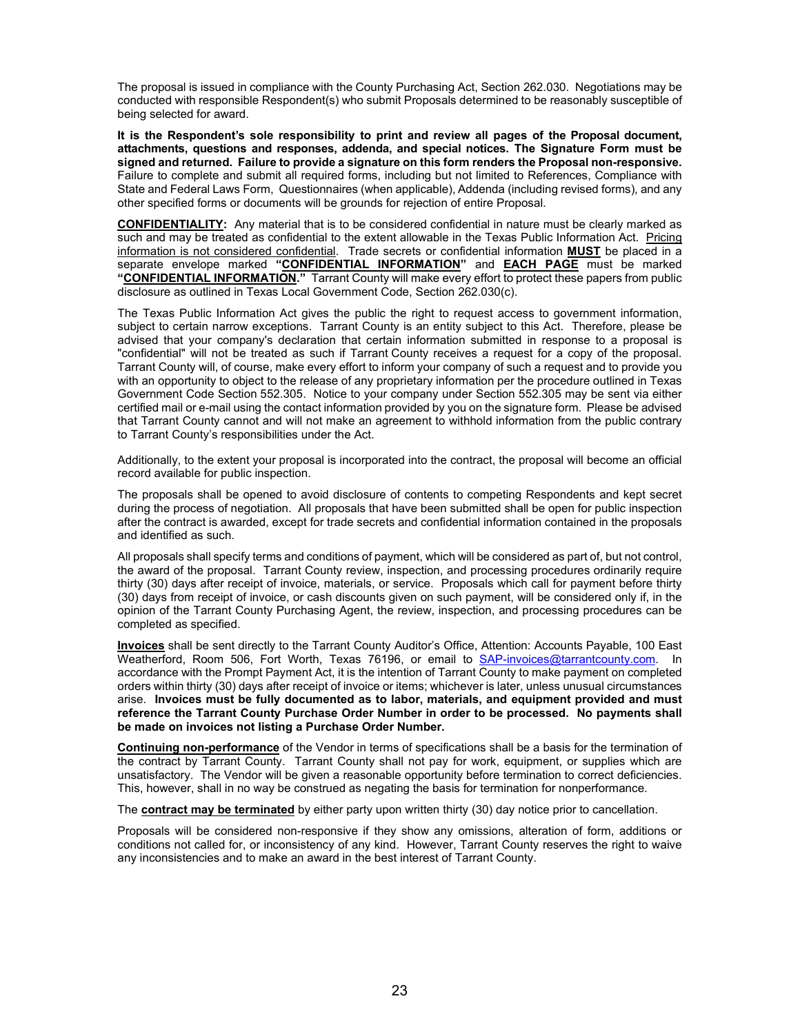The proposal is issued in compliance with the County Purchasing Act, Section 262.030. Negotiations may be conducted with responsible Respondent(s) who submit Proposals determined to be reasonably susceptible of being selected for award.

**It is the Respondent's sole responsibility to print and review all pages of the Proposal document, attachments, questions and responses, addenda, and special notices. The Signature Form must be signed and returned. Failure to provide a signature on this form renders the Proposal non-responsive.** Failure to complete and submit all required forms, including but not limited to References, Compliance with State and Federal Laws Form, Questionnaires (when applicable), Addenda (including revised forms), and any other specified forms or documents will be grounds for rejection of entire Proposal.

**CONFIDENTIALITY:** Any material that is to be considered confidential in nature must be clearly marked as such and may be treated as confidential to the extent allowable in the Texas Public Information Act. Pricing information is not considered confidential. Trade secrets or confidential information **MUST** be placed in a separate envelope marked **"CONFIDENTIAL INFORMATION"** and **EACH PAGE** must be marked **"CONFIDENTIAL INFORMATION."** Tarrant County will make every effort to protect these papers from public disclosure as outlined in Texas Local Government Code, Section 262.030(c).

The Texas Public Information Act gives the public the right to request access to government information, subject to certain narrow exceptions. Tarrant County is an entity subject to this Act. Therefore, please be advised that your company's declaration that certain information submitted in response to a proposal is "confidential" will not be treated as such if Tarrant County receives a request for a copy of the proposal. Tarrant County will, of course, make every effort to inform your company of such a request and to provide you with an opportunity to object to the release of any proprietary information per the procedure outlined in Texas Government Code Section 552.305. Notice to your company under Section 552.305 may be sent via either certified mail or e-mail using the contact information provided by you on the signature form. Please be advised that Tarrant County cannot and will not make an agreement to withhold information from the public contrary to Tarrant County's responsibilities under the Act.

Additionally, to the extent your proposal is incorporated into the contract, the proposal will become an official record available for public inspection.

The proposals shall be opened to avoid disclosure of contents to competing Respondents and kept secret during the process of negotiation. All proposals that have been submitted shall be open for public inspection after the contract is awarded, except for trade secrets and confidential information contained in the proposals and identified as such.

All proposals shall specify terms and conditions of payment, which will be considered as part of, but not control, the award of the proposal. Tarrant County review, inspection, and processing procedures ordinarily require thirty (30) days after receipt of invoice, materials, or service. Proposals which call for payment before thirty (30) days from receipt of invoice, or cash discounts given on such payment, will be considered only if, in the opinion of the Tarrant County Purchasing Agent, the review, inspection, and processing procedures can be completed as specified.

**Invoices** shall be sent directly to the Tarrant County Auditor's Office, Attention: Accounts Payable, 100 East Weatherford, Room 506, Fort Worth, Texas 76196, or email to SAP-invoices@tarrantcounty.com. In accordance with the Prompt Payment Act, it is the intention of Tarrant County to make payment on completed orders within thirty (30) days after receipt of invoice or items; whichever is later, unless unusual circumstances arise. **Invoices must be fully documented as to labor, materials, and equipment provided and must reference the Tarrant County Purchase Order Number in order to be processed. No payments shall be made on invoices not listing a Purchase Order Number.**

**Continuing non-performance** of the Vendor in terms of specifications shall be a basis for the termination of the contract by Tarrant County. Tarrant County shall not pay for work, equipment, or supplies which are unsatisfactory. The Vendor will be given a reasonable opportunity before termination to correct deficiencies. This, however, shall in no way be construed as negating the basis for termination for nonperformance.

The **contract may be terminated** by either party upon written thirty (30) day notice prior to cancellation.

Proposals will be considered non-responsive if they show any omissions, alteration of form, additions or conditions not called for, or inconsistency of any kind. However, Tarrant County reserves the right to waive any inconsistencies and to make an award in the best interest of Tarrant County.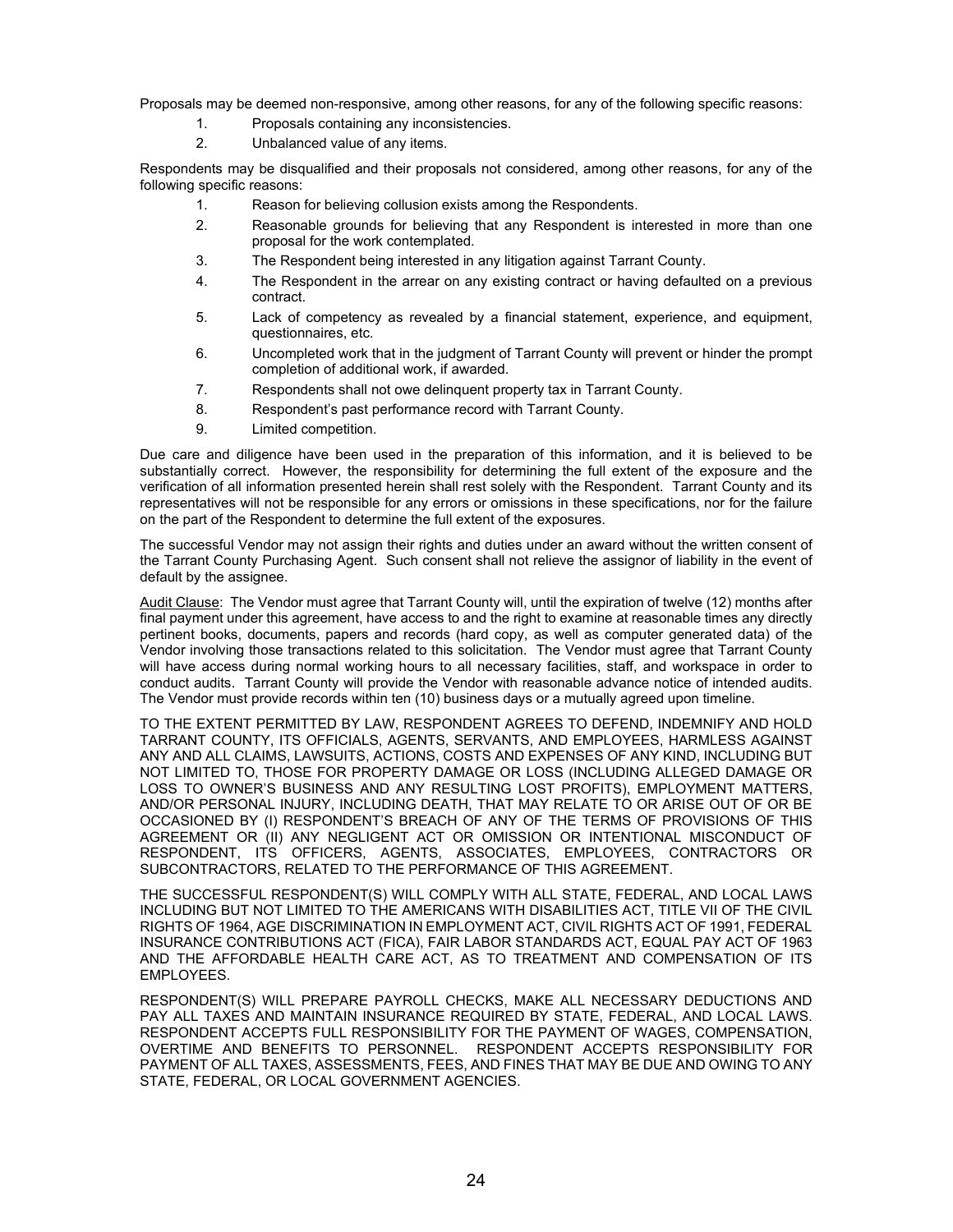Proposals may be deemed non-responsive, among other reasons, for any of the following specific reasons:

1. Proposals containing any inconsistencies.
2. Unbalanced value of any items.

Respondents may be disqualified and their proposals not considered, among other reasons, for any of the following specific reasons:

1. Reason for believing collusion exists among the Respondents.
2. Reasonable grounds for believing that any Respondent is interested in more than one proposal for the work contemplated.
3. The Respondent being interested in any litigation against Tarrant County.
4. The Respondent in the arrear on any existing contract or having defaulted on a previous contract.
5. Lack of competency as revealed by a financial statement, experience, and equipment, questionnaires, etc.
6. Uncompleted work that in the judgment of Tarrant County will prevent or hinder the prompt completion of additional work, if awarded.
7. Respondents shall not owe delinquent property tax in Tarrant County.
8. Respondent's past performance record with Tarrant County.
9. Limited competition.

Due care and diligence have been used in the preparation of this information, and it is believed to be substantially correct. However, the responsibility for determining the full extent of the exposure and the verification of all information presented herein shall rest solely with the Respondent. Tarrant County and its representatives will not be responsible for any errors or omissions in these specifications, nor for the failure on the part of the Respondent to determine the full extent of the exposures.

The successful Vendor may not assign their rights and duties under an award without the written consent of the Tarrant County Purchasing Agent. Such consent shall not relieve the assignor of liability in the event of default by the assignee.

Audit Clause: The Vendor must agree that Tarrant County will, until the expiration of twelve (12) months after final payment under this agreement, have access to and the right to examine at reasonable times any directly pertinent books, documents, papers and records (hard copy, as well as computer generated data) of the Vendor involving those transactions related to this solicitation. The Vendor must agree that Tarrant County will have access during normal working hours to all necessary facilities, staff, and workspace in order to conduct audits. Tarrant County will provide the Vendor with reasonable advance notice of intended audits. The Vendor must provide records within ten (10) business days or a mutually agreed upon timeline.

TO THE EXTENT PERMITTED BY LAW, RESPONDENT AGREES TO DEFEND, INDEMNIFY AND HOLD TARRANT COUNTY, ITS OFFICIALS, AGENTS, SERVANTS, AND EMPLOYEES, HARMLESS AGAINST ANY AND ALL CLAIMS, LAWSUITS, ACTIONS, COSTS AND EXPENSES OF ANY KIND, INCLUDING BUT NOT LIMITED TO, THOSE FOR PROPERTY DAMAGE OR LOSS (INCLUDING ALLEGED DAMAGE OR LOSS TO OWNER'S BUSINESS AND ANY RESULTING LOST PROFITS), EMPLOYMENT MATTERS, AND/OR PERSONAL INJURY, INCLUDING DEATH, THAT MAY RELATE TO OR ARISE OUT OF OR BE OCCASIONED BY (I) RESPONDENT'S BREACH OF ANY OF THE TERMS OF PROVISIONS OF THIS AGREEMENT OR (II) ANY NEGLIGENT ACT OR OMISSION OR INTENTIONAL MISCONDUCT OF RESPONDENT, ITS OFFICERS, AGENTS, ASSOCIATES, EMPLOYEES, CONTRACTORS OR SUBCONTRACTORS, RELATED TO THE PERFORMANCE OF THIS AGREEMENT.

THE SUCCESSFUL RESPONDENT(S) WILL COMPLY WITH ALL STATE, FEDERAL, AND LOCAL LAWS INCLUDING BUT NOT LIMITED TO THE AMERICANS WITH DISABILITIES ACT, TITLE VII OF THE CIVIL RIGHTS OF 1964, AGE DISCRIMINATION IN EMPLOYMENT ACT, CIVIL RIGHTS ACT OF 1991, FEDERAL INSURANCE CONTRIBUTIONS ACT (FICA), FAIR LABOR STANDARDS ACT, EQUAL PAY ACT OF 1963 AND THE AFFORDABLE HEALTH CARE ACT, AS TO TREATMENT AND COMPENSATION OF ITS EMPLOYEES.

RESPONDENT(S) WILL PREPARE PAYROLL CHECKS, MAKE ALL NECESSARY DEDUCTIONS AND PAY ALL TAXES AND MAINTAIN INSURANCE REQUIRED BY STATE, FEDERAL, AND LOCAL LAWS. RESPONDENT ACCEPTS FULL RESPONSIBILITY FOR THE PAYMENT OF WAGES, COMPENSATION, OVERTIME AND BENEFITS TO PERSONNEL. RESPONDENT ACCEPTS RESPONSIBILITY FOR PAYMENT OF ALL TAXES, ASSESSMENTS, FEES, AND FINES THAT MAY BE DUE AND OWING TO ANY STATE, FEDERAL, OR LOCAL GOVERNMENT AGENCIES.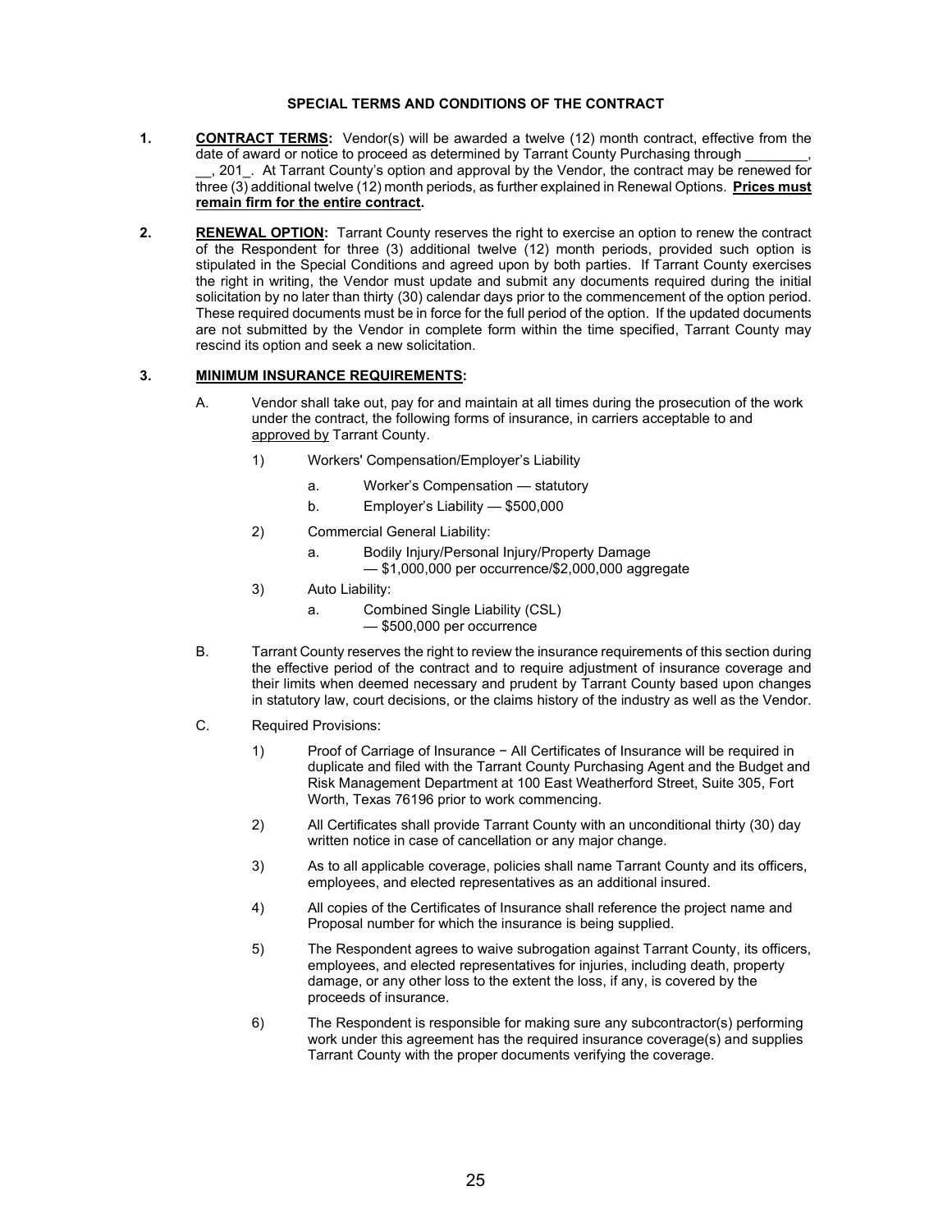## SPECIAL TERMS AND CONDITIONS OF THE CONTRACT

**1.** **CONTRACT TERMS:** Vendor(s) will be awarded a twelve (12) month contract, effective from the date of award or notice to proceed as determined by Tarrant County Purchasing through ________, __, 201_. At Tarrant County's option and approval by the Vendor, the contract may be renewed for three (3) additional twelve (12) month periods, as further explained in Renewal Options. **Prices must remain firm for the entire contract.**

**2.** **RENEWAL OPTION:** Tarrant County reserves the right to exercise an option to renew the contract of the Respondent for three (3) additional twelve (12) month periods, provided such option is stipulated in the Special Conditions and agreed upon by both parties. If Tarrant County exercises the right in writing, the Vendor must update and submit any documents required during the initial solicitation by no later than thirty (30) calendar days prior to the commencement of the option period. These required documents must be in force for the full period of the option. If the updated documents are not submitted by the Vendor in complete form within the time specified, Tarrant County may rescind its option and seek a new solicitation.

**3.** **MINIMUM INSURANCE REQUIREMENTS:**

A. Vendor shall take out, pay for and maintain at all times during the prosecution of the work under the contract, the following forms of insurance, in carriers acceptable to and approved by Tarrant County.

1) Workers' Compensation/Employer's Liability
   - a. Worker's Compensation — statutory
   - b. Employer's Liability — \$500,000

2) Commercial General Liability:
   - a. Bodily Injury/Personal Injury/Property Damage — \$1,000,000 per occurrence/\$2,000,000 aggregate

3) Auto Liability:
   - a. Combined Single Liability (CSL) — \$500,000 per occurrence

B. Tarrant County reserves the right to review the insurance requirements of this section during the effective period of the contract and to require adjustment of insurance coverage and their limits when deemed necessary and prudent by Tarrant County based upon changes in statutory law, court decisions, or the claims history of the industry as well as the Vendor.

C. Required Provisions:

1) Proof of Carriage of Insurance − All Certificates of Insurance will be required in duplicate and filed with the Tarrant County Purchasing Agent and the Budget and Risk Management Department at 100 East Weatherford Street, Suite 305, Fort Worth, Texas 76196 prior to work commencing.

2) All Certificates shall provide Tarrant County with an unconditional thirty (30) day written notice in case of cancellation or any major change.

3) As to all applicable coverage, policies shall name Tarrant County and its officers, employees, and elected representatives as an additional insured.

4) All copies of the Certificates of Insurance shall reference the project name and Proposal number for which the insurance is being supplied.

5) The Respondent agrees to waive subrogation against Tarrant County, its officers, employees, and elected representatives for injuries, including death, property damage, or any other loss to the extent the loss, if any, is covered by the proceeds of insurance.

6) The Respondent is responsible for making sure any subcontractor(s) performing work under this agreement has the required insurance coverage(s) and supplies Tarrant County with the proper documents verifying the coverage.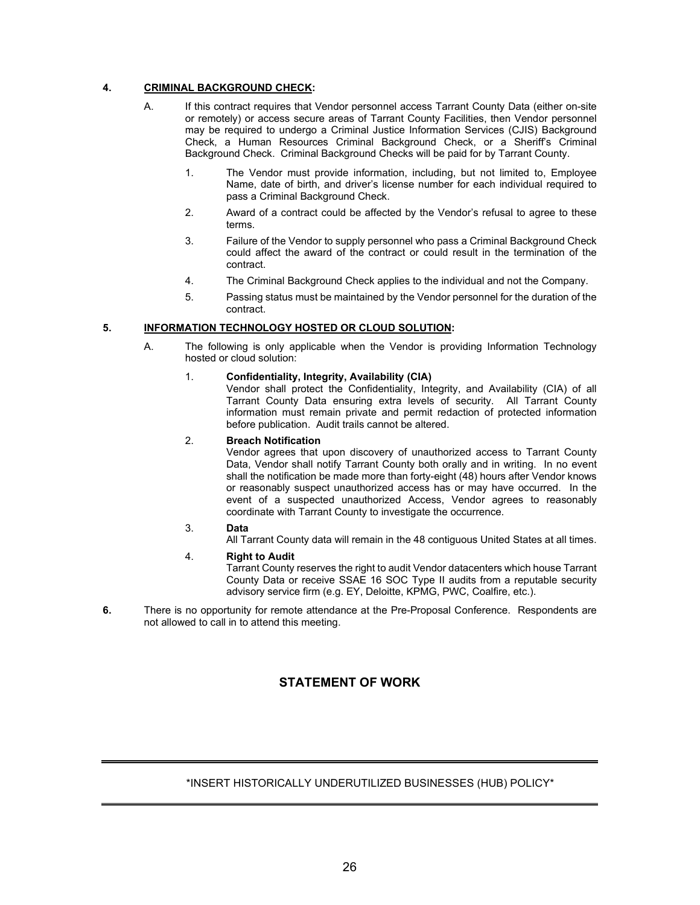**4. <u>CRIMINAL BACKGROUND CHECK</u>:**

A. If this contract requires that Vendor personnel access Tarrant County Data (either on-site or remotely) or access secure areas of Tarrant County Facilities, then Vendor personnel may be required to undergo a Criminal Justice Information Services (CJIS) Background Check, a Human Resources Criminal Background Check, or a Sheriff's Criminal Background Check. Criminal Background Checks will be paid for by Tarrant County.

1. The Vendor must provide information, including, but not limited to, Employee Name, date of birth, and driver's license number for each individual required to pass a Criminal Background Check.
2. Award of a contract could be affected by the Vendor's refusal to agree to these terms.
3. Failure of the Vendor to supply personnel who pass a Criminal Background Check could affect the award of the contract or could result in the termination of the contract.
4. The Criminal Background Check applies to the individual and not the Company.
5. Passing status must be maintained by the Vendor personnel for the duration of the contract.

**5. <u>INFORMATION TECHNOLOGY HOSTED OR CLOUD SOLUTION</u>:**

A. The following is only applicable when the Vendor is providing Information Technology hosted or cloud solution:

1. **Confidentiality, Integrity, Availability (CIA)**
   Vendor shall protect the Confidentiality, Integrity, and Availability (CIA) of all Tarrant County Data ensuring extra levels of security. All Tarrant County information must remain private and permit redaction of protected information before publication. Audit trails cannot be altered.
2. **Breach Notification**
   Vendor agrees that upon discovery of unauthorized access to Tarrant County Data, Vendor shall notify Tarrant County both orally and in writing. In no event shall the notification be made more than forty-eight (48) hours after Vendor knows or reasonably suspect unauthorized access has or may have occurred. In the event of a suspected unauthorized Access, Vendor agrees to reasonably coordinate with Tarrant County to investigate the occurrence.
3. **Data**
   All Tarrant County data will remain in the 48 contiguous United States at all times.
4. **Right to Audit**
   Tarrant County reserves the right to audit Vendor datacenters which house Tarrant County Data or receive SSAE 16 SOC Type II audits from a reputable security advisory service firm (e.g. EY, Deloitte, KPMG, PWC, Coalfire, etc.).

**6.** There is no opportunity for remote attendance at the Pre-Proposal Conference. Respondents are not allowed to call in to attend this meeting.

## STATEMENT OF WORK

---

\*INSERT HISTORICALLY UNDERUTILIZED BUSINESSES (HUB) POLICY\*

---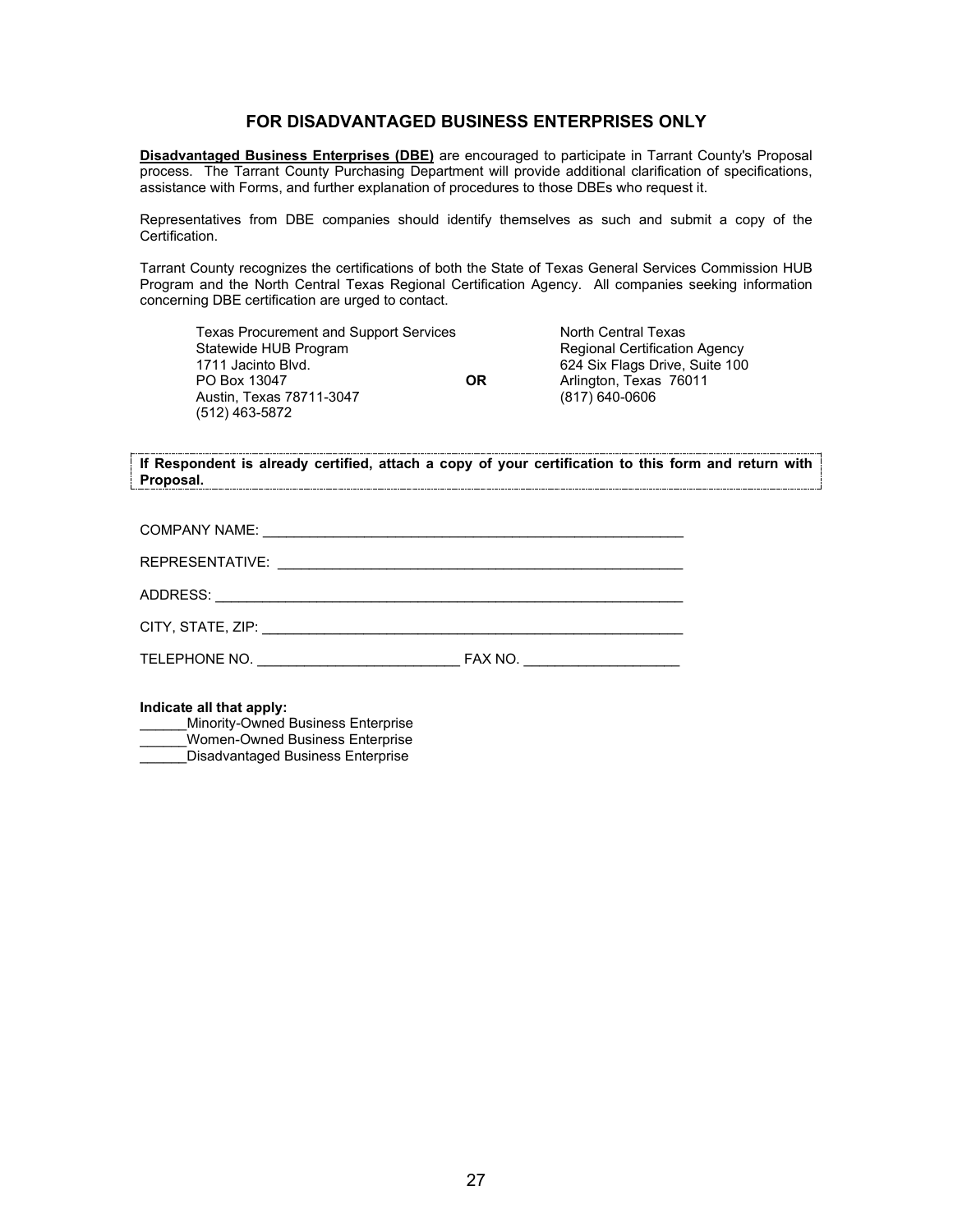## FOR DISADVANTAGED BUSINESS ENTERPRISES ONLY

**Disadvantaged Business Enterprises (DBE)** are encouraged to participate in Tarrant County's Proposal process. The Tarrant County Purchasing Department will provide additional clarification of specifications, assistance with Forms, and further explanation of procedures to those DBEs who request it.

Representatives from DBE companies should identify themselves as such and submit a copy of the Certification.

Tarrant County recognizes the certifications of both the State of Texas General Services Commission HUB Program and the North Central Texas Regional Certification Agency. All companies seeking information concerning DBE certification are urged to contact.

Texas Procurement and Support Services
Statewide HUB Program
1711 Jacinto Blvd.
PO Box 13047
Austin, Texas 78711-3047
(512) 463-5872

**OR**

North Central Texas
Regional Certification Agency
624 Six Flags Drive, Suite 100
Arlington, Texas 76011
(817) 640-0606

**If Respondent is already certified, attach a copy of your certification to this form and return with Proposal.**

COMPANY NAME: _______________________________________________________

REPRESENTATIVE: _____________________________________________________

ADDRESS: ____________________________________________________________

CITY, STATE, ZIP: ______________________________________________________

TELEPHONE NO. __________________________ FAX NO. ____________________

**Indicate all that apply:**

______Minority-Owned Business Enterprise
______Women-Owned Business Enterprise
______Disadvantaged Business Enterprise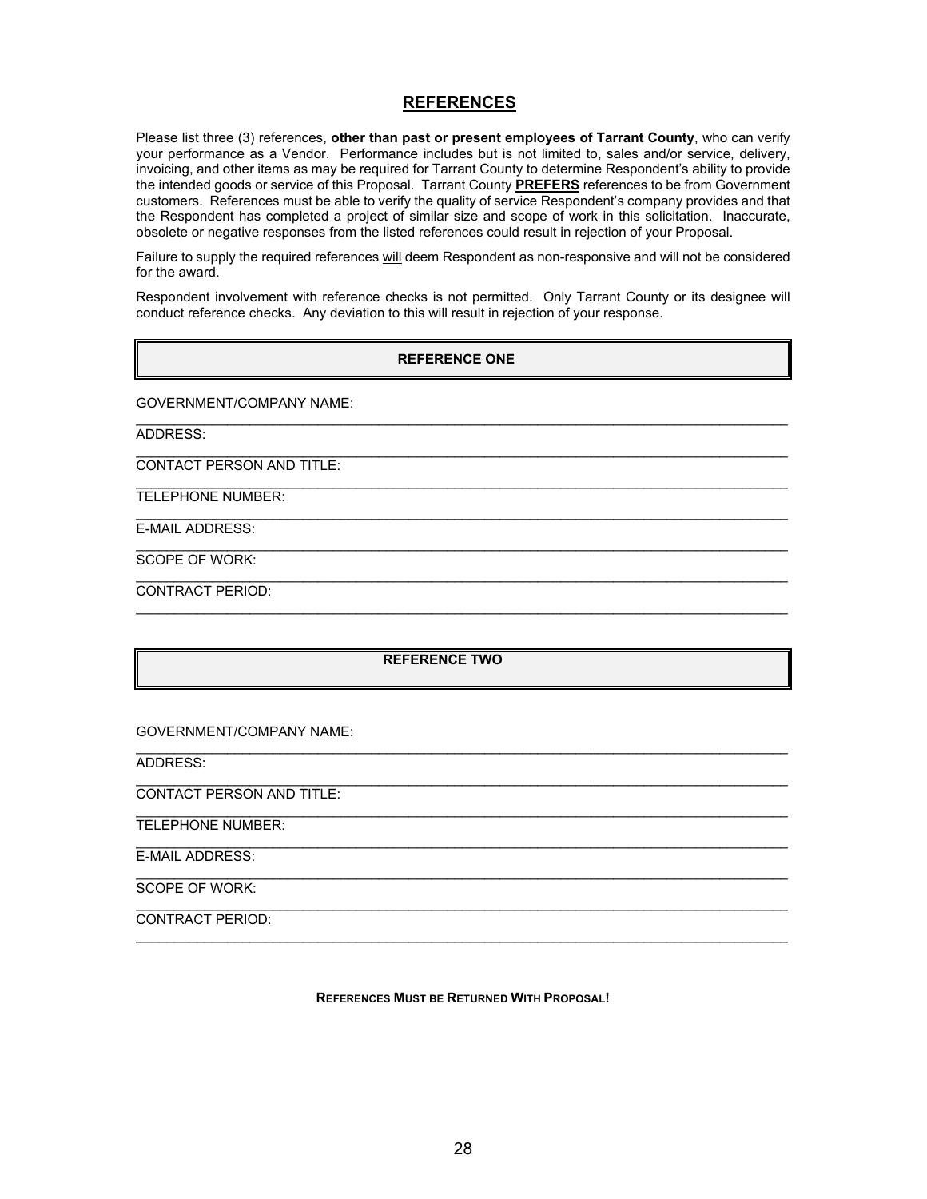## REFERENCES

Please list three (3) references, **other than past or present employees of Tarrant County**, who can verify your performance as a Vendor. Performance includes but is not limited to, sales and/or service, delivery, invoicing, and other items as may be required for Tarrant County to determine Respondent's ability to provide the intended goods or service of this Proposal. Tarrant County **PREFERS** references to be from Government customers. References must be able to verify the quality of service Respondent's company provides and that the Respondent has completed a project of similar size and scope of work in this solicitation. Inaccurate, obsolete or negative responses from the listed references could result in rejection of your Proposal.

Failure to supply the required references will deem Respondent as non-responsive and will not be considered for the award.

Respondent involvement with reference checks is not permitted. Only Tarrant County or its designee will conduct reference checks. Any deviation to this will result in rejection of your response.

**REFERENCE ONE**

GOVERNMENT/COMPANY NAME: ______________________________

ADDRESS: ______________________________

CONTACT PERSON AND TITLE: ______________________________

TELEPHONE NUMBER: ______________________________

E-MAIL ADDRESS: ______________________________

SCOPE OF WORK: ______________________________

CONTRACT PERIOD: ______________________________

**REFERENCE TWO**

GOVERNMENT/COMPANY NAME: ______________________________

ADDRESS: ______________________________

CONTACT PERSON AND TITLE: ______________________________

TELEPHONE NUMBER: ______________________________

E-MAIL ADDRESS: ______________________________

SCOPE OF WORK: ______________________________

CONTRACT PERIOD: ______________________________

**REFERENCES MUST BE RETURNED WITH PROPOSAL!**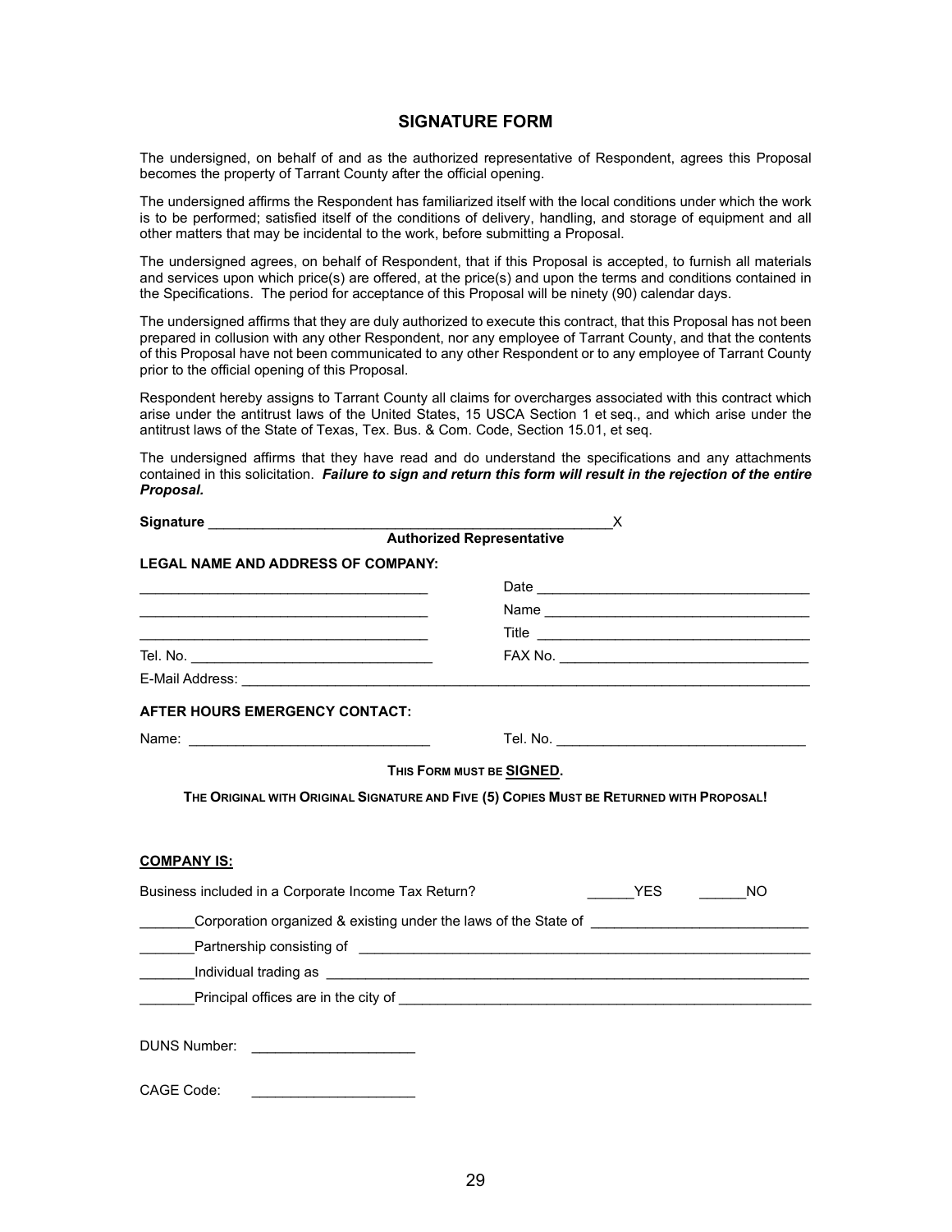## SIGNATURE FORM

The undersigned, on behalf of and as the authorized representative of Respondent, agrees this Proposal becomes the property of Tarrant County after the official opening.

The undersigned affirms the Respondent has familiarized itself with the local conditions under which the work is to be performed; satisfied itself of the conditions of delivery, handling, and storage of equipment and all other matters that may be incidental to the work, before submitting a Proposal.

The undersigned agrees, on behalf of Respondent, that if this Proposal is accepted, to furnish all materials and services upon which price(s) are offered, at the price(s) and upon the terms and conditions contained in the Specifications. The period for acceptance of this Proposal will be ninety (90) calendar days.

The undersigned affirms that they are duly authorized to execute this contract, that this Proposal has not been prepared in collusion with any other Respondent, nor any employee of Tarrant County, and that the contents of this Proposal have not been communicated to any other Respondent or to any employee of Tarrant County prior to the official opening of this Proposal.

Respondent hereby assigns to Tarrant County all claims for overcharges associated with this contract which arise under the antitrust laws of the United States, 15 USCA Section 1 et seq., and which arise under the antitrust laws of the State of Texas, Tex. Bus. & Com. Code, Section 15.01, et seq.

The undersigned affirms that they have read and do understand the specifications and any attachments contained in this solicitation. ***Failure to sign and return this form will result in the rejection of the entire Proposal.***

**Signature** ______________________________________________________X
**Authorized Representative**

**LEGAL NAME AND ADDRESS OF COMPANY:**

_____________________________________ Date ___________________________________

_____________________________________ Name __________________________________

_____________________________________ Title ___________________________________

Tel. No. _______________________________ FAX No. _______________________________

E-Mail Address: __________________________________________________________________________

**AFTER HOURS EMERGENCY CONTACT:**

Name: ______________________________ Tel. No. _______________________________

**THIS FORM MUST BE SIGNED.**

**THE ORIGINAL WITH ORIGINAL SIGNATURE AND FIVE (5) COPIES MUST BE RETURNED WITH PROPOSAL!**

**COMPANY IS:**

Business included in a Corporate Income Tax Return? ______YES ______NO

_______Corporation organized & existing under the laws of the State of ___________________________

_______Partnership consisting of ___________________________________________________________

_______Individual trading as _______________________________________________________________

_______Principal offices are in the city of ____________________________________________________

DUNS Number: _____________________

CAGE Code: _____________________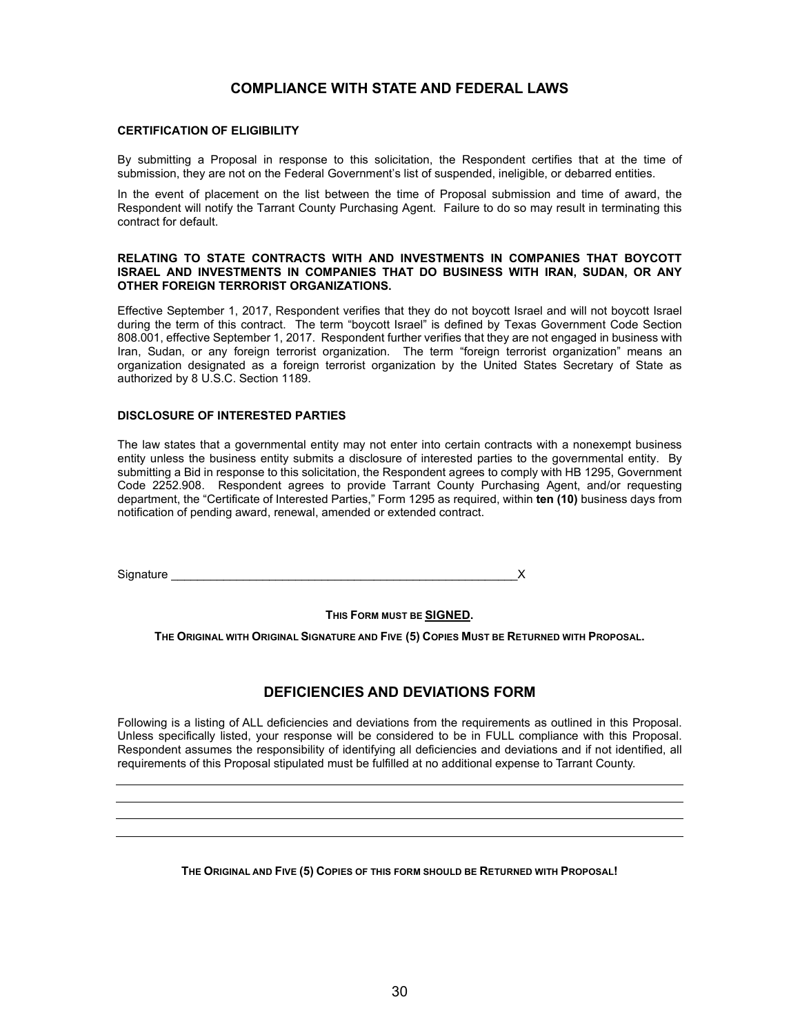## COMPLIANCE WITH STATE AND FEDERAL LAWS

**CERTIFICATION OF ELIGIBILITY**

By submitting a Proposal in response to this solicitation, the Respondent certifies that at the time of submission, they are not on the Federal Government's list of suspended, ineligible, or debarred entities.

In the event of placement on the list between the time of Proposal submission and time of award, the Respondent will notify the Tarrant County Purchasing Agent. Failure to do so may result in terminating this contract for default.

**RELATING TO STATE CONTRACTS WITH AND INVESTMENTS IN COMPANIES THAT BOYCOTT ISRAEL AND INVESTMENTS IN COMPANIES THAT DO BUSINESS WITH IRAN, SUDAN, OR ANY OTHER FOREIGN TERRORIST ORGANIZATIONS.**

Effective September 1, 2017, Respondent verifies that they do not boycott Israel and will not boycott Israel during the term of this contract. The term "boycott Israel" is defined by Texas Government Code Section 808.001, effective September 1, 2017. Respondent further verifies that they are not engaged in business with Iran, Sudan, or any foreign terrorist organization. The term "foreign terrorist organization" means an organization designated as a foreign terrorist organization by the United States Secretary of State as authorized by 8 U.S.C. Section 1189.

**DISCLOSURE OF INTERESTED PARTIES**

The law states that a governmental entity may not enter into certain contracts with a nonexempt business entity unless the business entity submits a disclosure of interested parties to the governmental entity. By submitting a Bid in response to this solicitation, the Respondent agrees to comply with HB 1295, Government Code 2252.908. Respondent agrees to provide Tarrant County Purchasing Agent, and/or requesting department, the "Certificate of Interested Parties," Form 1295 as required, within **ten (10)** business days from notification of pending award, renewal, amended or extended contract.

Signature ______________________________________________________X

**THIS FORM MUST BE SIGNED.**

**THE ORIGINAL WITH ORIGINAL SIGNATURE AND FIVE (5) COPIES MUST BE RETURNED WITH PROPOSAL.**

## DEFICIENCIES AND DEVIATIONS FORM

Following is a listing of ALL deficiencies and deviations from the requirements as outlined in this Proposal. Unless specifically listed, your response will be considered to be in FULL compliance with this Proposal. Respondent assumes the responsibility of identifying all deficiencies and deviations and if not identified, all requirements of this Proposal stipulated must be fulfilled at no additional expense to Tarrant County.

______________________________________________________________________________

______________________________________________________________________________

______________________________________________________________________________

______________________________________________________________________________

**THE ORIGINAL AND FIVE (5) COPIES OF THIS FORM SHOULD BE RETURNED WITH PROPOSAL!**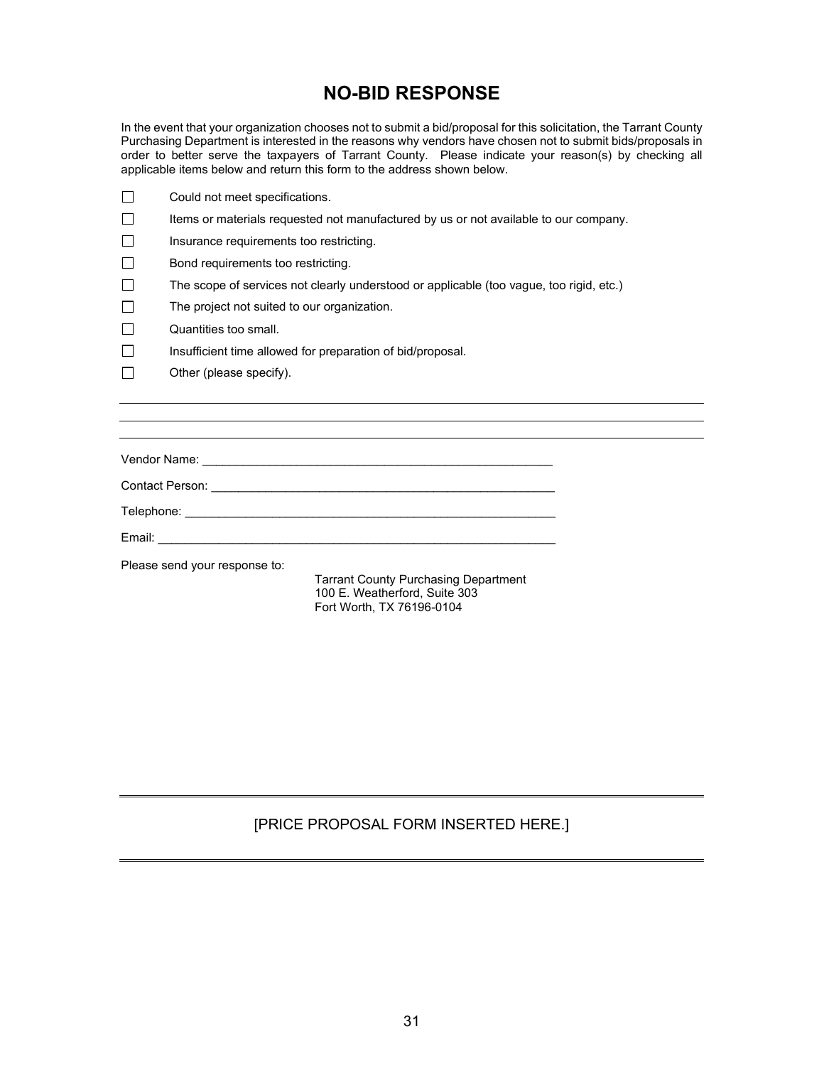# NO-BID RESPONSE

In the event that your organization chooses not to submit a bid/proposal for this solicitation, the Tarrant County Purchasing Department is interested in the reasons why vendors have chosen not to submit bids/proposals in order to better serve the taxpayers of Tarrant County. Please indicate your reason(s) by checking all applicable items below and return this form to the address shown below.

- ☐ Could not meet specifications.
- ☐ Items or materials requested not manufactured by us or not available to our company.
- ☐ Insurance requirements too restricting.
- ☐ Bond requirements too restricting.
- ☐ The scope of services not clearly understood or applicable (too vague, too rigid, etc.)
- ☐ The project not suited to our organization.
- ☐ Quantities too small.
- ☐ Insufficient time allowed for preparation of bid/proposal.
- ☐ Other (please specify).

_______________________________________________________________________________

_______________________________________________________________________________

_______________________________________________________________________________

Vendor Name: ____________________________________________________

Contact Person: ____________________________________________________

Telephone: _______________________________________________________

Email: ___________________________________________________________

Please send your response to:

Tarrant County Purchasing Department
100 E. Weatherford, Suite 303
Fort Worth, TX 76196-0104

---

[PRICE PROPOSAL FORM INSERTED HERE.]

---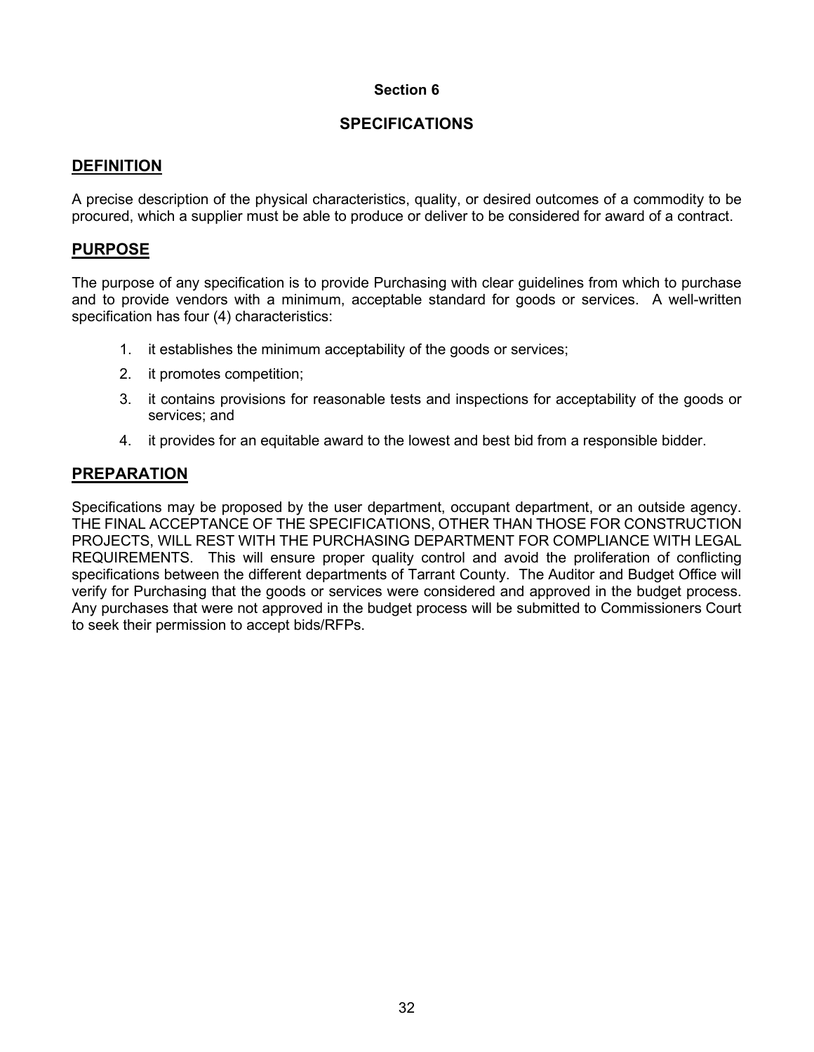# Section 6

# SPECIFICATIONS

## DEFINITION

A precise description of the physical characteristics, quality, or desired outcomes of a commodity to be procured, which a supplier must be able to produce or deliver to be considered for award of a contract.

## PURPOSE

The purpose of any specification is to provide Purchasing with clear guidelines from which to purchase and to provide vendors with a minimum, acceptable standard for goods or services. A well-written specification has four (4) characteristics:

1. it establishes the minimum acceptability of the goods or services;
2. it promotes competition;
3. it contains provisions for reasonable tests and inspections for acceptability of the goods or services; and
4. it provides for an equitable award to the lowest and best bid from a responsible bidder.

## PREPARATION

Specifications may be proposed by the user department, occupant department, or an outside agency. THE FINAL ACCEPTANCE OF THE SPECIFICATIONS, OTHER THAN THOSE FOR CONSTRUCTION PROJECTS, WILL REST WITH THE PURCHASING DEPARTMENT FOR COMPLIANCE WITH LEGAL REQUIREMENTS. This will ensure proper quality control and avoid the proliferation of conflicting specifications between the different departments of Tarrant County. The Auditor and Budget Office will verify for Purchasing that the goods or services were considered and approved in the budget process. Any purchases that were not approved in the budget process will be submitted to Commissioners Court to seek their permission to accept bids/RFPs.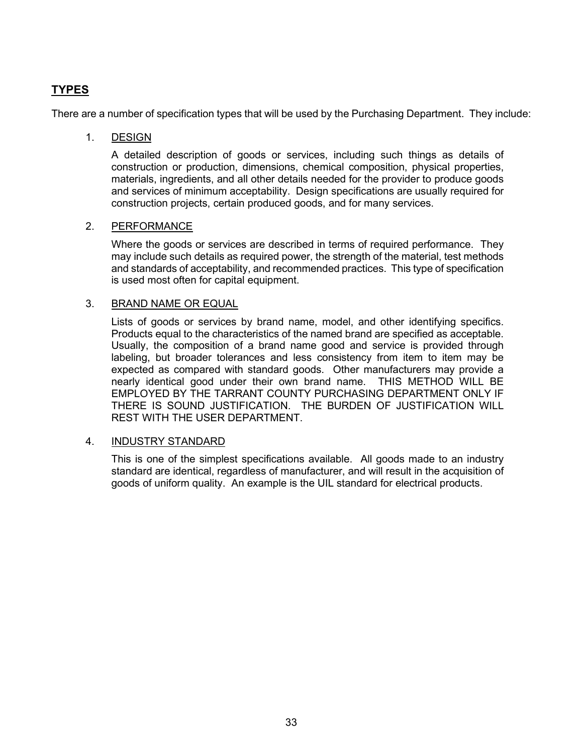## TYPES

There are a number of specification types that will be used by the Purchasing Department. They include:

1. <u>DESIGN</u>

   A detailed description of goods or services, including such things as details of construction or production, dimensions, chemical composition, physical properties, materials, ingredients, and all other details needed for the provider to produce goods and services of minimum acceptability. Design specifications are usually required for construction projects, certain produced goods, and for many services.

2. <u>PERFORMANCE</u>

   Where the goods or services are described in terms of required performance. They may include such details as required power, the strength of the material, test methods and standards of acceptability, and recommended practices. This type of specification is used most often for capital equipment.

3. <u>BRAND NAME OR EQUAL</u>

   Lists of goods or services by brand name, model, and other identifying specifics. Products equal to the characteristics of the named brand are specified as acceptable. Usually, the composition of a brand name good and service is provided through labeling, but broader tolerances and less consistency from item to item may be expected as compared with standard goods. Other manufacturers may provide a nearly identical good under their own brand name. THIS METHOD WILL BE EMPLOYED BY THE TARRANT COUNTY PURCHASING DEPARTMENT ONLY IF THERE IS SOUND JUSTIFICATION. THE BURDEN OF JUSTIFICATION WILL REST WITH THE USER DEPARTMENT.

4. <u>INDUSTRY STANDARD</u>

   This is one of the simplest specifications available. All goods made to an industry standard are identical, regardless of manufacturer, and will result in the acquisition of goods of uniform quality. An example is the UIL standard for electrical products.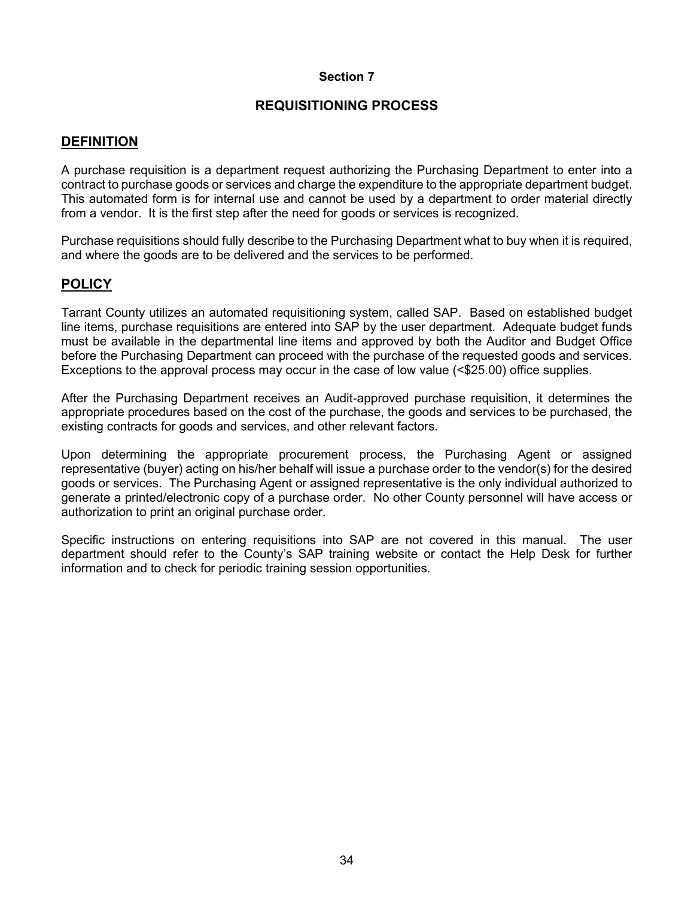## Section 7

## REQUISITIONING PROCESS

### DEFINITION

A purchase requisition is a department request authorizing the Purchasing Department to enter into a contract to purchase goods or services and charge the expenditure to the appropriate department budget. This automated form is for internal use and cannot be used by a department to order material directly from a vendor. It is the first step after the need for goods or services is recognized.

Purchase requisitions should fully describe to the Purchasing Department what to buy when it is required, and where the goods are to be delivered and the services to be performed.

### POLICY

Tarrant County utilizes an automated requisitioning system, called SAP. Based on established budget line items, purchase requisitions are entered into SAP by the user department. Adequate budget funds must be available in the departmental line items and approved by both the Auditor and Budget Office before the Purchasing Department can proceed with the purchase of the requested goods and services. Exceptions to the approval process may occur in the case of low value (<$25.00) office supplies.

After the Purchasing Department receives an Audit-approved purchase requisition, it determines the appropriate procedures based on the cost of the purchase, the goods and services to be purchased, the existing contracts for goods and services, and other relevant factors.

Upon determining the appropriate procurement process, the Purchasing Agent or assigned representative (buyer) acting on his/her behalf will issue a purchase order to the vendor(s) for the desired goods or services. The Purchasing Agent or assigned representative is the only individual authorized to generate a printed/electronic copy of a purchase order. No other County personnel will have access or authorization to print an original purchase order.

Specific instructions on entering requisitions into SAP are not covered in this manual. The user department should refer to the County's SAP training website or contact the Help Desk for further information and to check for periodic training session opportunities.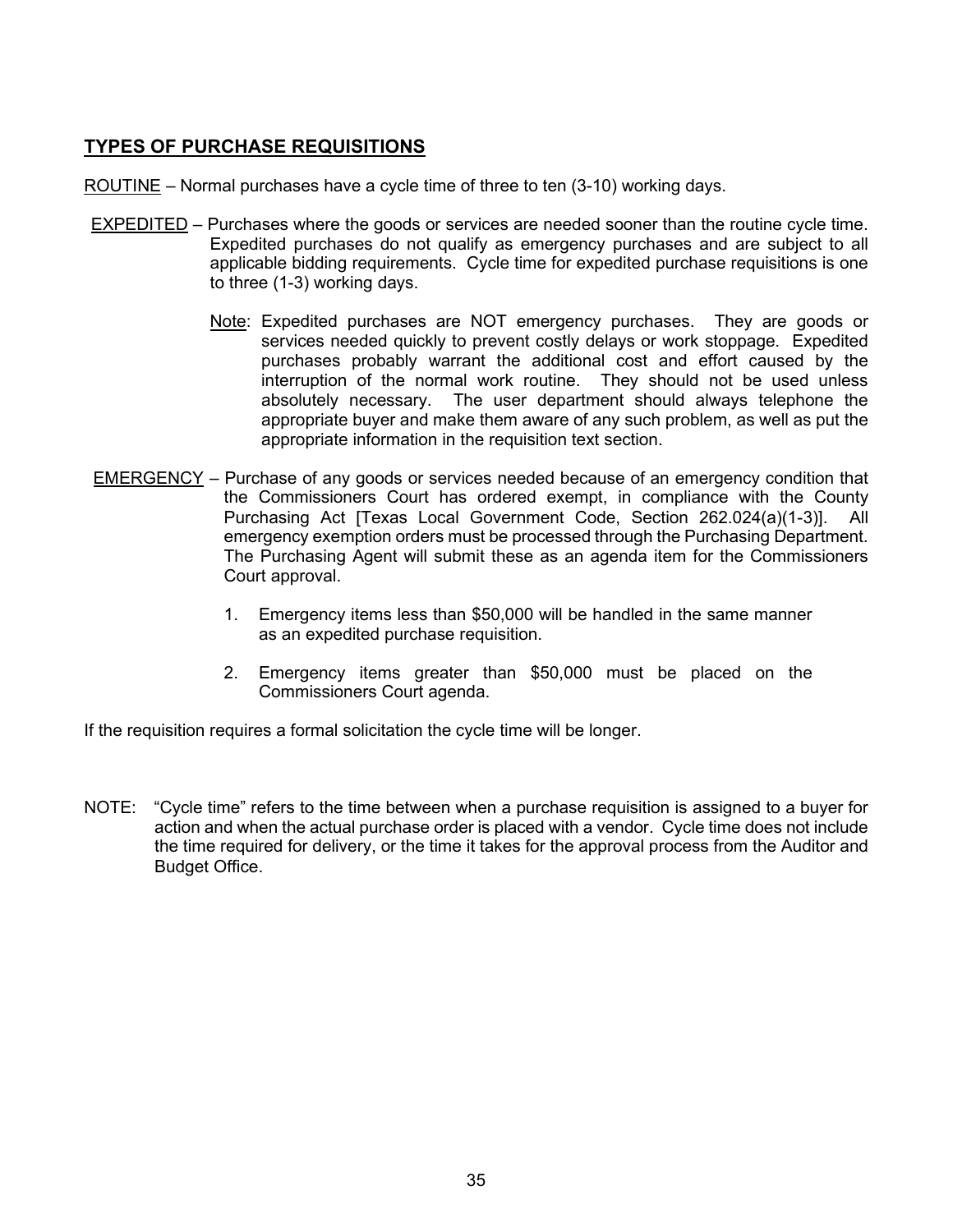## TYPES OF PURCHASE REQUISITIONS

<u>ROUTINE</u> – Normal purchases have a cycle time of three to ten (3-10) working days.

<u>EXPEDITED</u> – Purchases where the goods or services are needed sooner than the routine cycle time. Expedited purchases do not qualify as emergency purchases and are subject to all applicable bidding requirements. Cycle time for expedited purchase requisitions is one to three (1-3) working days.

> <u>Note</u>: Expedited purchases are NOT emergency purchases. They are goods or services needed quickly to prevent costly delays or work stoppage. Expedited purchases probably warrant the additional cost and effort caused by the interruption of the normal work routine. They should not be used unless absolutely necessary. The user department should always telephone the appropriate buyer and make them aware of any such problem, as well as put the appropriate information in the requisition text section.

<u>EMERGENCY</u> – Purchase of any goods or services needed because of an emergency condition that the Commissioners Court has ordered exempt, in compliance with the County Purchasing Act [Texas Local Government Code, Section 262.024(a)(1-3)]. All emergency exemption orders must be processed through the Purchasing Department. The Purchasing Agent will submit these as an agenda item for the Commissioners Court approval.

1. Emergency items less than $50,000 will be handled in the same manner as an expedited purchase requisition.
2. Emergency items greater than $50,000 must be placed on the Commissioners Court agenda.

If the requisition requires a formal solicitation the cycle time will be longer.

NOTE: "Cycle time" refers to the time between when a purchase requisition is assigned to a buyer for action and when the actual purchase order is placed with a vendor. Cycle time does not include the time required for delivery, or the time it takes for the approval process from the Auditor and Budget Office.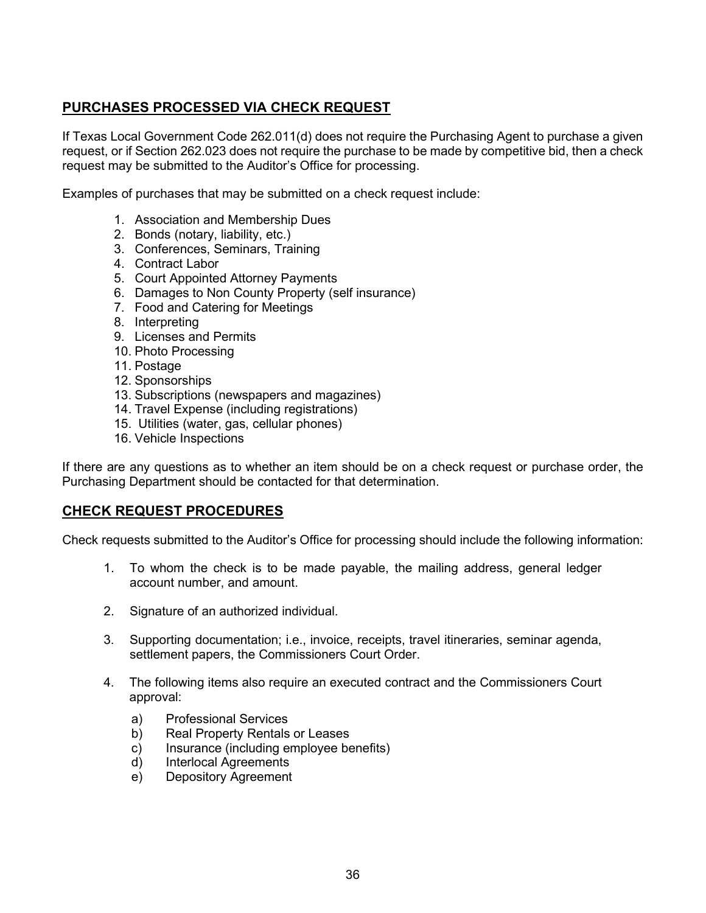## PURCHASES PROCESSED VIA CHECK REQUEST

If Texas Local Government Code 262.011(d) does not require the Purchasing Agent to purchase a given request, or if Section 262.023 does not require the purchase to be made by competitive bid, then a check request may be submitted to the Auditor's Office for processing.

Examples of purchases that may be submitted on a check request include:

1. Association and Membership Dues
2. Bonds (notary, liability, etc.)
3. Conferences, Seminars, Training
4. Contract Labor
5. Court Appointed Attorney Payments
6. Damages to Non County Property (self insurance)
7. Food and Catering for Meetings
8. Interpreting
9. Licenses and Permits
10. Photo Processing
11. Postage
12. Sponsorships
13. Subscriptions (newspapers and magazines)
14. Travel Expense (including registrations)
15. Utilities (water, gas, cellular phones)
16. Vehicle Inspections

If there are any questions as to whether an item should be on a check request or purchase order, the Purchasing Department should be contacted for that determination.

## CHECK REQUEST PROCEDURES

Check requests submitted to the Auditor's Office for processing should include the following information:

1. To whom the check is to be made payable, the mailing address, general ledger account number, and amount.

2. Signature of an authorized individual.

3. Supporting documentation; i.e., invoice, receipts, travel itineraries, seminar agenda, settlement papers, the Commissioners Court Order.

4. The following items also require an executed contract and the Commissioners Court approval:

   a) Professional Services
   b) Real Property Rentals or Leases
   c) Insurance (including employee benefits)
   d) Interlocal Agreements
   e) Depository Agreement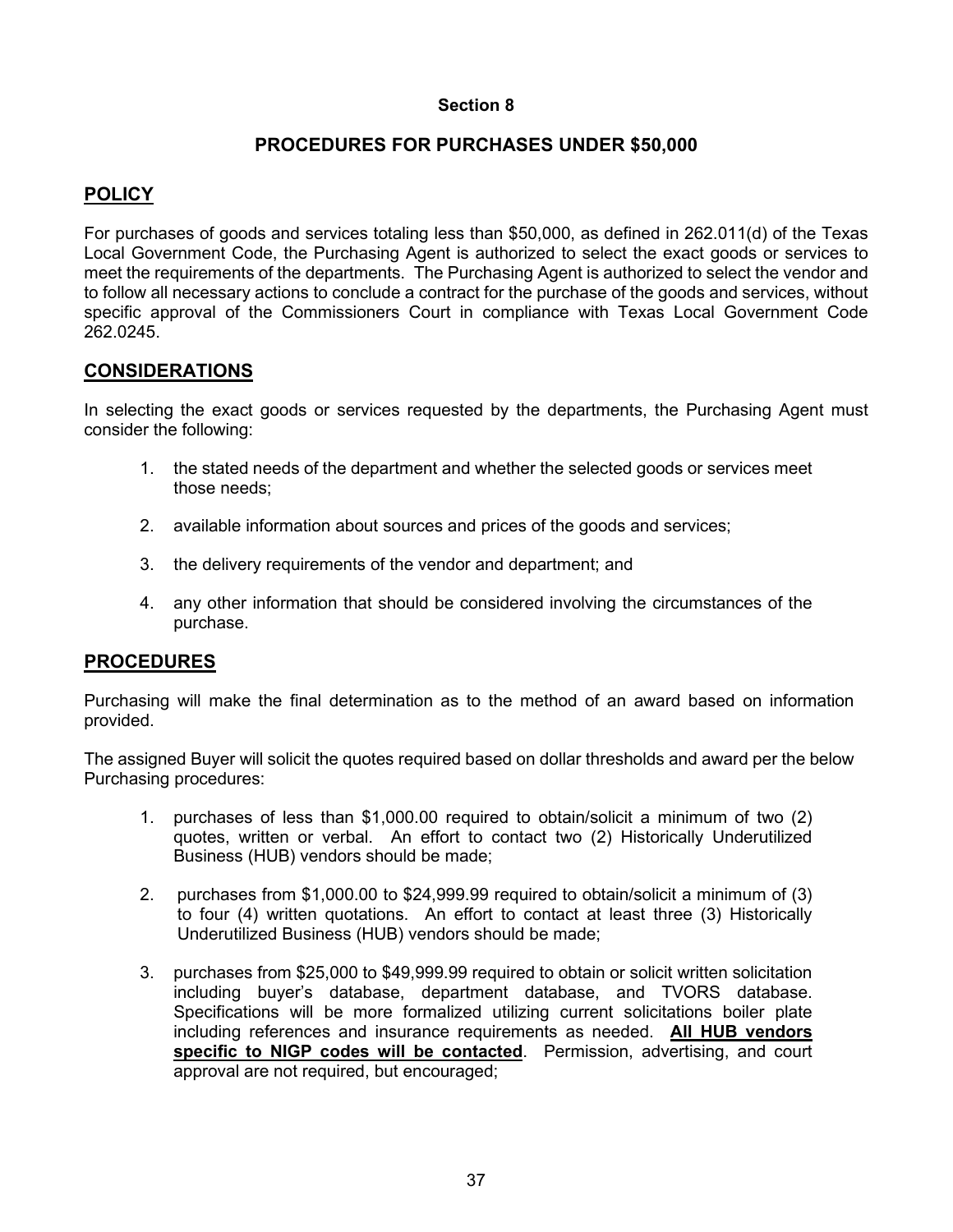**Section 8**

## PROCEDURES FOR PURCHASES UNDER $50,000

## POLICY

For purchases of goods and services totaling less than $50,000, as defined in 262.011(d) of the Texas Local Government Code, the Purchasing Agent is authorized to select the exact goods or services to meet the requirements of the departments. The Purchasing Agent is authorized to select the vendor and to follow all necessary actions to conclude a contract for the purchase of the goods and services, without specific approval of the Commissioners Court in compliance with Texas Local Government Code 262.0245.

## CONSIDERATIONS

In selecting the exact goods or services requested by the departments, the Purchasing Agent must consider the following:

1. the stated needs of the department and whether the selected goods or services meet those needs;

2. available information about sources and prices of the goods and services;

3. the delivery requirements of the vendor and department; and

4. any other information that should be considered involving the circumstances of the purchase.

## PROCEDURES

Purchasing will make the final determination as to the method of an award based on information provided.

The assigned Buyer will solicit the quotes required based on dollar thresholds and award per the below Purchasing procedures:

1. purchases of less than $1,000.00 required to obtain/solicit a minimum of two (2) quotes, written or verbal. An effort to contact two (2) Historically Underutilized Business (HUB) vendors should be made;

2. purchases from $1,000.00 to $24,999.99 required to obtain/solicit a minimum of (3) to four (4) written quotations. An effort to contact at least three (3) Historically Underutilized Business (HUB) vendors should be made;

3. purchases from $25,000 to $49,999.99 required to obtain or solicit written solicitation including buyer's database, department database, and TVORS database. Specifications will be more formalized utilizing current solicitations boiler plate including references and insurance requirements as needed. **<u>All HUB vendors specific to NIGP codes will be contacted</u>**. Permission, advertising, and court approval are not required, but encouraged;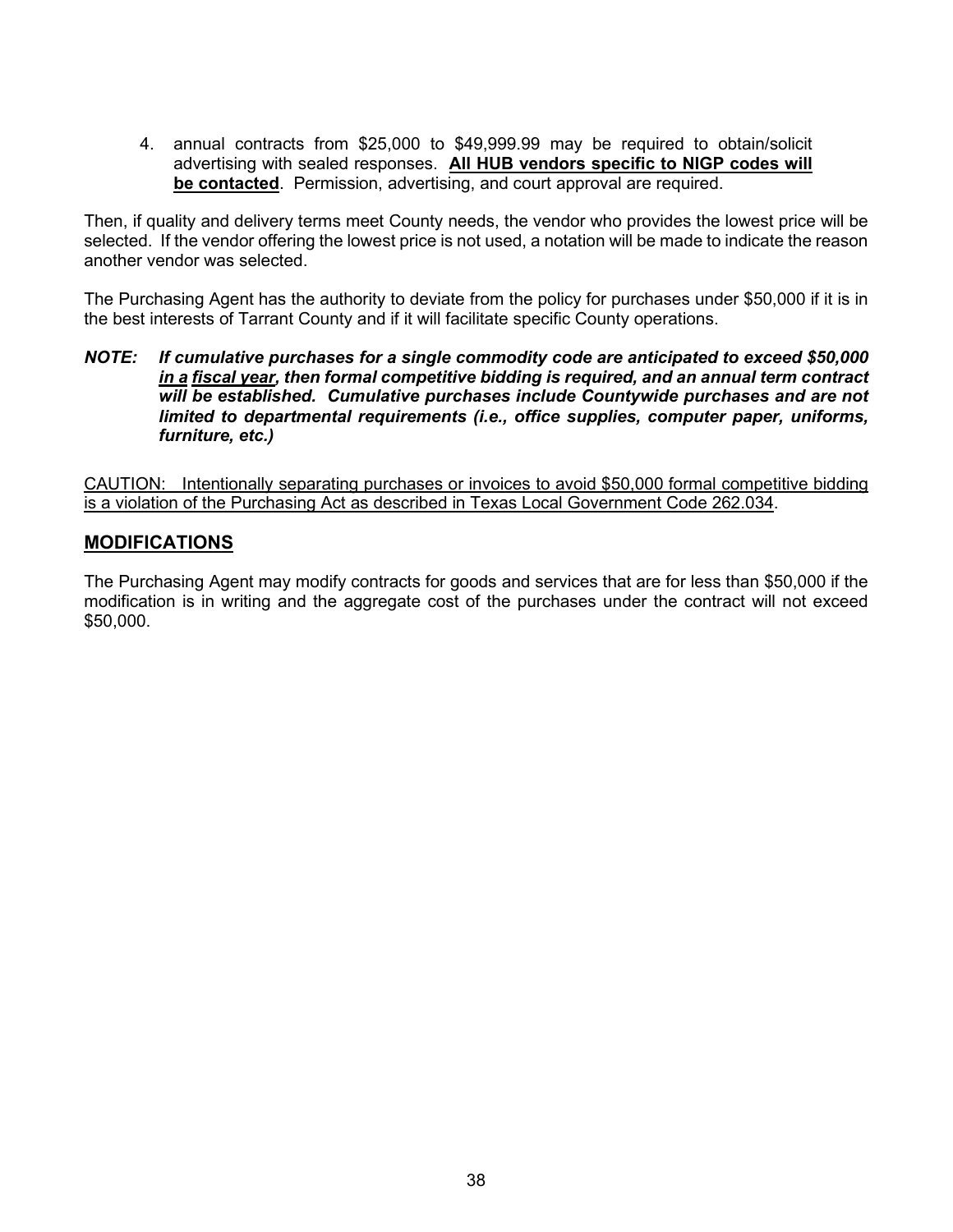4. annual contracts from $25,000 to $49,999.99 may be required to obtain/solicit advertising with sealed responses. <u>**All HUB vendors specific to NIGP codes will be contacted**</u>. Permission, advertising, and court approval are required.

Then, if quality and delivery terms meet County needs, the vendor who provides the lowest price will be selected. If the vendor offering the lowest price is not used, a notation will be made to indicate the reason another vendor was selected.

The Purchasing Agent has the authority to deviate from the policy for purchases under $50,000 if it is in the best interests of Tarrant County and if it will facilitate specific County operations.

***NOTE: If cumulative purchases for a single commodity code are anticipated to exceed $50,000 <u>in a fiscal year</u>, then formal competitive bidding is required, and an annual term contract will be established. Cumulative purchases include Countywide purchases and are not limited to departmental requirements (i.e., office supplies, computer paper, uniforms, furniture, etc.)***

<u>CAUTION: Intentionally separating purchases or invoices to avoid $50,000 formal competitive bidding is a violation of the Purchasing Act as described in Texas Local Government Code 262.034</u>.

## MODIFICATIONS

The Purchasing Agent may modify contracts for goods and services that are for less than $50,000 if the modification is in writing and the aggregate cost of the purchases under the contract will not exceed $50,000.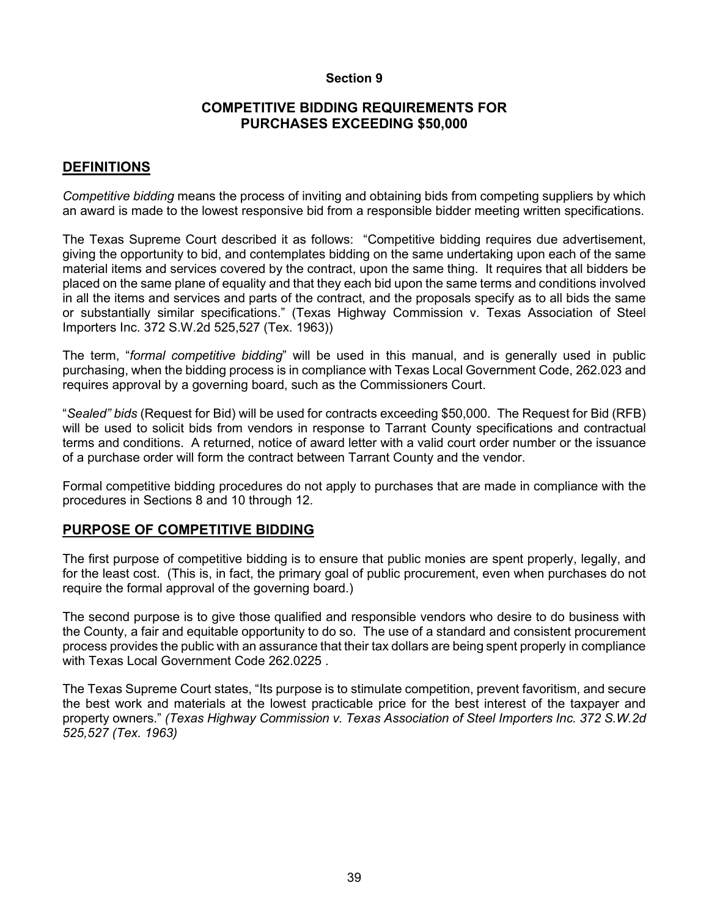Section 9

# COMPETITIVE BIDDING REQUIREMENTS FOR PURCHASES EXCEEDING $50,000

## DEFINITIONS

*Competitive bidding* means the process of inviting and obtaining bids from competing suppliers by which an award is made to the lowest responsive bid from a responsible bidder meeting written specifications.

The Texas Supreme Court described it as follows: "Competitive bidding requires due advertisement, giving the opportunity to bid, and contemplates bidding on the same undertaking upon each of the same material items and services covered by the contract, upon the same thing. It requires that all bidders be placed on the same plane of equality and that they each bid upon the same terms and conditions involved in all the items and services and parts of the contract, and the proposals specify as to all bids the same or substantially similar specifications." (Texas Highway Commission v. Texas Association of Steel Importers Inc. 372 S.W.2d 525,527 (Tex. 1963))

The term, "*formal competitive bidding*" will be used in this manual, and is generally used in public purchasing, when the bidding process is in compliance with Texas Local Government Code, 262.023 and requires approval by a governing board, such as the Commissioners Court.

"*Sealed" bids* (Request for Bid) will be used for contracts exceeding $50,000. The Request for Bid (RFB) will be used to solicit bids from vendors in response to Tarrant County specifications and contractual terms and conditions. A returned, notice of award letter with a valid court order number or the issuance of a purchase order will form the contract between Tarrant County and the vendor.

Formal competitive bidding procedures do not apply to purchases that are made in compliance with the procedures in Sections 8 and 10 through 12.

## PURPOSE OF COMPETITIVE BIDDING

The first purpose of competitive bidding is to ensure that public monies are spent properly, legally, and for the least cost. (This is, in fact, the primary goal of public procurement, even when purchases do not require the formal approval of the governing board.)

The second purpose is to give those qualified and responsible vendors who desire to do business with the County, a fair and equitable opportunity to do so. The use of a standard and consistent procurement process provides the public with an assurance that their tax dollars are being spent properly in compliance with Texas Local Government Code 262.0225 .

The Texas Supreme Court states, "Its purpose is to stimulate competition, prevent favoritism, and secure the best work and materials at the lowest practicable price for the best interest of the taxpayer and property owners." *(Texas Highway Commission v. Texas Association of Steel Importers Inc. 372 S.W.2d 525,527 (Tex. 1963)*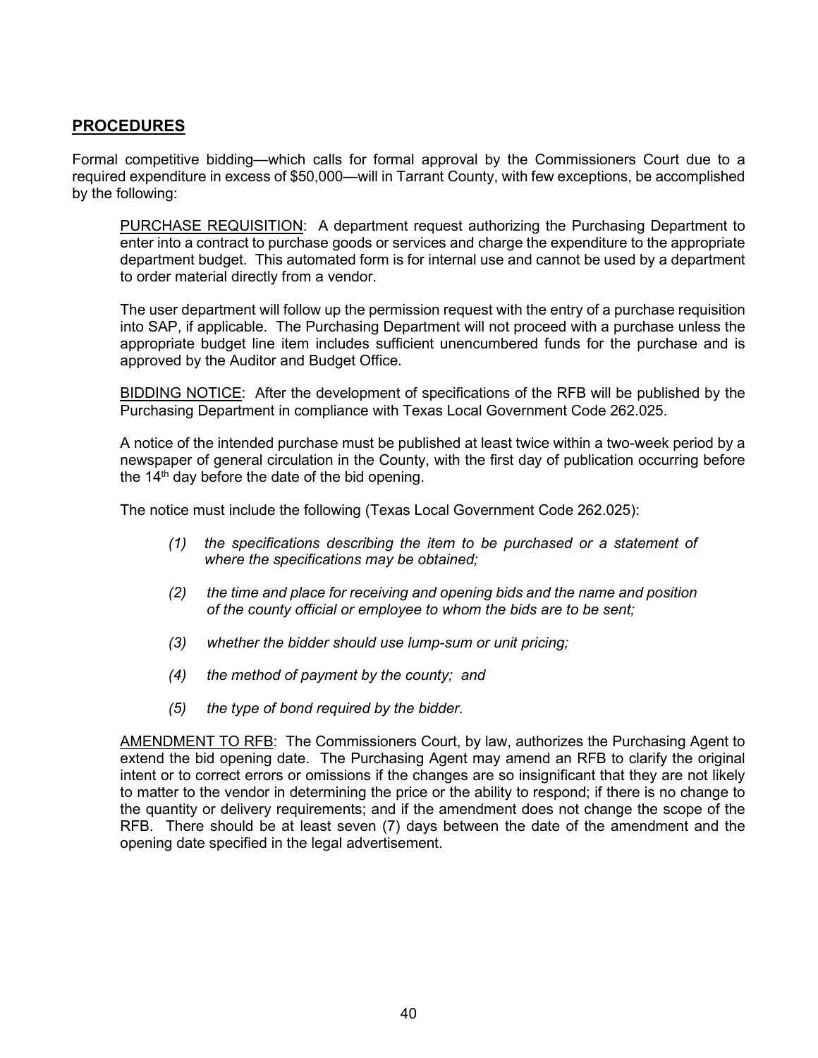## PROCEDURES

Formal competitive bidding—which calls for formal approval by the Commissioners Court due to a required expenditure in excess of $50,000—will in Tarrant County, with few exceptions, be accomplished by the following:

PURCHASE REQUISITION: A department request authorizing the Purchasing Department to enter into a contract to purchase goods or services and charge the expenditure to the appropriate department budget. This automated form is for internal use and cannot be used by a department to order material directly from a vendor.

The user department will follow up the permission request with the entry of a purchase requisition into SAP, if applicable. The Purchasing Department will not proceed with a purchase unless the appropriate budget line item includes sufficient unencumbered funds for the purchase and is approved by the Auditor and Budget Office.

BIDDING NOTICE: After the development of specifications of the RFB will be published by the Purchasing Department in compliance with Texas Local Government Code 262.025.

A notice of the intended purchase must be published at least twice within a two-week period by a newspaper of general circulation in the County, with the first day of publication occurring before the 14th day before the date of the bid opening.

The notice must include the following (Texas Local Government Code 262.025):

*(1) the specifications describing the item to be purchased or a statement of where the specifications may be obtained;*

*(2) the time and place for receiving and opening bids and the name and position of the county official or employee to whom the bids are to be sent;*

*(3) whether the bidder should use lump-sum or unit pricing;*

*(4) the method of payment by the county; and*

*(5) the type of bond required by the bidder.*

AMENDMENT TO RFB: The Commissioners Court, by law, authorizes the Purchasing Agent to extend the bid opening date. The Purchasing Agent may amend an RFB to clarify the original intent or to correct errors or omissions if the changes are so insignificant that they are not likely to matter to the vendor in determining the price or the ability to respond; if there is no change to the quantity or delivery requirements; and if the amendment does not change the scope of the RFB. There should be at least seven (7) days between the date of the amendment and the opening date specified in the legal advertisement.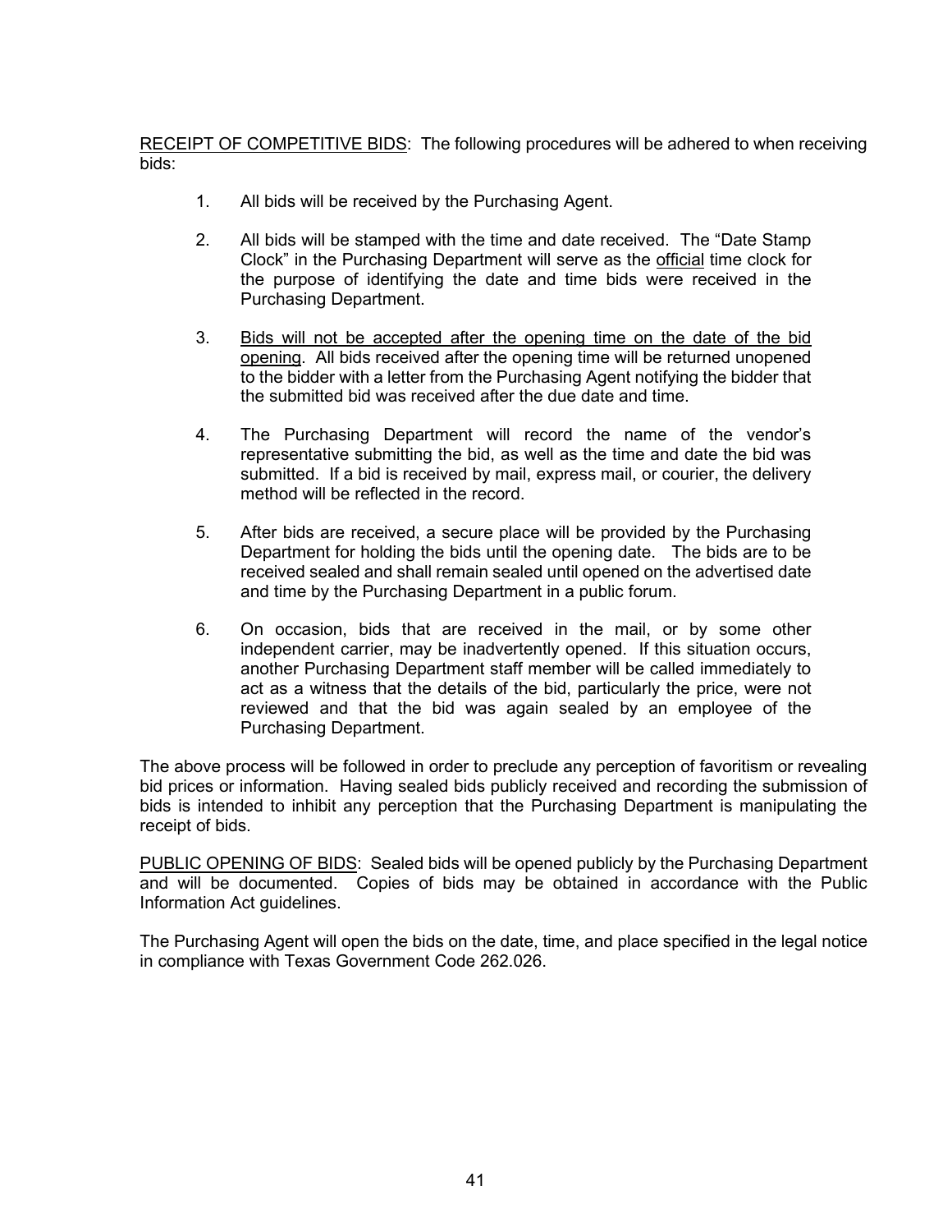RECEIPT OF COMPETITIVE BIDS: The following procedures will be adhered to when receiving bids:

1. All bids will be received by the Purchasing Agent.

2. All bids will be stamped with the time and date received. The "Date Stamp Clock" in the Purchasing Department will serve as the official time clock for the purpose of identifying the date and time bids were received in the Purchasing Department.

3. Bids will not be accepted after the opening time on the date of the bid opening. All bids received after the opening time will be returned unopened to the bidder with a letter from the Purchasing Agent notifying the bidder that the submitted bid was received after the due date and time.

4. The Purchasing Department will record the name of the vendor's representative submitting the bid, as well as the time and date the bid was submitted. If a bid is received by mail, express mail, or courier, the delivery method will be reflected in the record.

5. After bids are received, a secure place will be provided by the Purchasing Department for holding the bids until the opening date. The bids are to be received sealed and shall remain sealed until opened on the advertised date and time by the Purchasing Department in a public forum.

6. On occasion, bids that are received in the mail, or by some other independent carrier, may be inadvertently opened. If this situation occurs, another Purchasing Department staff member will be called immediately to act as a witness that the details of the bid, particularly the price, were not reviewed and that the bid was again sealed by an employee of the Purchasing Department.

The above process will be followed in order to preclude any perception of favoritism or revealing bid prices or information. Having sealed bids publicly received and recording the submission of bids is intended to inhibit any perception that the Purchasing Department is manipulating the receipt of bids.

PUBLIC OPENING OF BIDS: Sealed bids will be opened publicly by the Purchasing Department and will be documented. Copies of bids may be obtained in accordance with the Public Information Act guidelines.

The Purchasing Agent will open the bids on the date, time, and place specified in the legal notice in compliance with Texas Government Code 262.026.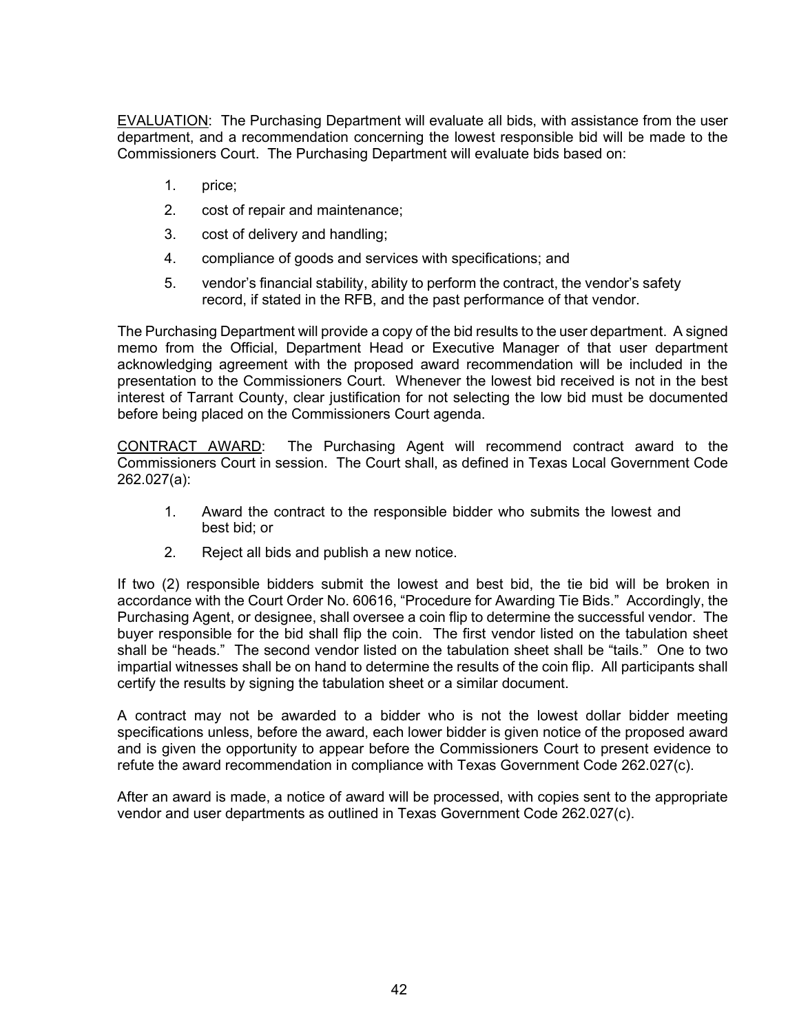EVALUATION: The Purchasing Department will evaluate all bids, with assistance from the user department, and a recommendation concerning the lowest responsible bid will be made to the Commissioners Court. The Purchasing Department will evaluate bids based on:

1. price;
2. cost of repair and maintenance;
3. cost of delivery and handling;
4. compliance of goods and services with specifications; and
5. vendor's financial stability, ability to perform the contract, the vendor's safety record, if stated in the RFB, and the past performance of that vendor.

The Purchasing Department will provide a copy of the bid results to the user department. A signed memo from the Official, Department Head or Executive Manager of that user department acknowledging agreement with the proposed award recommendation will be included in the presentation to the Commissioners Court. Whenever the lowest bid received is not in the best interest of Tarrant County, clear justification for not selecting the low bid must be documented before being placed on the Commissioners Court agenda.

CONTRACT AWARD: The Purchasing Agent will recommend contract award to the Commissioners Court in session. The Court shall, as defined in Texas Local Government Code 262.027(a):

1. Award the contract to the responsible bidder who submits the lowest and best bid; or
2. Reject all bids and publish a new notice.

If two (2) responsible bidders submit the lowest and best bid, the tie bid will be broken in accordance with the Court Order No. 60616, "Procedure for Awarding Tie Bids." Accordingly, the Purchasing Agent, or designee, shall oversee a coin flip to determine the successful vendor. The buyer responsible for the bid shall flip the coin. The first vendor listed on the tabulation sheet shall be "heads." The second vendor listed on the tabulation sheet shall be "tails." One to two impartial witnesses shall be on hand to determine the results of the coin flip. All participants shall certify the results by signing the tabulation sheet or a similar document.

A contract may not be awarded to a bidder who is not the lowest dollar bidder meeting specifications unless, before the award, each lower bidder is given notice of the proposed award and is given the opportunity to appear before the Commissioners Court to present evidence to refute the award recommendation in compliance with Texas Government Code 262.027(c).

After an award is made, a notice of award will be processed, with copies sent to the appropriate vendor and user departments as outlined in Texas Government Code 262.027(c).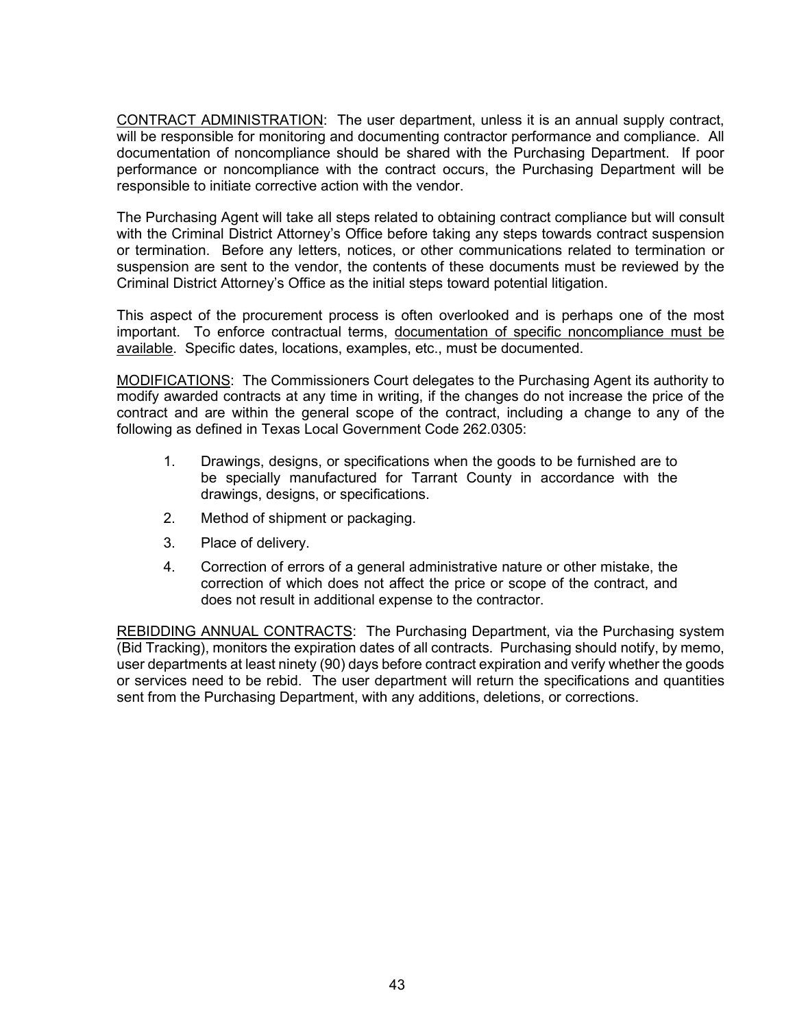CONTRACT ADMINISTRATION: The user department, unless it is an annual supply contract, will be responsible for monitoring and documenting contractor performance and compliance. All documentation of noncompliance should be shared with the Purchasing Department. If poor performance or noncompliance with the contract occurs, the Purchasing Department will be responsible to initiate corrective action with the vendor.

The Purchasing Agent will take all steps related to obtaining contract compliance but will consult with the Criminal District Attorney's Office before taking any steps towards contract suspension or termination. Before any letters, notices, or other communications related to termination or suspension are sent to the vendor, the contents of these documents must be reviewed by the Criminal District Attorney's Office as the initial steps toward potential litigation.

This aspect of the procurement process is often overlooked and is perhaps one of the most important. To enforce contractual terms, documentation of specific noncompliance must be available. Specific dates, locations, examples, etc., must be documented.

MODIFICATIONS: The Commissioners Court delegates to the Purchasing Agent its authority to modify awarded contracts at any time in writing, if the changes do not increase the price of the contract and are within the general scope of the contract, including a change to any of the following as defined in Texas Local Government Code 262.0305:

1. Drawings, designs, or specifications when the goods to be furnished are to be specially manufactured for Tarrant County in accordance with the drawings, designs, or specifications.
2. Method of shipment or packaging.
3. Place of delivery.
4. Correction of errors of a general administrative nature or other mistake, the correction of which does not affect the price or scope of the contract, and does not result in additional expense to the contractor.

REBIDDING ANNUAL CONTRACTS: The Purchasing Department, via the Purchasing system (Bid Tracking), monitors the expiration dates of all contracts. Purchasing should notify, by memo, user departments at least ninety (90) days before contract expiration and verify whether the goods or services need to be rebid. The user department will return the specifications and quantities sent from the Purchasing Department, with any additions, deletions, or corrections.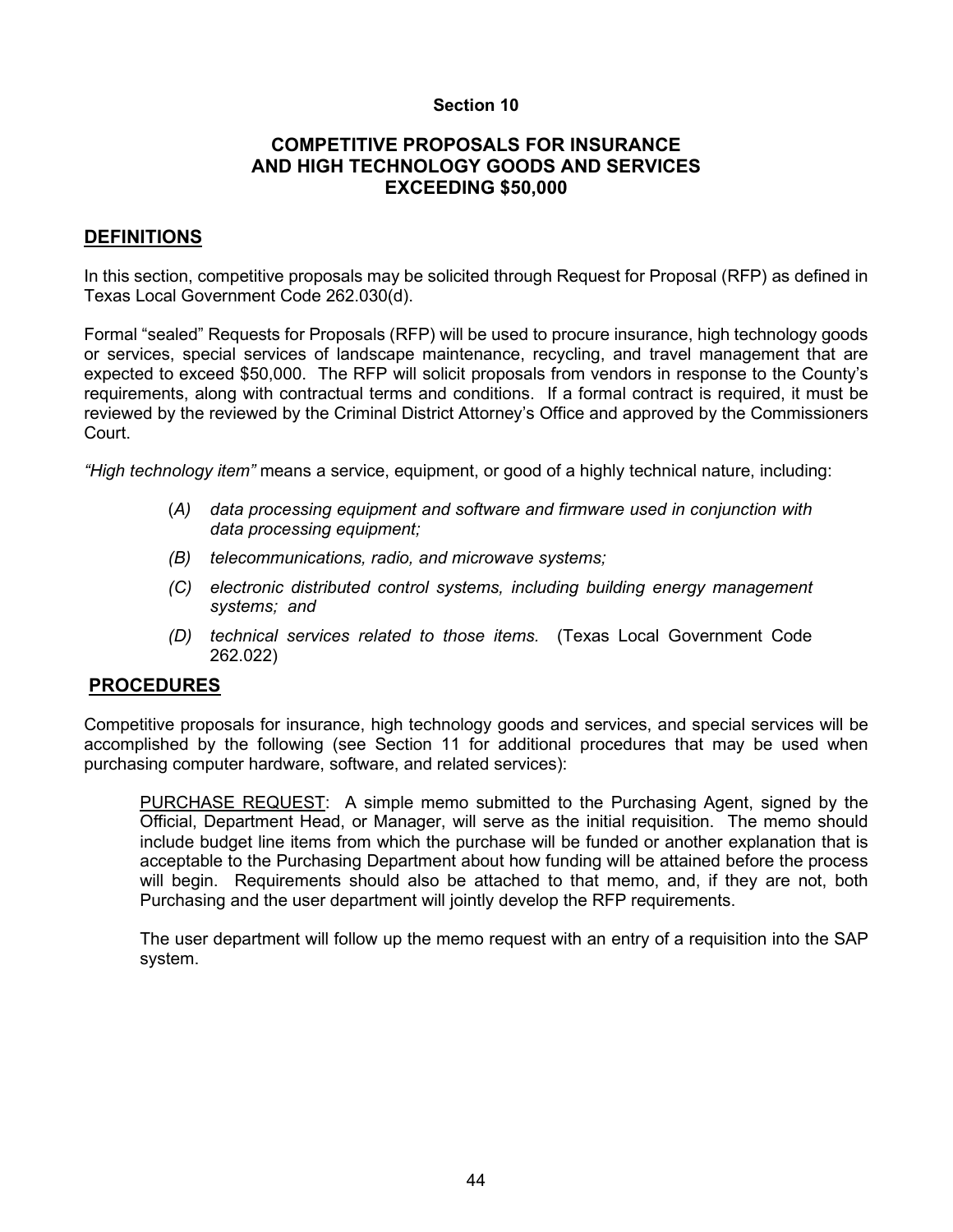# Section 10

## COMPETITIVE PROPOSALS FOR INSURANCE AND HIGH TECHNOLOGY GOODS AND SERVICES EXCEEDING $50,000

### DEFINITIONS

In this section, competitive proposals may be solicited through Request for Proposal (RFP) as defined in Texas Local Government Code 262.030(d).

Formal "sealed" Requests for Proposals (RFP) will be used to procure insurance, high technology goods or services, special services of landscape maintenance, recycling, and travel management that are expected to exceed $50,000. The RFP will solicit proposals from vendors in response to the County's requirements, along with contractual terms and conditions. If a formal contract is required, it must be reviewed by the reviewed by the Criminal District Attorney's Office and approved by the Commissioners Court.

*"High technology item"* means a service, equipment, or good of a highly technical nature, including:

> (*A*) *data processing equipment and software and firmware used in conjunction with data processing equipment;*
>
> *(B) telecommunications, radio, and microwave systems;*
>
> *(C) electronic distributed control systems, including building energy management systems; and*
>
> *(D) technical services related to those items.* (Texas Local Government Code 262.022)

### PROCEDURES

Competitive proposals for insurance, high technology goods and services, and special services will be accomplished by the following (see Section 11 for additional procedures that may be used when purchasing computer hardware, software, and related services):

PURCHASE REQUEST: A simple memo submitted to the Purchasing Agent, signed by the Official, Department Head, or Manager, will serve as the initial requisition. The memo should include budget line items from which the purchase will be funded or another explanation that is acceptable to the Purchasing Department about how funding will be attained before the process will begin. Requirements should also be attached to that memo, and, if they are not, both Purchasing and the user department will jointly develop the RFP requirements.

The user department will follow up the memo request with an entry of a requisition into the SAP system.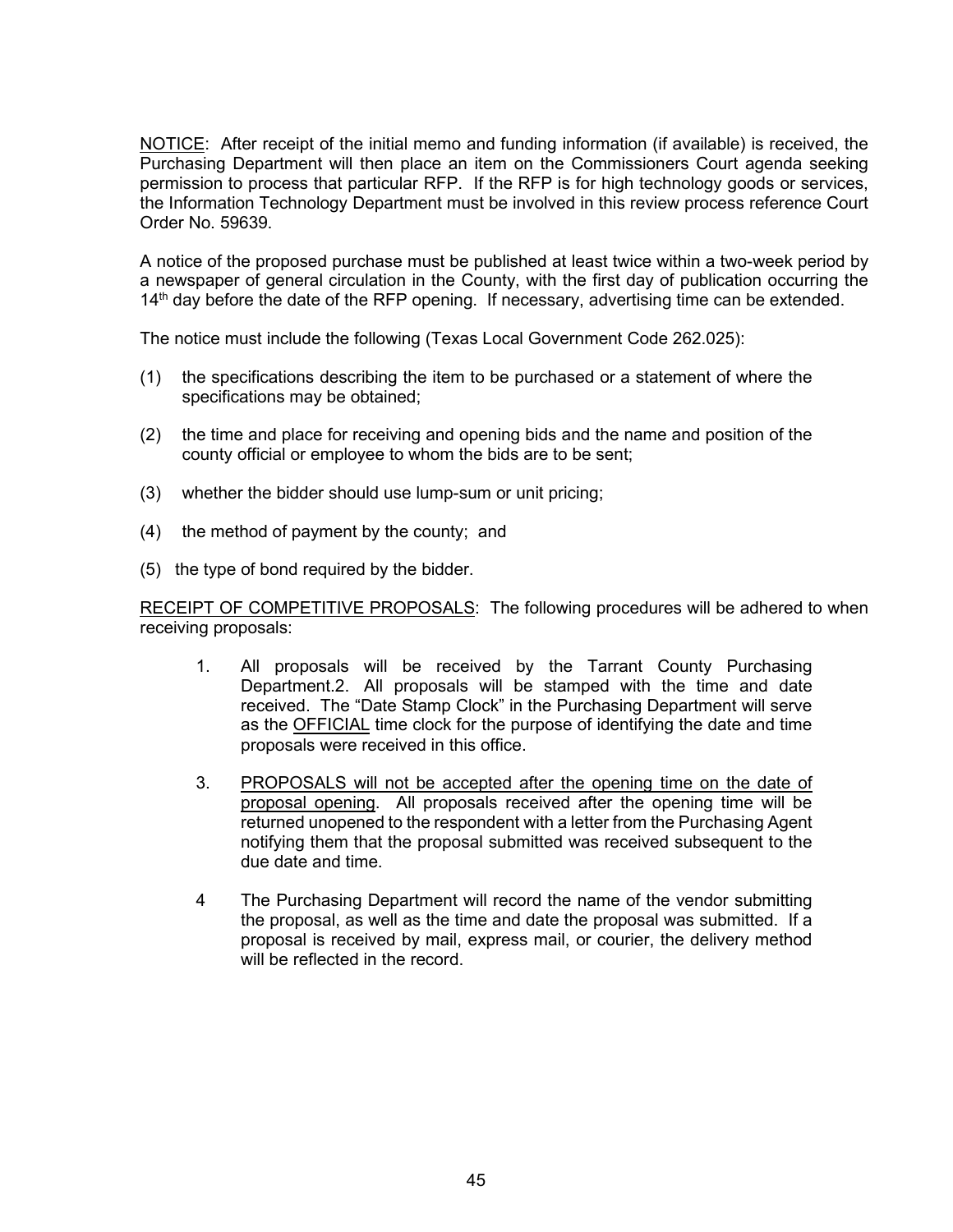NOTICE: After receipt of the initial memo and funding information (if available) is received, the Purchasing Department will then place an item on the Commissioners Court agenda seeking permission to process that particular RFP. If the RFP is for high technology goods or services, the Information Technology Department must be involved in this review process reference Court Order No. 59639.

A notice of the proposed purchase must be published at least twice within a two-week period by a newspaper of general circulation in the County, with the first day of publication occurring the 14th day before the date of the RFP opening. If necessary, advertising time can be extended.

The notice must include the following (Texas Local Government Code 262.025):

(1) the specifications describing the item to be purchased or a statement of where the specifications may be obtained;

(2) the time and place for receiving and opening bids and the name and position of the county official or employee to whom the bids are to be sent;

(3) whether the bidder should use lump-sum or unit pricing;

(4) the method of payment by the county; and

(5) the type of bond required by the bidder.

RECEIPT OF COMPETITIVE PROPOSALS: The following procedures will be adhered to when receiving proposals:

1. All proposals will be received by the Tarrant County Purchasing Department.2. All proposals will be stamped with the time and date received. The "Date Stamp Clock" in the Purchasing Department will serve as the OFFICIAL time clock for the purpose of identifying the date and time proposals were received in this office.

3. PROPOSALS will not be accepted after the opening time on the date of proposal opening. All proposals received after the opening time will be returned unopened to the respondent with a letter from the Purchasing Agent notifying them that the proposal submitted was received subsequent to the due date and time.

4 The Purchasing Department will record the name of the vendor submitting the proposal, as well as the time and date the proposal was submitted. If a proposal is received by mail, express mail, or courier, the delivery method will be reflected in the record.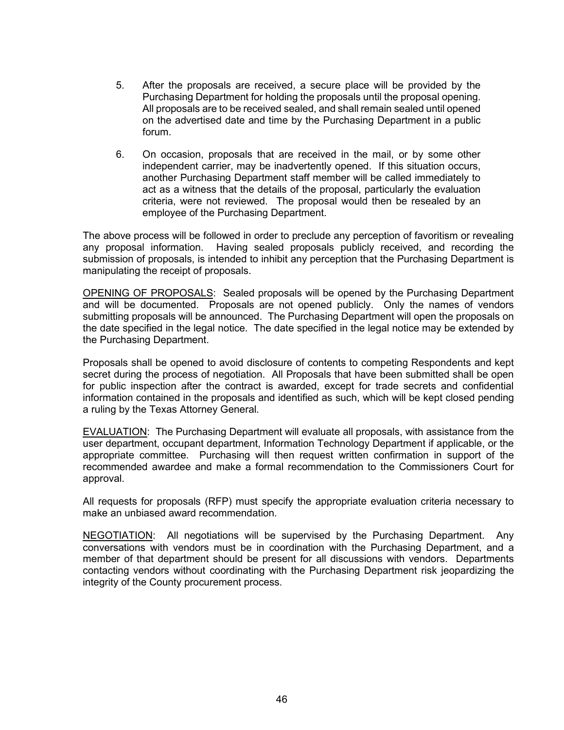5. After the proposals are received, a secure place will be provided by the Purchasing Department for holding the proposals until the proposal opening. All proposals are to be received sealed, and shall remain sealed until opened on the advertised date and time by the Purchasing Department in a public forum.

6. On occasion, proposals that are received in the mail, or by some other independent carrier, may be inadvertently opened. If this situation occurs, another Purchasing Department staff member will be called immediately to act as a witness that the details of the proposal, particularly the evaluation criteria, were not reviewed. The proposal would then be resealed by an employee of the Purchasing Department.

The above process will be followed in order to preclude any perception of favoritism or revealing any proposal information. Having sealed proposals publicly received, and recording the submission of proposals, is intended to inhibit any perception that the Purchasing Department is manipulating the receipt of proposals.

<u>OPENING OF PROPOSALS</u>: Sealed proposals will be opened by the Purchasing Department and will be documented. Proposals are not opened publicly. Only the names of vendors submitting proposals will be announced. The Purchasing Department will open the proposals on the date specified in the legal notice. The date specified in the legal notice may be extended by the Purchasing Department.

Proposals shall be opened to avoid disclosure of contents to competing Respondents and kept secret during the process of negotiation. All Proposals that have been submitted shall be open for public inspection after the contract is awarded, except for trade secrets and confidential information contained in the proposals and identified as such, which will be kept closed pending a ruling by the Texas Attorney General.

<u>EVALUATION</u>: The Purchasing Department will evaluate all proposals, with assistance from the user department, occupant department, Information Technology Department if applicable, or the appropriate committee. Purchasing will then request written confirmation in support of the recommended awardee and make a formal recommendation to the Commissioners Court for approval.

All requests for proposals (RFP) must specify the appropriate evaluation criteria necessary to make an unbiased award recommendation.

<u>NEGOTIATION</u>: All negotiations will be supervised by the Purchasing Department. Any conversations with vendors must be in coordination with the Purchasing Department, and a member of that department should be present for all discussions with vendors. Departments contacting vendors without coordinating with the Purchasing Department risk jeopardizing the integrity of the County procurement process.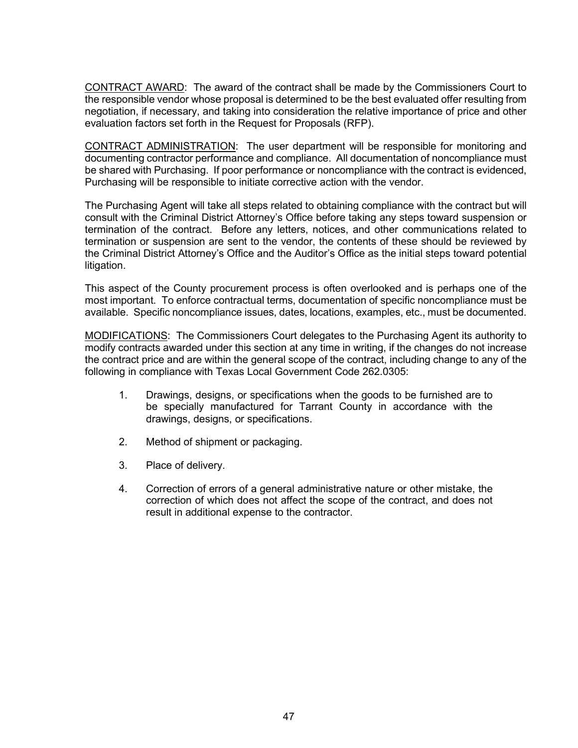<u>CONTRACT AWARD</u>: The award of the contract shall be made by the Commissioners Court to the responsible vendor whose proposal is determined to be the best evaluated offer resulting from negotiation, if necessary, and taking into consideration the relative importance of price and other evaluation factors set forth in the Request for Proposals (RFP).

<u>CONTRACT ADMINISTRATION</u>: The user department will be responsible for monitoring and documenting contractor performance and compliance. All documentation of noncompliance must be shared with Purchasing. If poor performance or noncompliance with the contract is evidenced, Purchasing will be responsible to initiate corrective action with the vendor.

The Purchasing Agent will take all steps related to obtaining compliance with the contract but will consult with the Criminal District Attorney's Office before taking any steps toward suspension or termination of the contract. Before any letters, notices, and other communications related to termination or suspension are sent to the vendor, the contents of these should be reviewed by the Criminal District Attorney's Office and the Auditor's Office as the initial steps toward potential litigation.

This aspect of the County procurement process is often overlooked and is perhaps one of the most important. To enforce contractual terms, documentation of specific noncompliance must be available. Specific noncompliance issues, dates, locations, examples, etc., must be documented.

<u>MODIFICATIONS</u>: The Commissioners Court delegates to the Purchasing Agent its authority to modify contracts awarded under this section at any time in writing, if the changes do not increase the contract price and are within the general scope of the contract, including change to any of the following in compliance with Texas Local Government Code 262.0305:

1. Drawings, designs, or specifications when the goods to be furnished are to be specially manufactured for Tarrant County in accordance with the drawings, designs, or specifications.

2. Method of shipment or packaging.

3. Place of delivery.

4. Correction of errors of a general administrative nature or other mistake, the correction of which does not affect the scope of the contract, and does not result in additional expense to the contractor.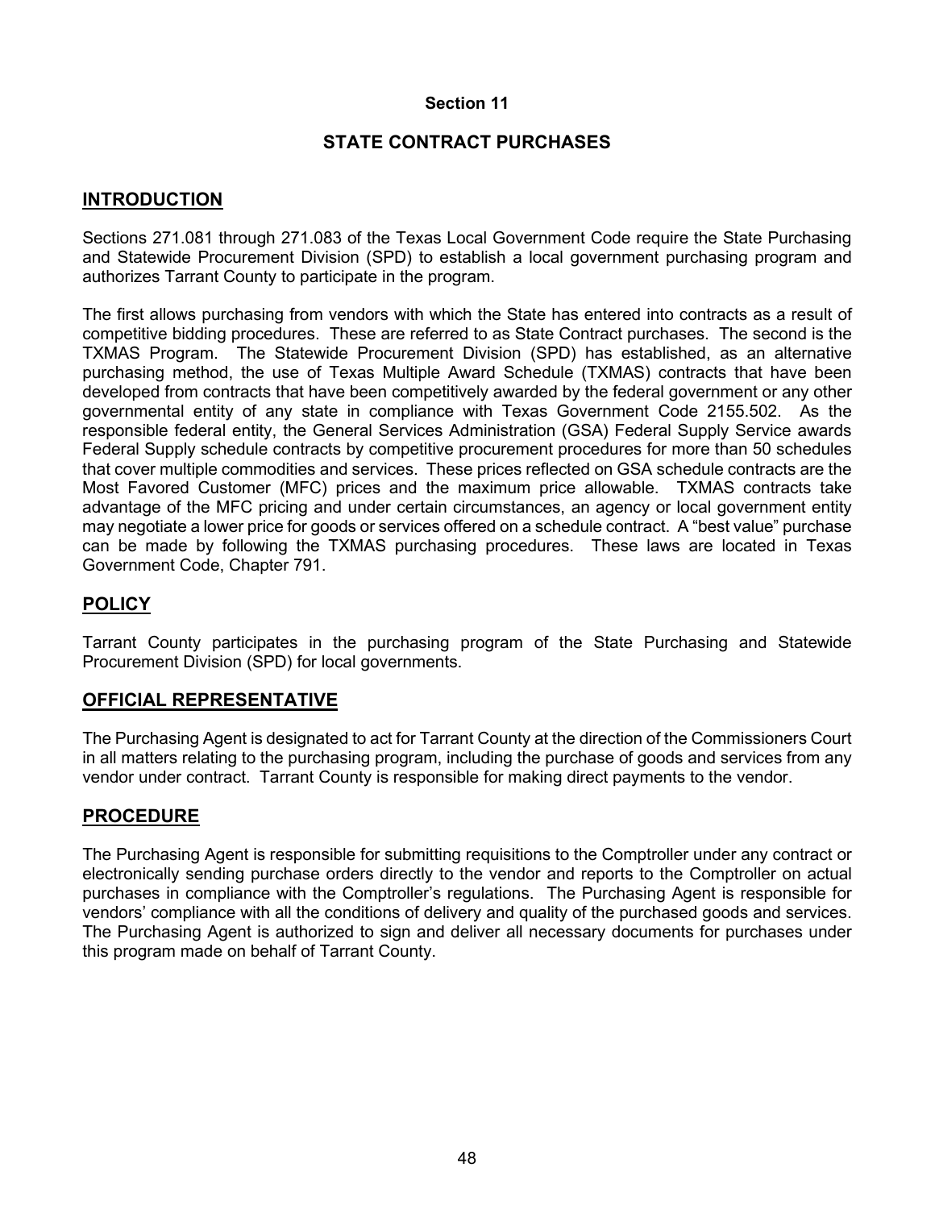## Section 11

## STATE CONTRACT PURCHASES

### INTRODUCTION

Sections 271.081 through 271.083 of the Texas Local Government Code require the State Purchasing and Statewide Procurement Division (SPD) to establish a local government purchasing program and authorizes Tarrant County to participate in the program.

The first allows purchasing from vendors with which the State has entered into contracts as a result of competitive bidding procedures. These are referred to as State Contract purchases. The second is the TXMAS Program. The Statewide Procurement Division (SPD) has established, as an alternative purchasing method, the use of Texas Multiple Award Schedule (TXMAS) contracts that have been developed from contracts that have been competitively awarded by the federal government or any other governmental entity of any state in compliance with Texas Government Code 2155.502. As the responsible federal entity, the General Services Administration (GSA) Federal Supply Service awards Federal Supply schedule contracts by competitive procurement procedures for more than 50 schedules that cover multiple commodities and services. These prices reflected on GSA schedule contracts are the Most Favored Customer (MFC) prices and the maximum price allowable. TXMAS contracts take advantage of the MFC pricing and under certain circumstances, an agency or local government entity may negotiate a lower price for goods or services offered on a schedule contract. A "best value" purchase can be made by following the TXMAS purchasing procedures. These laws are located in Texas Government Code, Chapter 791.

### POLICY

Tarrant County participates in the purchasing program of the State Purchasing and Statewide Procurement Division (SPD) for local governments.

### OFFICIAL REPRESENTATIVE

The Purchasing Agent is designated to act for Tarrant County at the direction of the Commissioners Court in all matters relating to the purchasing program, including the purchase of goods and services from any vendor under contract. Tarrant County is responsible for making direct payments to the vendor.

### PROCEDURE

The Purchasing Agent is responsible for submitting requisitions to the Comptroller under any contract or electronically sending purchase orders directly to the vendor and reports to the Comptroller on actual purchases in compliance with the Comptroller's regulations. The Purchasing Agent is responsible for vendors' compliance with all the conditions of delivery and quality of the purchased goods and services. The Purchasing Agent is authorized to sign and deliver all necessary documents for purchases under this program made on behalf of Tarrant County.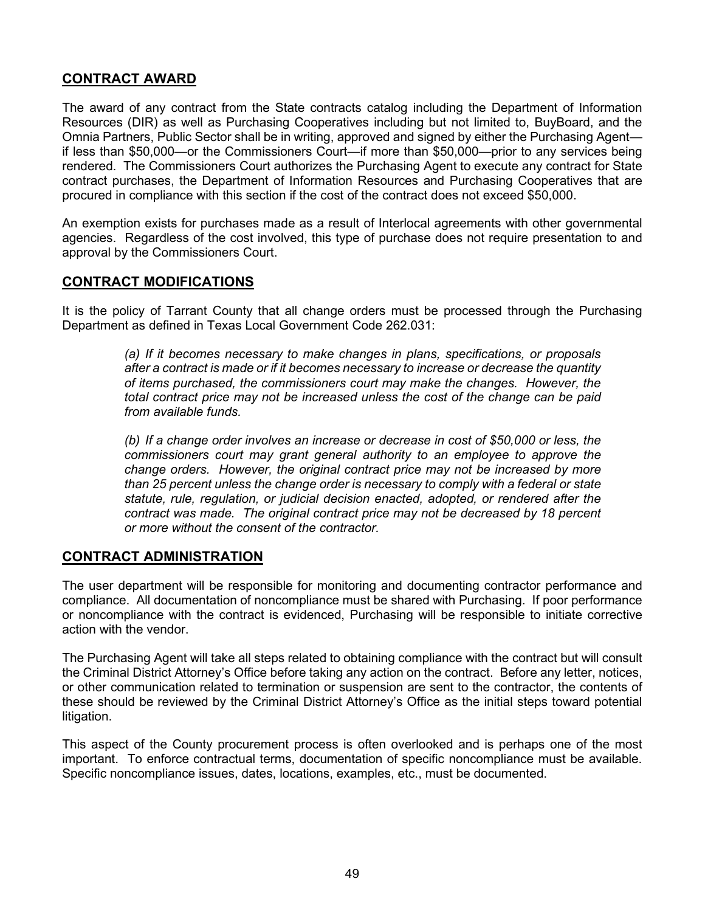## CONTRACT AWARD

The award of any contract from the State contracts catalog including the Department of Information Resources (DIR) as well as Purchasing Cooperatives including but not limited to, BuyBoard, and the Omnia Partners, Public Sector shall be in writing, approved and signed by either the Purchasing Agent—if less than $50,000—or the Commissioners Court—if more than $50,000—prior to any services being rendered. The Commissioners Court authorizes the Purchasing Agent to execute any contract for State contract purchases, the Department of Information Resources and Purchasing Cooperatives that are procured in compliance with this section if the cost of the contract does not exceed $50,000.

An exemption exists for purchases made as a result of Interlocal agreements with other governmental agencies. Regardless of the cost involved, this type of purchase does not require presentation to and approval by the Commissioners Court.

## CONTRACT MODIFICATIONS

It is the policy of Tarrant County that all change orders must be processed through the Purchasing Department as defined in Texas Local Government Code 262.031:

> *(a) If it becomes necessary to make changes in plans, specifications, or proposals after a contract is made or if it becomes necessary to increase or decrease the quantity of items purchased, the commissioners court may make the changes. However, the total contract price may not be increased unless the cost of the change can be paid from available funds.*
>
> *(b) If a change order involves an increase or decrease in cost of $50,000 or less, the commissioners court may grant general authority to an employee to approve the change orders. However, the original contract price may not be increased by more than 25 percent unless the change order is necessary to comply with a federal or state statute, rule, regulation, or judicial decision enacted, adopted, or rendered after the contract was made. The original contract price may not be decreased by 18 percent or more without the consent of the contractor.*

## CONTRACT ADMINISTRATION

The user department will be responsible for monitoring and documenting contractor performance and compliance. All documentation of noncompliance must be shared with Purchasing. If poor performance or noncompliance with the contract is evidenced, Purchasing will be responsible to initiate corrective action with the vendor.

The Purchasing Agent will take all steps related to obtaining compliance with the contract but will consult the Criminal District Attorney's Office before taking any action on the contract. Before any letter, notices, or other communication related to termination or suspension are sent to the contractor, the contents of these should be reviewed by the Criminal District Attorney's Office as the initial steps toward potential litigation.

This aspect of the County procurement process is often overlooked and is perhaps one of the most important. To enforce contractual terms, documentation of specific noncompliance must be available. Specific noncompliance issues, dates, locations, examples, etc., must be documented.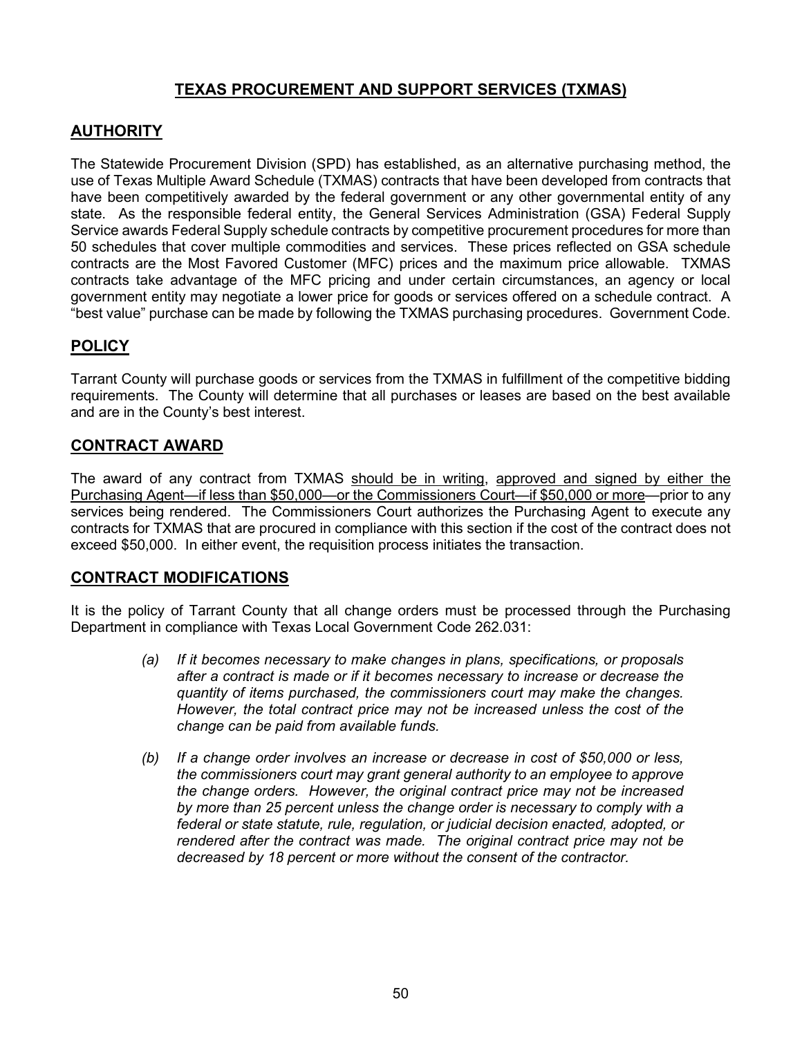# TEXAS PROCUREMENT AND SUPPORT SERVICES (TXMAS)

## AUTHORITY

The Statewide Procurement Division (SPD) has established, as an alternative purchasing method, the use of Texas Multiple Award Schedule (TXMAS) contracts that have been developed from contracts that have been competitively awarded by the federal government or any other governmental entity of any state. As the responsible federal entity, the General Services Administration (GSA) Federal Supply Service awards Federal Supply schedule contracts by competitive procurement procedures for more than 50 schedules that cover multiple commodities and services. These prices reflected on GSA schedule contracts are the Most Favored Customer (MFC) prices and the maximum price allowable. TXMAS contracts take advantage of the MFC pricing and under certain circumstances, an agency or local government entity may negotiate a lower price for goods or services offered on a schedule contract. A "best value" purchase can be made by following the TXMAS purchasing procedures. Government Code.

## POLICY

Tarrant County will purchase goods or services from the TXMAS in fulfillment of the competitive bidding requirements. The County will determine that all purchases or leases are based on the best available and are in the County's best interest.

## CONTRACT AWARD

The award of any contract from TXMAS should be in writing, approved and signed by either the Purchasing Agent—if less than $50,000—or the Commissioners Court—if $50,000 or more—prior to any services being rendered. The Commissioners Court authorizes the Purchasing Agent to execute any contracts for TXMAS that are procured in compliance with this section if the cost of the contract does not exceed $50,000. In either event, the requisition process initiates the transaction.

## CONTRACT MODIFICATIONS

It is the policy of Tarrant County that all change orders must be processed through the Purchasing Department in compliance with Texas Local Government Code 262.031:

> *(a) If it becomes necessary to make changes in plans, specifications, or proposals after a contract is made or if it becomes necessary to increase or decrease the quantity of items purchased, the commissioners court may make the changes. However, the total contract price may not be increased unless the cost of the change can be paid from available funds.*
>
> *(b) If a change order involves an increase or decrease in cost of $50,000 or less, the commissioners court may grant general authority to an employee to approve the change orders. However, the original contract price may not be increased by more than 25 percent unless the change order is necessary to comply with a federal or state statute, rule, regulation, or judicial decision enacted, adopted, or rendered after the contract was made. The original contract price may not be decreased by 18 percent or more without the consent of the contractor.*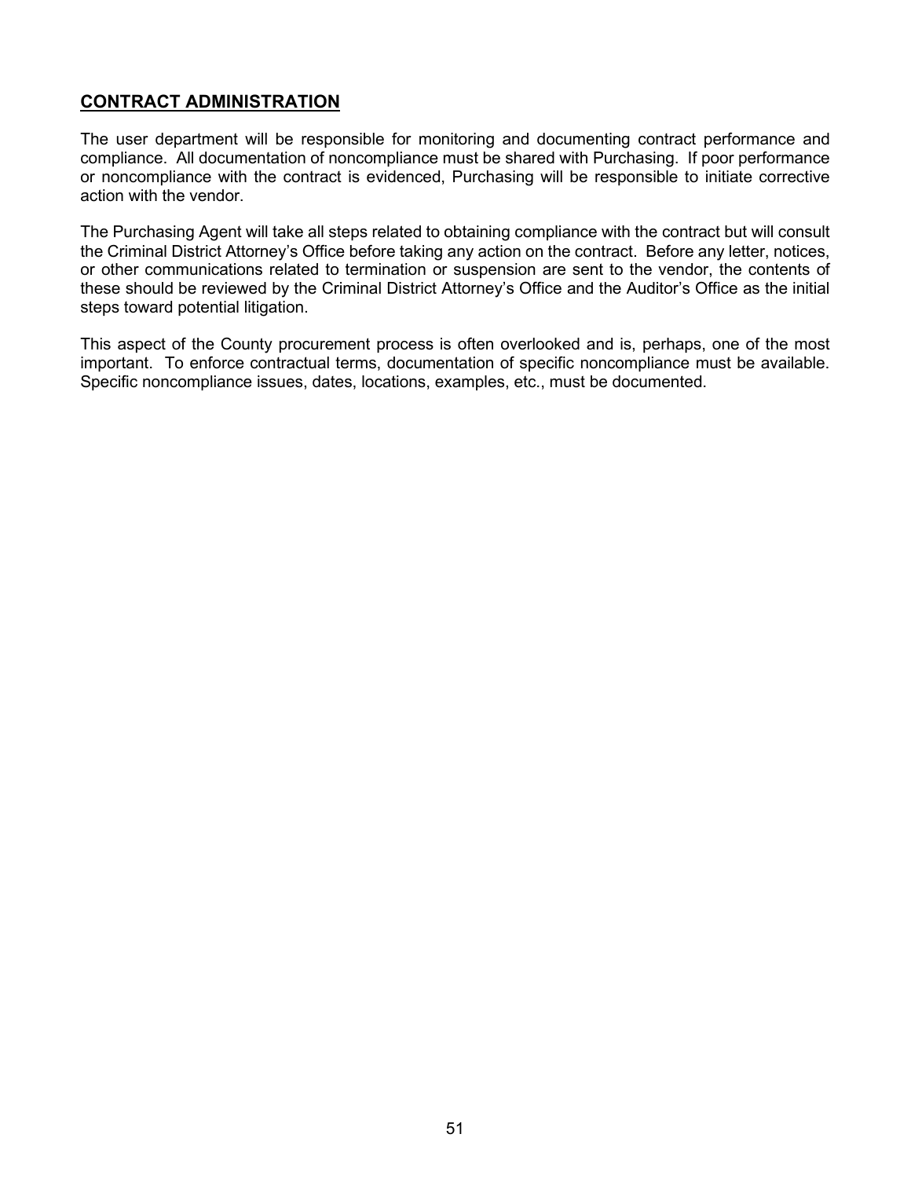## **CONTRACT ADMINISTRATION**

The user department will be responsible for monitoring and documenting contract performance and compliance. All documentation of noncompliance must be shared with Purchasing. If poor performance or noncompliance with the contract is evidenced, Purchasing will be responsible to initiate corrective action with the vendor.

The Purchasing Agent will take all steps related to obtaining compliance with the contract but will consult the Criminal District Attorney's Office before taking any action on the contract. Before any letter, notices, or other communications related to termination or suspension are sent to the vendor, the contents of these should be reviewed by the Criminal District Attorney's Office and the Auditor's Office as the initial steps toward potential litigation.

This aspect of the County procurement process is often overlooked and is, perhaps, one of the most important. To enforce contractual terms, documentation of specific noncompliance must be available. Specific noncompliance issues, dates, locations, examples, etc., must be documented.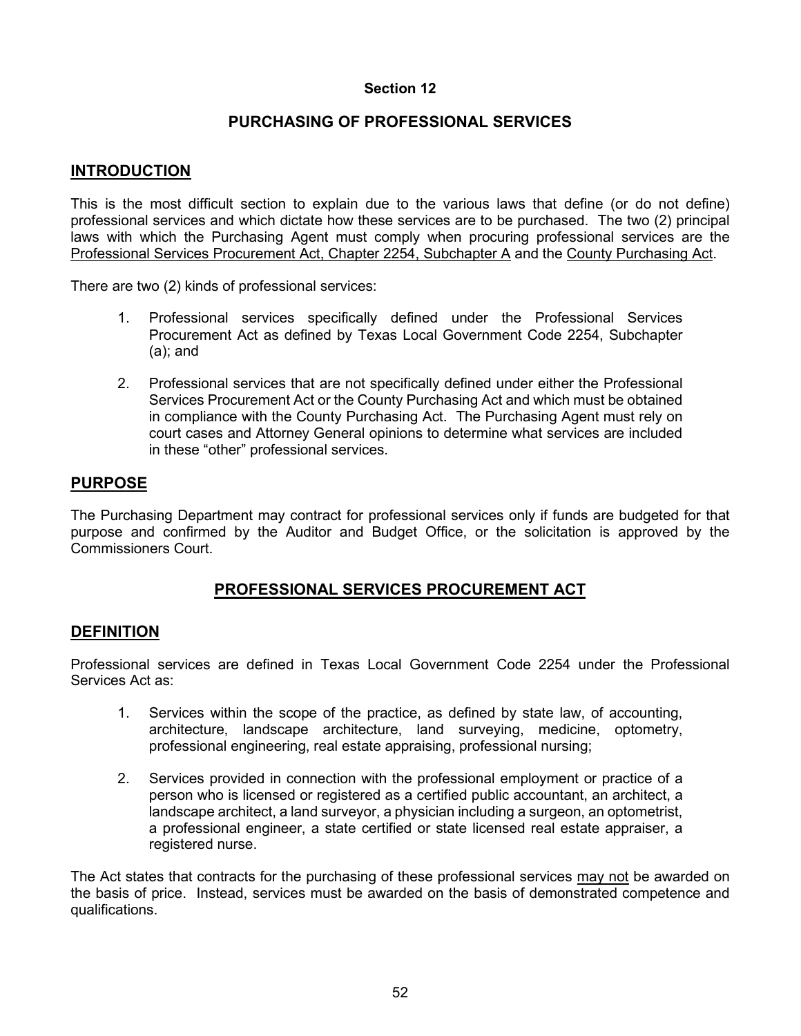# Section 12

## PURCHASING OF PROFESSIONAL SERVICES

### INTRODUCTION

This is the most difficult section to explain due to the various laws that define (or do not define) professional services and which dictate how these services are to be purchased. The two (2) principal laws with which the Purchasing Agent must comply when procuring professional services are the Professional Services Procurement Act, Chapter 2254, Subchapter A and the County Purchasing Act.

There are two (2) kinds of professional services:

1. Professional services specifically defined under the Professional Services Procurement Act as defined by Texas Local Government Code 2254, Subchapter (a); and

2. Professional services that are not specifically defined under either the Professional Services Procurement Act or the County Purchasing Act and which must be obtained in compliance with the County Purchasing Act. The Purchasing Agent must rely on court cases and Attorney General opinions to determine what services are included in these "other" professional services.

### PURPOSE

The Purchasing Department may contract for professional services only if funds are budgeted for that purpose and confirmed by the Auditor and Budget Office, or the solicitation is approved by the Commissioners Court.

## PROFESSIONAL SERVICES PROCUREMENT ACT

### DEFINITION

Professional services are defined in Texas Local Government Code 2254 under the Professional Services Act as:

1. Services within the scope of the practice, as defined by state law, of accounting, architecture, landscape architecture, land surveying, medicine, optometry, professional engineering, real estate appraising, professional nursing;

2. Services provided in connection with the professional employment or practice of a person who is licensed or registered as a certified public accountant, an architect, a landscape architect, a land surveyor, a physician including a surgeon, an optometrist, a professional engineer, a state certified or state licensed real estate appraiser, a registered nurse.

The Act states that contracts for the purchasing of these professional services may not be awarded on the basis of price. Instead, services must be awarded on the basis of demonstrated competence and qualifications.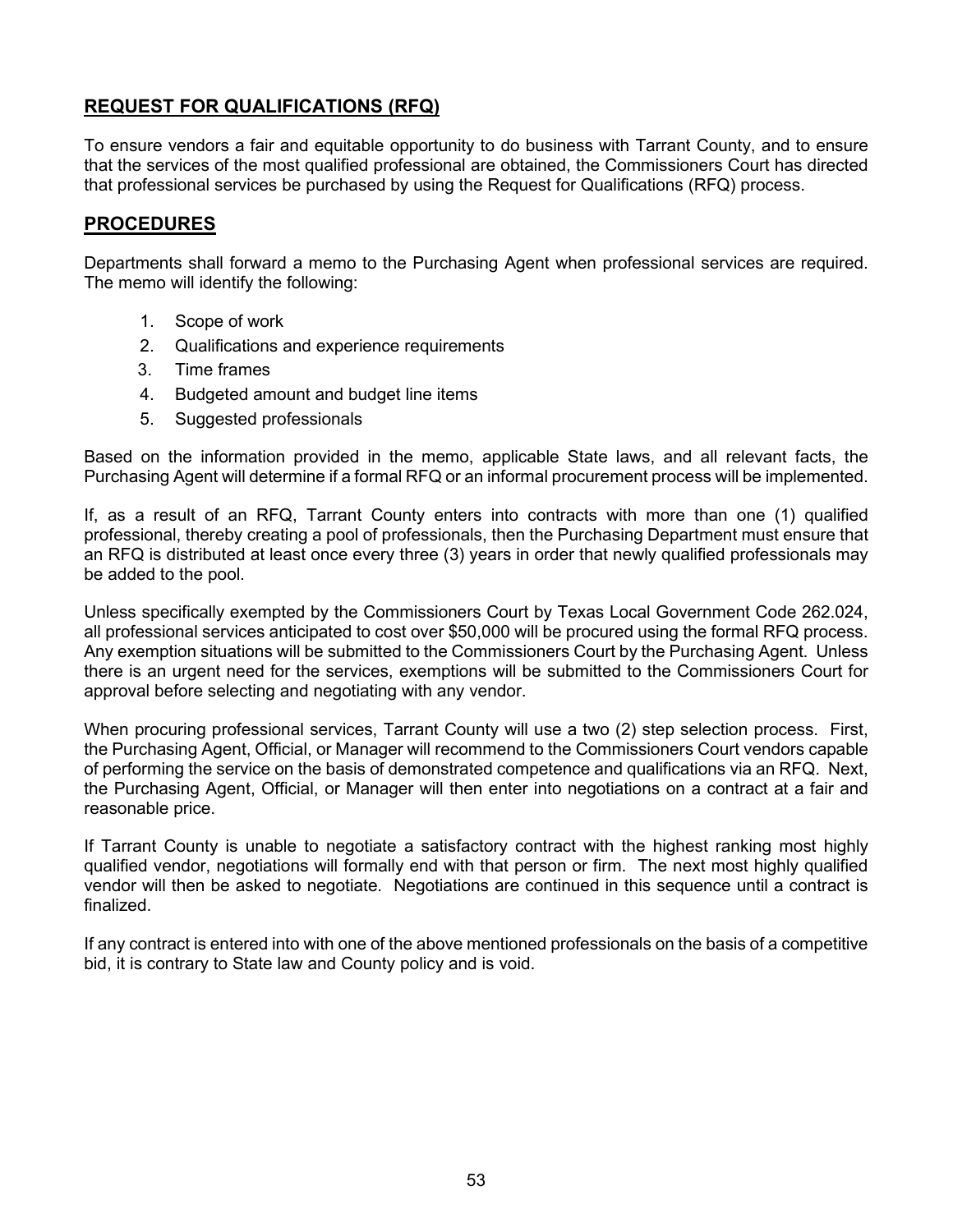## REQUEST FOR QUALIFICATIONS (RFQ)

To ensure vendors a fair and equitable opportunity to do business with Tarrant County, and to ensure that the services of the most qualified professional are obtained, the Commissioners Court has directed that professional services be purchased by using the Request for Qualifications (RFQ) process.

## PROCEDURES

Departments shall forward a memo to the Purchasing Agent when professional services are required. The memo will identify the following:

1. Scope of work
2. Qualifications and experience requirements
3. Time frames
4. Budgeted amount and budget line items
5. Suggested professionals

Based on the information provided in the memo, applicable State laws, and all relevant facts, the Purchasing Agent will determine if a formal RFQ or an informal procurement process will be implemented.

If, as a result of an RFQ, Tarrant County enters into contracts with more than one (1) qualified professional, thereby creating a pool of professionals, then the Purchasing Department must ensure that an RFQ is distributed at least once every three (3) years in order that newly qualified professionals may be added to the pool.

Unless specifically exempted by the Commissioners Court by Texas Local Government Code 262.024, all professional services anticipated to cost over $50,000 will be procured using the formal RFQ process. Any exemption situations will be submitted to the Commissioners Court by the Purchasing Agent. Unless there is an urgent need for the services, exemptions will be submitted to the Commissioners Court for approval before selecting and negotiating with any vendor.

When procuring professional services, Tarrant County will use a two (2) step selection process. First, the Purchasing Agent, Official, or Manager will recommend to the Commissioners Court vendors capable of performing the service on the basis of demonstrated competence and qualifications via an RFQ. Next, the Purchasing Agent, Official, or Manager will then enter into negotiations on a contract at a fair and reasonable price.

If Tarrant County is unable to negotiate a satisfactory contract with the highest ranking most highly qualified vendor, negotiations will formally end with that person or firm. The next most highly qualified vendor will then be asked to negotiate. Negotiations are continued in this sequence until a contract is finalized.

If any contract is entered into with one of the above mentioned professionals on the basis of a competitive bid, it is contrary to State law and County policy and is void.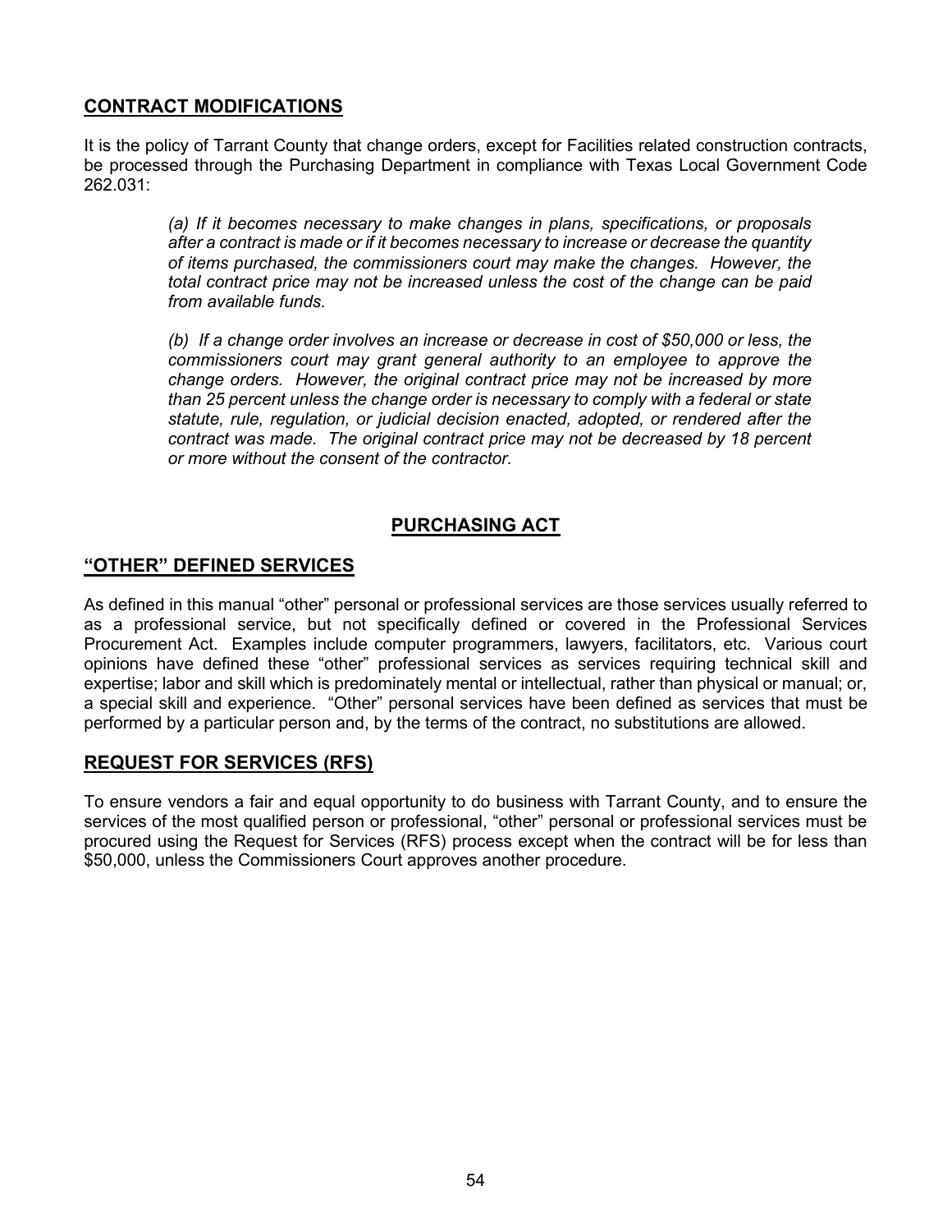## CONTRACT MODIFICATIONS

It is the policy of Tarrant County that change orders, except for Facilities related construction contracts, be processed through the Purchasing Department in compliance with Texas Local Government Code 262.031:

> *(a) If it becomes necessary to make changes in plans, specifications, or proposals after a contract is made or if it becomes necessary to increase or decrease the quantity of items purchased, the commissioners court may make the changes. However, the total contract price may not be increased unless the cost of the change can be paid from available funds.*
>
> *(b) If a change order involves an increase or decrease in cost of $50,000 or less, the commissioners court may grant general authority to an employee to approve the change orders. However, the original contract price may not be increased by more than 25 percent unless the change order is necessary to comply with a federal or state statute, rule, regulation, or judicial decision enacted, adopted, or rendered after the contract was made. The original contract price may not be decreased by 18 percent or more without the consent of the contractor.*

# PURCHASING ACT

## "OTHER" DEFINED SERVICES

As defined in this manual "other" personal or professional services are those services usually referred to as a professional service, but not specifically defined or covered in the Professional Services Procurement Act. Examples include computer programmers, lawyers, facilitators, etc. Various court opinions have defined these "other" professional services as services requiring technical skill and expertise; labor and skill which is predominately mental or intellectual, rather than physical or manual; or, a special skill and experience. "Other" personal services have been defined as services that must be performed by a particular person and, by the terms of the contract, no substitutions are allowed.

## REQUEST FOR SERVICES (RFS)

To ensure vendors a fair and equal opportunity to do business with Tarrant County, and to ensure the services of the most qualified person or professional, "other" personal or professional services must be procured using the Request for Services (RFS) process except when the contract will be for less than $50,000, unless the Commissioners Court approves another procedure.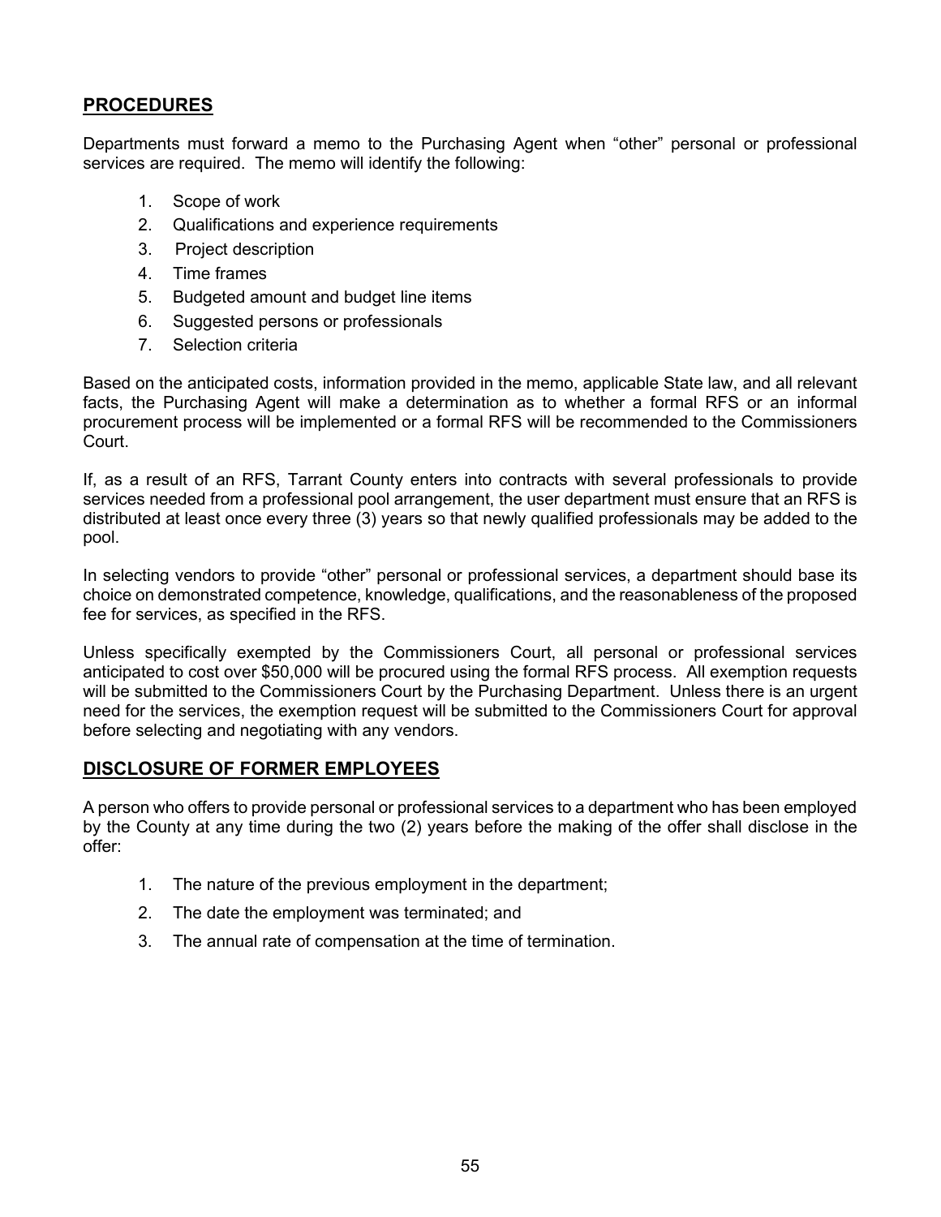## PROCEDURES

Departments must forward a memo to the Purchasing Agent when "other" personal or professional services are required. The memo will identify the following:

1. Scope of work
2. Qualifications and experience requirements
3. Project description
4. Time frames
5. Budgeted amount and budget line items
6. Suggested persons or professionals
7. Selection criteria

Based on the anticipated costs, information provided in the memo, applicable State law, and all relevant facts, the Purchasing Agent will make a determination as to whether a formal RFS or an informal procurement process will be implemented or a formal RFS will be recommended to the Commissioners Court.

If, as a result of an RFS, Tarrant County enters into contracts with several professionals to provide services needed from a professional pool arrangement, the user department must ensure that an RFS is distributed at least once every three (3) years so that newly qualified professionals may be added to the pool.

In selecting vendors to provide "other" personal or professional services, a department should base its choice on demonstrated competence, knowledge, qualifications, and the reasonableness of the proposed fee for services, as specified in the RFS.

Unless specifically exempted by the Commissioners Court, all personal or professional services anticipated to cost over $50,000 will be procured using the formal RFS process. All exemption requests will be submitted to the Commissioners Court by the Purchasing Department. Unless there is an urgent need for the services, the exemption request will be submitted to the Commissioners Court for approval before selecting and negotiating with any vendors.

## DISCLOSURE OF FORMER EMPLOYEES

A person who offers to provide personal or professional services to a department who has been employed by the County at any time during the two (2) years before the making of the offer shall disclose in the offer:

1. The nature of the previous employment in the department;
2. The date the employment was terminated; and
3. The annual rate of compensation at the time of termination.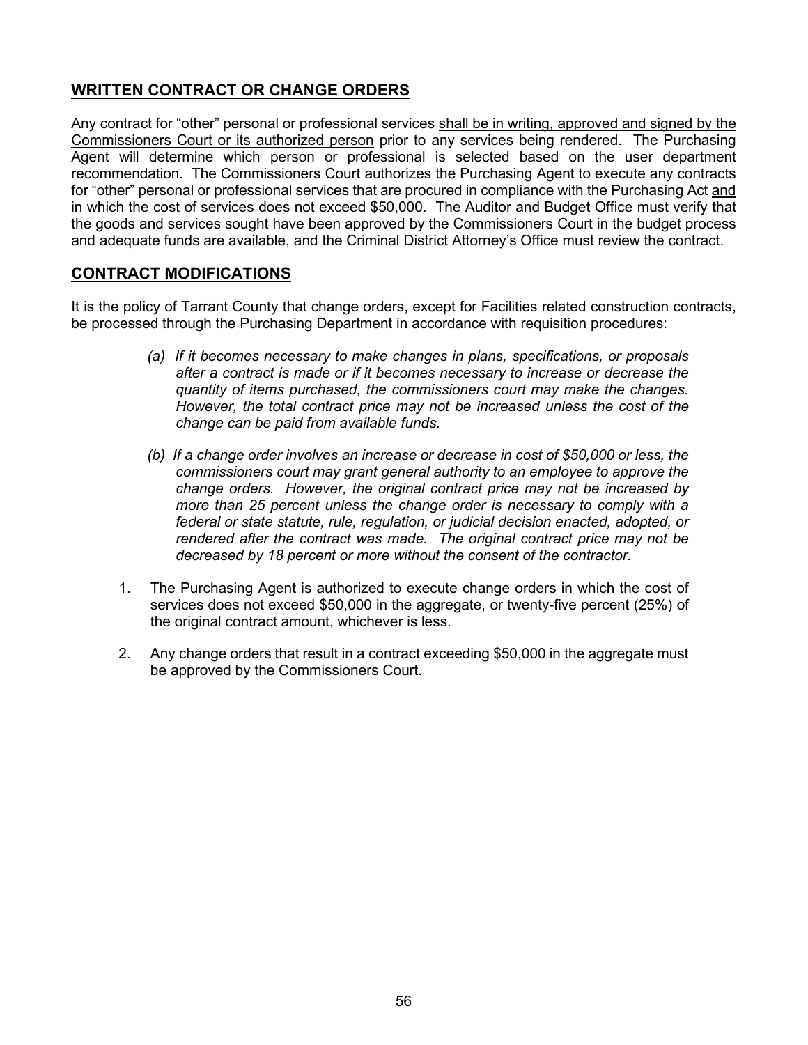## WRITTEN CONTRACT OR CHANGE ORDERS

Any contract for "other" personal or professional services shall be in writing, approved and signed by the Commissioners Court or its authorized person prior to any services being rendered. The Purchasing Agent will determine which person or professional is selected based on the user department recommendation. The Commissioners Court authorizes the Purchasing Agent to execute any contracts for "other" personal or professional services that are procured in compliance with the Purchasing Act and in which the cost of services does not exceed $50,000. The Auditor and Budget Office must verify that the goods and services sought have been approved by the Commissioners Court in the budget process and adequate funds are available, and the Criminal District Attorney's Office must review the contract.

## CONTRACT MODIFICATIONS

It is the policy of Tarrant County that change orders, except for Facilities related construction contracts, be processed through the Purchasing Department in accordance with requisition procedures:

> *(a) If it becomes necessary to make changes in plans, specifications, or proposals after a contract is made or if it becomes necessary to increase or decrease the quantity of items purchased, the commissioners court may make the changes. However, the total contract price may not be increased unless the cost of the change can be paid from available funds.*
>
> *(b) If a change order involves an increase or decrease in cost of $50,000 or less, the commissioners court may grant general authority to an employee to approve the change orders. However, the original contract price may not be increased by more than 25 percent unless the change order is necessary to comply with a federal or state statute, rule, regulation, or judicial decision enacted, adopted, or rendered after the contract was made. The original contract price may not be decreased by 18 percent or more without the consent of the contractor.*

1. The Purchasing Agent is authorized to execute change orders in which the cost of services does not exceed $50,000 in the aggregate, or twenty-five percent (25%) of the original contract amount, whichever is less.
2. Any change orders that result in a contract exceeding $50,000 in the aggregate must be approved by the Commissioners Court.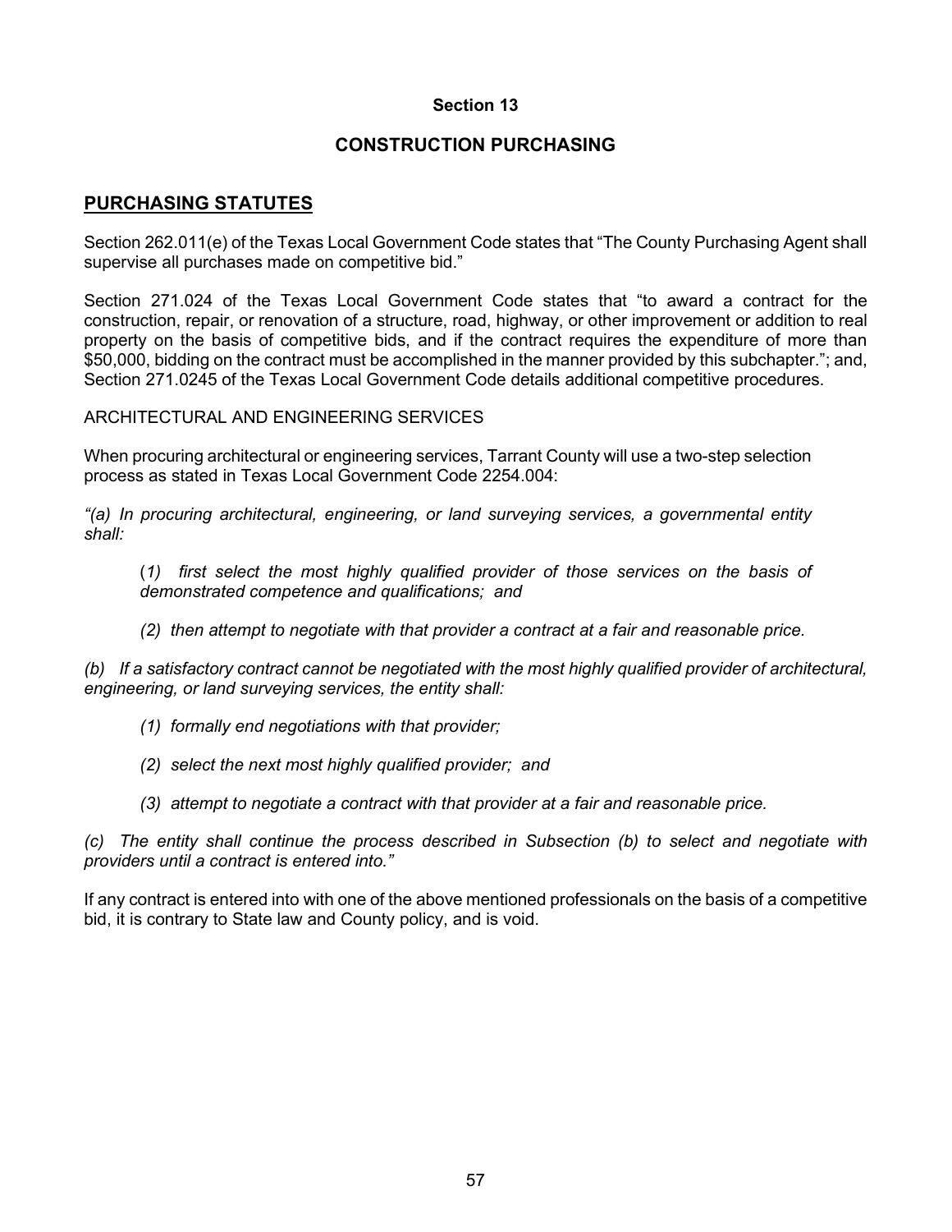## Section 13

## CONSTRUCTION PURCHASING

### PURCHASING STATUTES

Section 262.011(e) of the Texas Local Government Code states that "The County Purchasing Agent shall supervise all purchases made on competitive bid."

Section 271.024 of the Texas Local Government Code states that "to award a contract for the construction, repair, or renovation of a structure, road, highway, or other improvement or addition to real property on the basis of competitive bids, and if the contract requires the expenditure of more than $50,000, bidding on the contract must be accomplished in the manner provided by this subchapter."; and, Section 271.0245 of the Texas Local Government Code details additional competitive procedures.

ARCHITECTURAL AND ENGINEERING SERVICES

When procuring architectural or engineering services, Tarrant County will use a two-step selection process as stated in Texas Local Government Code 2254.004:

*"(a) In procuring architectural, engineering, or land surveying services, a governmental entity shall:*

> (*1) first select the most highly qualified provider of those services on the basis of demonstrated competence and qualifications; and*
>
> *(2) then attempt to negotiate with that provider a contract at a fair and reasonable price.*

*(b) If a satisfactory contract cannot be negotiated with the most highly qualified provider of architectural, engineering, or land surveying services, the entity shall:*

> *(1) formally end negotiations with that provider;*
>
> *(2) select the next most highly qualified provider; and*
>
> *(3) attempt to negotiate a contract with that provider at a fair and reasonable price.*

*(c) The entity shall continue the process described in Subsection (b) to select and negotiate with providers until a contract is entered into."*

If any contract is entered into with one of the above mentioned professionals on the basis of a competitive bid, it is contrary to State law and County policy, and is void.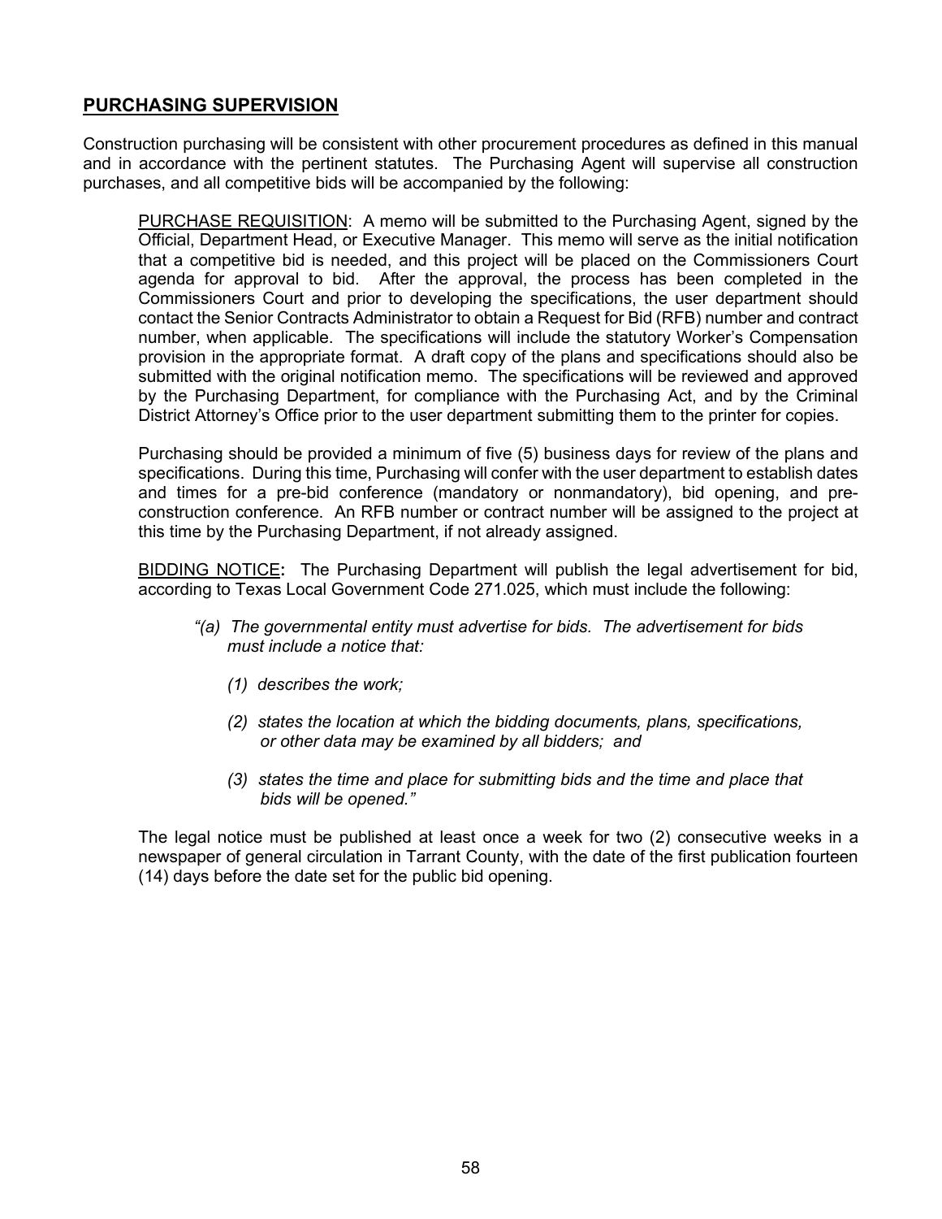## PURCHASING SUPERVISION

Construction purchasing will be consistent with other procurement procedures as defined in this manual and in accordance with the pertinent statutes. The Purchasing Agent will supervise all construction purchases, and all competitive bids will be accompanied by the following:

PURCHASE REQUISITION: A memo will be submitted to the Purchasing Agent, signed by the Official, Department Head, or Executive Manager. This memo will serve as the initial notification that a competitive bid is needed, and this project will be placed on the Commissioners Court agenda for approval to bid. After the approval, the process has been completed in the Commissioners Court and prior to developing the specifications, the user department should contact the Senior Contracts Administrator to obtain a Request for Bid (RFB) number and contract number, when applicable. The specifications will include the statutory Worker's Compensation provision in the appropriate format. A draft copy of the plans and specifications should also be submitted with the original notification memo. The specifications will be reviewed and approved by the Purchasing Department, for compliance with the Purchasing Act, and by the Criminal District Attorney's Office prior to the user department submitting them to the printer for copies.

Purchasing should be provided a minimum of five (5) business days for review of the plans and specifications. During this time, Purchasing will confer with the user department to establish dates and times for a pre-bid conference (mandatory or nonmandatory), bid opening, and pre-construction conference. An RFB number or contract number will be assigned to the project at this time by the Purchasing Department, if not already assigned.

BIDDING NOTICE**:** The Purchasing Department will publish the legal advertisement for bid, according to Texas Local Government Code 271.025, which must include the following:

> *"(a) The governmental entity must advertise for bids. The advertisement for bids must include a notice that:*
>
> *(1) describes the work;*
>
> *(2) states the location at which the bidding documents, plans, specifications, or other data may be examined by all bidders; and*
>
> *(3) states the time and place for submitting bids and the time and place that bids will be opened."*

The legal notice must be published at least once a week for two (2) consecutive weeks in a newspaper of general circulation in Tarrant County, with the date of the first publication fourteen (14) days before the date set for the public bid opening.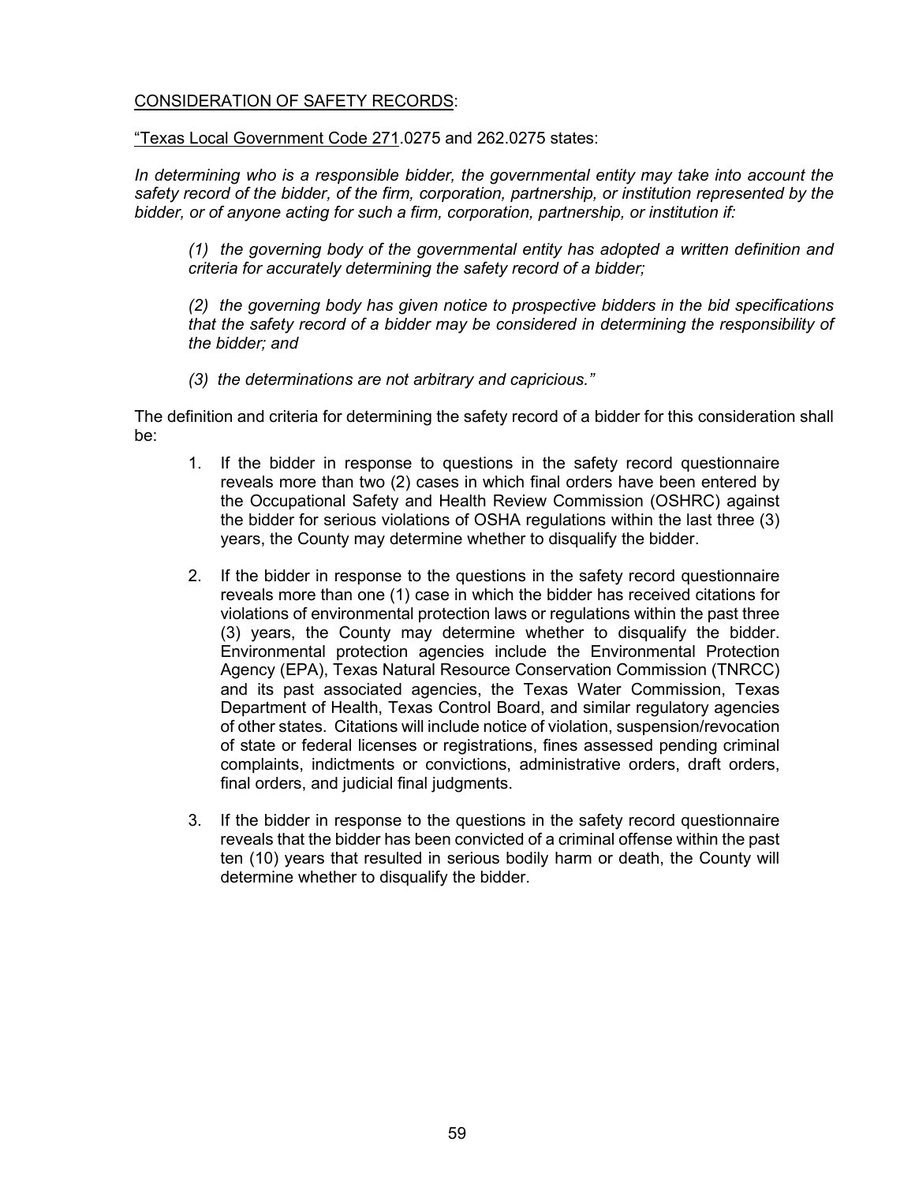CONSIDERATION OF SAFETY RECORDS:

"Texas Local Government Code 271.0275 and 262.0275 states:

*In determining who is a responsible bidder, the governmental entity may take into account the safety record of the bidder, of the firm, corporation, partnership, or institution represented by the bidder, or of anyone acting for such a firm, corporation, partnership, or institution if:*

*(1) the governing body of the governmental entity has adopted a written definition and criteria for accurately determining the safety record of a bidder;*

*(2) the governing body has given notice to prospective bidders in the bid specifications that the safety record of a bidder may be considered in determining the responsibility of the bidder; and*

*(3) the determinations are not arbitrary and capricious."*

The definition and criteria for determining the safety record of a bidder for this consideration shall be:

1. If the bidder in response to questions in the safety record questionnaire reveals more than two (2) cases in which final orders have been entered by the Occupational Safety and Health Review Commission (OSHRC) against the bidder for serious violations of OSHA regulations within the last three (3) years, the County may determine whether to disqualify the bidder.

2. If the bidder in response to the questions in the safety record questionnaire reveals more than one (1) case in which the bidder has received citations for violations of environmental protection laws or regulations within the past three (3) years, the County may determine whether to disqualify the bidder. Environmental protection agencies include the Environmental Protection Agency (EPA), Texas Natural Resource Conservation Commission (TNRCC) and its past associated agencies, the Texas Water Commission, Texas Department of Health, Texas Control Board, and similar regulatory agencies of other states. Citations will include notice of violation, suspension/revocation of state or federal licenses or registrations, fines assessed pending criminal complaints, indictments or convictions, administrative orders, draft orders, final orders, and judicial final judgments.

3. If the bidder in response to the questions in the safety record questionnaire reveals that the bidder has been convicted of a criminal offense within the past ten (10) years that resulted in serious bodily harm or death, the County will determine whether to disqualify the bidder.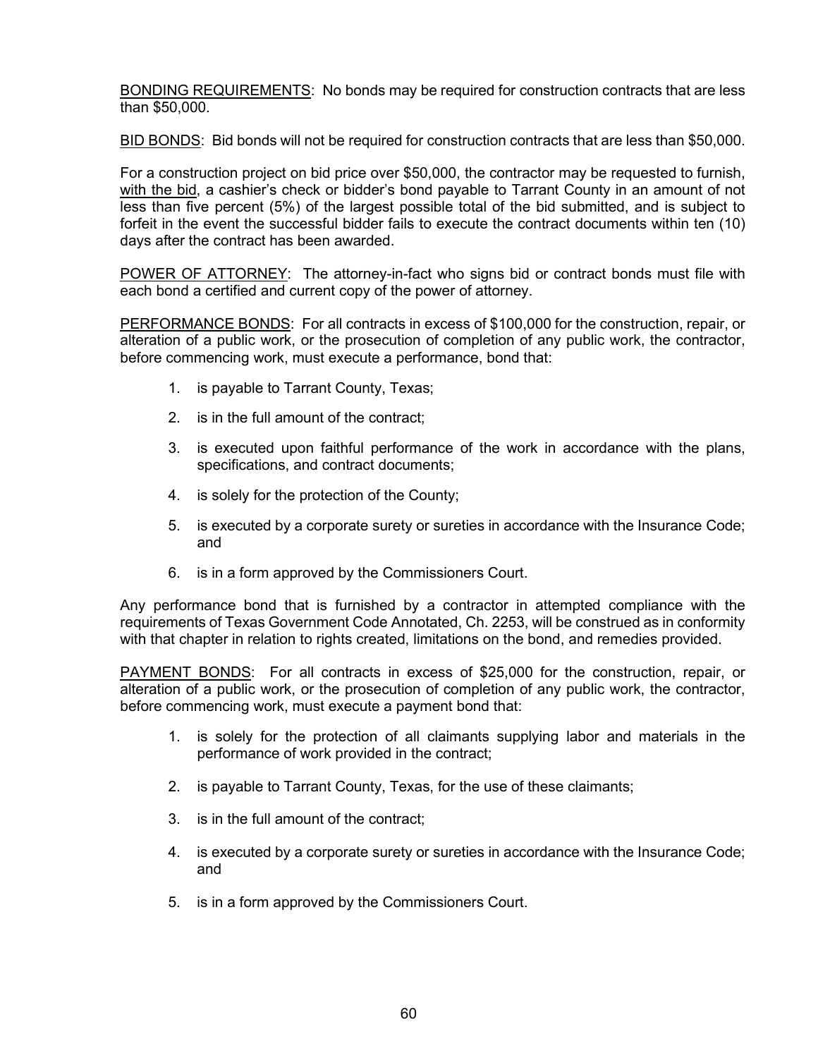<u>BONDING REQUIREMENTS</u>: No bonds may be required for construction contracts that are less than $50,000.

<u>BID BONDS</u>: Bid bonds will not be required for construction contracts that are less than $50,000.

For a construction project on bid price over $50,000, the contractor may be requested to furnish, <u>with the bid</u>, a cashier's check or bidder's bond payable to Tarrant County in an amount of not less than five percent (5%) of the largest possible total of the bid submitted, and is subject to forfeit in the event the successful bidder fails to execute the contract documents within ten (10) days after the contract has been awarded.

<u>POWER OF ATTORNEY</u>: The attorney-in-fact who signs bid or contract bonds must file with each bond a certified and current copy of the power of attorney.

<u>PERFORMANCE BONDS</u>: For all contracts in excess of $100,000 for the construction, repair, or alteration of a public work, or the prosecution of completion of any public work, the contractor, before commencing work, must execute a performance, bond that:

1. is payable to Tarrant County, Texas;
2. is in the full amount of the contract;
3. is executed upon faithful performance of the work in accordance with the plans, specifications, and contract documents;
4. is solely for the protection of the County;
5. is executed by a corporate surety or sureties in accordance with the Insurance Code; and
6. is in a form approved by the Commissioners Court.

Any performance bond that is furnished by a contractor in attempted compliance with the requirements of Texas Government Code Annotated, Ch. 2253, will be construed as in conformity with that chapter in relation to rights created, limitations on the bond, and remedies provided.

<u>PAYMENT BONDS</u>: For all contracts in excess of $25,000 for the construction, repair, or alteration of a public work, or the prosecution of completion of any public work, the contractor, before commencing work, must execute a payment bond that:

1. is solely for the protection of all claimants supplying labor and materials in the performance of work provided in the contract;
2. is payable to Tarrant County, Texas, for the use of these claimants;
3. is in the full amount of the contract;
4. is executed by a corporate surety or sureties in accordance with the Insurance Code; and
5. is in a form approved by the Commissioners Court.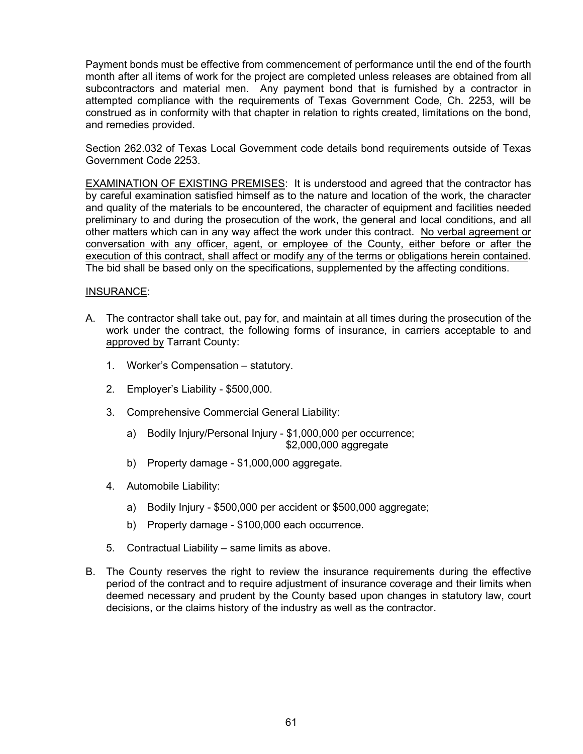Payment bonds must be effective from commencement of performance until the end of the fourth month after all items of work for the project are completed unless releases are obtained from all subcontractors and material men. Any payment bond that is furnished by a contractor in attempted compliance with the requirements of Texas Government Code, Ch. 2253, will be construed as in conformity with that chapter in relation to rights created, limitations on the bond, and remedies provided.

Section 262.032 of Texas Local Government code details bond requirements outside of Texas Government Code 2253.

<u>EXAMINATION OF EXISTING PREMISES</u>: It is understood and agreed that the contractor has by careful examination satisfied himself as to the nature and location of the work, the character and quality of the materials to be encountered, the character of equipment and facilities needed preliminary to and during the prosecution of the work, the general and local conditions, and all other matters which can in any way affect the work under this contract. <u>No verbal agreement or conversation with any officer, agent, or employee of the County, either before or after the execution of this contract, shall affect or modify any of the terms or obligations herein contained</u>. The bid shall be based only on the specifications, supplemented by the affecting conditions.

<u>INSURANCE</u>:

A. The contractor shall take out, pay for, and maintain at all times during the prosecution of the work under the contract, the following forms of insurance, in carriers acceptable to and <u>approved by</u> Tarrant County:

   1. Worker's Compensation – statutory.

   2. Employer's Liability - $500,000.

   3. Comprehensive Commercial General Liability:

      a) Bodily Injury/Personal Injury - $1,000,000 per occurrence; $2,000,000 aggregate

      b) Property damage - $1,000,000 aggregate.

   4. Automobile Liability:

      a) Bodily Injury - $500,000 per accident or $500,000 aggregate;

      b) Property damage - $100,000 each occurrence.

   5. Contractual Liability – same limits as above.

B. The County reserves the right to review the insurance requirements during the effective period of the contract and to require adjustment of insurance coverage and their limits when deemed necessary and prudent by the County based upon changes in statutory law, court decisions, or the claims history of the industry as well as the contractor.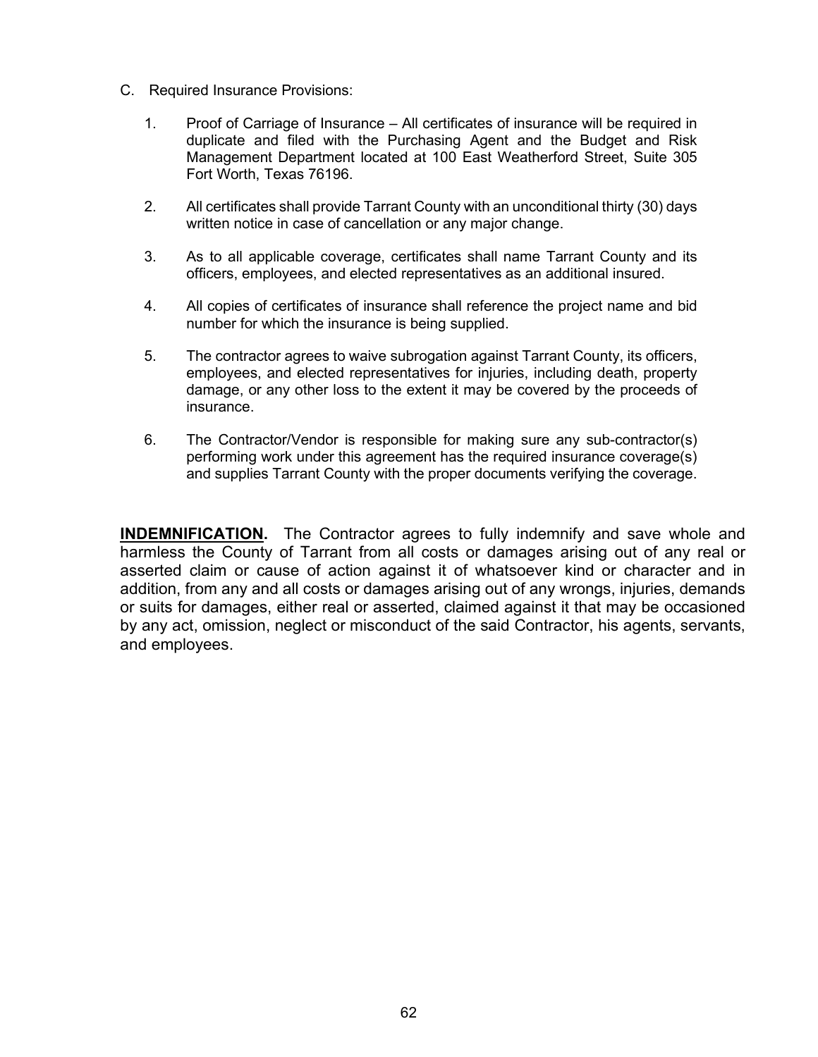C. Required Insurance Provisions:

1. Proof of Carriage of Insurance – All certificates of insurance will be required in duplicate and filed with the Purchasing Agent and the Budget and Risk Management Department located at 100 East Weatherford Street, Suite 305 Fort Worth, Texas 76196.

2. All certificates shall provide Tarrant County with an unconditional thirty (30) days written notice in case of cancellation or any major change.

3. As to all applicable coverage, certificates shall name Tarrant County and its officers, employees, and elected representatives as an additional insured.

4. All copies of certificates of insurance shall reference the project name and bid number for which the insurance is being supplied.

5. The contractor agrees to waive subrogation against Tarrant County, its officers, employees, and elected representatives for injuries, including death, property damage, or any other loss to the extent it may be covered by the proceeds of insurance.

6. The Contractor/Vendor is responsible for making sure any sub-contractor(s) performing work under this agreement has the required insurance coverage(s) and supplies Tarrant County with the proper documents verifying the coverage.

**INDEMNIFICATION.** The Contractor agrees to fully indemnify and save whole and harmless the County of Tarrant from all costs or damages arising out of any real or asserted claim or cause of action against it of whatsoever kind or character and in addition, from any and all costs or damages arising out of any wrongs, injuries, demands or suits for damages, either real or asserted, claimed against it that may be occasioned by any act, omission, neglect or misconduct of the said Contractor, his agents, servants, and employees.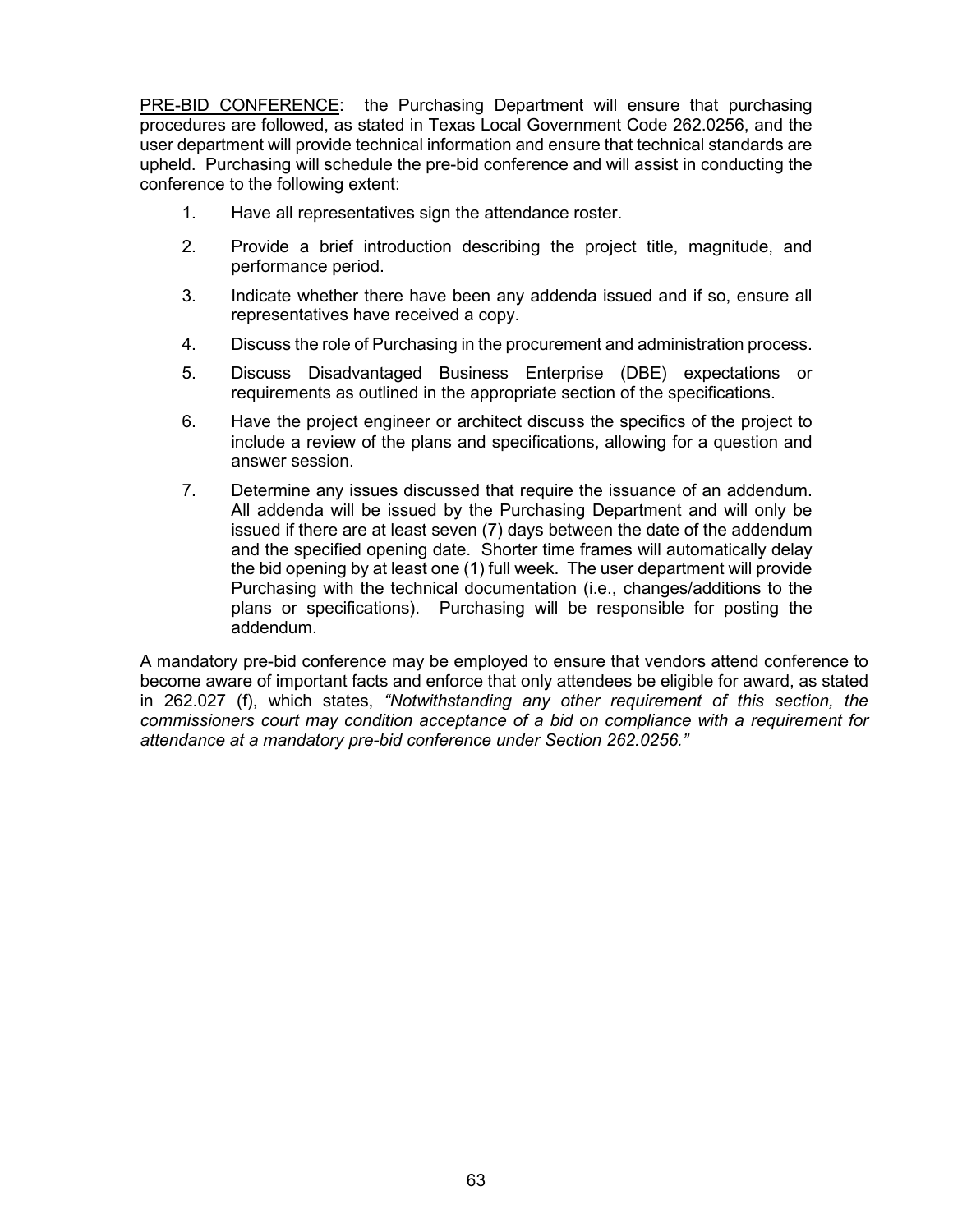PRE-BID CONFERENCE: the Purchasing Department will ensure that purchasing procedures are followed, as stated in Texas Local Government Code 262.0256, and the user department will provide technical information and ensure that technical standards are upheld. Purchasing will schedule the pre-bid conference and will assist in conducting the conference to the following extent:

1. Have all representatives sign the attendance roster.
2. Provide a brief introduction describing the project title, magnitude, and performance period.
3. Indicate whether there have been any addenda issued and if so, ensure all representatives have received a copy.
4. Discuss the role of Purchasing in the procurement and administration process.
5. Discuss Disadvantaged Business Enterprise (DBE) expectations or requirements as outlined in the appropriate section of the specifications.
6. Have the project engineer or architect discuss the specifics of the project to include a review of the plans and specifications, allowing for a question and answer session.
7. Determine any issues discussed that require the issuance of an addendum. All addenda will be issued by the Purchasing Department and will only be issued if there are at least seven (7) days between the date of the addendum and the specified opening date. Shorter time frames will automatically delay the bid opening by at least one (1) full week. The user department will provide Purchasing with the technical documentation (i.e., changes/additions to the plans or specifications). Purchasing will be responsible for posting the addendum.

A mandatory pre-bid conference may be employed to ensure that vendors attend conference to become aware of important facts and enforce that only attendees be eligible for award, as stated in 262.027 (f), which states, *"Notwithstanding any other requirement of this section, the commissioners court may condition acceptance of a bid on compliance with a requirement for attendance at a mandatory pre-bid conference under Section 262.0256."*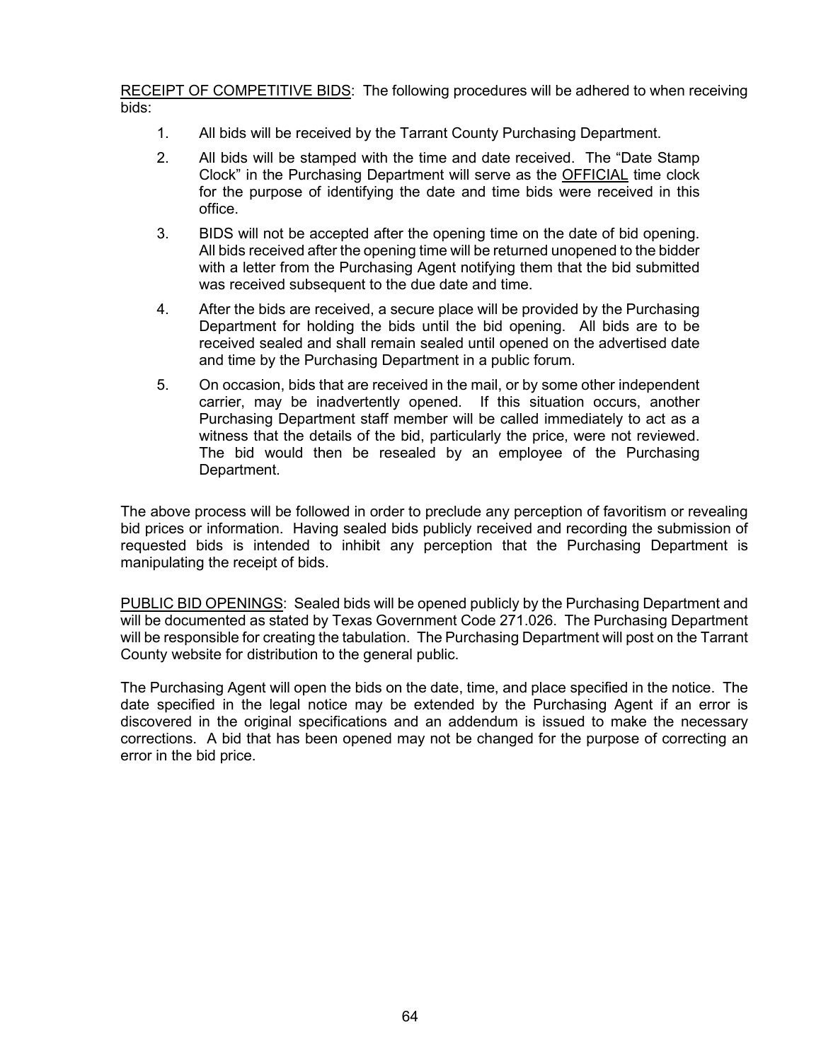<u>RECEIPT OF COMPETITIVE BIDS</u>: The following procedures will be adhered to when receiving bids:

1. All bids will be received by the Tarrant County Purchasing Department.
2. All bids will be stamped with the time and date received. The "Date Stamp Clock" in the Purchasing Department will serve as the <u>OFFICIAL</u> time clock for the purpose of identifying the date and time bids were received in this office.
3. BIDS will not be accepted after the opening time on the date of bid opening. All bids received after the opening time will be returned unopened to the bidder with a letter from the Purchasing Agent notifying them that the bid submitted was received subsequent to the due date and time.
4. After the bids are received, a secure place will be provided by the Purchasing Department for holding the bids until the bid opening. All bids are to be received sealed and shall remain sealed until opened on the advertised date and time by the Purchasing Department in a public forum.
5. On occasion, bids that are received in the mail, or by some other independent carrier, may be inadvertently opened. If this situation occurs, another Purchasing Department staff member will be called immediately to act as a witness that the details of the bid, particularly the price, were not reviewed. The bid would then be resealed by an employee of the Purchasing Department.

The above process will be followed in order to preclude any perception of favoritism or revealing bid prices or information. Having sealed bids publicly received and recording the submission of requested bids is intended to inhibit any perception that the Purchasing Department is manipulating the receipt of bids.

<u>PUBLIC BID OPENINGS</u>: Sealed bids will be opened publicly by the Purchasing Department and will be documented as stated by Texas Government Code 271.026. The Purchasing Department will be responsible for creating the tabulation. The Purchasing Department will post on the Tarrant County website for distribution to the general public.

The Purchasing Agent will open the bids on the date, time, and place specified in the notice. The date specified in the legal notice may be extended by the Purchasing Agent if an error is discovered in the original specifications and an addendum is issued to make the necessary corrections. A bid that has been opened may not be changed for the purpose of correcting an error in the bid price.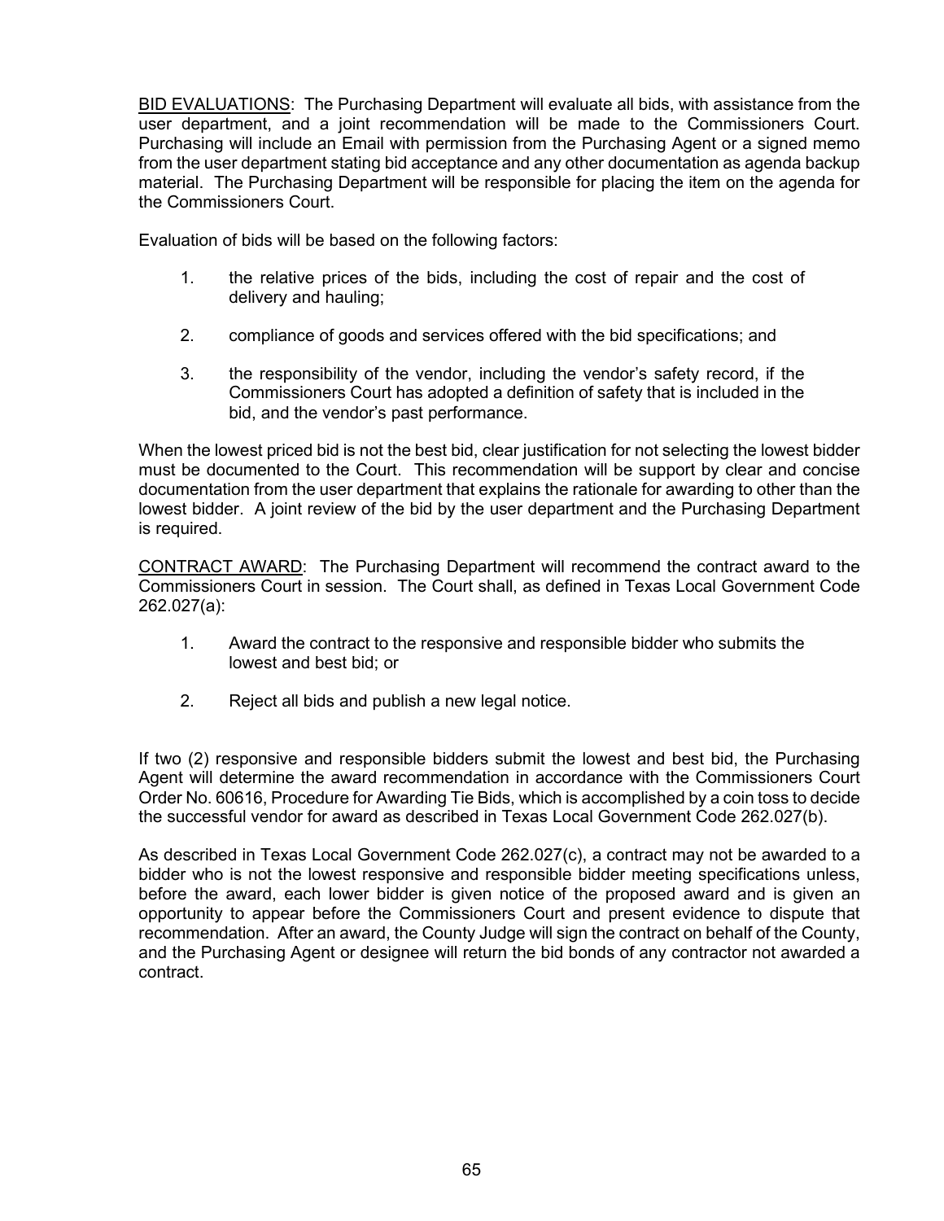<u>BID EVALUATIONS</u>: The Purchasing Department will evaluate all bids, with assistance from the user department, and a joint recommendation will be made to the Commissioners Court. Purchasing will include an Email with permission from the Purchasing Agent or a signed memo from the user department stating bid acceptance and any other documentation as agenda backup material. The Purchasing Department will be responsible for placing the item on the agenda for the Commissioners Court.

Evaluation of bids will be based on the following factors:

1. the relative prices of the bids, including the cost of repair and the cost of delivery and hauling;

2. compliance of goods and services offered with the bid specifications; and

3. the responsibility of the vendor, including the vendor's safety record, if the Commissioners Court has adopted a definition of safety that is included in the bid, and the vendor's past performance.

When the lowest priced bid is not the best bid, clear justification for not selecting the lowest bidder must be documented to the Court. This recommendation will be support by clear and concise documentation from the user department that explains the rationale for awarding to other than the lowest bidder. A joint review of the bid by the user department and the Purchasing Department is required.

<u>CONTRACT AWARD</u>: The Purchasing Department will recommend the contract award to the Commissioners Court in session. The Court shall, as defined in Texas Local Government Code 262.027(a):

1. Award the contract to the responsive and responsible bidder who submits the lowest and best bid; or

2. Reject all bids and publish a new legal notice.

If two (2) responsive and responsible bidders submit the lowest and best bid, the Purchasing Agent will determine the award recommendation in accordance with the Commissioners Court Order No. 60616, Procedure for Awarding Tie Bids, which is accomplished by a coin toss to decide the successful vendor for award as described in Texas Local Government Code 262.027(b).

As described in Texas Local Government Code 262.027(c), a contract may not be awarded to a bidder who is not the lowest responsive and responsible bidder meeting specifications unless, before the award, each lower bidder is given notice of the proposed award and is given an opportunity to appear before the Commissioners Court and present evidence to dispute that recommendation. After an award, the County Judge will sign the contract on behalf of the County, and the Purchasing Agent or designee will return the bid bonds of any contractor not awarded a contract.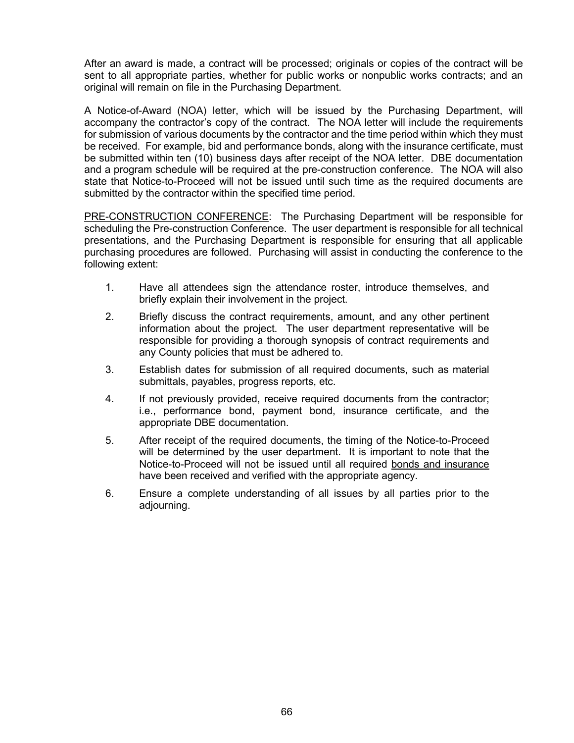After an award is made, a contract will be processed; originals or copies of the contract will be sent to all appropriate parties, whether for public works or nonpublic works contracts; and an original will remain on file in the Purchasing Department.

A Notice-of-Award (NOA) letter, which will be issued by the Purchasing Department, will accompany the contractor's copy of the contract. The NOA letter will include the requirements for submission of various documents by the contractor and the time period within which they must be received. For example, bid and performance bonds, along with the insurance certificate, must be submitted within ten (10) business days after receipt of the NOA letter. DBE documentation and a program schedule will be required at the pre-construction conference. The NOA will also state that Notice-to-Proceed will not be issued until such time as the required documents are submitted by the contractor within the specified time period.

<u>PRE-CONSTRUCTION CONFERENCE</u>: The Purchasing Department will be responsible for scheduling the Pre-construction Conference. The user department is responsible for all technical presentations, and the Purchasing Department is responsible for ensuring that all applicable purchasing procedures are followed. Purchasing will assist in conducting the conference to the following extent:

1. Have all attendees sign the attendance roster, introduce themselves, and briefly explain their involvement in the project.
2. Briefly discuss the contract requirements, amount, and any other pertinent information about the project. The user department representative will be responsible for providing a thorough synopsis of contract requirements and any County policies that must be adhered to.
3. Establish dates for submission of all required documents, such as material submittals, payables, progress reports, etc.
4. If not previously provided, receive required documents from the contractor; i.e., performance bond, payment bond, insurance certificate, and the appropriate DBE documentation.
5. After receipt of the required documents, the timing of the Notice-to-Proceed will be determined by the user department. It is important to note that the Notice-to-Proceed will not be issued until all required <u>bonds and insurance</u> have been received and verified with the appropriate agency.
6. Ensure a complete understanding of all issues by all parties prior to the adjourning.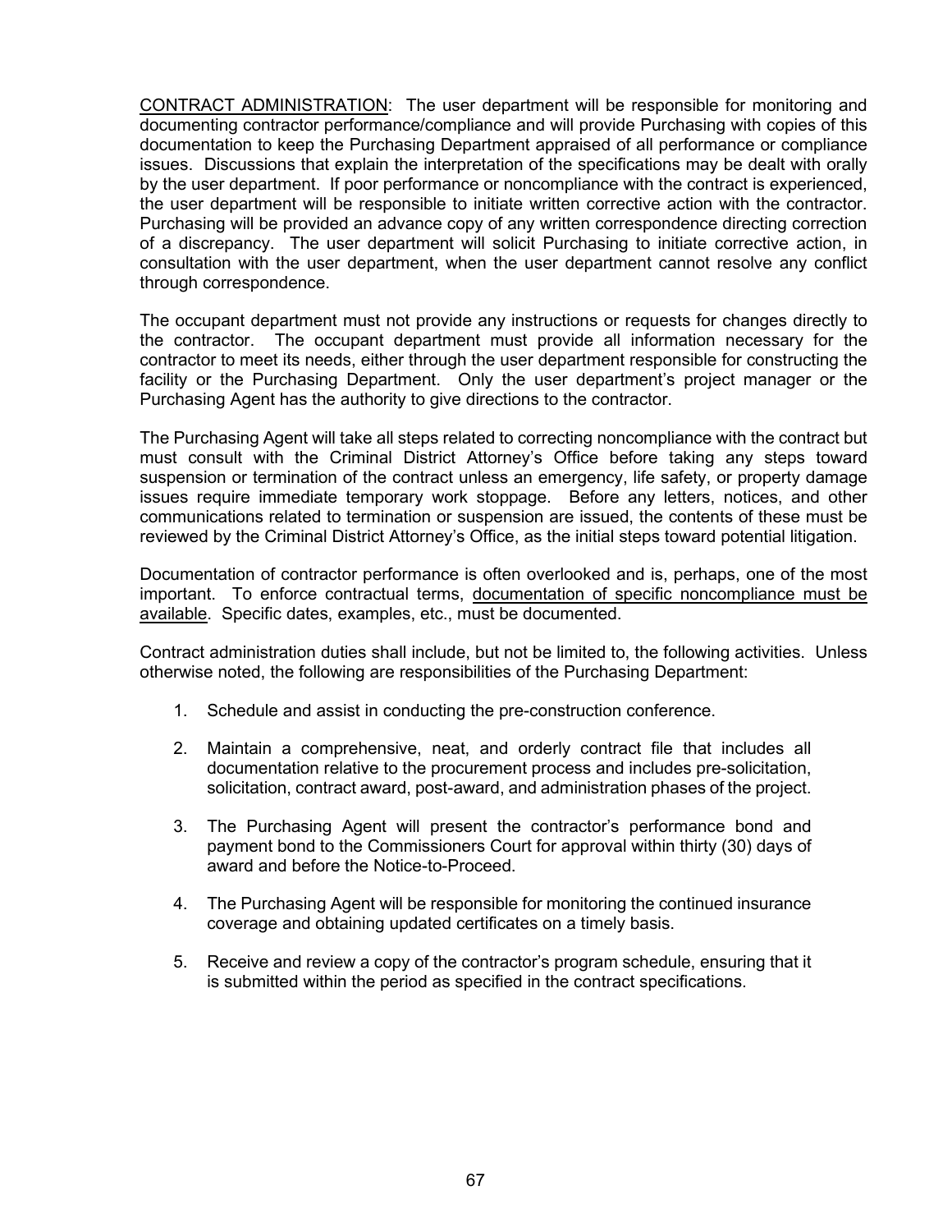<u>CONTRACT ADMINISTRATION</u>: The user department will be responsible for monitoring and documenting contractor performance/compliance and will provide Purchasing with copies of this documentation to keep the Purchasing Department appraised of all performance or compliance issues. Discussions that explain the interpretation of the specifications may be dealt with orally by the user department. If poor performance or noncompliance with the contract is experienced, the user department will be responsible to initiate written corrective action with the contractor. Purchasing will be provided an advance copy of any written correspondence directing correction of a discrepancy. The user department will solicit Purchasing to initiate corrective action, in consultation with the user department, when the user department cannot resolve any conflict through correspondence.

The occupant department must not provide any instructions or requests for changes directly to the contractor. The occupant department must provide all information necessary for the contractor to meet its needs, either through the user department responsible for constructing the facility or the Purchasing Department. Only the user department's project manager or the Purchasing Agent has the authority to give directions to the contractor.

The Purchasing Agent will take all steps related to correcting noncompliance with the contract but must consult with the Criminal District Attorney's Office before taking any steps toward suspension or termination of the contract unless an emergency, life safety, or property damage issues require immediate temporary work stoppage. Before any letters, notices, and other communications related to termination or suspension are issued, the contents of these must be reviewed by the Criminal District Attorney's Office, as the initial steps toward potential litigation.

Documentation of contractor performance is often overlooked and is, perhaps, one of the most important. To enforce contractual terms, <u>documentation of specific noncompliance must be available</u>. Specific dates, examples, etc., must be documented.

Contract administration duties shall include, but not be limited to, the following activities. Unless otherwise noted, the following are responsibilities of the Purchasing Department:

1. Schedule and assist in conducting the pre-construction conference.

2. Maintain a comprehensive, neat, and orderly contract file that includes all documentation relative to the procurement process and includes pre-solicitation, solicitation, contract award, post-award, and administration phases of the project.

3. The Purchasing Agent will present the contractor's performance bond and payment bond to the Commissioners Court for approval within thirty (30) days of award and before the Notice-to-Proceed.

4. The Purchasing Agent will be responsible for monitoring the continued insurance coverage and obtaining updated certificates on a timely basis.

5. Receive and review a copy of the contractor's program schedule, ensuring that it is submitted within the period as specified in the contract specifications.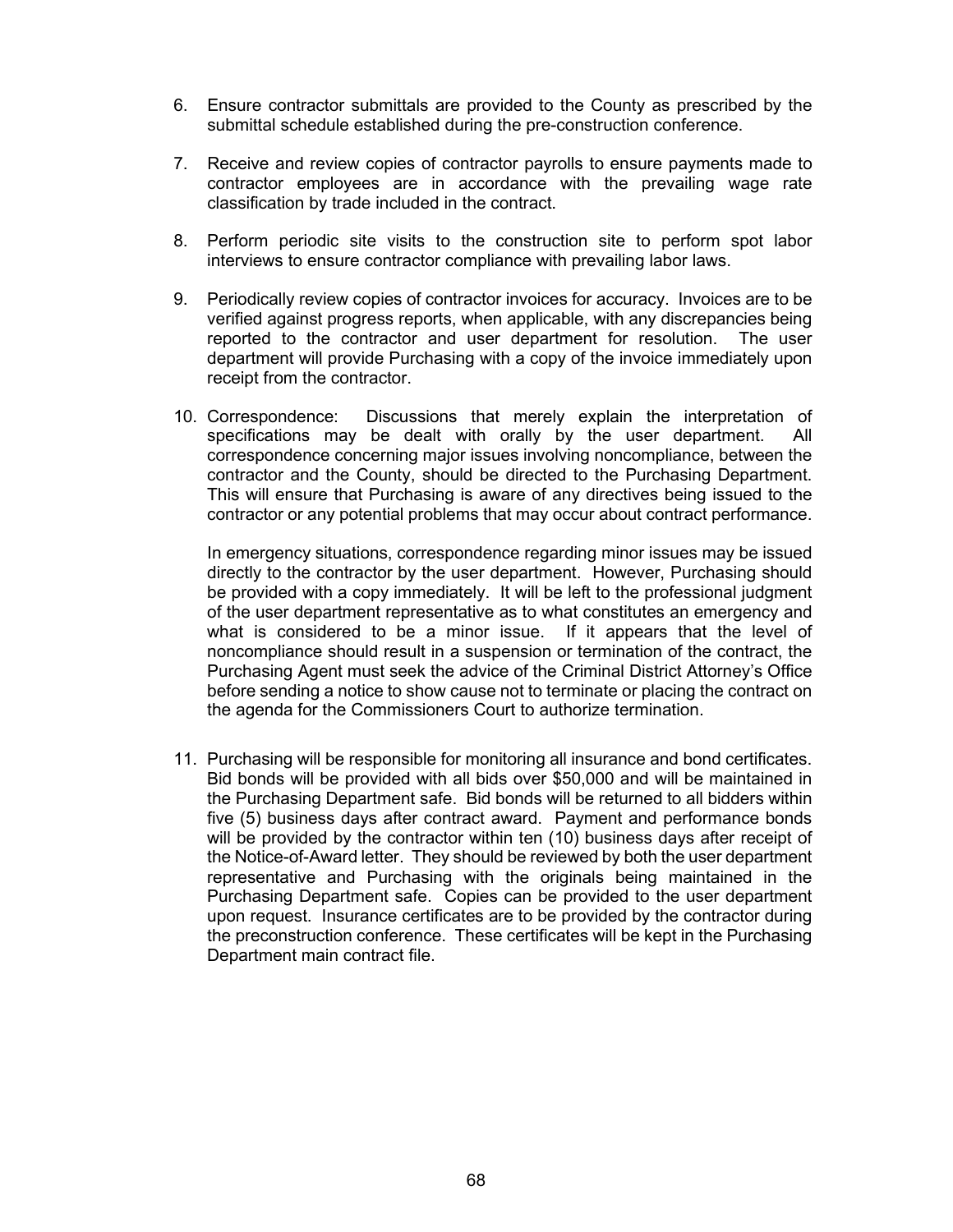6. Ensure contractor submittals are provided to the County as prescribed by the submittal schedule established during the pre-construction conference.

7. Receive and review copies of contractor payrolls to ensure payments made to contractor employees are in accordance with the prevailing wage rate classification by trade included in the contract.

8. Perform periodic site visits to the construction site to perform spot labor interviews to ensure contractor compliance with prevailing labor laws.

9. Periodically review copies of contractor invoices for accuracy. Invoices are to be verified against progress reports, when applicable, with any discrepancies being reported to the contractor and user department for resolution. The user department will provide Purchasing with a copy of the invoice immediately upon receipt from the contractor.

10. Correspondence: Discussions that merely explain the interpretation of specifications may be dealt with orally by the user department. All correspondence concerning major issues involving noncompliance, between the contractor and the County, should be directed to the Purchasing Department. This will ensure that Purchasing is aware of any directives being issued to the contractor or any potential problems that may occur about contract performance.

    In emergency situations, correspondence regarding minor issues may be issued directly to the contractor by the user department. However, Purchasing should be provided with a copy immediately. It will be left to the professional judgment of the user department representative as to what constitutes an emergency and what is considered to be a minor issue. If it appears that the level of noncompliance should result in a suspension or termination of the contract, the Purchasing Agent must seek the advice of the Criminal District Attorney's Office before sending a notice to show cause not to terminate or placing the contract on the agenda for the Commissioners Court to authorize termination.

11. Purchasing will be responsible for monitoring all insurance and bond certificates. Bid bonds will be provided with all bids over $50,000 and will be maintained in the Purchasing Department safe. Bid bonds will be returned to all bidders within five (5) business days after contract award. Payment and performance bonds will be provided by the contractor within ten (10) business days after receipt of the Notice-of-Award letter. They should be reviewed by both the user department representative and Purchasing with the originals being maintained in the Purchasing Department safe. Copies can be provided to the user department upon request. Insurance certificates are to be provided by the contractor during the preconstruction conference. These certificates will be kept in the Purchasing Department main contract file.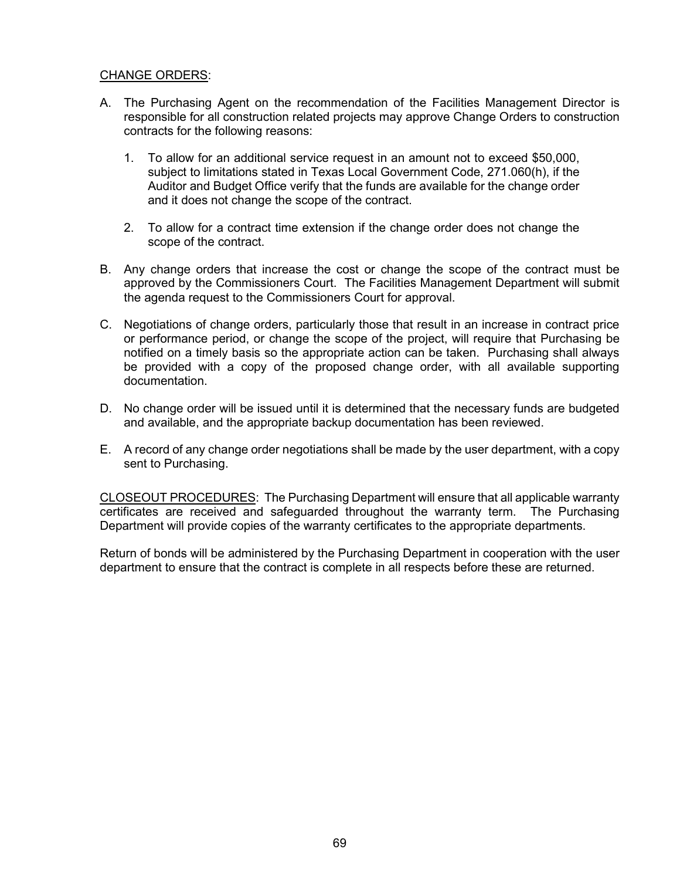<u>CHANGE ORDERS</u>:

A. The Purchasing Agent on the recommendation of the Facilities Management Director is responsible for all construction related projects may approve Change Orders to construction contracts for the following reasons:

   1. To allow for an additional service request in an amount not to exceed $50,000, subject to limitations stated in Texas Local Government Code, 271.060(h), if the Auditor and Budget Office verify that the funds are available for the change order and it does not change the scope of the contract.

   2. To allow for a contract time extension if the change order does not change the scope of the contract.

B. Any change orders that increase the cost or change the scope of the contract must be approved by the Commissioners Court. The Facilities Management Department will submit the agenda request to the Commissioners Court for approval.

C. Negotiations of change orders, particularly those that result in an increase in contract price or performance period, or change the scope of the project, will require that Purchasing be notified on a timely basis so the appropriate action can be taken. Purchasing shall always be provided with a copy of the proposed change order, with all available supporting documentation.

D. No change order will be issued until it is determined that the necessary funds are budgeted and available, and the appropriate backup documentation has been reviewed.

E. A record of any change order negotiations shall be made by the user department, with a copy sent to Purchasing.

<u>CLOSEOUT PROCEDURES</u>: The Purchasing Department will ensure that all applicable warranty certificates are received and safeguarded throughout the warranty term. The Purchasing Department will provide copies of the warranty certificates to the appropriate departments.

Return of bonds will be administered by the Purchasing Department in cooperation with the user department to ensure that the contract is complete in all respects before these are returned.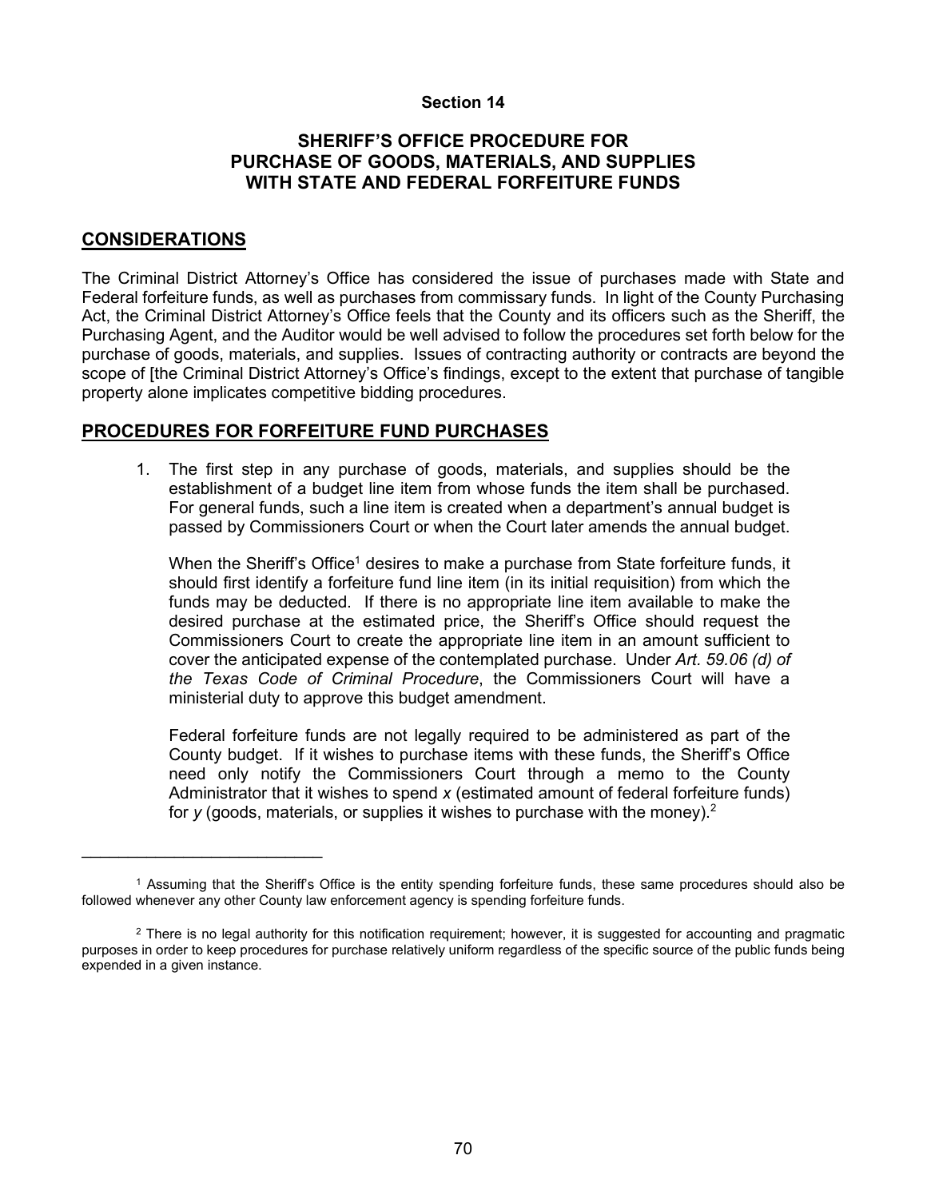**Section 14**

# SHERIFF'S OFFICE PROCEDURE FOR PURCHASE OF GOODS, MATERIALS, AND SUPPLIES WITH STATE AND FEDERAL FORFEITURE FUNDS

## CONSIDERATIONS

The Criminal District Attorney's Office has considered the issue of purchases made with State and Federal forfeiture funds, as well as purchases from commissary funds. In light of the County Purchasing Act, the Criminal District Attorney's Office feels that the County and its officers such as the Sheriff, the Purchasing Agent, and the Auditor would be well advised to follow the procedures set forth below for the purchase of goods, materials, and supplies. Issues of contracting authority or contracts are beyond the scope of [the Criminal District Attorney's Office's findings, except to the extent that purchase of tangible property alone implicates competitive bidding procedures.

## PROCEDURES FOR FORFEITURE FUND PURCHASES

1. The first step in any purchase of goods, materials, and supplies should be the establishment of a budget line item from whose funds the item shall be purchased. For general funds, such a line item is created when a department's annual budget is passed by Commissioners Court or when the Court later amends the annual budget.

   When the Sheriff's Office[1] desires to make a purchase from State forfeiture funds, it should first identify a forfeiture fund line item (in its initial requisition) from which the funds may be deducted. If there is no appropriate line item available to make the desired purchase at the estimated price, the Sheriff's Office should request the Commissioners Court to create the appropriate line item in an amount sufficient to cover the anticipated expense of the contemplated purchase. Under *Art. 59.06 (d) of the Texas Code of Criminal Procedure*, the Commissioners Court will have a ministerial duty to approve this budget amendment.

   Federal forfeiture funds are not legally required to be administered as part of the County budget. If it wishes to purchase items with these funds, the Sheriff's Office need only notify the Commissioners Court through a memo to the County Administrator that it wishes to spend *x* (estimated amount of federal forfeiture funds) for *y* (goods, materials, or supplies it wishes to purchase with the money).[2]

---

[1] Assuming that the Sheriff's Office is the entity spending forfeiture funds, these same procedures should also be followed whenever any other County law enforcement agency is spending forfeiture funds.

[2] There is no legal authority for this notification requirement; however, it is suggested for accounting and pragmatic purposes in order to keep procedures for purchase relatively uniform regardless of the specific source of the public funds being expended in a given instance.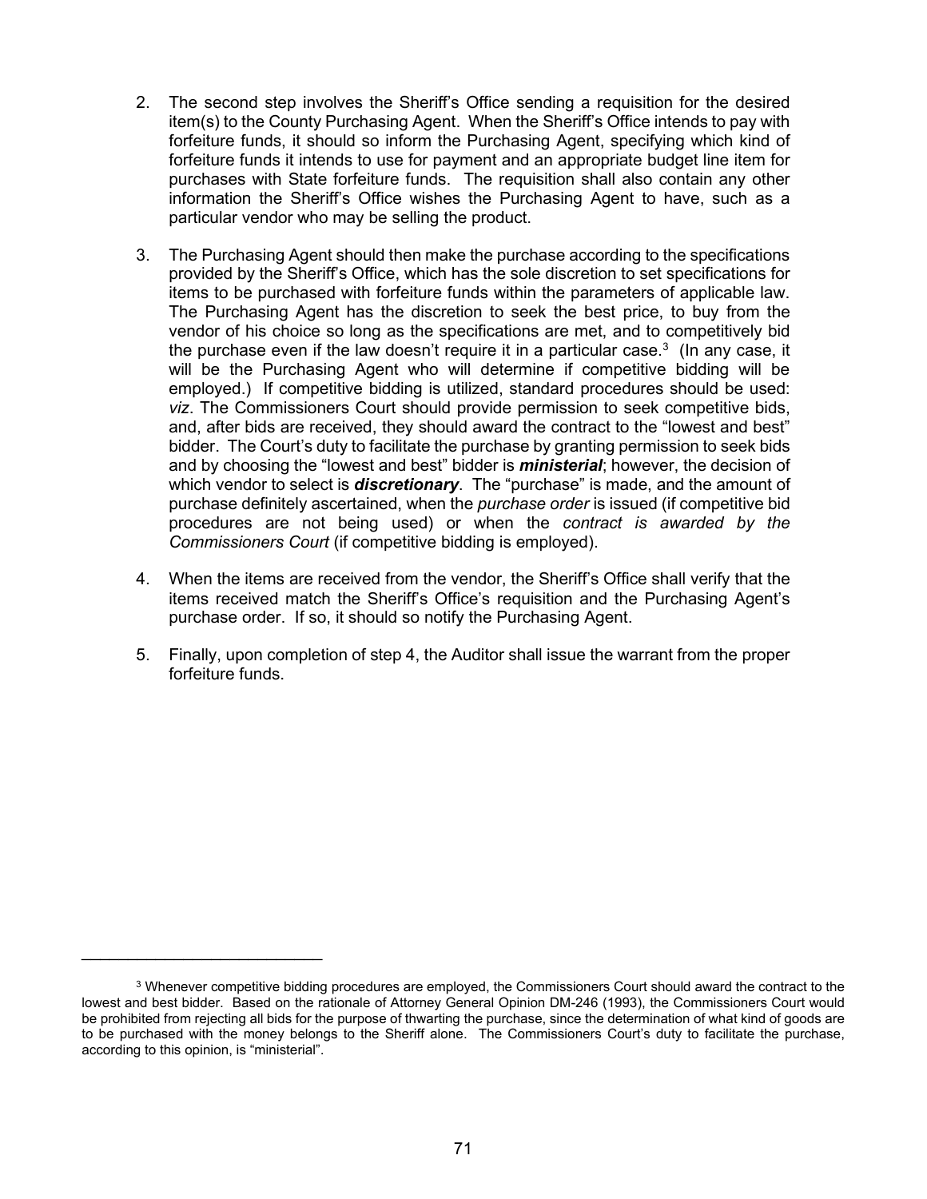2. The second step involves the Sheriff's Office sending a requisition for the desired item(s) to the County Purchasing Agent. When the Sheriff's Office intends to pay with forfeiture funds, it should so inform the Purchasing Agent, specifying which kind of forfeiture funds it intends to use for payment and an appropriate budget line item for purchases with State forfeiture funds. The requisition shall also contain any other information the Sheriff's Office wishes the Purchasing Agent to have, such as a particular vendor who may be selling the product.

3. The Purchasing Agent should then make the purchase according to the specifications provided by the Sheriff's Office, which has the sole discretion to set specifications for items to be purchased with forfeiture funds within the parameters of applicable law. The Purchasing Agent has the discretion to seek the best price, to buy from the vendor of his choice so long as the specifications are met, and to competitively bid the purchase even if the law doesn't require it in a particular case.[3] (In any case, it will be the Purchasing Agent who will determine if competitive bidding will be employed.) If competitive bidding is utilized, standard procedures should be used: *viz*. The Commissioners Court should provide permission to seek competitive bids, and, after bids are received, they should award the contract to the "lowest and best" bidder. The Court's duty to facilitate the purchase by granting permission to seek bids and by choosing the "lowest and best" bidder is ***ministerial***; however, the decision of which vendor to select is ***discretionary***. The "purchase" is made, and the amount of purchase definitely ascertained, when the *purchase order* is issued (if competitive bid procedures are not being used) or when the *contract is awarded by the Commissioners Court* (if competitive bidding is employed).

4. When the items are received from the vendor, the Sheriff's Office shall verify that the items received match the Sheriff's Office's requisition and the Purchasing Agent's purchase order. If so, it should so notify the Purchasing Agent.

5. Finally, upon completion of step 4, the Auditor shall issue the warrant from the proper forfeiture funds.

---

[3] Whenever competitive bidding procedures are employed, the Commissioners Court should award the contract to the lowest and best bidder. Based on the rationale of Attorney General Opinion DM-246 (1993), the Commissioners Court would be prohibited from rejecting all bids for the purpose of thwarting the purchase, since the determination of what kind of goods are to be purchased with the money belongs to the Sheriff alone. The Commissioners Court's duty to facilitate the purchase, according to this opinion, is "ministerial".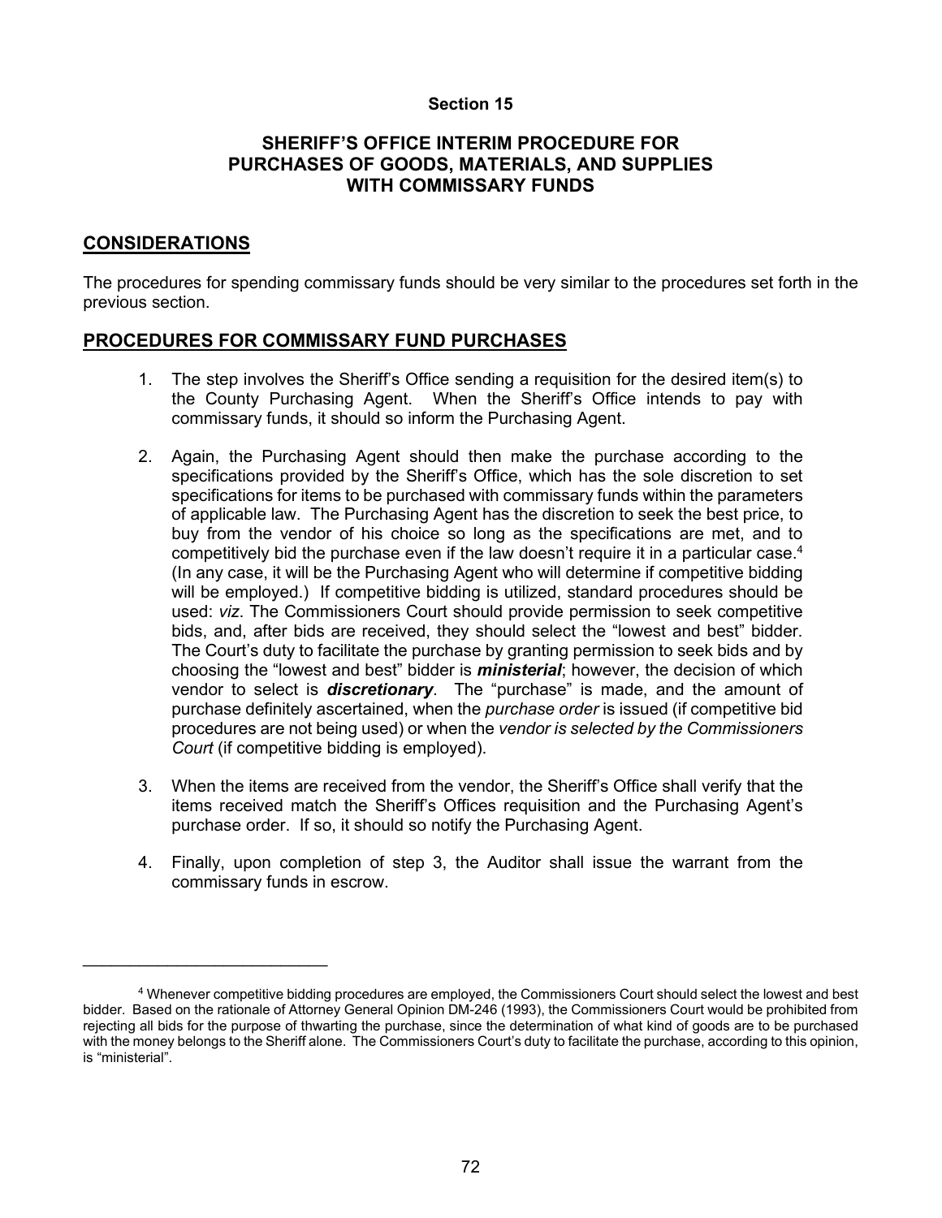**Section 15**

# SHERIFF'S OFFICE INTERIM PROCEDURE FOR PURCHASES OF GOODS, MATERIALS, AND SUPPLIES WITH COMMISSARY FUNDS

## CONSIDERATIONS

The procedures for spending commissary funds should be very similar to the procedures set forth in the previous section.

## PROCEDURES FOR COMMISSARY FUND PURCHASES

1. The step involves the Sheriff's Office sending a requisition for the desired item(s) to the County Purchasing Agent. When the Sheriff's Office intends to pay with commissary funds, it should so inform the Purchasing Agent.

2. Again, the Purchasing Agent should then make the purchase according to the specifications provided by the Sheriff's Office, which has the sole discretion to set specifications for items to be purchased with commissary funds within the parameters of applicable law. The Purchasing Agent has the discretion to seek the best price, to buy from the vendor of his choice so long as the specifications are met, and to competitively bid the purchase even if the law doesn't require it in a particular case.[4] (In any case, it will be the Purchasing Agent who will determine if competitive bidding will be employed.) If competitive bidding is utilized, standard procedures should be used: *viz*. The Commissioners Court should provide permission to seek competitive bids, and, after bids are received, they should select the "lowest and best" bidder. The Court's duty to facilitate the purchase by granting permission to seek bids and by choosing the "lowest and best" bidder is ***ministerial***; however, the decision of which vendor to select is ***discretionary***. The "purchase" is made, and the amount of purchase definitely ascertained, when the *purchase order* is issued (if competitive bid procedures are not being used) or when the *vendor is selected by the Commissioners Court* (if competitive bidding is employed).

3. When the items are received from the vendor, the Sheriff's Office shall verify that the items received match the Sheriff's Offices requisition and the Purchasing Agent's purchase order. If so, it should so notify the Purchasing Agent.

4. Finally, upon completion of step 3, the Auditor shall issue the warrant from the commissary funds in escrow.

---

[4] Whenever competitive bidding procedures are employed, the Commissioners Court should select the lowest and best bidder. Based on the rationale of Attorney General Opinion DM-246 (1993), the Commissioners Court would be prohibited from rejecting all bids for the purpose of thwarting the purchase, since the determination of what kind of goods are to be purchased with the money belongs to the Sheriff alone. The Commissioners Court's duty to facilitate the purchase, according to this opinion, is "ministerial".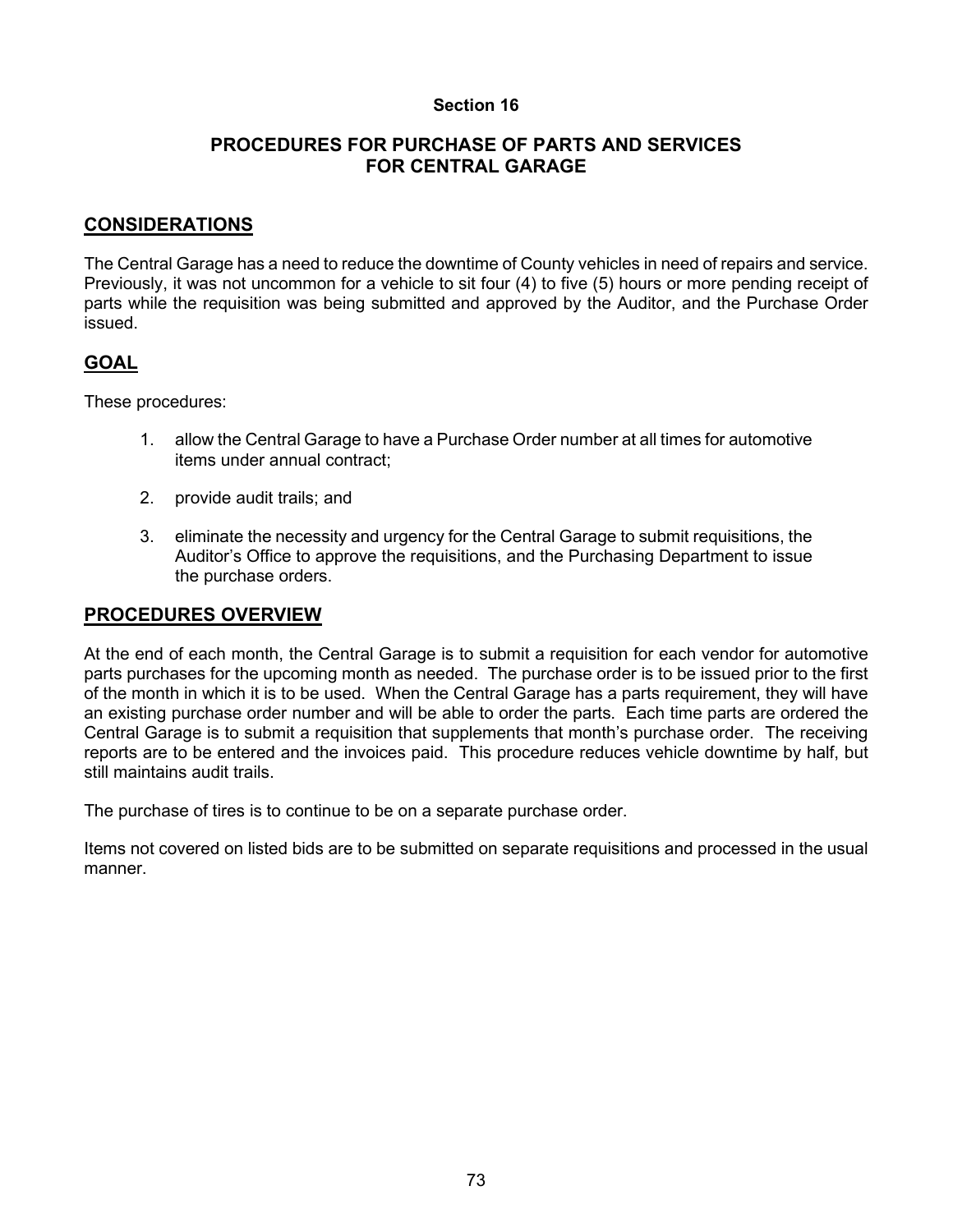## Section 16

## PROCEDURES FOR PURCHASE OF PARTS AND SERVICES FOR CENTRAL GARAGE

### CONSIDERATIONS

The Central Garage has a need to reduce the downtime of County vehicles in need of repairs and service. Previously, it was not uncommon for a vehicle to sit four (4) to five (5) hours or more pending receipt of parts while the requisition was being submitted and approved by the Auditor, and the Purchase Order issued.

### GOAL

These procedures:

1. allow the Central Garage to have a Purchase Order number at all times for automotive items under annual contract;
2. provide audit trails; and
3. eliminate the necessity and urgency for the Central Garage to submit requisitions, the Auditor's Office to approve the requisitions, and the Purchasing Department to issue the purchase orders.

### PROCEDURES OVERVIEW

At the end of each month, the Central Garage is to submit a requisition for each vendor for automotive parts purchases for the upcoming month as needed. The purchase order is to be issued prior to the first of the month in which it is to be used. When the Central Garage has a parts requirement, they will have an existing purchase order number and will be able to order the parts. Each time parts are ordered the Central Garage is to submit a requisition that supplements that month's purchase order. The receiving reports are to be entered and the invoices paid. This procedure reduces vehicle downtime by half, but still maintains audit trails.

The purchase of tires is to continue to be on a separate purchase order.

Items not covered on listed bids are to be submitted on separate requisitions and processed in the usual manner.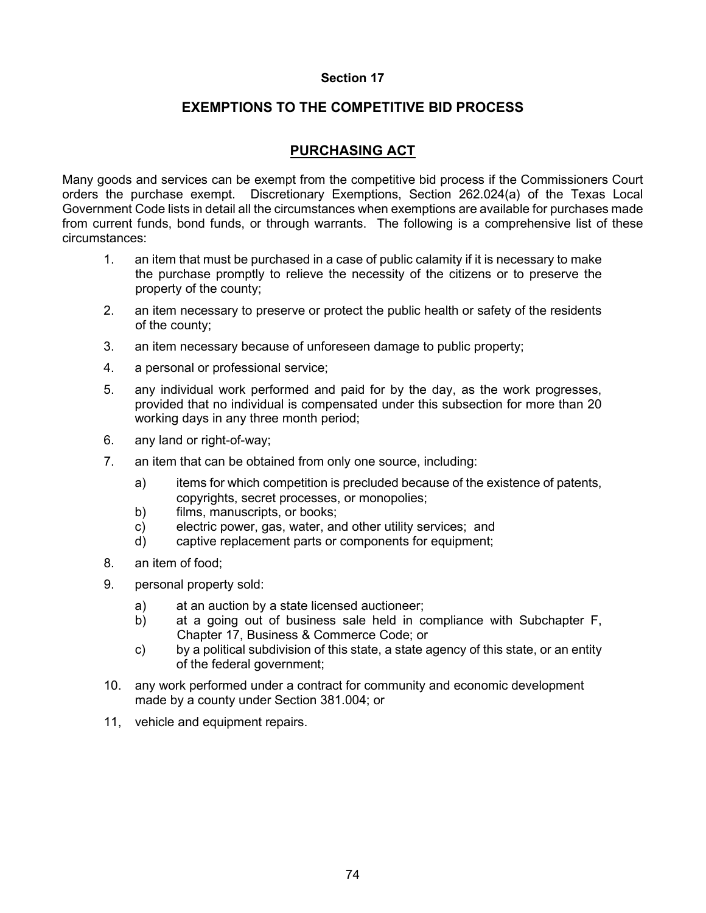## Section 17

## EXEMPTIONS TO THE COMPETITIVE BID PROCESS

## PURCHASING ACT

Many goods and services can be exempt from the competitive bid process if the Commissioners Court orders the purchase exempt. Discretionary Exemptions, Section 262.024(a) of the Texas Local Government Code lists in detail all the circumstances when exemptions are available for purchases made from current funds, bond funds, or through warrants. The following is a comprehensive list of these circumstances:

1. an item that must be purchased in a case of public calamity if it is necessary to make the purchase promptly to relieve the necessity of the citizens or to preserve the property of the county;
2. an item necessary to preserve or protect the public health or safety of the residents of the county;
3. an item necessary because of unforeseen damage to public property;
4. a personal or professional service;
5. any individual work performed and paid for by the day, as the work progresses, provided that no individual is compensated under this subsection for more than 20 working days in any three month period;
6. any land or right-of-way;
7. an item that can be obtained from only one source, including:
    a) items for which competition is precluded because of the existence of patents, copyrights, secret processes, or monopolies;
    b) films, manuscripts, or books;
    c) electric power, gas, water, and other utility services; and
    d) captive replacement parts or components for equipment;
8. an item of food;
9. personal property sold:
    a) at an auction by a state licensed auctioneer;
    b) at a going out of business sale held in compliance with Subchapter F, Chapter 17, Business & Commerce Code; or
    c) by a political subdivision of this state, a state agency of this state, or an entity of the federal government;
10. any work performed under a contract for community and economic development made by a county under Section 381.004; or
11. vehicle and equipment repairs.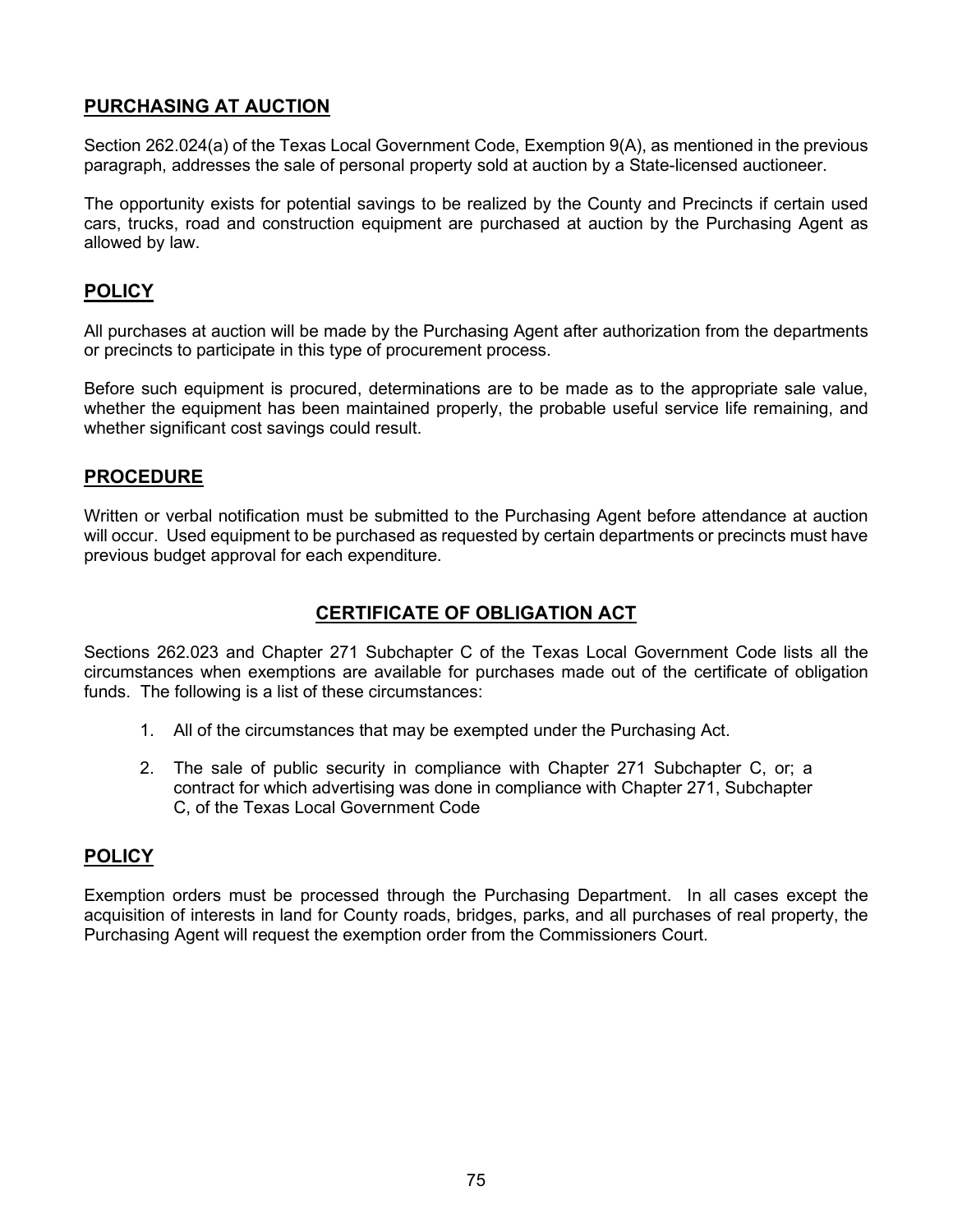## PURCHASING AT AUCTION

Section 262.024(a) of the Texas Local Government Code, Exemption 9(A), as mentioned in the previous paragraph, addresses the sale of personal property sold at auction by a State-licensed auctioneer.

The opportunity exists for potential savings to be realized by the County and Precincts if certain used cars, trucks, road and construction equipment are purchased at auction by the Purchasing Agent as allowed by law.

## POLICY

All purchases at auction will be made by the Purchasing Agent after authorization from the departments or precincts to participate in this type of procurement process.

Before such equipment is procured, determinations are to be made as to the appropriate sale value, whether the equipment has been maintained properly, the probable useful service life remaining, and whether significant cost savings could result.

## PROCEDURE

Written or verbal notification must be submitted to the Purchasing Agent before attendance at auction will occur. Used equipment to be purchased as requested by certain departments or precincts must have previous budget approval for each expenditure.

## CERTIFICATE OF OBLIGATION ACT

Sections 262.023 and Chapter 271 Subchapter C of the Texas Local Government Code lists all the circumstances when exemptions are available for purchases made out of the certificate of obligation funds. The following is a list of these circumstances:

1. All of the circumstances that may be exempted under the Purchasing Act.
2. The sale of public security in compliance with Chapter 271 Subchapter C, or; a contract for which advertising was done in compliance with Chapter 271, Subchapter C, of the Texas Local Government Code

## POLICY

Exemption orders must be processed through the Purchasing Department. In all cases except the acquisition of interests in land for County roads, bridges, parks, and all purchases of real property, the Purchasing Agent will request the exemption order from the Commissioners Court.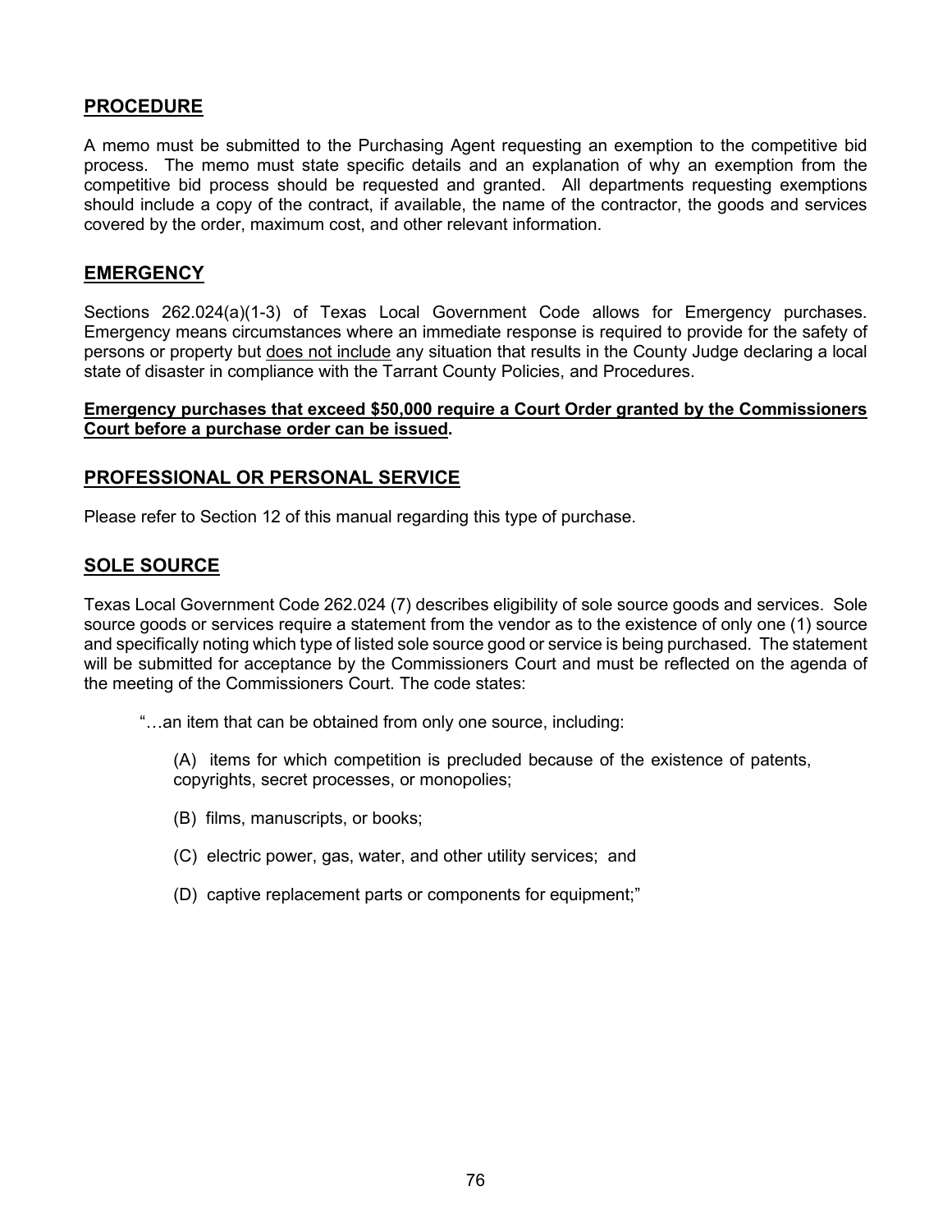## PROCEDURE

A memo must be submitted to the Purchasing Agent requesting an exemption to the competitive bid process. The memo must state specific details and an explanation of why an exemption from the competitive bid process should be requested and granted. All departments requesting exemptions should include a copy of the contract, if available, the name of the contractor, the goods and services covered by the order, maximum cost, and other relevant information.

## EMERGENCY

Sections 262.024(a)(1-3) of Texas Local Government Code allows for Emergency purchases. Emergency means circumstances where an immediate response is required to provide for the safety of persons or property but <u>does not include</u> any situation that results in the County Judge declaring a local state of disaster in compliance with the Tarrant County Policies, and Procedures.

**<u>Emergency purchases that exceed $50,000 require a Court Order granted by the Commissioners Court before a purchase order can be issued</u>.**

## PROFESSIONAL OR PERSONAL SERVICE

Please refer to Section 12 of this manual regarding this type of purchase.

## SOLE SOURCE

Texas Local Government Code 262.024 (7) describes eligibility of sole source goods and services. Sole source goods or services require a statement from the vendor as to the existence of only one (1) source and specifically noting which type of listed sole source good or service is being purchased. The statement will be submitted for acceptance by the Commissioners Court and must be reflected on the agenda of the meeting of the Commissioners Court. The code states:

> "…an item that can be obtained from only one source, including:
>
> (A) items for which competition is precluded because of the existence of patents, copyrights, secret processes, or monopolies;
>
> (B) films, manuscripts, or books;
>
> (C) electric power, gas, water, and other utility services; and
>
> (D) captive replacement parts or components for equipment;"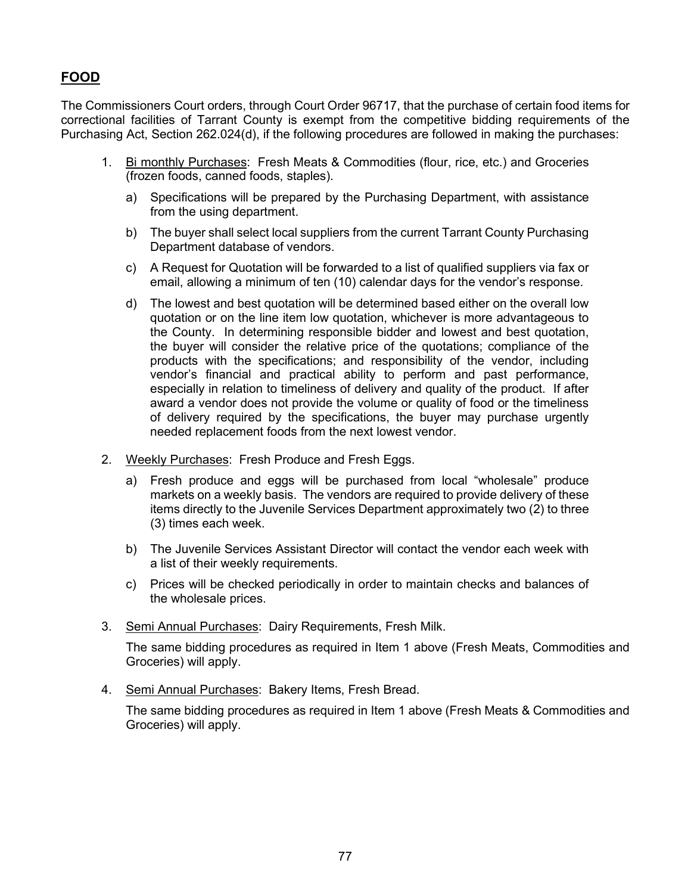## **FOOD**

The Commissioners Court orders, through Court Order 96717, that the purchase of certain food items for correctional facilities of Tarrant County is exempt from the competitive bidding requirements of the Purchasing Act, Section 262.024(d), if the following procedures are followed in making the purchases:

1. Bi monthly Purchases: Fresh Meats & Commodities (flour, rice, etc.) and Groceries (frozen foods, canned foods, staples).

   a) Specifications will be prepared by the Purchasing Department, with assistance from the using department.

   b) The buyer shall select local suppliers from the current Tarrant County Purchasing Department database of vendors.

   c) A Request for Quotation will be forwarded to a list of qualified suppliers via fax or email, allowing a minimum of ten (10) calendar days for the vendor's response.

   d) The lowest and best quotation will be determined based either on the overall low quotation or on the line item low quotation, whichever is more advantageous to the County. In determining responsible bidder and lowest and best quotation, the buyer will consider the relative price of the quotations; compliance of the products with the specifications; and responsibility of the vendor, including vendor's financial and practical ability to perform and past performance, especially in relation to timeliness of delivery and quality of the product. If after award a vendor does not provide the volume or quality of food or the timeliness of delivery required by the specifications, the buyer may purchase urgently needed replacement foods from the next lowest vendor.

2. Weekly Purchases: Fresh Produce and Fresh Eggs.

   a) Fresh produce and eggs will be purchased from local "wholesale" produce markets on a weekly basis. The vendors are required to provide delivery of these items directly to the Juvenile Services Department approximately two (2) to three (3) times each week.

   b) The Juvenile Services Assistant Director will contact the vendor each week with a list of their weekly requirements.

   c) Prices will be checked periodically in order to maintain checks and balances of the wholesale prices.

3. Semi Annual Purchases: Dairy Requirements, Fresh Milk.

   The same bidding procedures as required in Item 1 above (Fresh Meats, Commodities and Groceries) will apply.

4. Semi Annual Purchases: Bakery Items, Fresh Bread.

   The same bidding procedures as required in Item 1 above (Fresh Meats & Commodities and Groceries) will apply.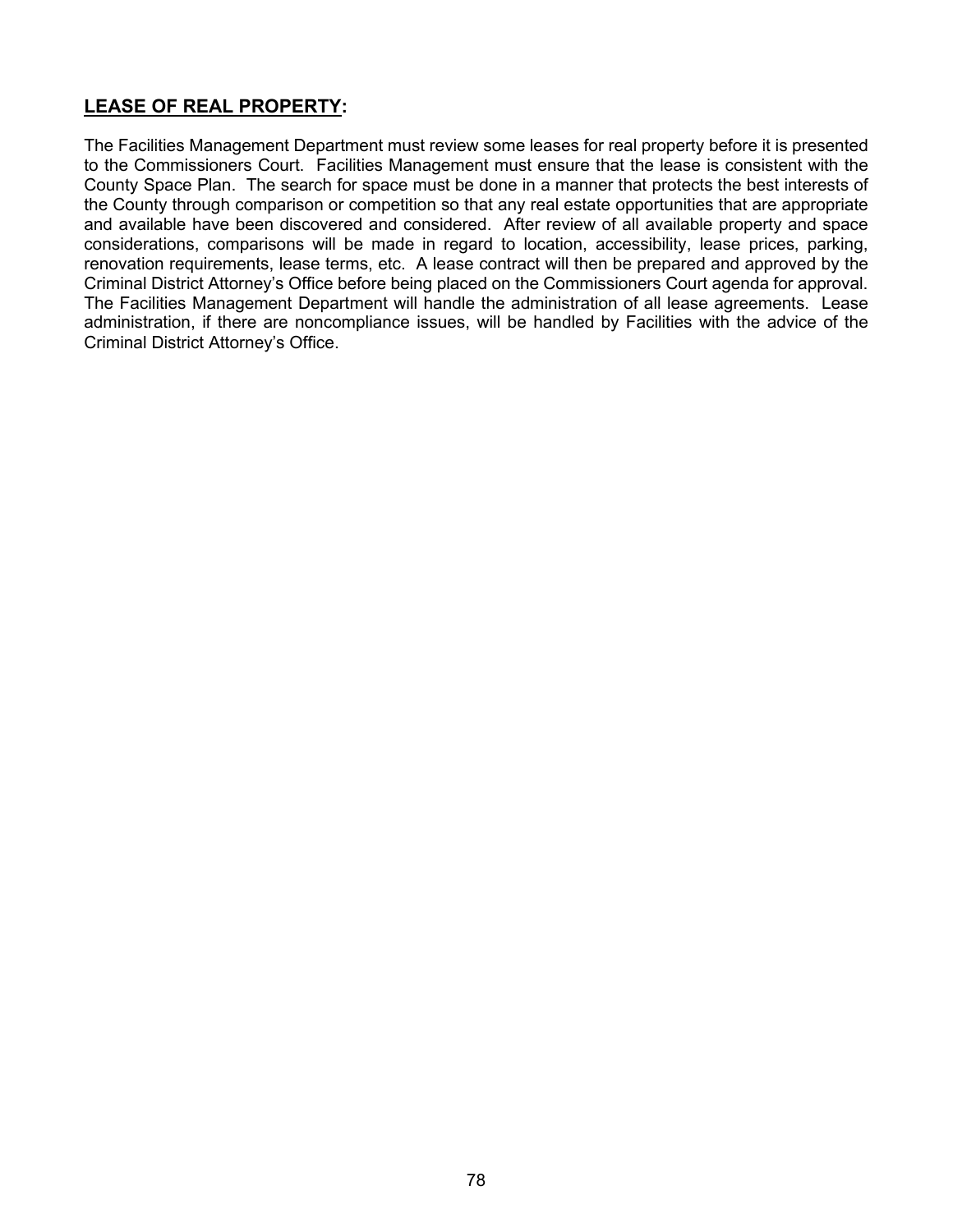## **LEASE OF REAL PROPERTY:**

The Facilities Management Department must review some leases for real property before it is presented to the Commissioners Court. Facilities Management must ensure that the lease is consistent with the County Space Plan. The search for space must be done in a manner that protects the best interests of the County through comparison or competition so that any real estate opportunities that are appropriate and available have been discovered and considered. After review of all available property and space considerations, comparisons will be made in regard to location, accessibility, lease prices, parking, renovation requirements, lease terms, etc. A lease contract will then be prepared and approved by the Criminal District Attorney's Office before being placed on the Commissioners Court agenda for approval. The Facilities Management Department will handle the administration of all lease agreements. Lease administration, if there are noncompliance issues, will be handled by Facilities with the advice of the Criminal District Attorney's Office.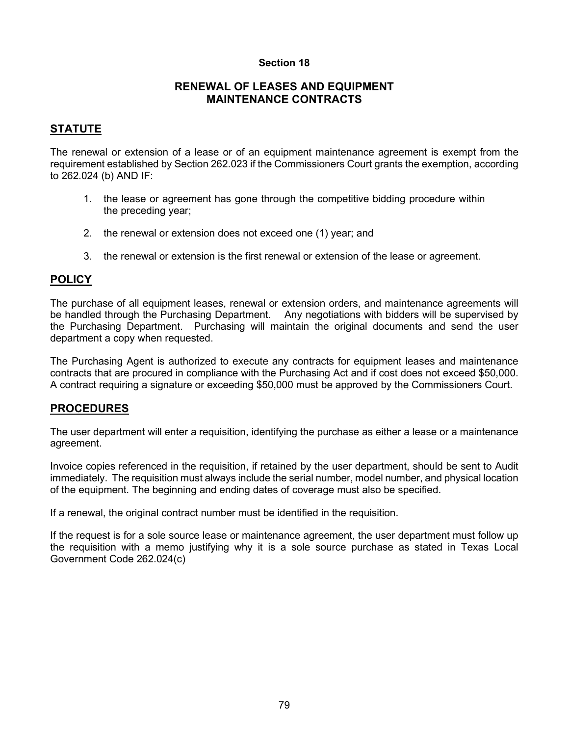## Section 18

## RENEWAL OF LEASES AND EQUIPMENT MAINTENANCE CONTRACTS

### STATUTE

The renewal or extension of a lease or of an equipment maintenance agreement is exempt from the requirement established by Section 262.023 if the Commissioners Court grants the exemption, according to 262.024 (b) AND IF:

1. the lease or agreement has gone through the competitive bidding procedure within the preceding year;

2. the renewal or extension does not exceed one (1) year; and

3. the renewal or extension is the first renewal or extension of the lease or agreement.

### POLICY

The purchase of all equipment leases, renewal or extension orders, and maintenance agreements will be handled through the Purchasing Department. Any negotiations with bidders will be supervised by the Purchasing Department. Purchasing will maintain the original documents and send the user department a copy when requested.

The Purchasing Agent is authorized to execute any contracts for equipment leases and maintenance contracts that are procured in compliance with the Purchasing Act and if cost does not exceed $50,000. A contract requiring a signature or exceeding $50,000 must be approved by the Commissioners Court.

### PROCEDURES

The user department will enter a requisition, identifying the purchase as either a lease or a maintenance agreement.

Invoice copies referenced in the requisition, if retained by the user department, should be sent to Audit immediately. The requisition must always include the serial number, model number, and physical location of the equipment. The beginning and ending dates of coverage must also be specified.

If a renewal, the original contract number must be identified in the requisition.

If the request is for a sole source lease or maintenance agreement, the user department must follow up the requisition with a memo justifying why it is a sole source purchase as stated in Texas Local Government Code 262.024(c)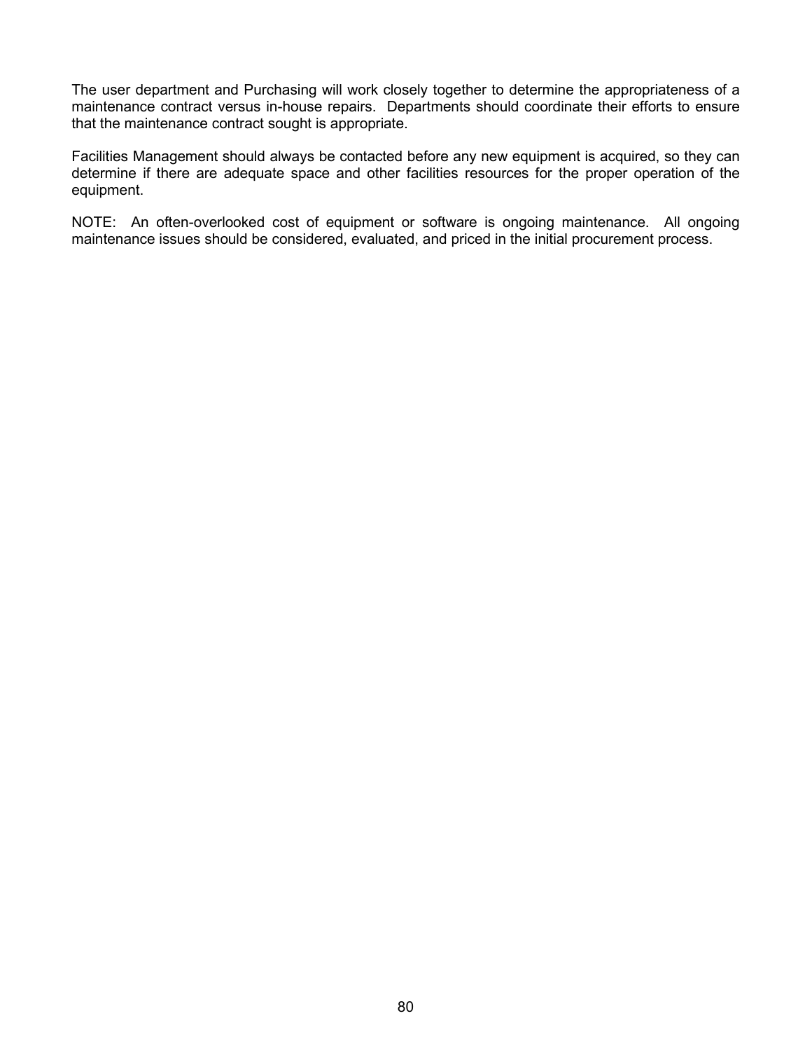The user department and Purchasing will work closely together to determine the appropriateness of a maintenance contract versus in-house repairs. Departments should coordinate their efforts to ensure that the maintenance contract sought is appropriate.

Facilities Management should always be contacted before any new equipment is acquired, so they can determine if there are adequate space and other facilities resources for the proper operation of the equipment.

NOTE: An often-overlooked cost of equipment or software is ongoing maintenance. All ongoing maintenance issues should be considered, evaluated, and priced in the initial procurement process.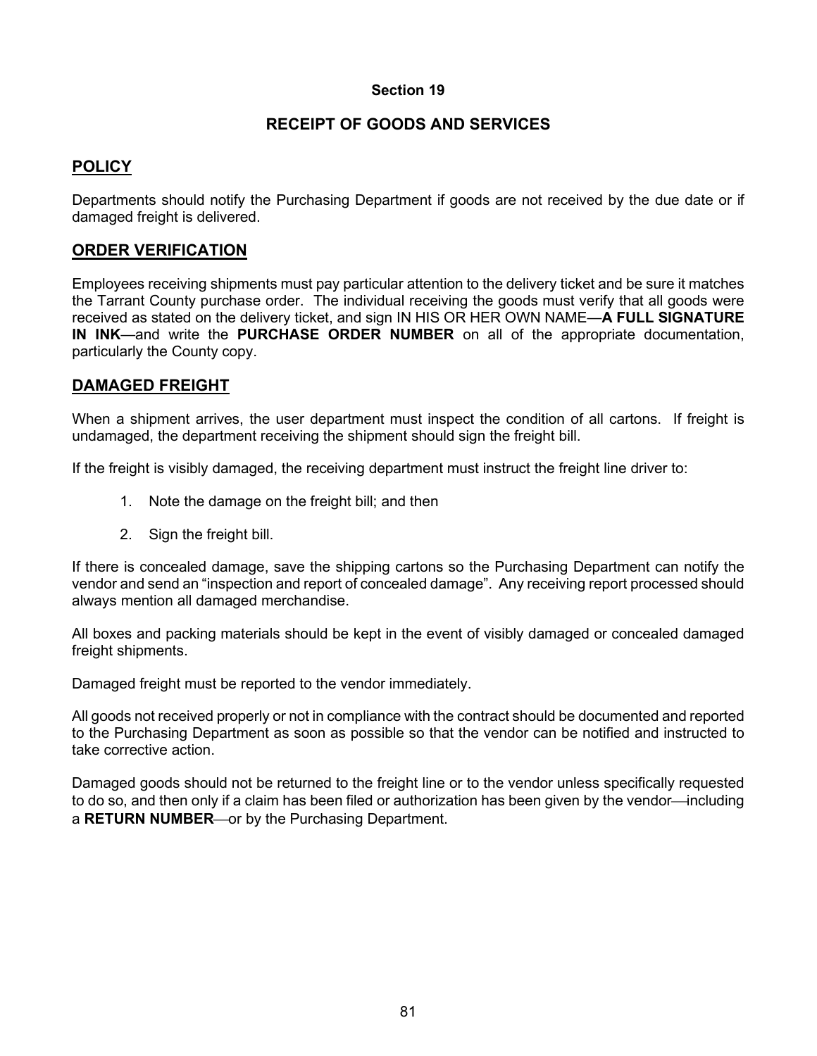## Section 19

## RECEIPT OF GOODS AND SERVICES

### POLICY

Departments should notify the Purchasing Department if goods are not received by the due date or if damaged freight is delivered.

### ORDER VERIFICATION

Employees receiving shipments must pay particular attention to the delivery ticket and be sure it matches the Tarrant County purchase order. The individual receiving the goods must verify that all goods were received as stated on the delivery ticket, and sign IN HIS OR HER OWN NAME—**A FULL SIGNATURE IN INK**—and write the **PURCHASE ORDER NUMBER** on all of the appropriate documentation, particularly the County copy.

### DAMAGED FREIGHT

When a shipment arrives, the user department must inspect the condition of all cartons. If freight is undamaged, the department receiving the shipment should sign the freight bill.

If the freight is visibly damaged, the receiving department must instruct the freight line driver to:

1. Note the damage on the freight bill; and then
2. Sign the freight bill.

If there is concealed damage, save the shipping cartons so the Purchasing Department can notify the vendor and send an "inspection and report of concealed damage". Any receiving report processed should always mention all damaged merchandise.

All boxes and packing materials should be kept in the event of visibly damaged or concealed damaged freight shipments.

Damaged freight must be reported to the vendor immediately.

All goods not received properly or not in compliance with the contract should be documented and reported to the Purchasing Department as soon as possible so that the vendor can be notified and instructed to take corrective action.

Damaged goods should not be returned to the freight line or to the vendor unless specifically requested to do so, and then only if a claim has been filed or authorization has been given by the vendor—including a **RETURN NUMBER**—or by the Purchasing Department.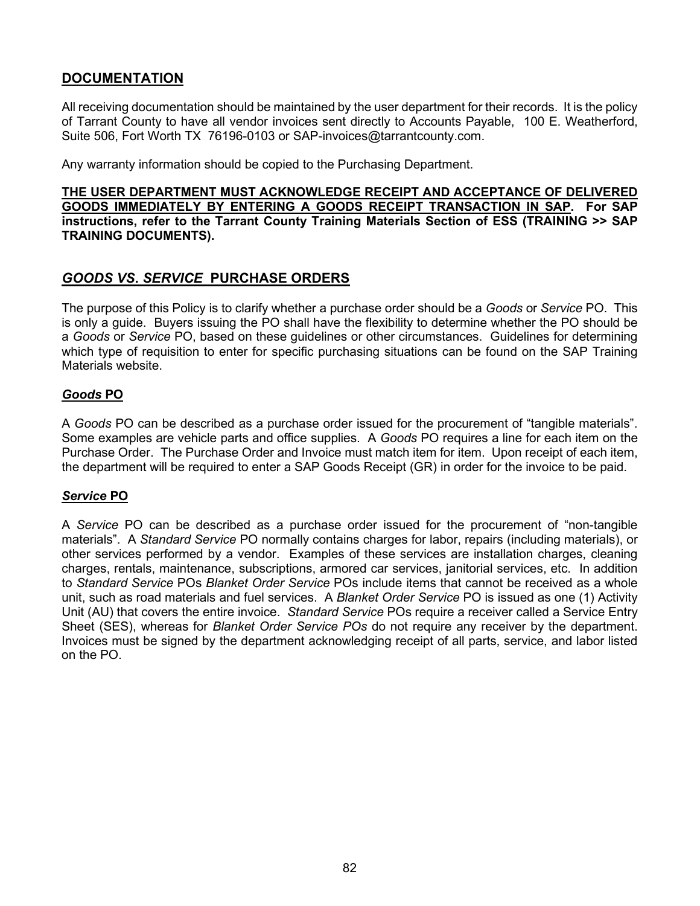## DOCUMENTATION

All receiving documentation should be maintained by the user department for their records. It is the policy of Tarrant County to have all vendor invoices sent directly to Accounts Payable, 100 E. Weatherford, Suite 506, Fort Worth TX 76196-0103 or SAP-invoices@tarrantcounty.com.

Any warranty information should be copied to the Purchasing Department.

**THE USER DEPARTMENT MUST ACKNOWLEDGE RECEIPT AND ACCEPTANCE OF DELIVERED GOODS IMMEDIATELY BY ENTERING A GOODS RECEIPT TRANSACTION IN SAP. For SAP instructions, refer to the Tarrant County Training Materials Section of ESS (TRAINING >> SAP TRAINING DOCUMENTS).**

## *GOODS VS. SERVICE* PURCHASE ORDERS

The purpose of this Policy is to clarify whether a purchase order should be a *Goods* or *Service* PO. This is only a guide. Buyers issuing the PO shall have the flexibility to determine whether the PO should be a *Goods* or *Service* PO, based on these guidelines or other circumstances. Guidelines for determining which type of requisition to enter for specific purchasing situations can be found on the SAP Training Materials website.

### *Goods* PO

A *Goods* PO can be described as a purchase order issued for the procurement of "tangible materials". Some examples are vehicle parts and office supplies. A *Goods* PO requires a line for each item on the Purchase Order. The Purchase Order and Invoice must match item for item. Upon receipt of each item, the department will be required to enter a SAP Goods Receipt (GR) in order for the invoice to be paid.

### *Service* PO

A *Service* PO can be described as a purchase order issued for the procurement of "non-tangible materials". A *Standard Service* PO normally contains charges for labor, repairs (including materials), or other services performed by a vendor. Examples of these services are installation charges, cleaning charges, rentals, maintenance, subscriptions, armored car services, janitorial services, etc. In addition to *Standard Service* POs *Blanket Order Service* POs include items that cannot be received as a whole unit, such as road materials and fuel services. A *Blanket Order Service* PO is issued as one (1) Activity Unit (AU) that covers the entire invoice. *Standard Service* POs require a receiver called a Service Entry Sheet (SES), whereas for *Blanket Order Service POs* do not require any receiver by the department. Invoices must be signed by the department acknowledging receipt of all parts, service, and labor listed on the PO.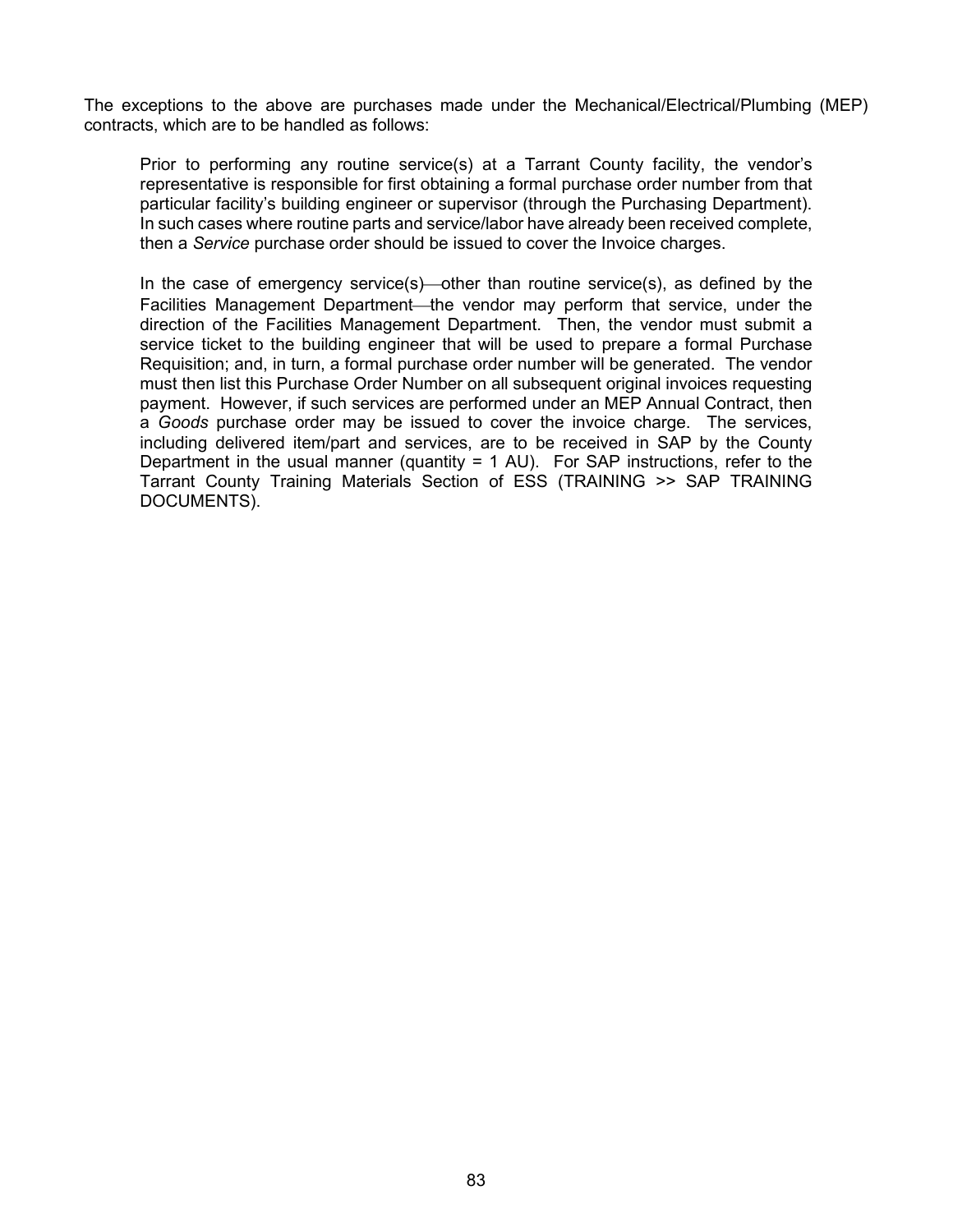The exceptions to the above are purchases made under the Mechanical/Electrical/Plumbing (MEP) contracts, which are to be handled as follows:

> Prior to performing any routine service(s) at a Tarrant County facility, the vendor's representative is responsible for first obtaining a formal purchase order number from that particular facility's building engineer or supervisor (through the Purchasing Department). In such cases where routine parts and service/labor have already been received complete, then a *Service* purchase order should be issued to cover the Invoice charges.
>
> In the case of emergency service(s)—other than routine service(s), as defined by the Facilities Management Department—the vendor may perform that service, under the direction of the Facilities Management Department. Then, the vendor must submit a service ticket to the building engineer that will be used to prepare a formal Purchase Requisition; and, in turn, a formal purchase order number will be generated. The vendor must then list this Purchase Order Number on all subsequent original invoices requesting payment. However, if such services are performed under an MEP Annual Contract, then a *Goods* purchase order may be issued to cover the invoice charge. The services, including delivered item/part and services, are to be received in SAP by the County Department in the usual manner (quantity = 1 AU). For SAP instructions, refer to the Tarrant County Training Materials Section of ESS (TRAINING >> SAP TRAINING DOCUMENTS).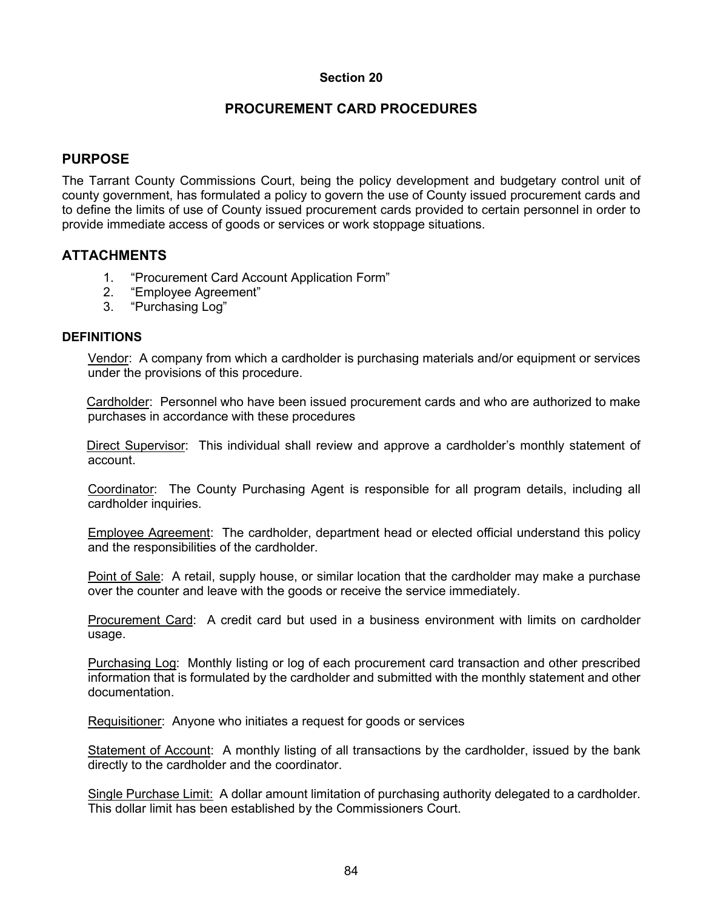## Section 20

## PROCUREMENT CARD PROCEDURES

### PURPOSE

The Tarrant County Commissions Court, being the policy development and budgetary control unit of county government, has formulated a policy to govern the use of County issued procurement cards and to define the limits of use of County issued procurement cards provided to certain personnel in order to provide immediate access of goods or services or work stoppage situations.

### ATTACHMENTS

1. "Procurement Card Account Application Form"
2. "Employee Agreement"
3. "Purchasing Log"

#### DEFINITIONS

Vendor: A company from which a cardholder is purchasing materials and/or equipment or services under the provisions of this procedure.

Cardholder: Personnel who have been issued procurement cards and who are authorized to make purchases in accordance with these procedures

Direct Supervisor: This individual shall review and approve a cardholder's monthly statement of account.

Coordinator: The County Purchasing Agent is responsible for all program details, including all cardholder inquiries.

Employee Agreement: The cardholder, department head or elected official understand this policy and the responsibilities of the cardholder.

Point of Sale: A retail, supply house, or similar location that the cardholder may make a purchase over the counter and leave with the goods or receive the service immediately.

Procurement Card: A credit card but used in a business environment with limits on cardholder usage.

Purchasing Log: Monthly listing or log of each procurement card transaction and other prescribed information that is formulated by the cardholder and submitted with the monthly statement and other documentation.

Requisitioner: Anyone who initiates a request for goods or services

Statement of Account: A monthly listing of all transactions by the cardholder, issued by the bank directly to the cardholder and the coordinator.

Single Purchase Limit: A dollar amount limitation of purchasing authority delegated to a cardholder. This dollar limit has been established by the Commissioners Court.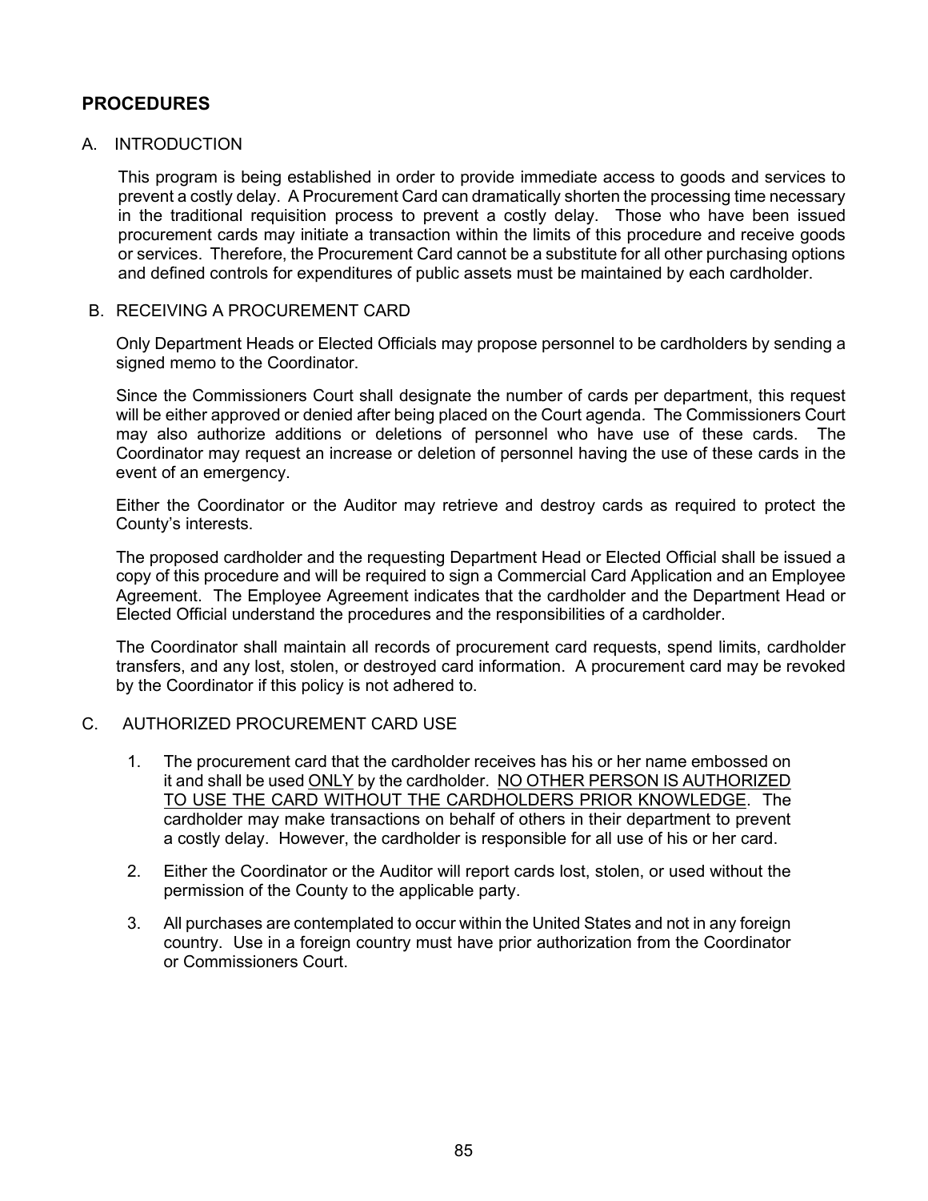## PROCEDURES

### A. INTRODUCTION

This program is being established in order to provide immediate access to goods and services to prevent a costly delay. A Procurement Card can dramatically shorten the processing time necessary in the traditional requisition process to prevent a costly delay. Those who have been issued procurement cards may initiate a transaction within the limits of this procedure and receive goods or services. Therefore, the Procurement Card cannot be a substitute for all other purchasing options and defined controls for expenditures of public assets must be maintained by each cardholder.

### B. RECEIVING A PROCUREMENT CARD

Only Department Heads or Elected Officials may propose personnel to be cardholders by sending a signed memo to the Coordinator.

Since the Commissioners Court shall designate the number of cards per department, this request will be either approved or denied after being placed on the Court agenda. The Commissioners Court may also authorize additions or deletions of personnel who have use of these cards. The Coordinator may request an increase or deletion of personnel having the use of these cards in the event of an emergency.

Either the Coordinator or the Auditor may retrieve and destroy cards as required to protect the County's interests.

The proposed cardholder and the requesting Department Head or Elected Official shall be issued a copy of this procedure and will be required to sign a Commercial Card Application and an Employee Agreement. The Employee Agreement indicates that the cardholder and the Department Head or Elected Official understand the procedures and the responsibilities of a cardholder.

The Coordinator shall maintain all records of procurement card requests, spend limits, cardholder transfers, and any lost, stolen, or destroyed card information. A procurement card may be revoked by the Coordinator if this policy is not adhered to.

### C. AUTHORIZED PROCUREMENT CARD USE

1. The procurement card that the cardholder receives has his or her name embossed on it and shall be used <u>ONLY</u> by the cardholder. <u>NO OTHER PERSON IS AUTHORIZED TO USE THE CARD WITHOUT THE CARDHOLDERS PRIOR KNOWLEDGE</u>. The cardholder may make transactions on behalf of others in their department to prevent a costly delay. However, the cardholder is responsible for all use of his or her card.
2. Either the Coordinator or the Auditor will report cards lost, stolen, or used without the permission of the County to the applicable party.
3. All purchases are contemplated to occur within the United States and not in any foreign country. Use in a foreign country must have prior authorization from the Coordinator or Commissioners Court.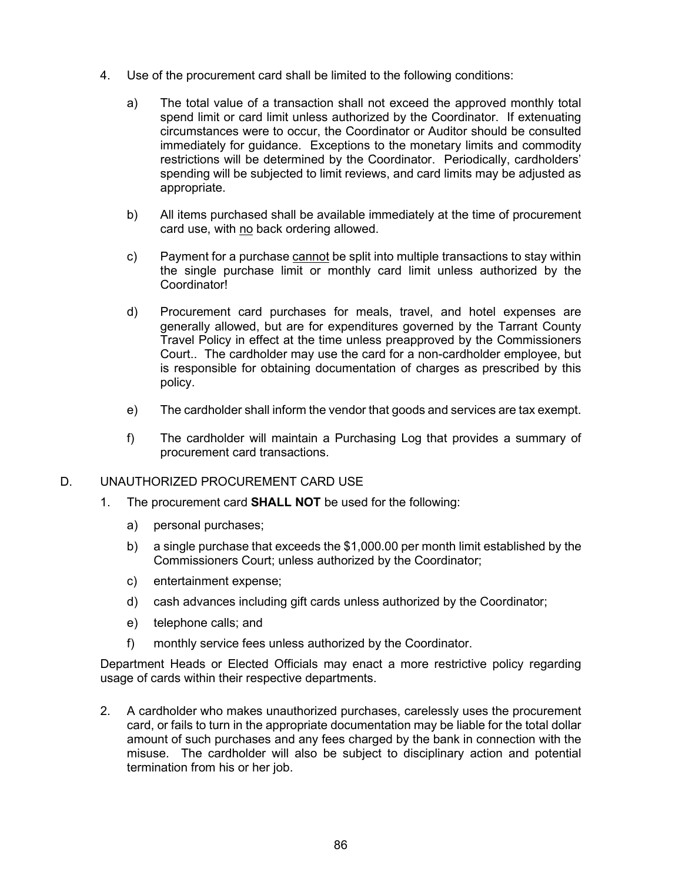4. Use of the procurement card shall be limited to the following conditions:

   a) The total value of a transaction shall not exceed the approved monthly total spend limit or card limit unless authorized by the Coordinator. If extenuating circumstances were to occur, the Coordinator or Auditor should be consulted immediately for guidance. Exceptions to the monetary limits and commodity restrictions will be determined by the Coordinator. Periodically, cardholders' spending will be subjected to limit reviews, and card limits may be adjusted as appropriate.

   b) All items purchased shall be available immediately at the time of procurement card use, with <u>no</u> back ordering allowed.

   c) Payment for a purchase <u>cannot</u> be split into multiple transactions to stay within the single purchase limit or monthly card limit unless authorized by the Coordinator!

   d) Procurement card purchases for meals, travel, and hotel expenses are generally allowed, but are for expenditures governed by the Tarrant County Travel Policy in effect at the time unless preapproved by the Commissioners Court.. The cardholder may use the card for a non-cardholder employee, but is responsible for obtaining documentation of charges as prescribed by this policy.

   e) The cardholder shall inform the vendor that goods and services are tax exempt.

   f) The cardholder will maintain a Purchasing Log that provides a summary of procurement card transactions.

D. UNAUTHORIZED PROCUREMENT CARD USE

1. The procurement card **SHALL NOT** be used for the following:

   a) personal purchases;

   b) a single purchase that exceeds the $1,000.00 per month limit established by the Commissioners Court; unless authorized by the Coordinator;

   c) entertainment expense;

   d) cash advances including gift cards unless authorized by the Coordinator;

   e) telephone calls; and

   f) monthly service fees unless authorized by the Coordinator.

Department Heads or Elected Officials may enact a more restrictive policy regarding usage of cards within their respective departments.

2. A cardholder who makes unauthorized purchases, carelessly uses the procurement card, or fails to turn in the appropriate documentation may be liable for the total dollar amount of such purchases and any fees charged by the bank in connection with the misuse. The cardholder will also be subject to disciplinary action and potential termination from his or her job.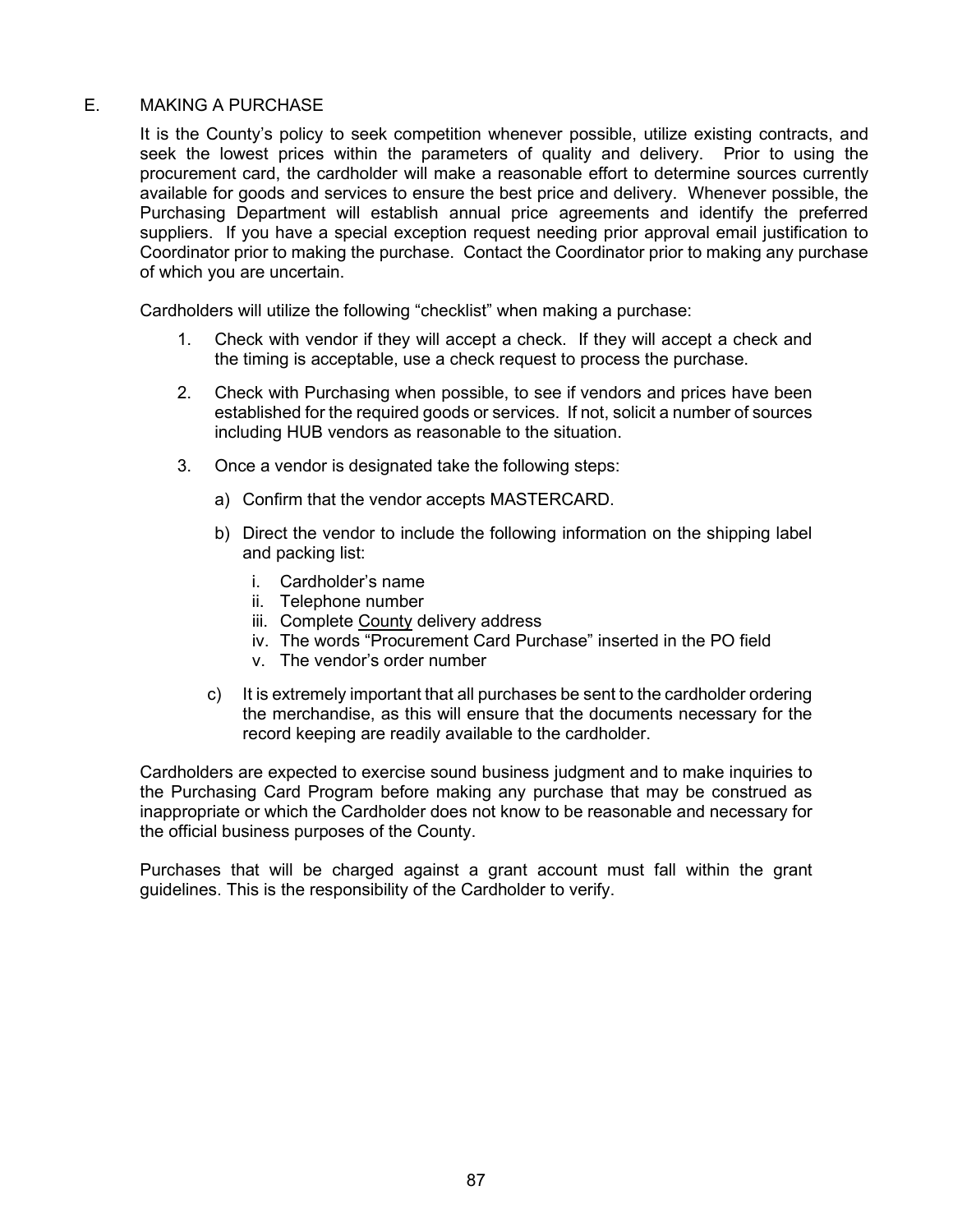## E. MAKING A PURCHASE

It is the County's policy to seek competition whenever possible, utilize existing contracts, and seek the lowest prices within the parameters of quality and delivery. Prior to using the procurement card, the cardholder will make a reasonable effort to determine sources currently available for goods and services to ensure the best price and delivery. Whenever possible, the Purchasing Department will establish annual price agreements and identify the preferred suppliers. If you have a special exception request needing prior approval email justification to Coordinator prior to making the purchase. Contact the Coordinator prior to making any purchase of which you are uncertain.

Cardholders will utilize the following "checklist" when making a purchase:

1. Check with vendor if they will accept a check. If they will accept a check and the timing is acceptable, use a check request to process the purchase.

2. Check with Purchasing when possible, to see if vendors and prices have been established for the required goods or services. If not, solicit a number of sources including HUB vendors as reasonable to the situation.

3. Once a vendor is designated take the following steps:

   a) Confirm that the vendor accepts MASTERCARD.

   b) Direct the vendor to include the following information on the shipping label and packing list:

      i. Cardholder's name
      ii. Telephone number
      iii. Complete <u>County</u> delivery address
      iv. The words "Procurement Card Purchase" inserted in the PO field
      v. The vendor's order number

   c) It is extremely important that all purchases be sent to the cardholder ordering the merchandise, as this will ensure that the documents necessary for the record keeping are readily available to the cardholder.

Cardholders are expected to exercise sound business judgment and to make inquiries to the Purchasing Card Program before making any purchase that may be construed as inappropriate or which the Cardholder does not know to be reasonable and necessary for the official business purposes of the County.

Purchases that will be charged against a grant account must fall within the grant guidelines. This is the responsibility of the Cardholder to verify.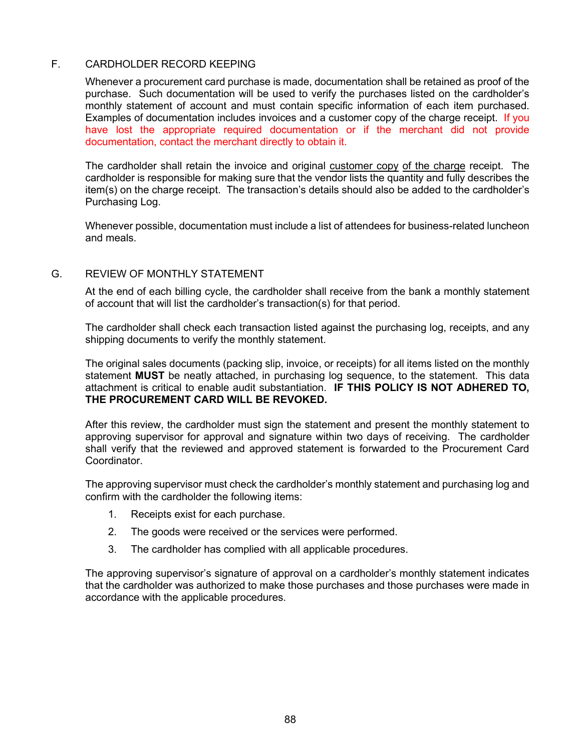## F. CARDHOLDER RECORD KEEPING

Whenever a procurement card purchase is made, documentation shall be retained as proof of the purchase. Such documentation will be used to verify the purchases listed on the cardholder's monthly statement of account and must contain specific information of each item purchased. Examples of documentation includes invoices and a customer copy of the charge receipt. If you have lost the appropriate required documentation or if the merchant did not provide documentation, contact the merchant directly to obtain it.

The cardholder shall retain the invoice and original customer copy of the charge receipt. The cardholder is responsible for making sure that the vendor lists the quantity and fully describes the item(s) on the charge receipt. The transaction's details should also be added to the cardholder's Purchasing Log.

Whenever possible, documentation must include a list of attendees for business-related luncheon and meals.

## G. REVIEW OF MONTHLY STATEMENT

At the end of each billing cycle, the cardholder shall receive from the bank a monthly statement of account that will list the cardholder's transaction(s) for that period.

The cardholder shall check each transaction listed against the purchasing log, receipts, and any shipping documents to verify the monthly statement.

The original sales documents (packing slip, invoice, or receipts) for all items listed on the monthly statement **MUST** be neatly attached, in purchasing log sequence, to the statement. This data attachment is critical to enable audit substantiation. **IF THIS POLICY IS NOT ADHERED TO, THE PROCUREMENT CARD WILL BE REVOKED.**

After this review, the cardholder must sign the statement and present the monthly statement to approving supervisor for approval and signature within two days of receiving. The cardholder shall verify that the reviewed and approved statement is forwarded to the Procurement Card Coordinator.

The approving supervisor must check the cardholder's monthly statement and purchasing log and confirm with the cardholder the following items:

1. Receipts exist for each purchase.
2. The goods were received or the services were performed.
3. The cardholder has complied with all applicable procedures.

The approving supervisor's signature of approval on a cardholder's monthly statement indicates that the cardholder was authorized to make those purchases and those purchases were made in accordance with the applicable procedures.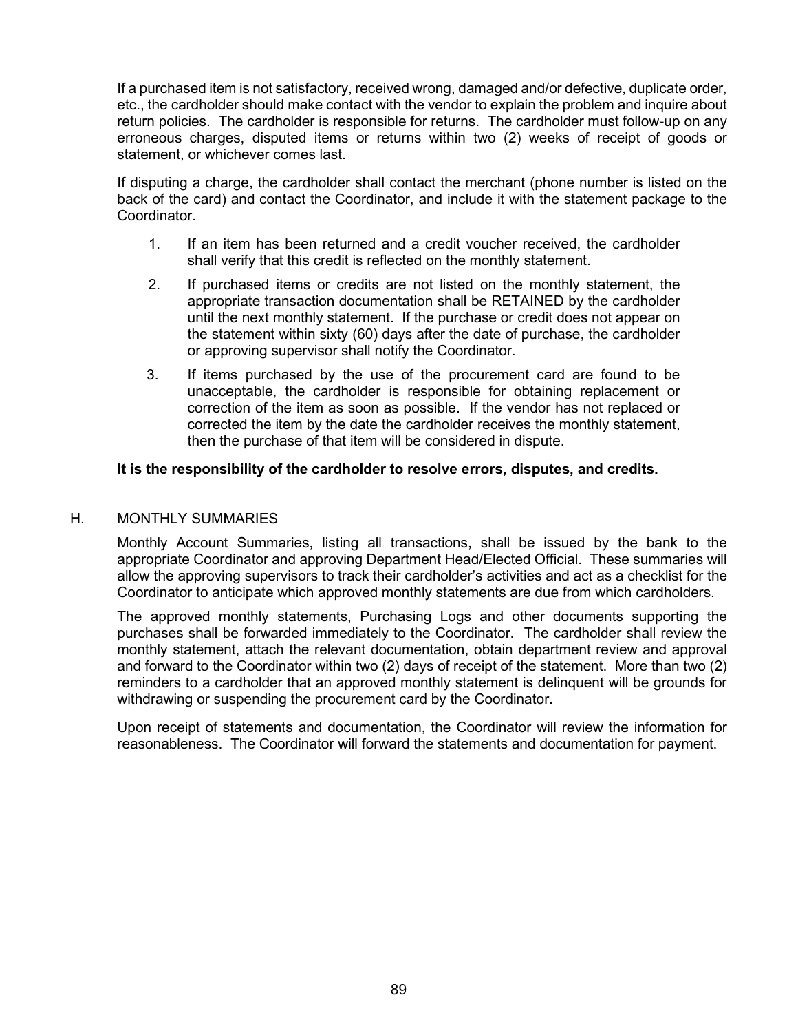If a purchased item is not satisfactory, received wrong, damaged and/or defective, duplicate order, etc., the cardholder should make contact with the vendor to explain the problem and inquire about return policies. The cardholder is responsible for returns. The cardholder must follow-up on any erroneous charges, disputed items or returns within two (2) weeks of receipt of goods or statement, or whichever comes last.

If disputing a charge, the cardholder shall contact the merchant (phone number is listed on the back of the card) and contact the Coordinator, and include it with the statement package to the Coordinator.

1. If an item has been returned and a credit voucher received, the cardholder shall verify that this credit is reflected on the monthly statement.
2. If purchased items or credits are not listed on the monthly statement, the appropriate transaction documentation shall be RETAINED by the cardholder until the next monthly statement. If the purchase or credit does not appear on the statement within sixty (60) days after the date of purchase, the cardholder or approving supervisor shall notify the Coordinator.
3. If items purchased by the use of the procurement card are found to be unacceptable, the cardholder is responsible for obtaining replacement or correction of the item as soon as possible. If the vendor has not replaced or corrected the item by the date the cardholder receives the monthly statement, then the purchase of that item will be considered in dispute.

**It is the responsibility of the cardholder to resolve errors, disputes, and credits.**

## H. MONTHLY SUMMARIES

Monthly Account Summaries, listing all transactions, shall be issued by the bank to the appropriate Coordinator and approving Department Head/Elected Official. These summaries will allow the approving supervisors to track their cardholder's activities and act as a checklist for the Coordinator to anticipate which approved monthly statements are due from which cardholders.

The approved monthly statements, Purchasing Logs and other documents supporting the purchases shall be forwarded immediately to the Coordinator. The cardholder shall review the monthly statement, attach the relevant documentation, obtain department review and approval and forward to the Coordinator within two (2) days of receipt of the statement. More than two (2) reminders to a cardholder that an approved monthly statement is delinquent will be grounds for withdrawing or suspending the procurement card by the Coordinator.

Upon receipt of statements and documentation, the Coordinator will review the information for reasonableness. The Coordinator will forward the statements and documentation for payment.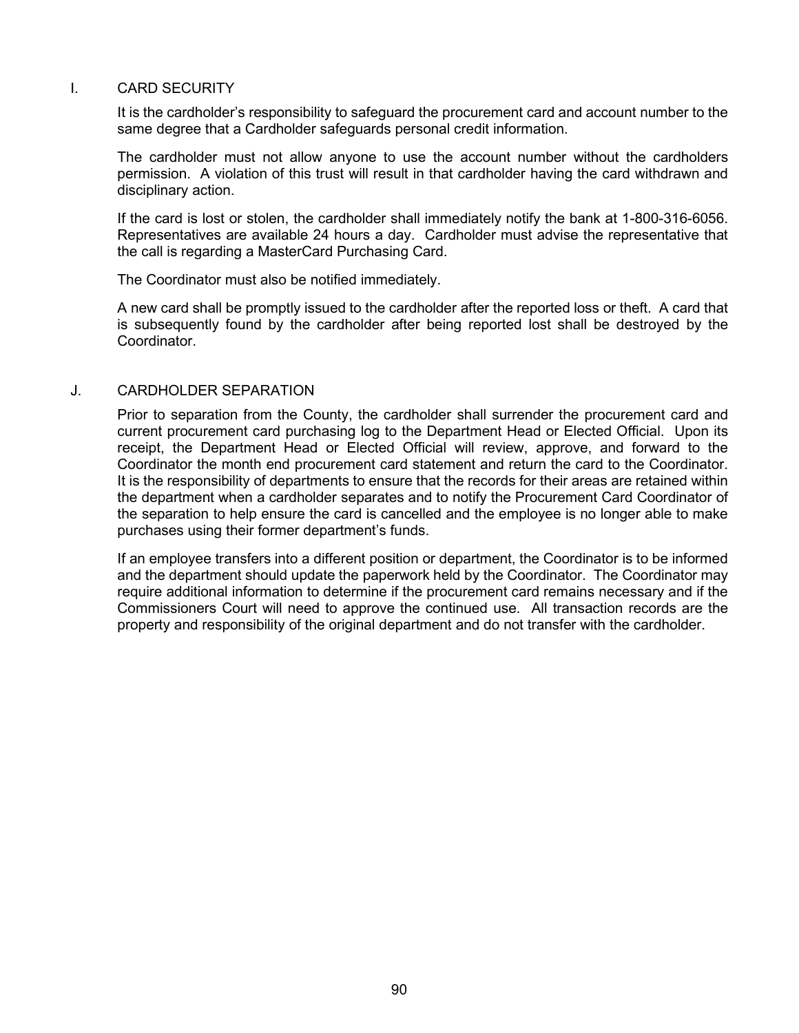## I. CARD SECURITY

It is the cardholder's responsibility to safeguard the procurement card and account number to the same degree that a Cardholder safeguards personal credit information.

The cardholder must not allow anyone to use the account number without the cardholders permission. A violation of this trust will result in that cardholder having the card withdrawn and disciplinary action.

If the card is lost or stolen, the cardholder shall immediately notify the bank at 1-800-316-6056. Representatives are available 24 hours a day. Cardholder must advise the representative that the call is regarding a MasterCard Purchasing Card.

The Coordinator must also be notified immediately.

A new card shall be promptly issued to the cardholder after the reported loss or theft. A card that is subsequently found by the cardholder after being reported lost shall be destroyed by the Coordinator.

## J. CARDHOLDER SEPARATION

Prior to separation from the County, the cardholder shall surrender the procurement card and current procurement card purchasing log to the Department Head or Elected Official. Upon its receipt, the Department Head or Elected Official will review, approve, and forward to the Coordinator the month end procurement card statement and return the card to the Coordinator. It is the responsibility of departments to ensure that the records for their areas are retained within the department when a cardholder separates and to notify the Procurement Card Coordinator of the separation to help ensure the card is cancelled and the employee is no longer able to make purchases using their former department's funds.

If an employee transfers into a different position or department, the Coordinator is to be informed and the department should update the paperwork held by the Coordinator. The Coordinator may require additional information to determine if the procurement card remains necessary and if the Commissioners Court will need to approve the continued use. All transaction records are the property and responsibility of the original department and do not transfer with the cardholder.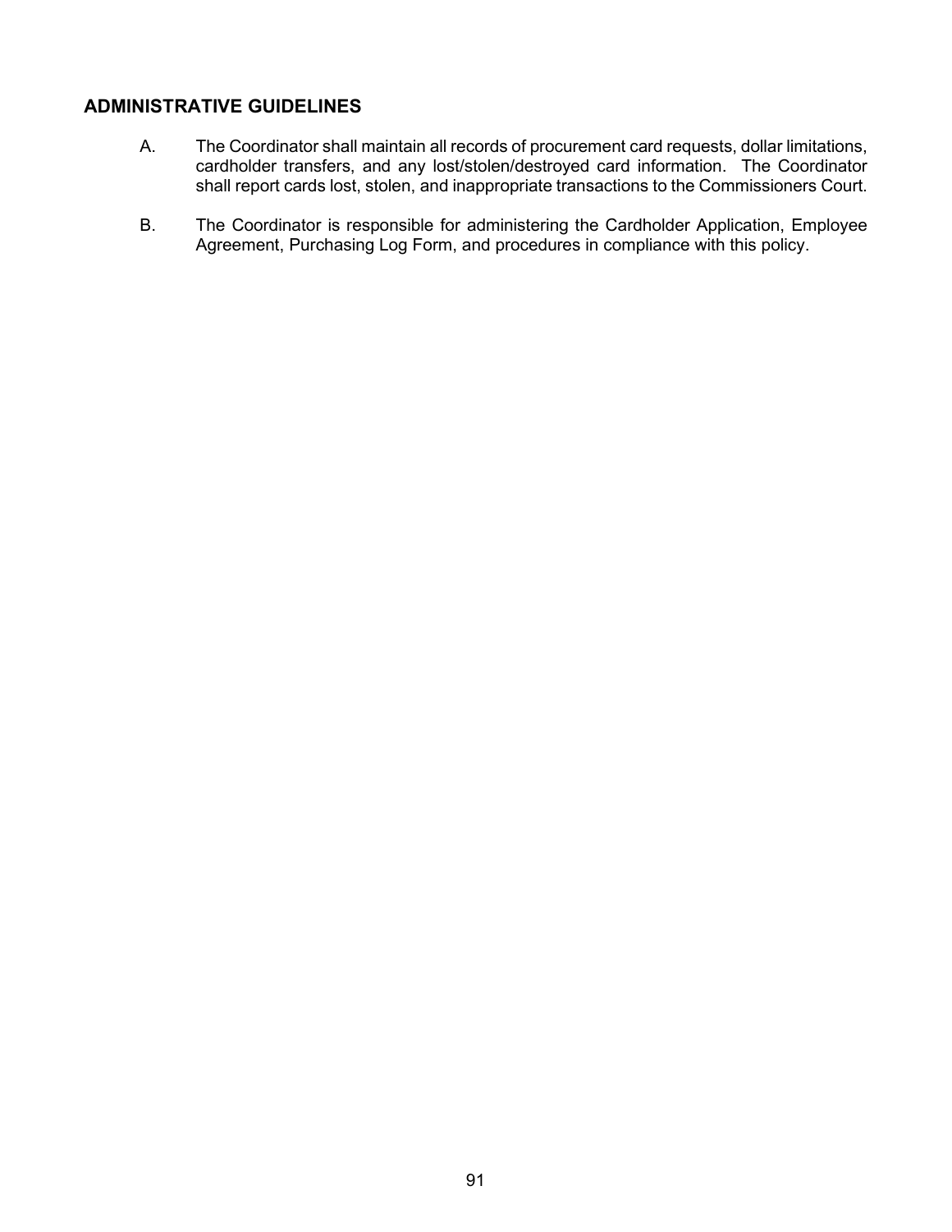## ADMINISTRATIVE GUIDELINES

A. The Coordinator shall maintain all records of procurement card requests, dollar limitations, cardholder transfers, and any lost/stolen/destroyed card information. The Coordinator shall report cards lost, stolen, and inappropriate transactions to the Commissioners Court.

B. The Coordinator is responsible for administering the Cardholder Application, Employee Agreement, Purchasing Log Form, and procedures in compliance with this policy.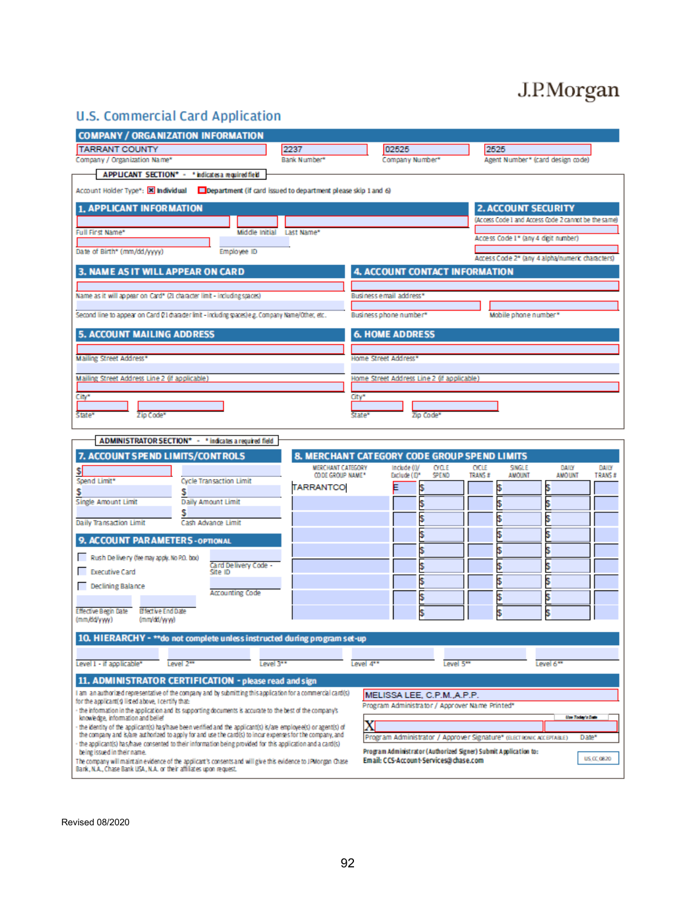J.P.Morgan

# U.S. Commercial Card Application

## COMPANY / ORGANIZATION INFORMATION

| TARRANT COUNTY | 2237 | 02525 | 2525 |
|---|---|---|---|
| Company / Organization Name* | Bank Number* | Company Number* | Agent Number* (card design code) |

**APPLICANT SECTION*** - * indicates a required field

Account Holder Type*: ☒ **Individual** ☐ **Department** (If card issued to department please skip 1 and 6)

### 1. APPLICANT INFORMATION

Full First Name* | Middle Initial | Last Name*

Date of Birth* (mm/dd/yyyy) | Employee ID

### 2. ACCOUNT SECURITY

(Access Code 1 and Access Code 2 cannot be the same)

Access Code 1* (any 4 digit number)

Access Code 2* (any 4 alpha/numeric characters)

### 3. NAME AS IT WILL APPEAR ON CARD

Name as it will appear on Card* (21 character limit - including spaces)

Second line to appear on Card (21 character limit - including spaces) e.g. Company Name/Other, etc.

### 4. ACCOUNT CONTACT INFORMATION

Business email address*

Business phone number* | Mobile phone number*

### 5. ACCOUNT MAILING ADDRESS

Mailing Street Address*

Mailing Street Address Line 2 (if applicable)

City*

State* | Zip Code*

### 6. HOME ADDRESS

Home Street Address*

Home Street Address Line 2 (if applicable)

City*

State* | Zip Code*

**ADMINISTRATOR SECTION*** - * indicates a required field

### 7. ACCOUNT SPEND LIMITS/CONTROLS

$ Spend Limit* | Cycle Transaction Limit

$ Single Amount Limit | $ Daily Amount Limit

Daily Transaction Limit | $ Cash Advance Limit

### 8. MERCHANT CATEGORY CODE GROUP SPEND LIMITS

| MERCHANT CATEGORY CODE GROUP NAME* | Include (I)/ Exclude (E)* | CYCLE SPEND | CYCLE TRANS # | SINGLE AMOUNT | DAILY AMOUNT | DAILY TRANS # |
|---|---|---|---|---|---|---|
| TARRANTCO | E | $ | | $ | $ | |
| | | $ | | $ | $ | |
| | | $ | | $ | $ | |
| | | $ | | $ | $ | |
| | | $ | | $ | $ | |
| | | $ | | $ | $ | |
| | | $ | | $ | $ | |
| | | $ | | $ | $ | |
| | | $ | | $ | $ | |

### 9. ACCOUNT PARAMETERS - OPTIONAL

☐ Rush Delivery (fee may apply. No P.O. box)

☐ Executive Card

☐ Declining Balance

Card Delivery Code - Site ID

Accounting Code

Effective Begin Date (mm/dd/yyyy) | Effective End Date (mm/dd/yyyy)

### 10. HIERARCHY - **do not complete unless instructed during program set-up

Level 1 - if applicable* | Level 2** | Level 3** | Level 4** | Level 5** | Level 6**

### 11. ADMINISTRATOR CERTIFICATION - please read and sign

I am an authorized representative of the company and by submitting this application for a commercial card(s) for the applicant(s) listed above, I certify that:

- the information in the application and its supporting documents is accurate to the best of the company's knowledge, information and belief
- the identity of the applicant(s) has/have been verified and the applicant(s) is/are employee(s) or agent(s) of the company and is/are authorized to apply for and use the card(s) to incur expenses for the company, and
- the applicant(s) has/have consented to their information being provided for this application and a card(s) being issued in their name.

The company will maintain evidence of the applicant's consents and will give this evidence to JPMorgan Chase Bank, N.A., Chase Bank USA, N.A. or their affiliates upon request.

MELISSA LEE, C.P.M.,A.P.P.

Program Administrator / Approver Name Printed*

X

Program Administrator / Approver Signature* (ELECTRONIC ACCEPTABLE) | Use Today's Date | Date*

**Program Administrator (Authorized Signer) Submit Application to:**
**Email: CCS-Account-Services@chase.com**

US CC 0820

Revised 08/2020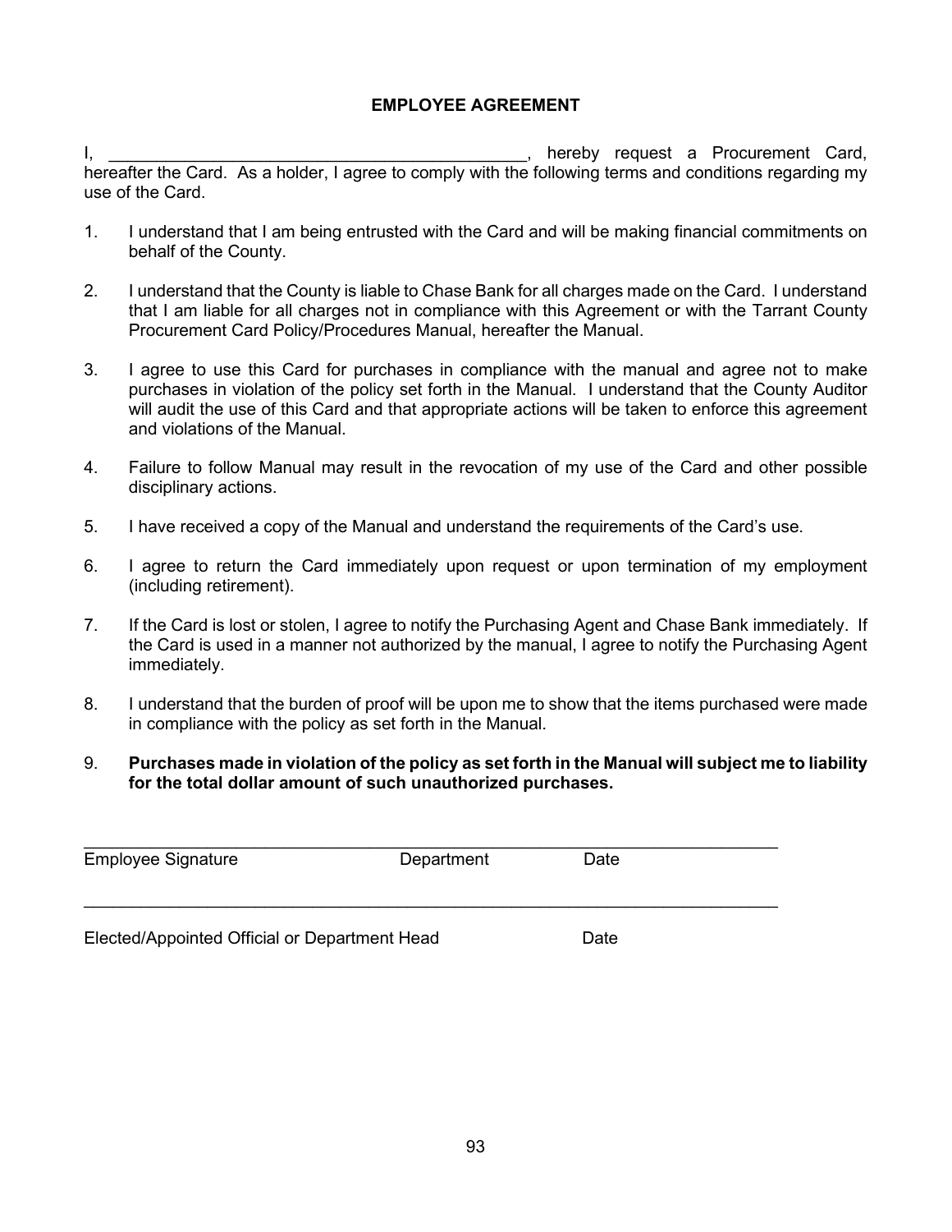## EMPLOYEE AGREEMENT

I, _____________________________________________, hereby request a Procurement Card, hereafter the Card. As a holder, I agree to comply with the following terms and conditions regarding my use of the Card.

1. I understand that I am being entrusted with the Card and will be making financial commitments on behalf of the County.

2. I understand that the County is liable to Chase Bank for all charges made on the Card. I understand that I am liable for all charges not in compliance with this Agreement or with the Tarrant County Procurement Card Policy/Procedures Manual, hereafter the Manual.

3. I agree to use this Card for purchases in compliance with the manual and agree not to make purchases in violation of the policy set forth in the Manual. I understand that the County Auditor will audit the use of this Card and that appropriate actions will be taken to enforce this agreement and violations of the Manual.

4. Failure to follow Manual may result in the revocation of my use of the Card and other possible disciplinary actions.

5. I have received a copy of the Manual and understand the requirements of the Card's use.

6. I agree to return the Card immediately upon request or upon termination of my employment (including retirement).

7. If the Card is lost or stolen, I agree to notify the Purchasing Agent and Chase Bank immediately. If the Card is used in a manner not authorized by the manual, I agree to notify the Purchasing Agent immediately.

8. I understand that the burden of proof will be upon me to show that the items purchased were made in compliance with the policy as set forth in the Manual.

9. **Purchases made in violation of the policy as set forth in the Manual will subject me to liability for the total dollar amount of such unauthorized purchases.**

_____________________________________________________________________________

Employee Signature Department Date

_____________________________________________________________________________

Elected/Appointed Official or Department Head Date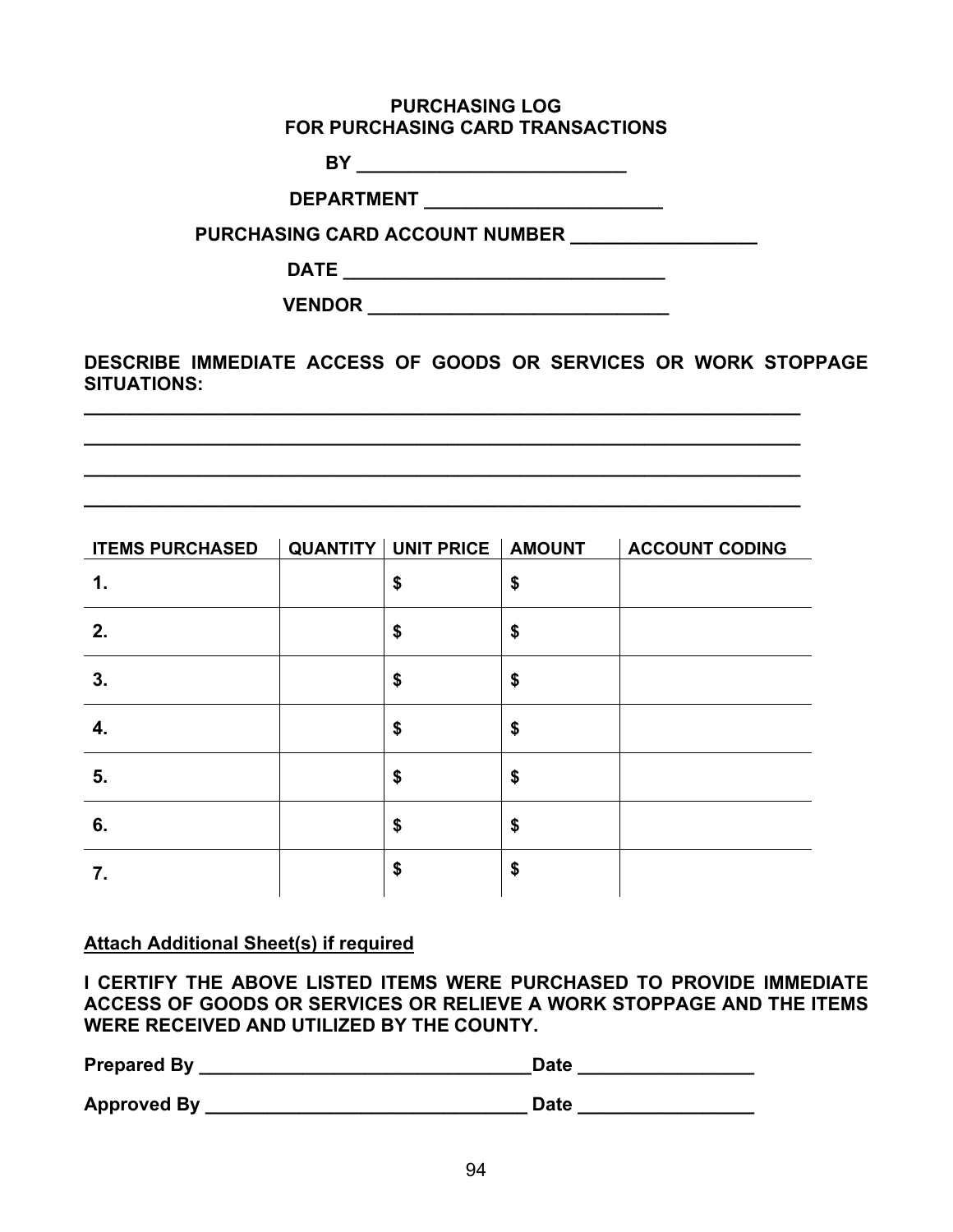**PURCHASING LOG**
**FOR PURCHASING CARD TRANSACTIONS**

**BY** ___________________________

**DEPARTMENT** ________________________

**PURCHASING CARD ACCOUNT NUMBER** __________________

**DATE** ________________________________

**VENDOR** ______________________________

**DESCRIBE IMMEDIATE ACCESS OF GOODS OR SERVICES OR WORK STOPPAGE SITUATIONS:**

_________________________________________________________________________

_________________________________________________________________________

_________________________________________________________________________

_________________________________________________________________________

| ITEMS PURCHASED | QUANTITY | UNIT PRICE | AMOUNT | ACCOUNT CODING |
|---|---|---|---|---|
| 1. | | $ | $ | |
| 2. | | $ | $ | |
| 3. | | $ | $ | |
| 4. | | $ | $ | |
| 5. | | $ | $ | |
| 6. | | $ | $ | |
| 7. | | $ | $ | |

**Attach Additional Sheet(s) if required**

**I CERTIFY THE ABOVE LISTED ITEMS WERE PURCHASED TO PROVIDE IMMEDIATE ACCESS OF GOODS OR SERVICES OR RELIEVE A WORK STOPPAGE AND THE ITEMS WERE RECEIVED AND UTILIZED BY THE COUNTY.**

**Prepared By** _________________________________**Date** _________________

**Approved By** ________________________________ **Date** _________________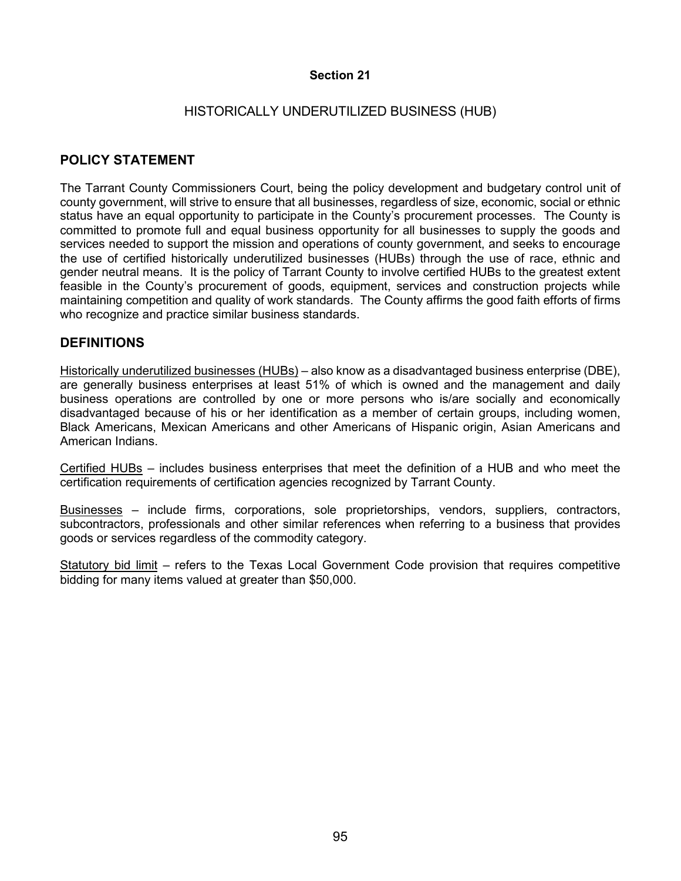**Section 21**

HISTORICALLY UNDERUTILIZED BUSINESS (HUB)

## POLICY STATEMENT

The Tarrant County Commissioners Court, being the policy development and budgetary control unit of county government, will strive to ensure that all businesses, regardless of size, economic, social or ethnic status have an equal opportunity to participate in the County's procurement processes. The County is committed to promote full and equal business opportunity for all businesses to supply the goods and services needed to support the mission and operations of county government, and seeks to encourage the use of certified historically underutilized businesses (HUBs) through the use of race, ethnic and gender neutral means. It is the policy of Tarrant County to involve certified HUBs to the greatest extent feasible in the County's procurement of goods, equipment, services and construction projects while maintaining competition and quality of work standards. The County affirms the good faith efforts of firms who recognize and practice similar business standards.

## DEFINITIONS

Historically underutilized businesses (HUBs) – also know as a disadvantaged business enterprise (DBE), are generally business enterprises at least 51% of which is owned and the management and daily business operations are controlled by one or more persons who is/are socially and economically disadvantaged because of his or her identification as a member of certain groups, including women, Black Americans, Mexican Americans and other Americans of Hispanic origin, Asian Americans and American Indians.

Certified HUBs – includes business enterprises that meet the definition of a HUB and who meet the certification requirements of certification agencies recognized by Tarrant County.

Businesses – include firms, corporations, sole proprietorships, vendors, suppliers, contractors, subcontractors, professionals and other similar references when referring to a business that provides goods or services regardless of the commodity category.

Statutory bid limit – refers to the Texas Local Government Code provision that requires competitive bidding for many items valued at greater than $50,000.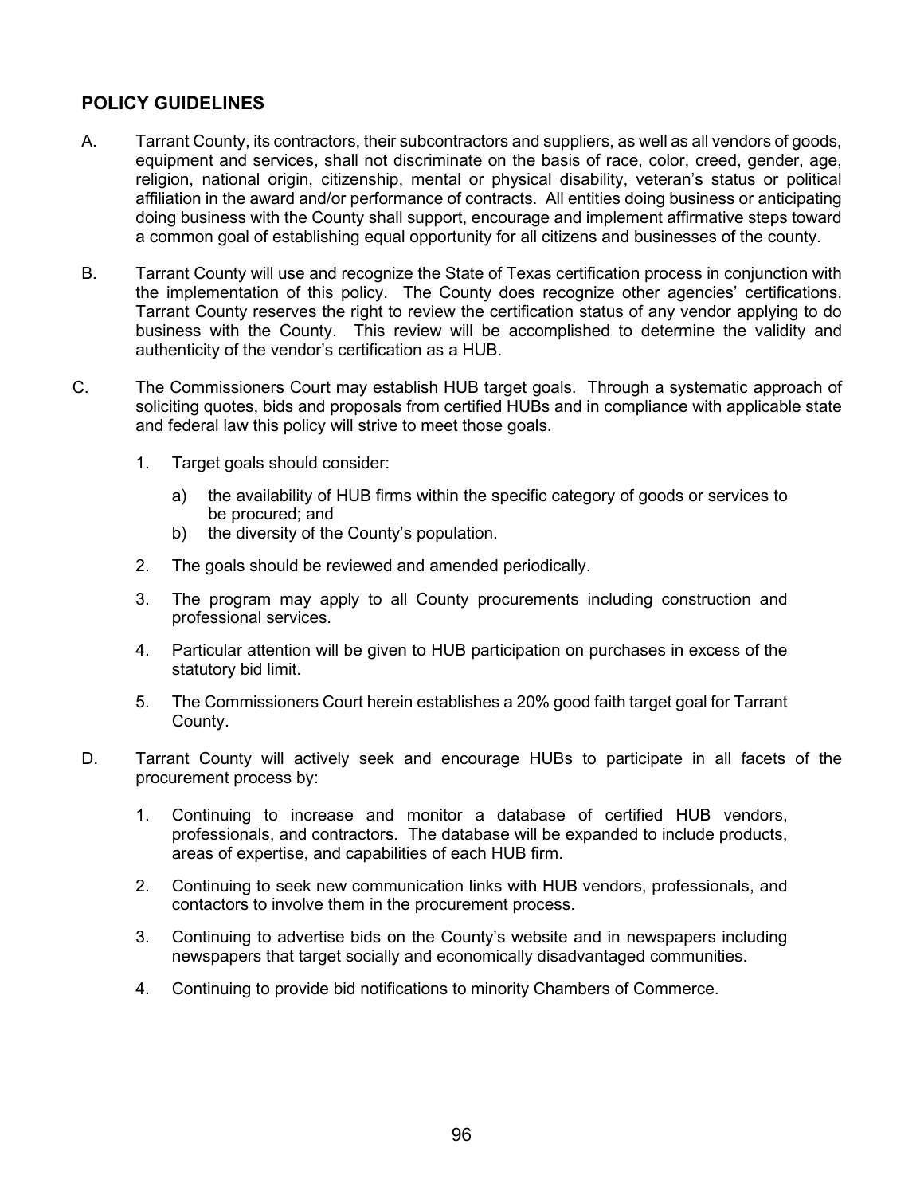## POLICY GUIDELINES

A. Tarrant County, its contractors, their subcontractors and suppliers, as well as all vendors of goods, equipment and services, shall not discriminate on the basis of race, color, creed, gender, age, religion, national origin, citizenship, mental or physical disability, veteran's status or political affiliation in the award and/or performance of contracts. All entities doing business or anticipating doing business with the County shall support, encourage and implement affirmative steps toward a common goal of establishing equal opportunity for all citizens and businesses of the county.

B. Tarrant County will use and recognize the State of Texas certification process in conjunction with the implementation of this policy. The County does recognize other agencies' certifications. Tarrant County reserves the right to review the certification status of any vendor applying to do business with the County. This review will be accomplished to determine the validity and authenticity of the vendor's certification as a HUB.

C. The Commissioners Court may establish HUB target goals. Through a systematic approach of soliciting quotes, bids and proposals from certified HUBs and in compliance with applicable state and federal law this policy will strive to meet those goals.

1. Target goals should consider:

   a) the availability of HUB firms within the specific category of goods or services to be procured; and
   b) the diversity of the County's population.

2. The goals should be reviewed and amended periodically.

3. The program may apply to all County procurements including construction and professional services.

4. Particular attention will be given to HUB participation on purchases in excess of the statutory bid limit.

5. The Commissioners Court herein establishes a 20% good faith target goal for Tarrant County.

D. Tarrant County will actively seek and encourage HUBs to participate in all facets of the procurement process by:

1. Continuing to increase and monitor a database of certified HUB vendors, professionals, and contractors. The database will be expanded to include products, areas of expertise, and capabilities of each HUB firm.

2. Continuing to seek new communication links with HUB vendors, professionals, and contactors to involve them in the procurement process.

3. Continuing to advertise bids on the County's website and in newspapers including newspapers that target socially and economically disadvantaged communities.

4. Continuing to provide bid notifications to minority Chambers of Commerce.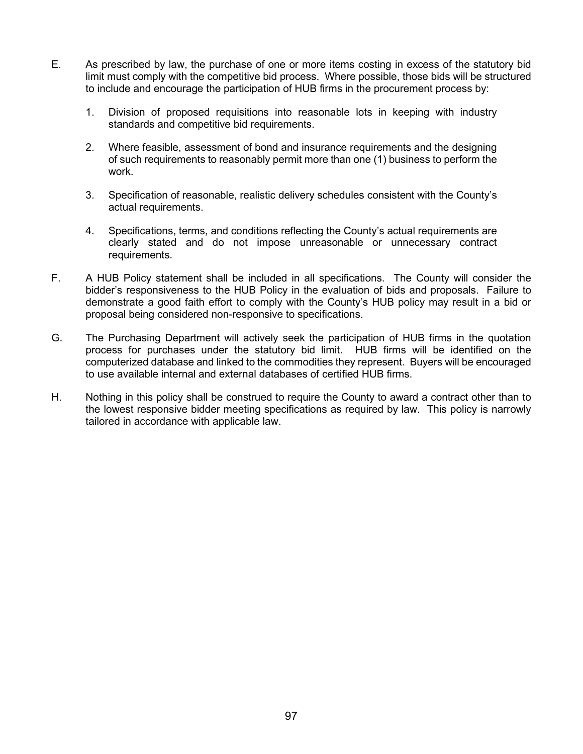E. As prescribed by law, the purchase of one or more items costing in excess of the statutory bid limit must comply with the competitive bid process. Where possible, those bids will be structured to include and encourage the participation of HUB firms in the procurement process by:

   1. Division of proposed requisitions into reasonable lots in keeping with industry standards and competitive bid requirements.

   2. Where feasible, assessment of bond and insurance requirements and the designing of such requirements to reasonably permit more than one (1) business to perform the work.

   3. Specification of reasonable, realistic delivery schedules consistent with the County's actual requirements.

   4. Specifications, terms, and conditions reflecting the County's actual requirements are clearly stated and do not impose unreasonable or unnecessary contract requirements.

F. A HUB Policy statement shall be included in all specifications. The County will consider the bidder's responsiveness to the HUB Policy in the evaluation of bids and proposals. Failure to demonstrate a good faith effort to comply with the County's HUB policy may result in a bid or proposal being considered non-responsive to specifications.

G. The Purchasing Department will actively seek the participation of HUB firms in the quotation process for purchases under the statutory bid limit. HUB firms will be identified on the computerized database and linked to the commodities they represent. Buyers will be encouraged to use available internal and external databases of certified HUB firms.

H. Nothing in this policy shall be construed to require the County to award a contract other than to the lowest responsive bidder meeting specifications as required by law. This policy is narrowly tailored in accordance with applicable law.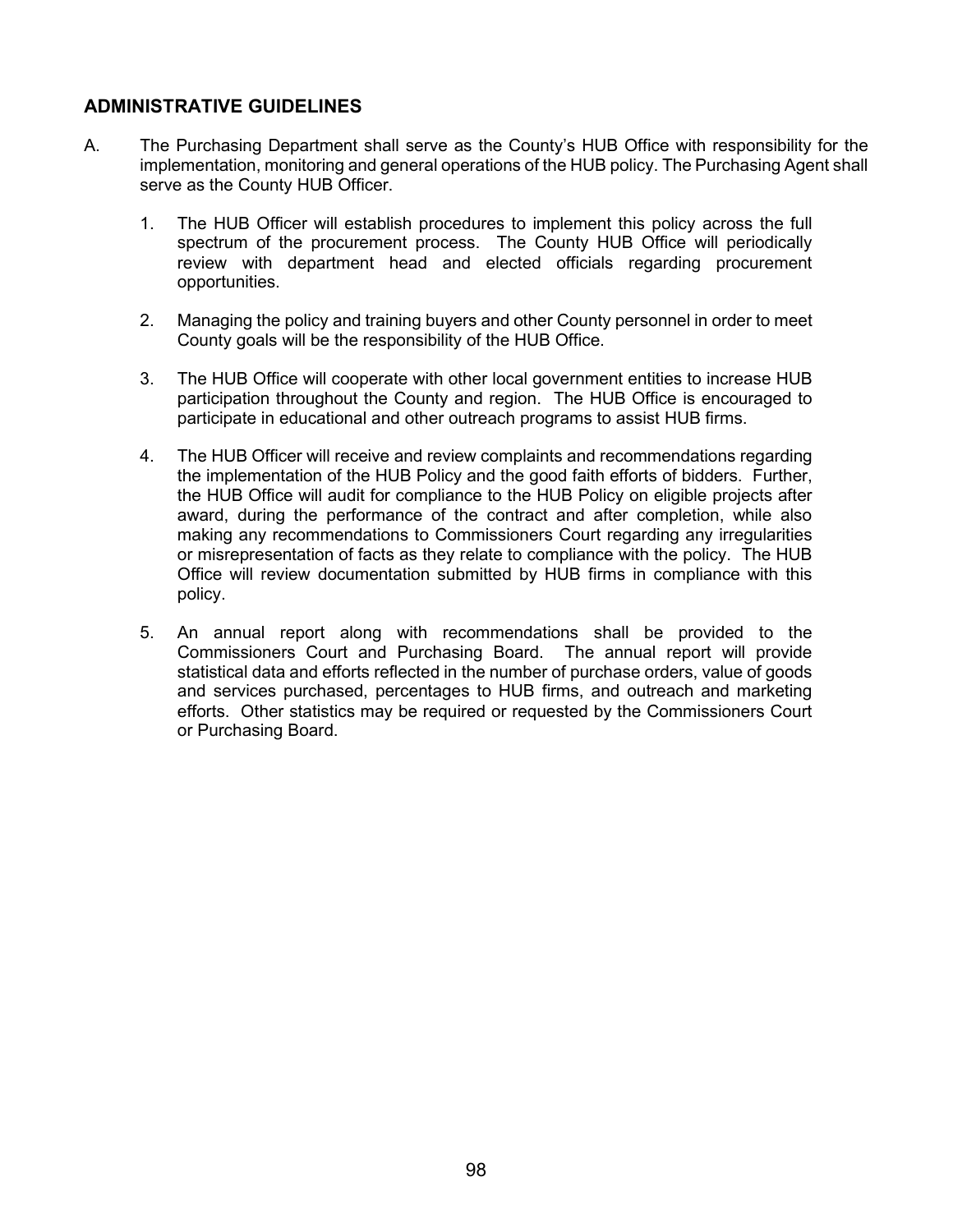## ADMINISTRATIVE GUIDELINES

A. The Purchasing Department shall serve as the County's HUB Office with responsibility for the implementation, monitoring and general operations of the HUB policy. The Purchasing Agent shall serve as the County HUB Officer.

   1. The HUB Officer will establish procedures to implement this policy across the full spectrum of the procurement process. The County HUB Office will periodically review with department head and elected officials regarding procurement opportunities.

   2. Managing the policy and training buyers and other County personnel in order to meet County goals will be the responsibility of the HUB Office.

   3. The HUB Office will cooperate with other local government entities to increase HUB participation throughout the County and region. The HUB Office is encouraged to participate in educational and other outreach programs to assist HUB firms.

   4. The HUB Officer will receive and review complaints and recommendations regarding the implementation of the HUB Policy and the good faith efforts of bidders. Further, the HUB Office will audit for compliance to the HUB Policy on eligible projects after award, during the performance of the contract and after completion, while also making any recommendations to Commissioners Court regarding any irregularities or misrepresentation of facts as they relate to compliance with the policy. The HUB Office will review documentation submitted by HUB firms in compliance with this policy.

   5. An annual report along with recommendations shall be provided to the Commissioners Court and Purchasing Board. The annual report will provide statistical data and efforts reflected in the number of purchase orders, value of goods and services purchased, percentages to HUB firms, and outreach and marketing efforts. Other statistics may be required or requested by the Commissioners Court or Purchasing Board.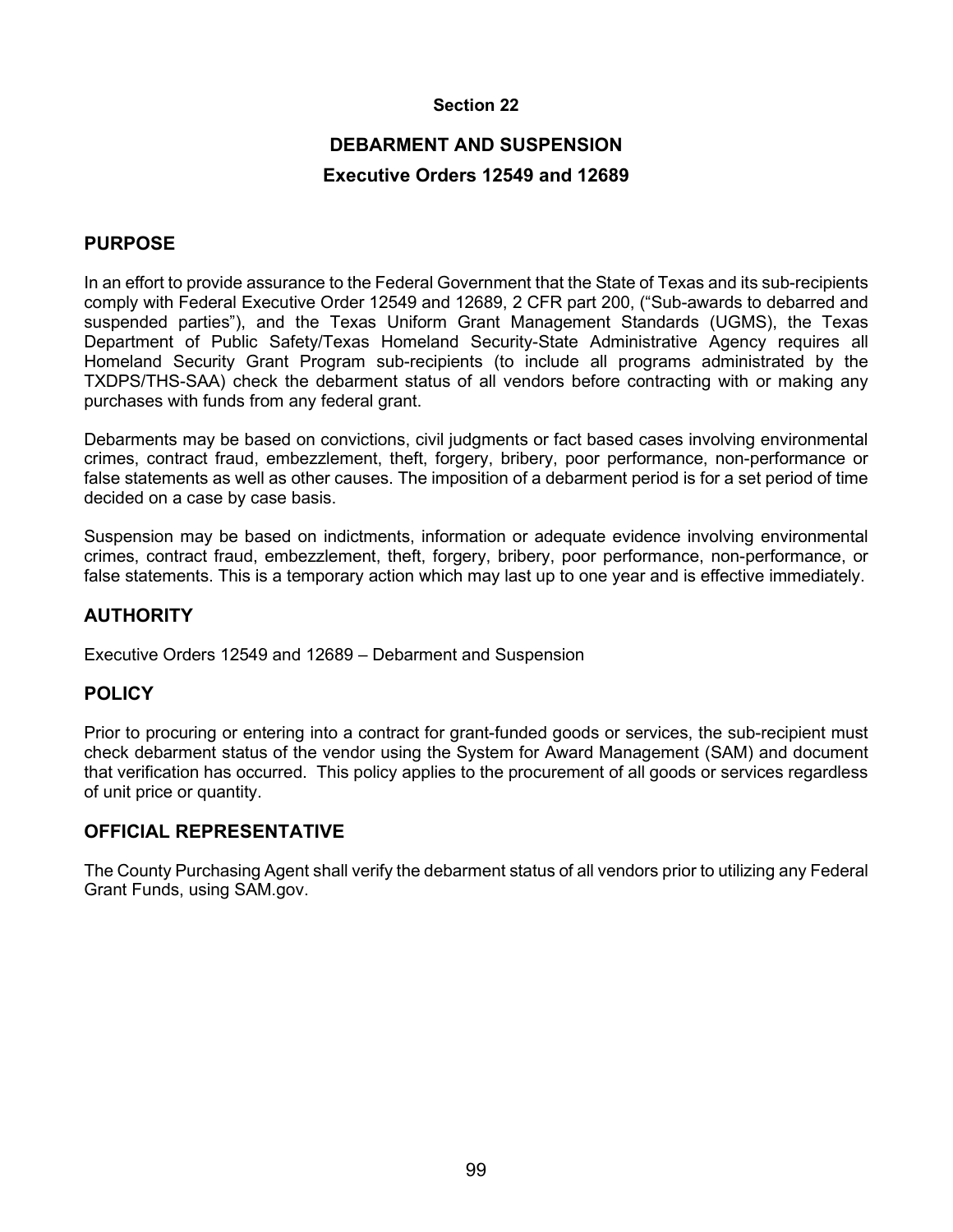**Section 22**

# DEBARMENT AND SUSPENSION

**Executive Orders 12549 and 12689**

## PURPOSE

In an effort to provide assurance to the Federal Government that the State of Texas and its sub-recipients comply with Federal Executive Order 12549 and 12689, 2 CFR part 200, ("Sub-awards to debarred and suspended parties"), and the Texas Uniform Grant Management Standards (UGMS), the Texas Department of Public Safety/Texas Homeland Security-State Administrative Agency requires all Homeland Security Grant Program sub-recipients (to include all programs administrated by the TXDPS/THS-SAA) check the debarment status of all vendors before contracting with or making any purchases with funds from any federal grant.

Debarments may be based on convictions, civil judgments or fact based cases involving environmental crimes, contract fraud, embezzlement, theft, forgery, bribery, poor performance, non-performance or false statements as well as other causes. The imposition of a debarment period is for a set period of time decided on a case by case basis.

Suspension may be based on indictments, information or adequate evidence involving environmental crimes, contract fraud, embezzlement, theft, forgery, bribery, poor performance, non-performance, or false statements. This is a temporary action which may last up to one year and is effective immediately.

## AUTHORITY

Executive Orders 12549 and 12689 – Debarment and Suspension

## POLICY

Prior to procuring or entering into a contract for grant-funded goods or services, the sub-recipient must check debarment status of the vendor using the System for Award Management (SAM) and document that verification has occurred. This policy applies to the procurement of all goods or services regardless of unit price or quantity.

## OFFICIAL REPRESENTATIVE

The County Purchasing Agent shall verify the debarment status of all vendors prior to utilizing any Federal Grant Funds, using SAM.gov.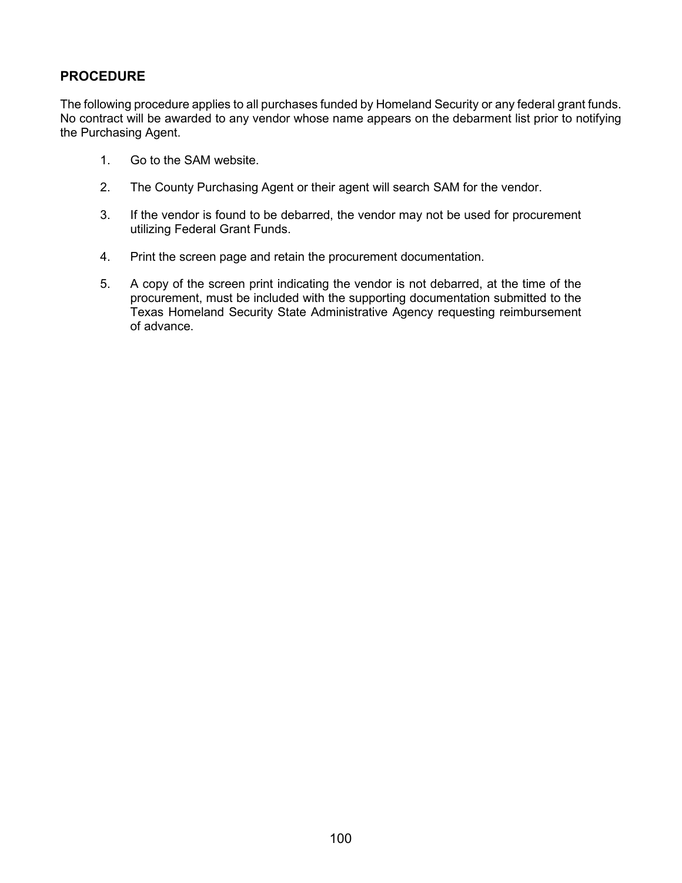## PROCEDURE

The following procedure applies to all purchases funded by Homeland Security or any federal grant funds. No contract will be awarded to any vendor whose name appears on the debarment list prior to notifying the Purchasing Agent.

1. Go to the SAM website.

2. The County Purchasing Agent or their agent will search SAM for the vendor.

3. If the vendor is found to be debarred, the vendor may not be used for procurement utilizing Federal Grant Funds.

4. Print the screen page and retain the procurement documentation.

5. A copy of the screen print indicating the vendor is not debarred, at the time of the procurement, must be included with the supporting documentation submitted to the Texas Homeland Security State Administrative Agency requesting reimbursement of advance.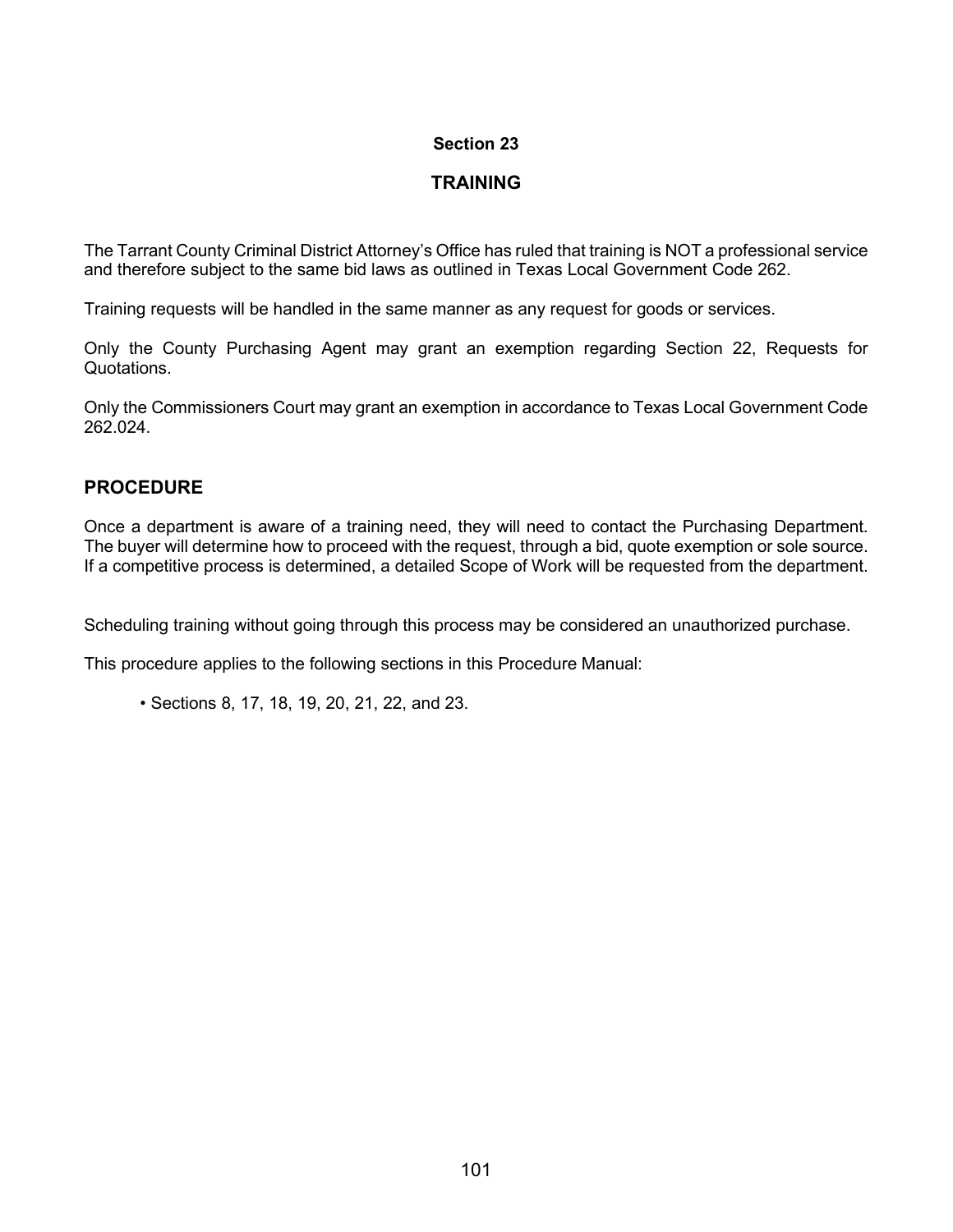## Section 23

## TRAINING

The Tarrant County Criminal District Attorney's Office has ruled that training is NOT a professional service and therefore subject to the same bid laws as outlined in Texas Local Government Code 262.

Training requests will be handled in the same manner as any request for goods or services.

Only the County Purchasing Agent may grant an exemption regarding Section 22, Requests for Quotations.

Only the Commissioners Court may grant an exemption in accordance to Texas Local Government Code 262.024.

## PROCEDURE

Once a department is aware of a training need, they will need to contact the Purchasing Department. The buyer will determine how to proceed with the request, through a bid, quote exemption or sole source. If a competitive process is determined, a detailed Scope of Work will be requested from the department.

Scheduling training without going through this process may be considered an unauthorized purchase.

This procedure applies to the following sections in this Procedure Manual:

- Sections 8, 17, 18, 19, 20, 21, 22, and 23.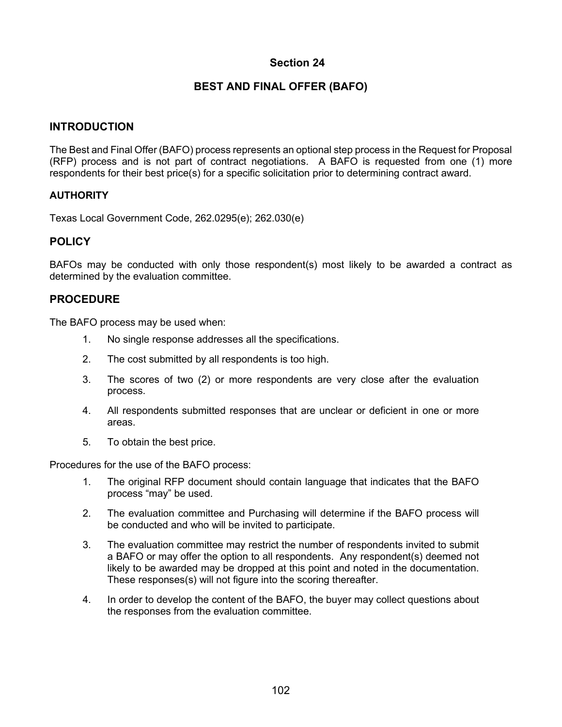# Section 24

## BEST AND FINAL OFFER (BAFO)

## INTRODUCTION

The Best and Final Offer (BAFO) process represents an optional step process in the Request for Proposal (RFP) process and is not part of contract negotiations. A BAFO is requested from one (1) more respondents for their best price(s) for a specific solicitation prior to determining contract award.

### AUTHORITY

Texas Local Government Code, 262.0295(e); 262.030(e)

## POLICY

BAFOs may be conducted with only those respondent(s) most likely to be awarded a contract as determined by the evaluation committee.

## PROCEDURE

The BAFO process may be used when:

1. No single response addresses all the specifications.
2. The cost submitted by all respondents is too high.
3. The scores of two (2) or more respondents are very close after the evaluation process.
4. All respondents submitted responses that are unclear or deficient in one or more areas.
5. To obtain the best price.

Procedures for the use of the BAFO process:

1. The original RFP document should contain language that indicates that the BAFO process "may" be used.
2. The evaluation committee and Purchasing will determine if the BAFO process will be conducted and who will be invited to participate.
3. The evaluation committee may restrict the number of respondents invited to submit a BAFO or may offer the option to all respondents. Any respondent(s) deemed not likely to be awarded may be dropped at this point and noted in the documentation. These responses(s) will not figure into the scoring thereafter.
4. In order to develop the content of the BAFO, the buyer may collect questions about the responses from the evaluation committee.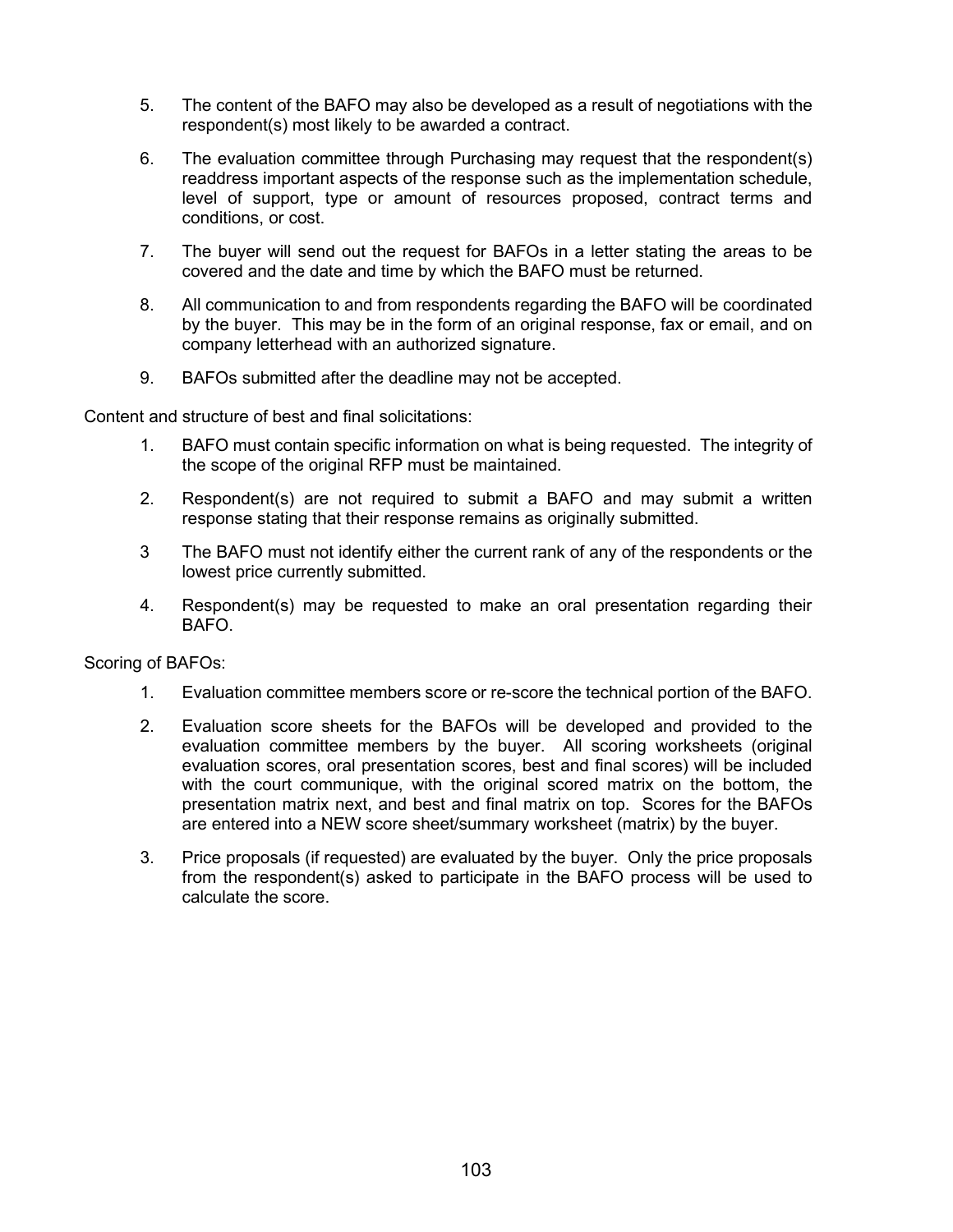5. The content of the BAFO may also be developed as a result of negotiations with the respondent(s) most likely to be awarded a contract.

6. The evaluation committee through Purchasing may request that the respondent(s) readdress important aspects of the response such as the implementation schedule, level of support, type or amount of resources proposed, contract terms and conditions, or cost.

7. The buyer will send out the request for BAFOs in a letter stating the areas to be covered and the date and time by which the BAFO must be returned.

8. All communication to and from respondents regarding the BAFO will be coordinated by the buyer. This may be in the form of an original response, fax or email, and on company letterhead with an authorized signature.

9. BAFOs submitted after the deadline may not be accepted.

Content and structure of best and final solicitations:

1. BAFO must contain specific information on what is being requested. The integrity of the scope of the original RFP must be maintained.

2. Respondent(s) are not required to submit a BAFO and may submit a written response stating that their response remains as originally submitted.

3 The BAFO must not identify either the current rank of any of the respondents or the lowest price currently submitted.

4. Respondent(s) may be requested to make an oral presentation regarding their BAFO.

Scoring of BAFOs:

1. Evaluation committee members score or re-score the technical portion of the BAFO.

2. Evaluation score sheets for the BAFOs will be developed and provided to the evaluation committee members by the buyer. All scoring worksheets (original evaluation scores, oral presentation scores, best and final scores) will be included with the court communique, with the original scored matrix on the bottom, the presentation matrix next, and best and final matrix on top. Scores for the BAFOs are entered into a NEW score sheet/summary worksheet (matrix) by the buyer.

3. Price proposals (if requested) are evaluated by the buyer. Only the price proposals from the respondent(s) asked to participate in the BAFO process will be used to calculate the score.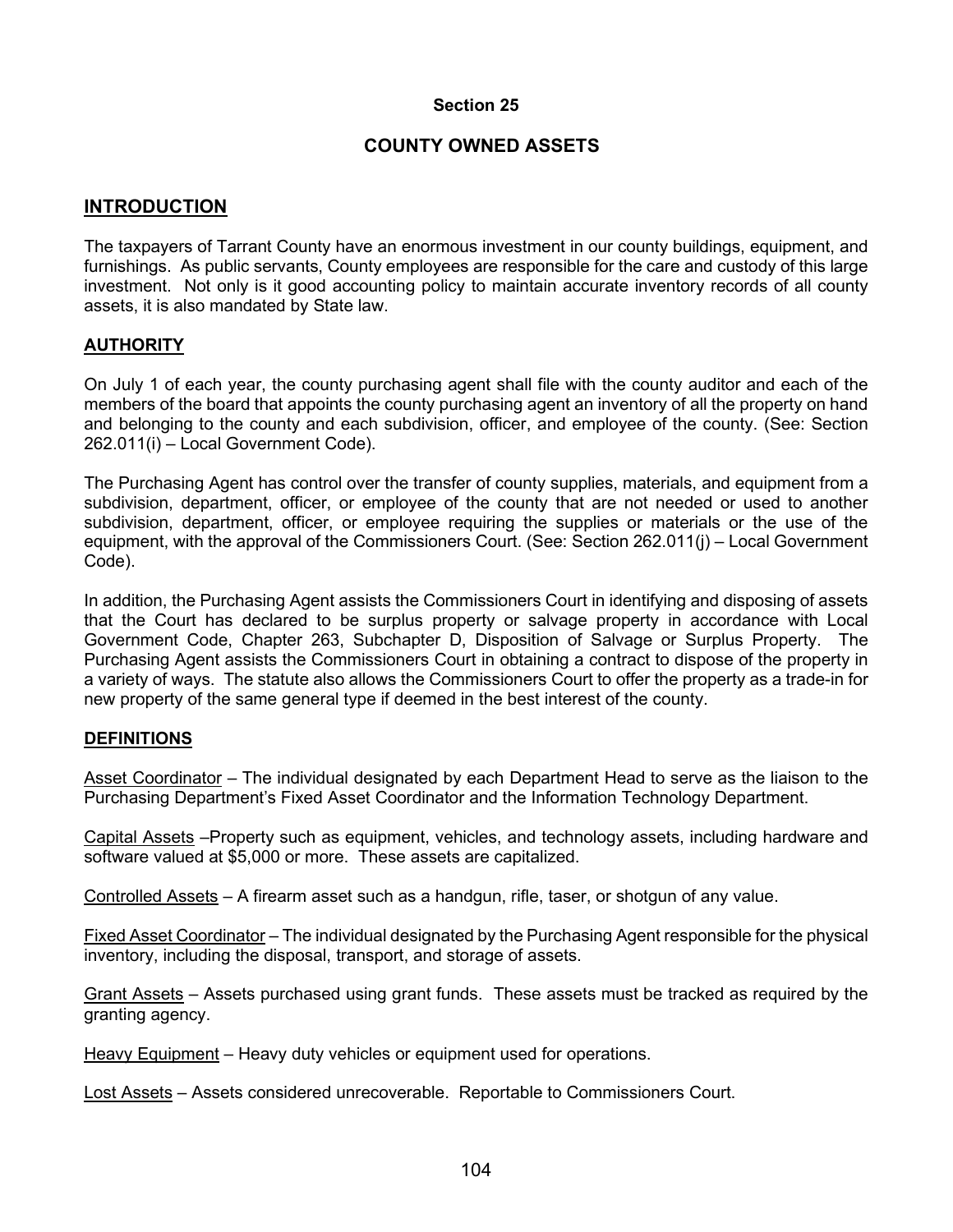# Section 25

## COUNTY OWNED ASSETS

### INTRODUCTION

The taxpayers of Tarrant County have an enormous investment in our county buildings, equipment, and furnishings. As public servants, County employees are responsible for the care and custody of this large investment. Not only is it good accounting policy to maintain accurate inventory records of all county assets, it is also mandated by State law.

### AUTHORITY

On July 1 of each year, the county purchasing agent shall file with the county auditor and each of the members of the board that appoints the county purchasing agent an inventory of all the property on hand and belonging to the county and each subdivision, officer, and employee of the county. (See: Section 262.011(i) – Local Government Code).

The Purchasing Agent has control over the transfer of county supplies, materials, and equipment from a subdivision, department, officer, or employee of the county that are not needed or used to another subdivision, department, officer, or employee requiring the supplies or materials or the use of the equipment, with the approval of the Commissioners Court. (See: Section 262.011(j) – Local Government Code).

In addition, the Purchasing Agent assists the Commissioners Court in identifying and disposing of assets that the Court has declared to be surplus property or salvage property in accordance with Local Government Code, Chapter 263, Subchapter D, Disposition of Salvage or Surplus Property. The Purchasing Agent assists the Commissioners Court in obtaining a contract to dispose of the property in a variety of ways. The statute also allows the Commissioners Court to offer the property as a trade-in for new property of the same general type if deemed in the best interest of the county.

### DEFINITIONS

Asset Coordinator – The individual designated by each Department Head to serve as the liaison to the Purchasing Department's Fixed Asset Coordinator and the Information Technology Department.

Capital Assets –Property such as equipment, vehicles, and technology assets, including hardware and software valued at $5,000 or more. These assets are capitalized.

Controlled Assets – A firearm asset such as a handgun, rifle, taser, or shotgun of any value.

Fixed Asset Coordinator – The individual designated by the Purchasing Agent responsible for the physical inventory, including the disposal, transport, and storage of assets.

Grant Assets – Assets purchased using grant funds. These assets must be tracked as required by the granting agency.

Heavy Equipment – Heavy duty vehicles or equipment used for operations.

Lost Assets – Assets considered unrecoverable. Reportable to Commissioners Court.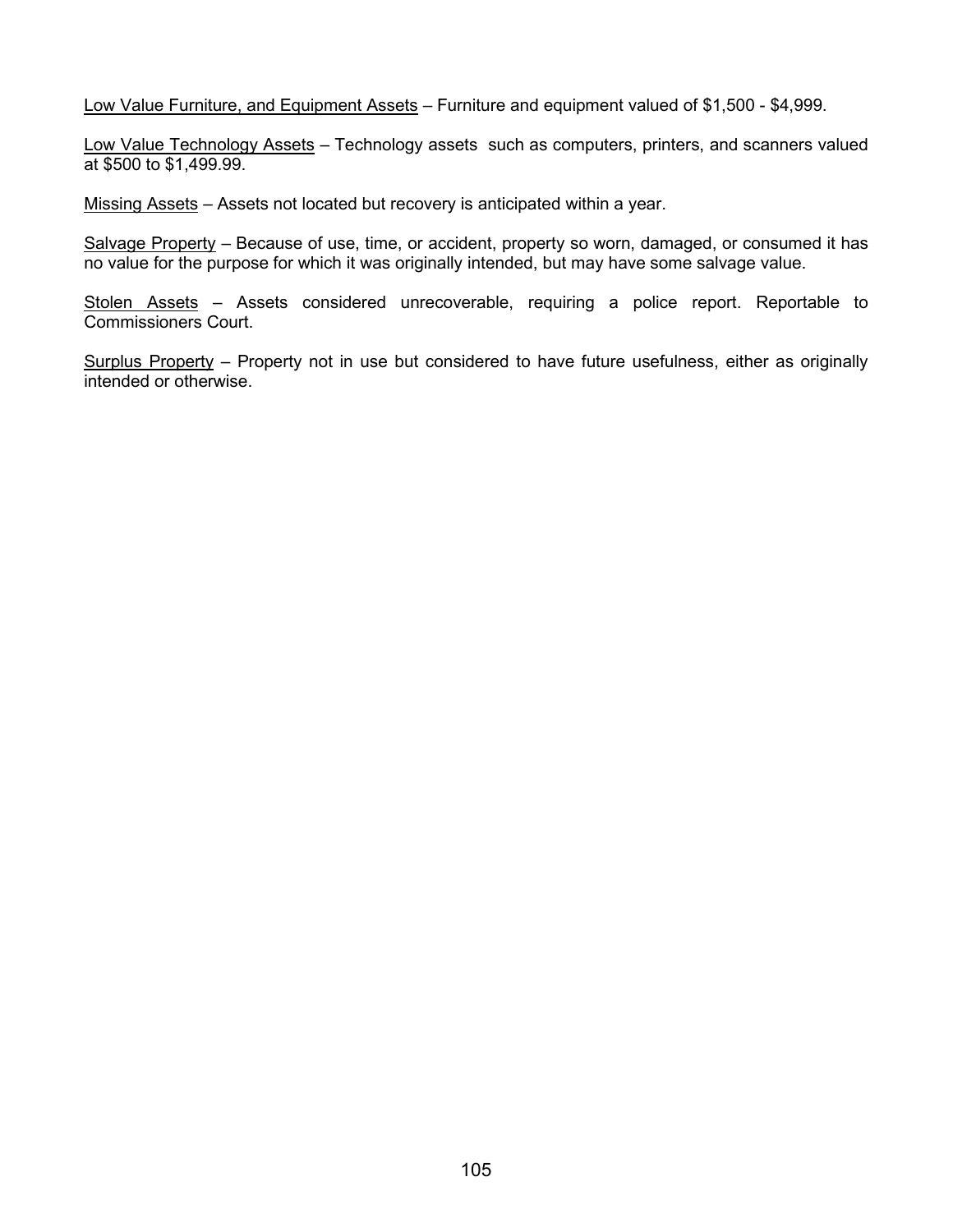<u>Low Value Furniture, and Equipment Assets</u> – Furniture and equipment valued of $1,500 - $4,999.

<u>Low Value Technology Assets</u> – Technology assets such as computers, printers, and scanners valued at $500 to $1,499.99.

<u>Missing Assets</u> – Assets not located but recovery is anticipated within a year.

<u>Salvage Property</u> – Because of use, time, or accident, property so worn, damaged, or consumed it has no value for the purpose for which it was originally intended, but may have some salvage value.

<u>Stolen Assets</u> – Assets considered unrecoverable, requiring a police report. Reportable to Commissioners Court.

<u>Surplus Property</u> – Property not in use but considered to have future usefulness, either as originally intended or otherwise.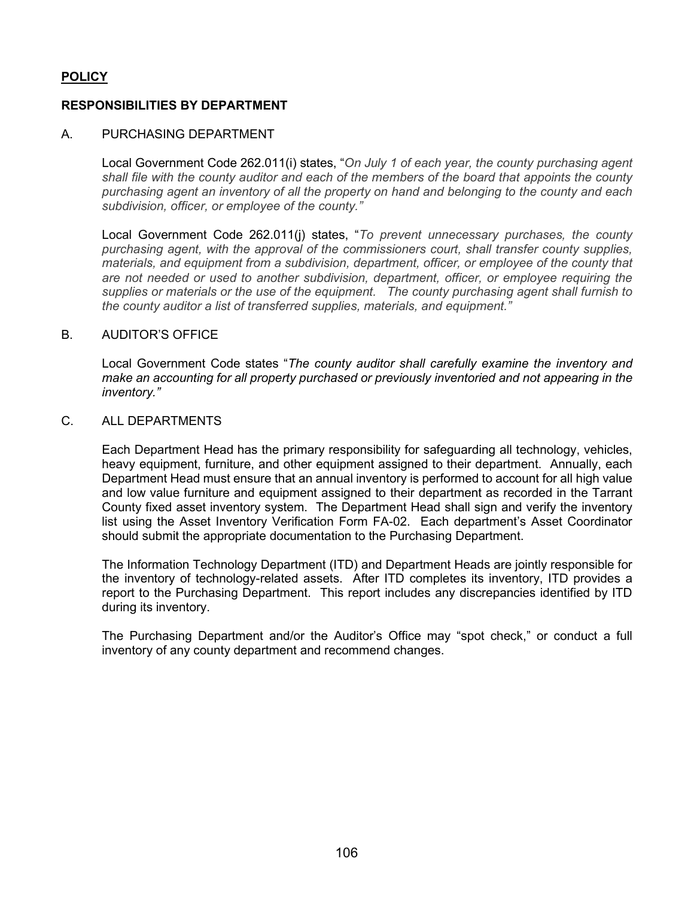## **<u>POLICY</u>**

### **RESPONSIBILITIES BY DEPARTMENT**

A. PURCHASING DEPARTMENT

Local Government Code 262.011(i) states, "*On July 1 of each year, the county purchasing agent shall file with the county auditor and each of the members of the board that appoints the county purchasing agent an inventory of all the property on hand and belonging to the county and each subdivision, officer, or employee of the county.*"

Local Government Code 262.011(j) states, "*To prevent unnecessary purchases, the county purchasing agent, with the approval of the commissioners court, shall transfer county supplies, materials, and equipment from a subdivision, department, officer, or employee of the county that are not needed or used to another subdivision, department, officer, or employee requiring the supplies or materials or the use of the equipment. The county purchasing agent shall furnish to the county auditor a list of transferred supplies, materials, and equipment.*"

B. AUDITOR'S OFFICE

Local Government Code states "*The county auditor shall carefully examine the inventory and make an accounting for all property purchased or previously inventoried and not appearing in the inventory.*"

C. ALL DEPARTMENTS

Each Department Head has the primary responsibility for safeguarding all technology, vehicles, heavy equipment, furniture, and other equipment assigned to their department. Annually, each Department Head must ensure that an annual inventory is performed to account for all high value and low value furniture and equipment assigned to their department as recorded in the Tarrant County fixed asset inventory system. The Department Head shall sign and verify the inventory list using the Asset Inventory Verification Form FA-02. Each department's Asset Coordinator should submit the appropriate documentation to the Purchasing Department.

The Information Technology Department (ITD) and Department Heads are jointly responsible for the inventory of technology-related assets. After ITD completes its inventory, ITD provides a report to the Purchasing Department. This report includes any discrepancies identified by ITD during its inventory.

The Purchasing Department and/or the Auditor's Office may "spot check," or conduct a full inventory of any county department and recommend changes.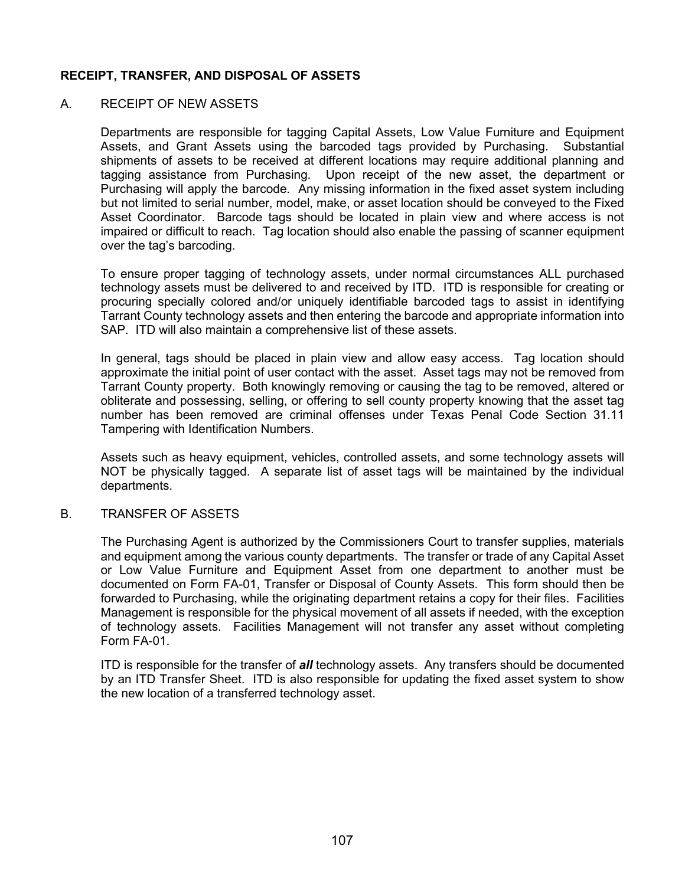## RECEIPT, TRANSFER, AND DISPOSAL OF ASSETS

### A. RECEIPT OF NEW ASSETS

Departments are responsible for tagging Capital Assets, Low Value Furniture and Equipment Assets, and Grant Assets using the barcoded tags provided by Purchasing. Substantial shipments of assets to be received at different locations may require additional planning and tagging assistance from Purchasing. Upon receipt of the new asset, the department or Purchasing will apply the barcode. Any missing information in the fixed asset system including but not limited to serial number, model, make, or asset location should be conveyed to the Fixed Asset Coordinator. Barcode tags should be located in plain view and where access is not impaired or difficult to reach. Tag location should also enable the passing of scanner equipment over the tag's barcoding.

To ensure proper tagging of technology assets, under normal circumstances ALL purchased technology assets must be delivered to and received by ITD. ITD is responsible for creating or procuring specially colored and/or uniquely identifiable barcoded tags to assist in identifying Tarrant County technology assets and then entering the barcode and appropriate information into SAP. ITD will also maintain a comprehensive list of these assets.

In general, tags should be placed in plain view and allow easy access. Tag location should approximate the initial point of user contact with the asset. Asset tags may not be removed from Tarrant County property. Both knowingly removing or causing the tag to be removed, altered or obliterate and possessing, selling, or offering to sell county property knowing that the asset tag number has been removed are criminal offenses under Texas Penal Code Section 31.11 Tampering with Identification Numbers.

Assets such as heavy equipment, vehicles, controlled assets, and some technology assets will NOT be physically tagged. A separate list of asset tags will be maintained by the individual departments.

### B. TRANSFER OF ASSETS

The Purchasing Agent is authorized by the Commissioners Court to transfer supplies, materials and equipment among the various county departments. The transfer or trade of any Capital Asset or Low Value Furniture and Equipment Asset from one department to another must be documented on Form FA-01, Transfer or Disposal of County Assets. This form should then be forwarded to Purchasing, while the originating department retains a copy for their files. Facilities Management is responsible for the physical movement of all assets if needed, with the exception of technology assets. Facilities Management will not transfer any asset without completing Form FA-01.

ITD is responsible for the transfer of ***all*** technology assets. Any transfers should be documented by an ITD Transfer Sheet. ITD is also responsible for updating the fixed asset system to show the new location of a transferred technology asset.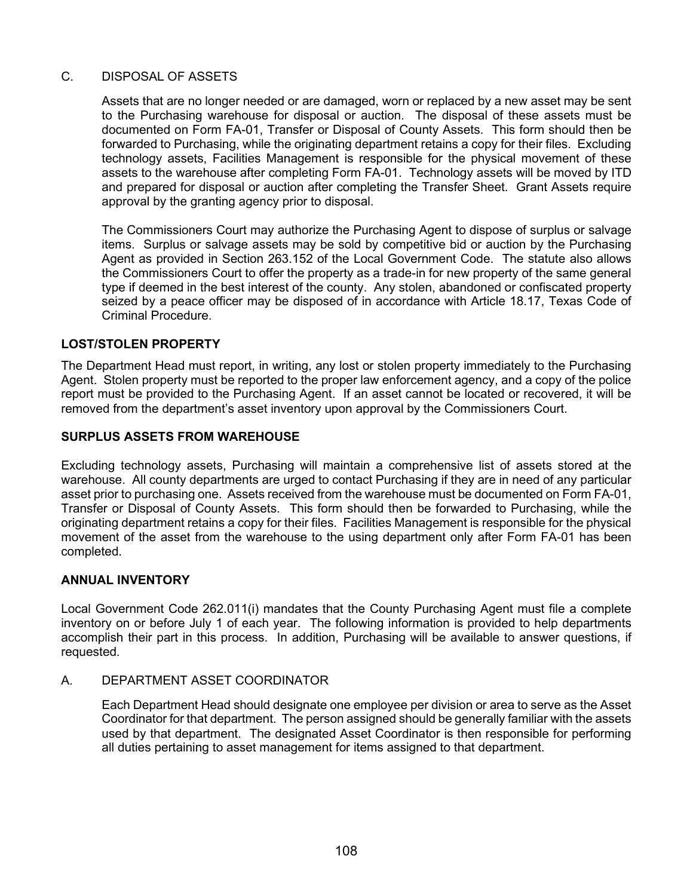### C. DISPOSAL OF ASSETS

Assets that are no longer needed or are damaged, worn or replaced by a new asset may be sent to the Purchasing warehouse for disposal or auction. The disposal of these assets must be documented on Form FA-01, Transfer or Disposal of County Assets. This form should then be forwarded to Purchasing, while the originating department retains a copy for their files. Excluding technology assets, Facilities Management is responsible for the physical movement of these assets to the warehouse after completing Form FA-01. Technology assets will be moved by ITD and prepared for disposal or auction after completing the Transfer Sheet. Grant Assets require approval by the granting agency prior to disposal.

The Commissioners Court may authorize the Purchasing Agent to dispose of surplus or salvage items. Surplus or salvage assets may be sold by competitive bid or auction by the Purchasing Agent as provided in Section 263.152 of the Local Government Code. The statute also allows the Commissioners Court to offer the property as a trade-in for new property of the same general type if deemed in the best interest of the county. Any stolen, abandoned or confiscated property seized by a peace officer may be disposed of in accordance with Article 18.17, Texas Code of Criminal Procedure.

## LOST/STOLEN PROPERTY

The Department Head must report, in writing, any lost or stolen property immediately to the Purchasing Agent. Stolen property must be reported to the proper law enforcement agency, and a copy of the police report must be provided to the Purchasing Agent. If an asset cannot be located or recovered, it will be removed from the department's asset inventory upon approval by the Commissioners Court.

## SURPLUS ASSETS FROM WAREHOUSE

Excluding technology assets, Purchasing will maintain a comprehensive list of assets stored at the warehouse. All county departments are urged to contact Purchasing if they are in need of any particular asset prior to purchasing one. Assets received from the warehouse must be documented on Form FA-01, Transfer or Disposal of County Assets. This form should then be forwarded to Purchasing, while the originating department retains a copy for their files. Facilities Management is responsible for the physical movement of the asset from the warehouse to the using department only after Form FA-01 has been completed.

## ANNUAL INVENTORY

Local Government Code 262.011(i) mandates that the County Purchasing Agent must file a complete inventory on or before July 1 of each year. The following information is provided to help departments accomplish their part in this process. In addition, Purchasing will be available to answer questions, if requested.

### A. DEPARTMENT ASSET COORDINATOR

Each Department Head should designate one employee per division or area to serve as the Asset Coordinator for that department. The person assigned should be generally familiar with the assets used by that department. The designated Asset Coordinator is then responsible for performing all duties pertaining to asset management for items assigned to that department.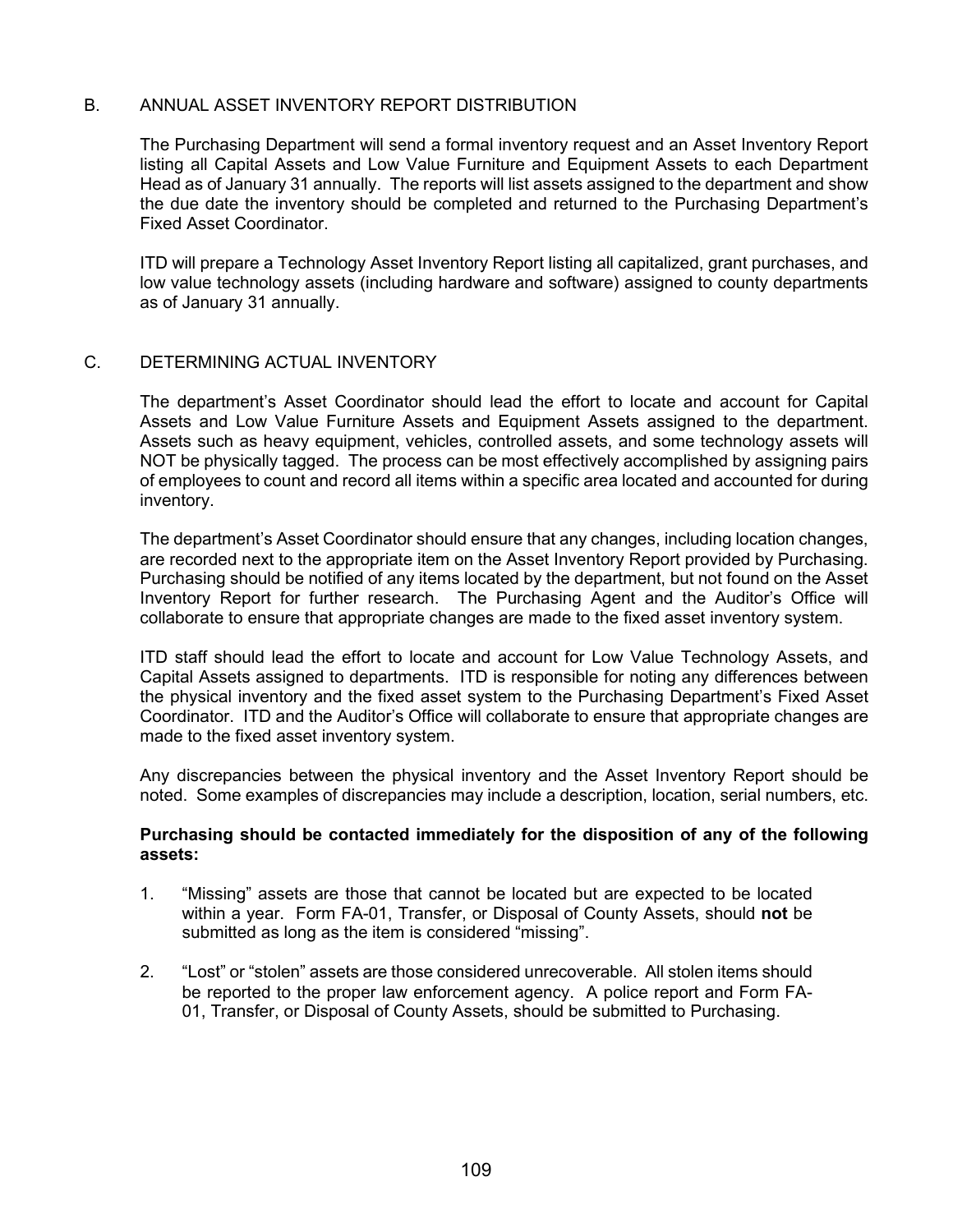## B. ANNUAL ASSET INVENTORY REPORT DISTRIBUTION

The Purchasing Department will send a formal inventory request and an Asset Inventory Report listing all Capital Assets and Low Value Furniture and Equipment Assets to each Department Head as of January 31 annually. The reports will list assets assigned to the department and show the due date the inventory should be completed and returned to the Purchasing Department's Fixed Asset Coordinator.

ITD will prepare a Technology Asset Inventory Report listing all capitalized, grant purchases, and low value technology assets (including hardware and software) assigned to county departments as of January 31 annually.

## C. DETERMINING ACTUAL INVENTORY

The department's Asset Coordinator should lead the effort to locate and account for Capital Assets and Low Value Furniture Assets and Equipment Assets assigned to the department. Assets such as heavy equipment, vehicles, controlled assets, and some technology assets will NOT be physically tagged. The process can be most effectively accomplished by assigning pairs of employees to count and record all items within a specific area located and accounted for during inventory.

The department's Asset Coordinator should ensure that any changes, including location changes, are recorded next to the appropriate item on the Asset Inventory Report provided by Purchasing. Purchasing should be notified of any items located by the department, but not found on the Asset Inventory Report for further research. The Purchasing Agent and the Auditor's Office will collaborate to ensure that appropriate changes are made to the fixed asset inventory system.

ITD staff should lead the effort to locate and account for Low Value Technology Assets, and Capital Assets assigned to departments. ITD is responsible for noting any differences between the physical inventory and the fixed asset system to the Purchasing Department's Fixed Asset Coordinator. ITD and the Auditor's Office will collaborate to ensure that appropriate changes are made to the fixed asset inventory system.

Any discrepancies between the physical inventory and the Asset Inventory Report should be noted. Some examples of discrepancies may include a description, location, serial numbers, etc.

**Purchasing should be contacted immediately for the disposition of any of the following assets:**

1. "Missing" assets are those that cannot be located but are expected to be located within a year. Form FA-01, Transfer, or Disposal of County Assets, should **not** be submitted as long as the item is considered "missing".

2. "Lost" or "stolen" assets are those considered unrecoverable. All stolen items should be reported to the proper law enforcement agency. A police report and Form FA-01, Transfer, or Disposal of County Assets, should be submitted to Purchasing.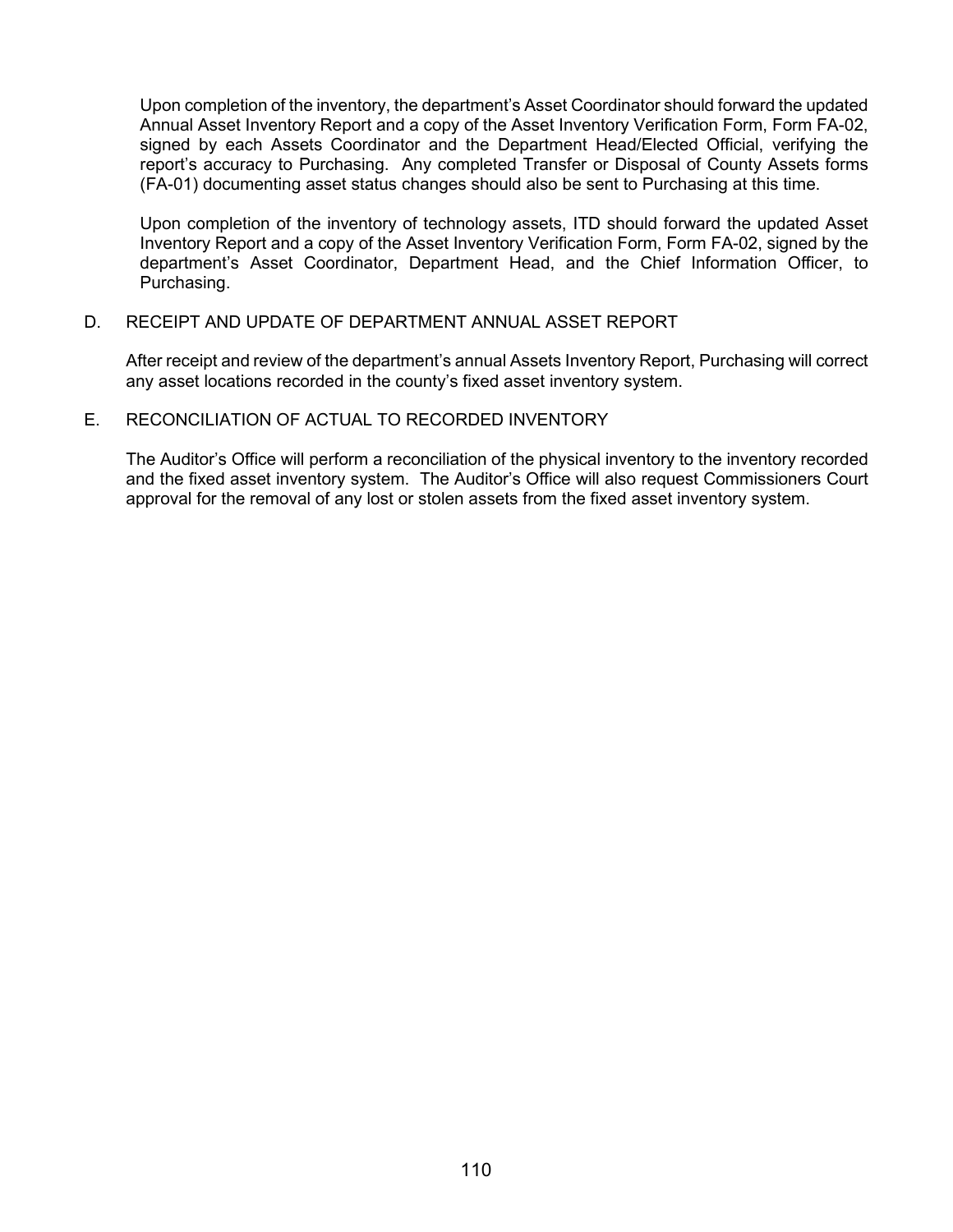Upon completion of the inventory, the department's Asset Coordinator should forward the updated Annual Asset Inventory Report and a copy of the Asset Inventory Verification Form, Form FA-02, signed by each Assets Coordinator and the Department Head/Elected Official, verifying the report's accuracy to Purchasing. Any completed Transfer or Disposal of County Assets forms (FA-01) documenting asset status changes should also be sent to Purchasing at this time.

Upon completion of the inventory of technology assets, ITD should forward the updated Asset Inventory Report and a copy of the Asset Inventory Verification Form, Form FA-02, signed by the department's Asset Coordinator, Department Head, and the Chief Information Officer, to Purchasing.

D. RECEIPT AND UPDATE OF DEPARTMENT ANNUAL ASSET REPORT

After receipt and review of the department's annual Assets Inventory Report, Purchasing will correct any asset locations recorded in the county's fixed asset inventory system.

E. RECONCILIATION OF ACTUAL TO RECORDED INVENTORY

The Auditor's Office will perform a reconciliation of the physical inventory to the inventory recorded and the fixed asset inventory system. The Auditor's Office will also request Commissioners Court approval for the removal of any lost or stolen assets from the fixed asset inventory system.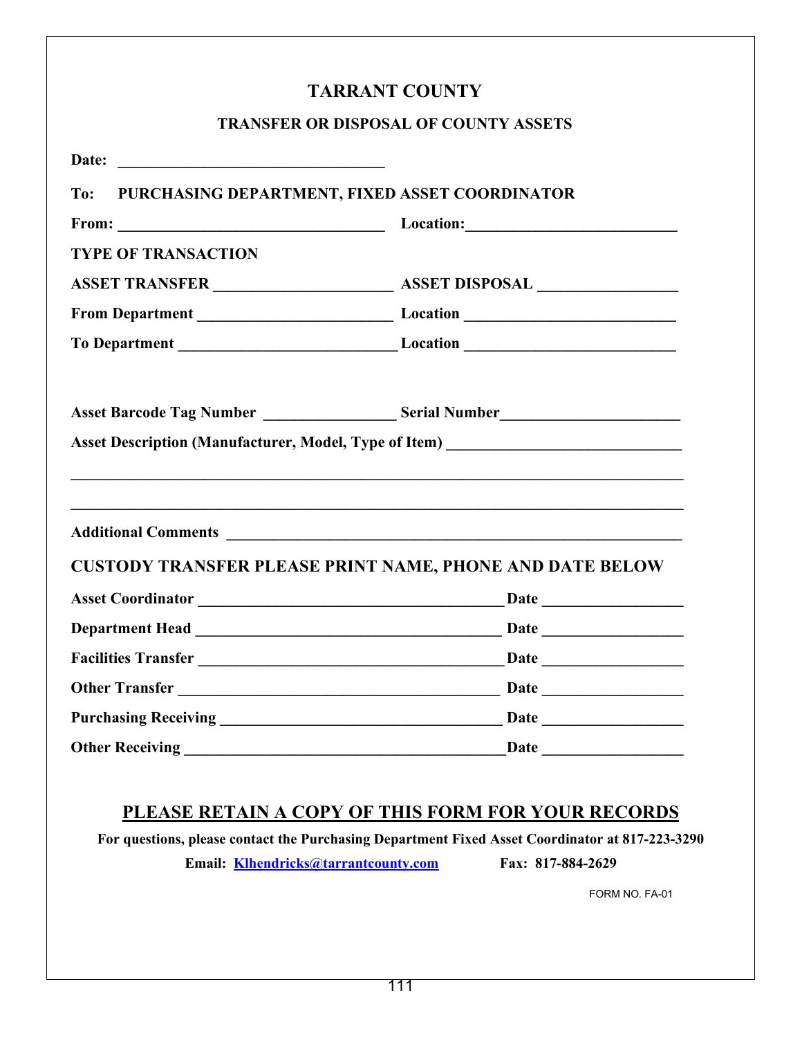# TARRANT COUNTY

## TRANSFER OR DISPOSAL OF COUNTY ASSETS

**Date:** ______________________________

**To: PURCHASING DEPARTMENT, FIXED ASSET COORDINATOR**

**From:** ______________________________ **Location:** ________________________

**TYPE OF TRANSACTION**

**ASSET TRANSFER** ____________________ **ASSET DISPOSAL** _______________

**From Department** _____________________ **Location** ________________________

**To Department** _______________________ **Location** ________________________

**Asset Barcode Tag Number** ______________ **Serial Number** ____________________

**Asset Description (Manufacturer, Model, Type of Item)** _________________________

______________________________________________________________________

______________________________________________________________________

**Additional Comments** ___________________________________________________

**CUSTODY TRANSFER PLEASE PRINT NAME, PHONE AND DATE BELOW**

**Asset Coordinator** __________________________________ **Date** _______________

**Department Head** ___________________________________ **Date** _______________

**Facilities Transfer** __________________________________ **Date** _______________

**Other Transfer** _____________________________________ **Date** _______________

**Purchasing Receiving** _________________________________ **Date** _______________

**Other Receiving** _____________________________________ **Date** _______________

**PLEASE RETAIN A COPY OF THIS FORM FOR YOUR RECORDS**

**For questions, please contact the Purchasing Department Fixed Asset Coordinator at 817-223-3290**

**Email: Klhendricks@tarrantcounty.com** **Fax: 817-884-2629**

FORM NO. FA-01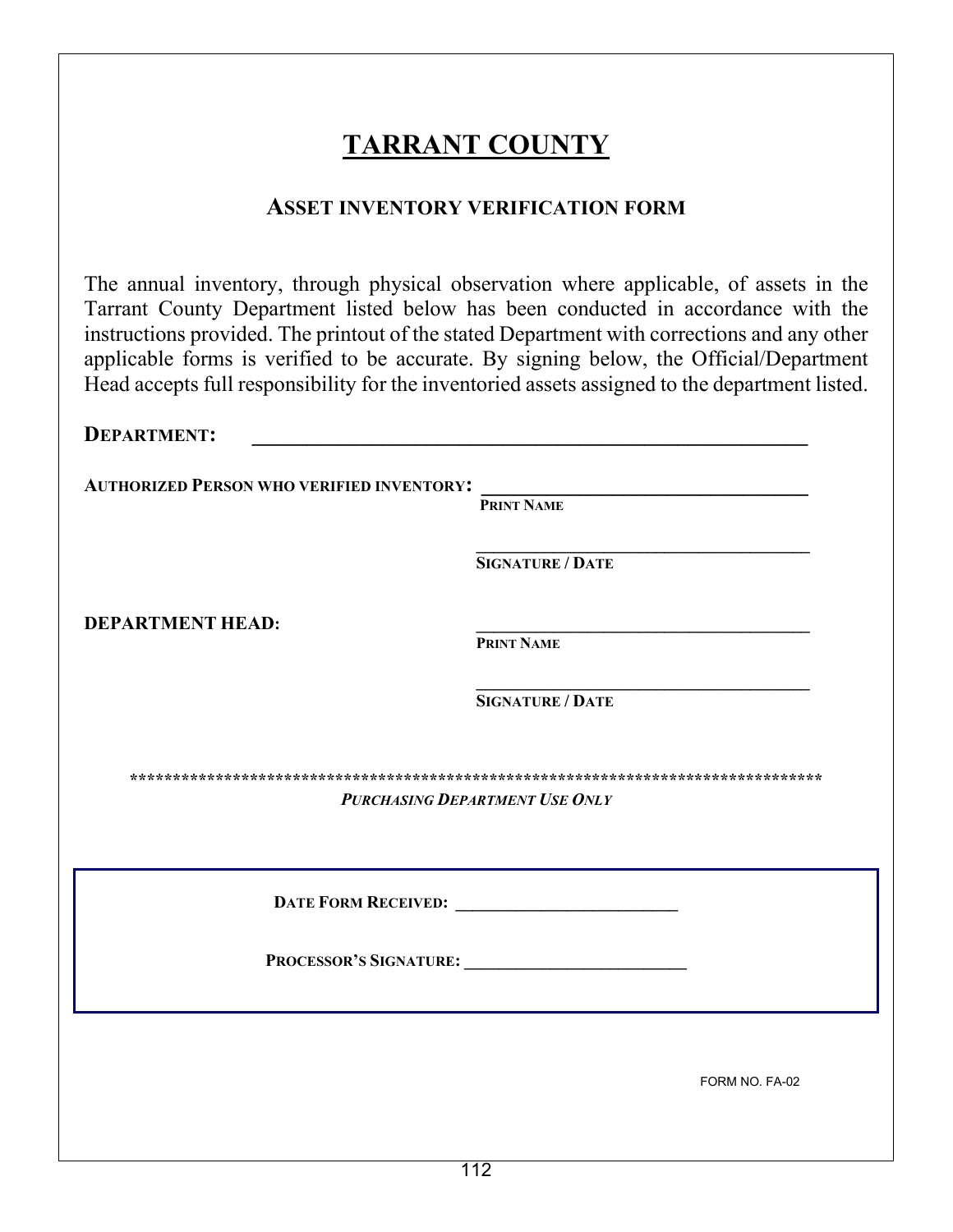# TARRANT COUNTY

## ASSET INVENTORY VERIFICATION FORM

The annual inventory, through physical observation where applicable, of assets in the Tarrant County Department listed below has been conducted in accordance with the instructions provided. The printout of the stated Department with corrections and any other applicable forms is verified to be accurate. By signing below, the Official/Department Head accepts full responsibility for the inventoried assets assigned to the department listed.

**DEPARTMENT:** ________________________________________________________

**AUTHORIZED PERSON WHO VERIFIED INVENTORY:** ________________________________
PRINT NAME

________________________________
SIGNATURE / DATE

**DEPARTMENT HEAD:** ________________________________
PRINT NAME

________________________________
SIGNATURE / DATE

*********************************************************************************

*PURCHASING DEPARTMENT USE ONLY*

**DATE FORM RECEIVED:** ________________________

**PROCESSOR'S SIGNATURE:** ________________________

FORM NO. FA-02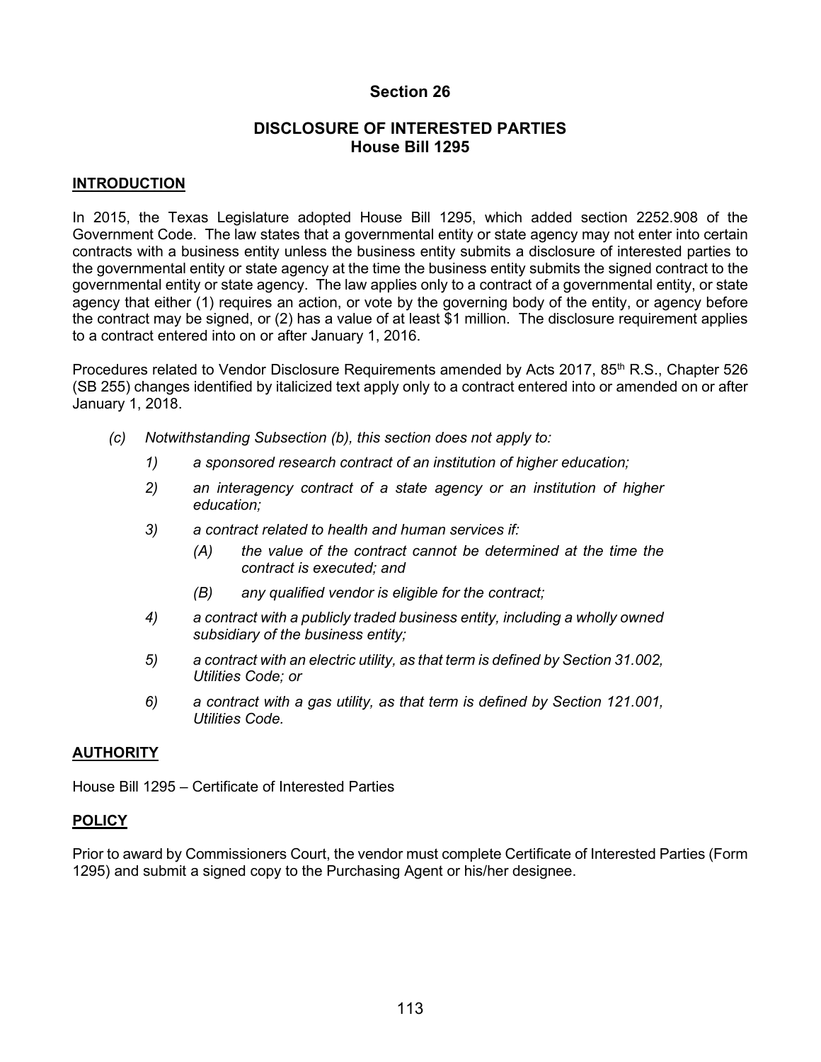## Section 26

### DISCLOSURE OF INTERESTED PARTIES
### House Bill 1295

**INTRODUCTION**

In 2015, the Texas Legislature adopted House Bill 1295, which added section 2252.908 of the Government Code. The law states that a governmental entity or state agency may not enter into certain contracts with a business entity unless the business entity submits a disclosure of interested parties to the governmental entity or state agency at the time the business entity submits the signed contract to the governmental entity or state agency. The law applies only to a contract of a governmental entity, or state agency that either (1) requires an action, or vote by the governing body of the entity, or agency before the contract may be signed, or (2) has a value of at least $1 million. The disclosure requirement applies to a contract entered into on or after January 1, 2016.

Procedures related to Vendor Disclosure Requirements amended by Acts 2017, 85th R.S., Chapter 526 (SB 255) changes identified by italicized text apply only to a contract entered into or amended on or after January 1, 2018.

*(c) Notwithstanding Subsection (b), this section does not apply to:*

- *1) a sponsored research contract of an institution of higher education;*
- *2) an interagency contract of a state agency or an institution of higher education;*
- *3) a contract related to health and human services if:*
  - *(A) the value of the contract cannot be determined at the time the contract is executed; and*
  - *(B) any qualified vendor is eligible for the contract;*
- *4) a contract with a publicly traded business entity, including a wholly owned subsidiary of the business entity;*
- *5) a contract with an electric utility, as that term is defined by Section 31.002, Utilities Code; or*
- *6) a contract with a gas utility, as that term is defined by Section 121.001, Utilities Code.*

**AUTHORITY**

House Bill 1295 – Certificate of Interested Parties

**POLICY**

Prior to award by Commissioners Court, the vendor must complete Certificate of Interested Parties (Form 1295) and submit a signed copy to the Purchasing Agent or his/her designee.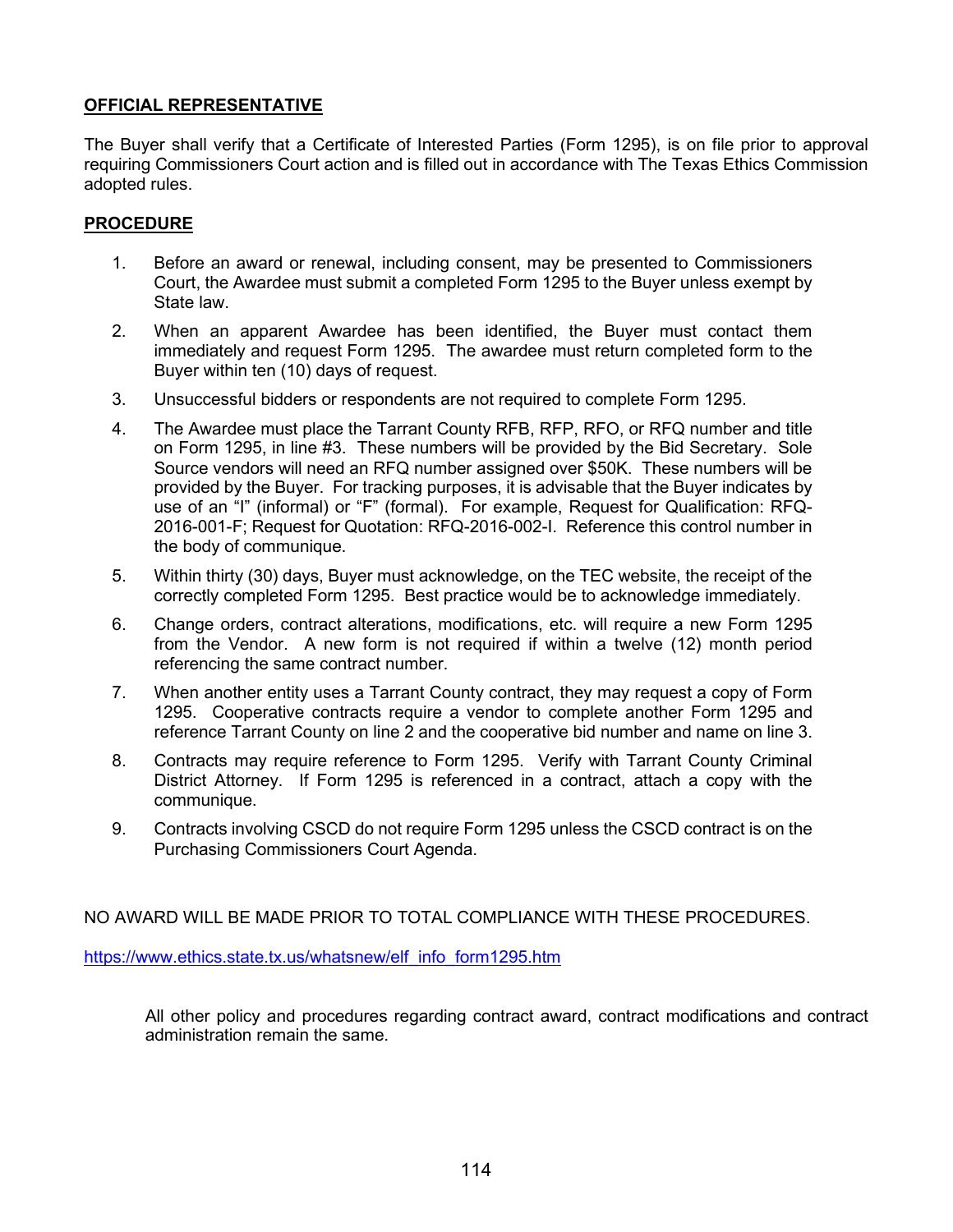**OFFICIAL REPRESENTATIVE**

The Buyer shall verify that a Certificate of Interested Parties (Form 1295), is on file prior to approval requiring Commissioners Court action and is filled out in accordance with The Texas Ethics Commission adopted rules.

**PROCEDURE**

1. Before an award or renewal, including consent, may be presented to Commissioners Court, the Awardee must submit a completed Form 1295 to the Buyer unless exempt by State law.
2. When an apparent Awardee has been identified, the Buyer must contact them immediately and request Form 1295. The awardee must return completed form to the Buyer within ten (10) days of request.
3. Unsuccessful bidders or respondents are not required to complete Form 1295.
4. The Awardee must place the Tarrant County RFB, RFP, RFO, or RFQ number and title on Form 1295, in line #3. These numbers will be provided by the Bid Secretary. Sole Source vendors will need an RFQ number assigned over $50K. These numbers will be provided by the Buyer. For tracking purposes, it is advisable that the Buyer indicates by use of an "I" (informal) or "F" (formal). For example, Request for Qualification: RFQ-2016-001-F; Request for Quotation: RFQ-2016-002-I. Reference this control number in the body of communique.
5. Within thirty (30) days, Buyer must acknowledge, on the TEC website, the receipt of the correctly completed Form 1295. Best practice would be to acknowledge immediately.
6. Change orders, contract alterations, modifications, etc. will require a new Form 1295 from the Vendor. A new form is not required if within a twelve (12) month period referencing the same contract number.
7. When another entity uses a Tarrant County contract, they may request a copy of Form 1295. Cooperative contracts require a vendor to complete another Form 1295 and reference Tarrant County on line 2 and the cooperative bid number and name on line 3.
8. Contracts may require reference to Form 1295. Verify with Tarrant County Criminal District Attorney. If Form 1295 is referenced in a contract, attach a copy with the communique.
9. Contracts involving CSCD do not require Form 1295 unless the CSCD contract is on the Purchasing Commissioners Court Agenda.

NO AWARD WILL BE MADE PRIOR TO TOTAL COMPLIANCE WITH THESE PROCEDURES.

https://www.ethics.state.tx.us/whatsnew/elf_info_form1295.htm

All other policy and procedures regarding contract award, contract modifications and contract administration remain the same.